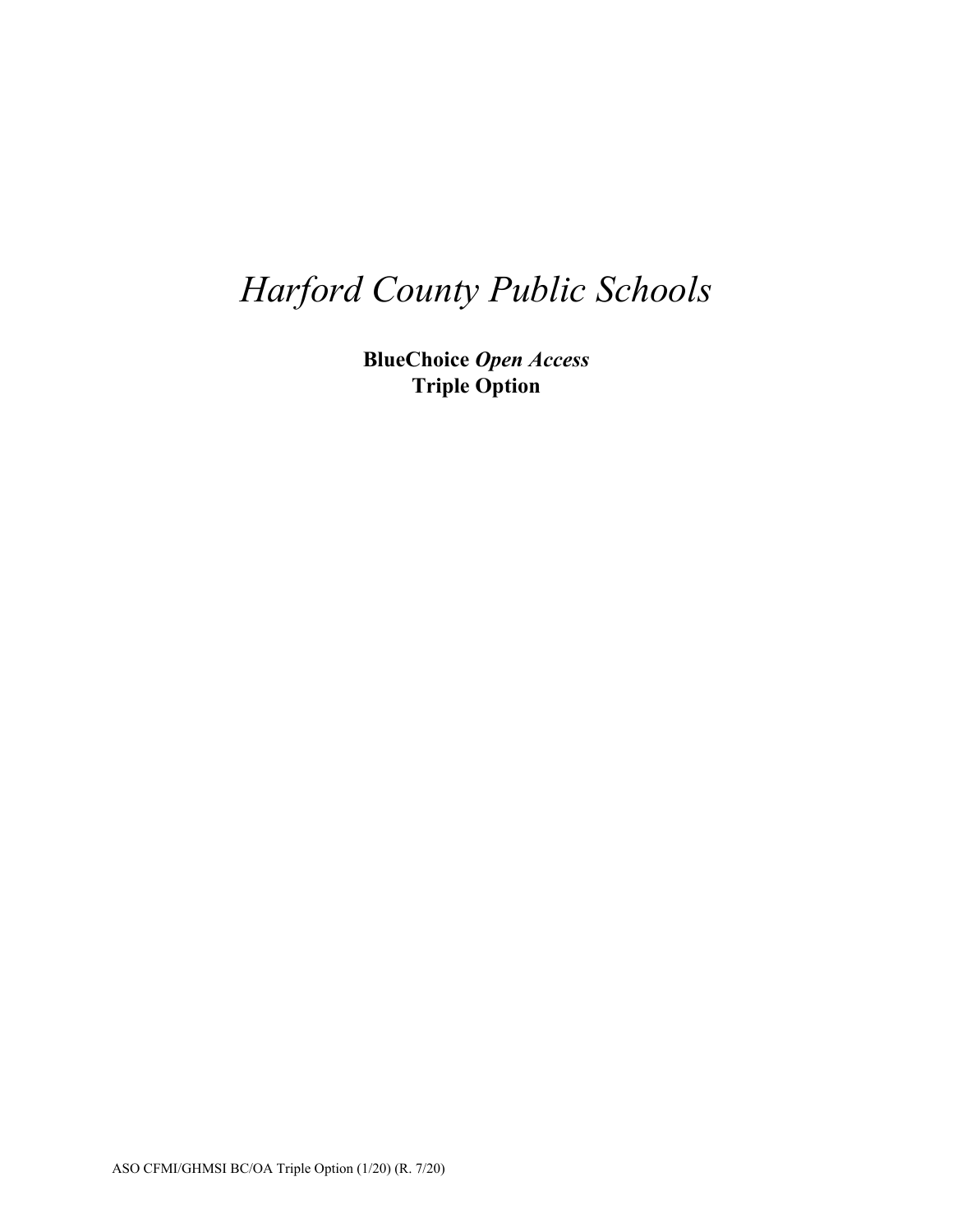# *Harford County Public Schools*

**BlueChoice *Open Access***
**Triple Option**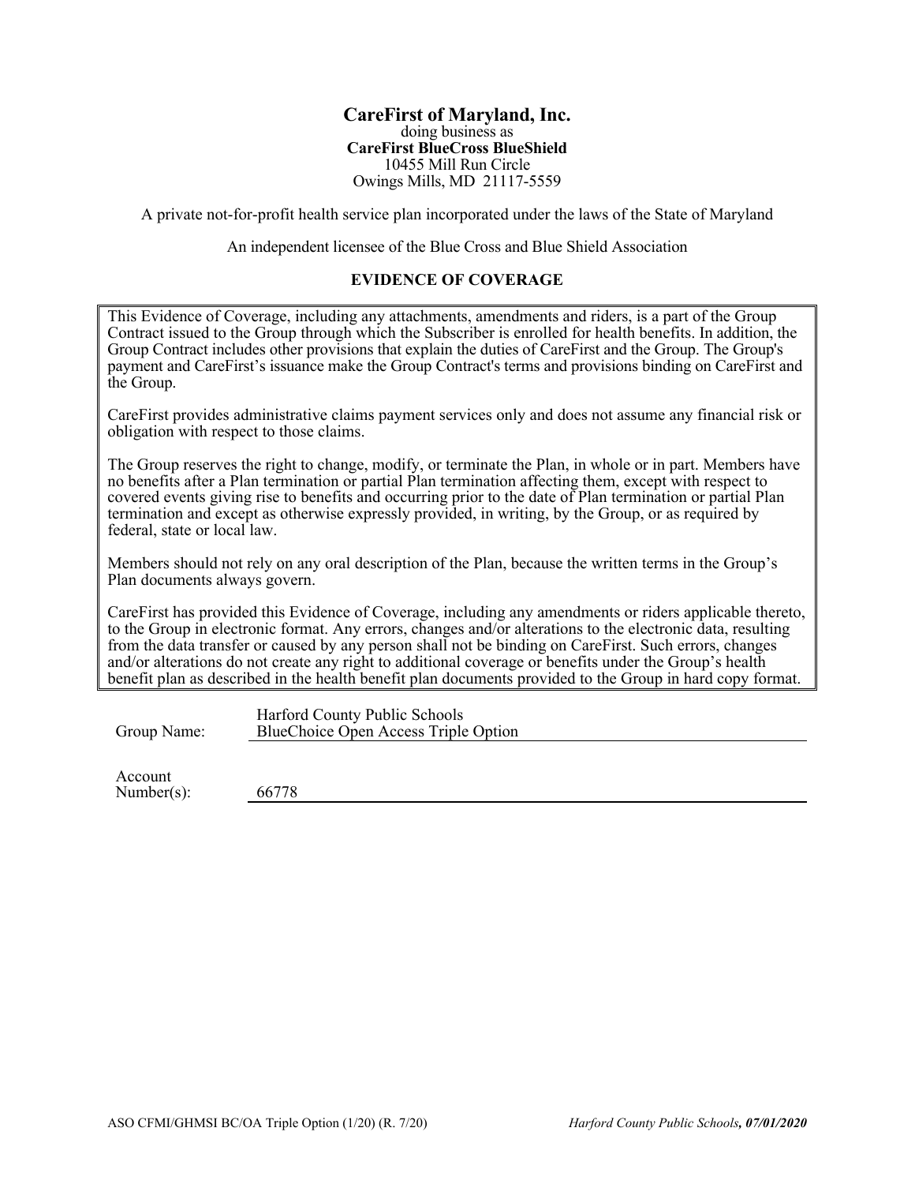**CareFirst of Maryland, Inc.**
doing business as
**CareFirst BlueCross BlueShield**
10455 Mill Run Circle
Owings Mills, MD 21117-5559

A private not-for-profit health service plan incorporated under the laws of the State of Maryland

An independent licensee of the Blue Cross and Blue Shield Association

## EVIDENCE OF COVERAGE

This Evidence of Coverage, including any attachments, amendments and riders, is a part of the Group Contract issued to the Group through which the Subscriber is enrolled for health benefits. In addition, the Group Contract includes other provisions that explain the duties of CareFirst and the Group. The Group's payment and CareFirst's issuance make the Group Contract's terms and provisions binding on CareFirst and the Group.

CareFirst provides administrative claims payment services only and does not assume any financial risk or obligation with respect to those claims.

The Group reserves the right to change, modify, or terminate the Plan, in whole or in part. Members have no benefits after a Plan termination or partial Plan termination affecting them, except with respect to covered events giving rise to benefits and occurring prior to the date of Plan termination or partial Plan termination and except as otherwise expressly provided, in writing, by the Group, or as required by federal, state or local law.

Members should not rely on any oral description of the Plan, because the written terms in the Group's Plan documents always govern.

CareFirst has provided this Evidence of Coverage, including any amendments or riders applicable thereto, to the Group in electronic format. Any errors, changes and/or alterations to the electronic data, resulting from the data transfer or caused by any person shall not be binding on CareFirst. Such errors, changes and/or alterations do not create any right to additional coverage or benefits under the Group's health benefit plan as described in the health benefit plan documents provided to the Group in hard copy format.

Group Name: Harford County Public Schools
BlueChoice Open Access Triple Option

Account Number(s): 66778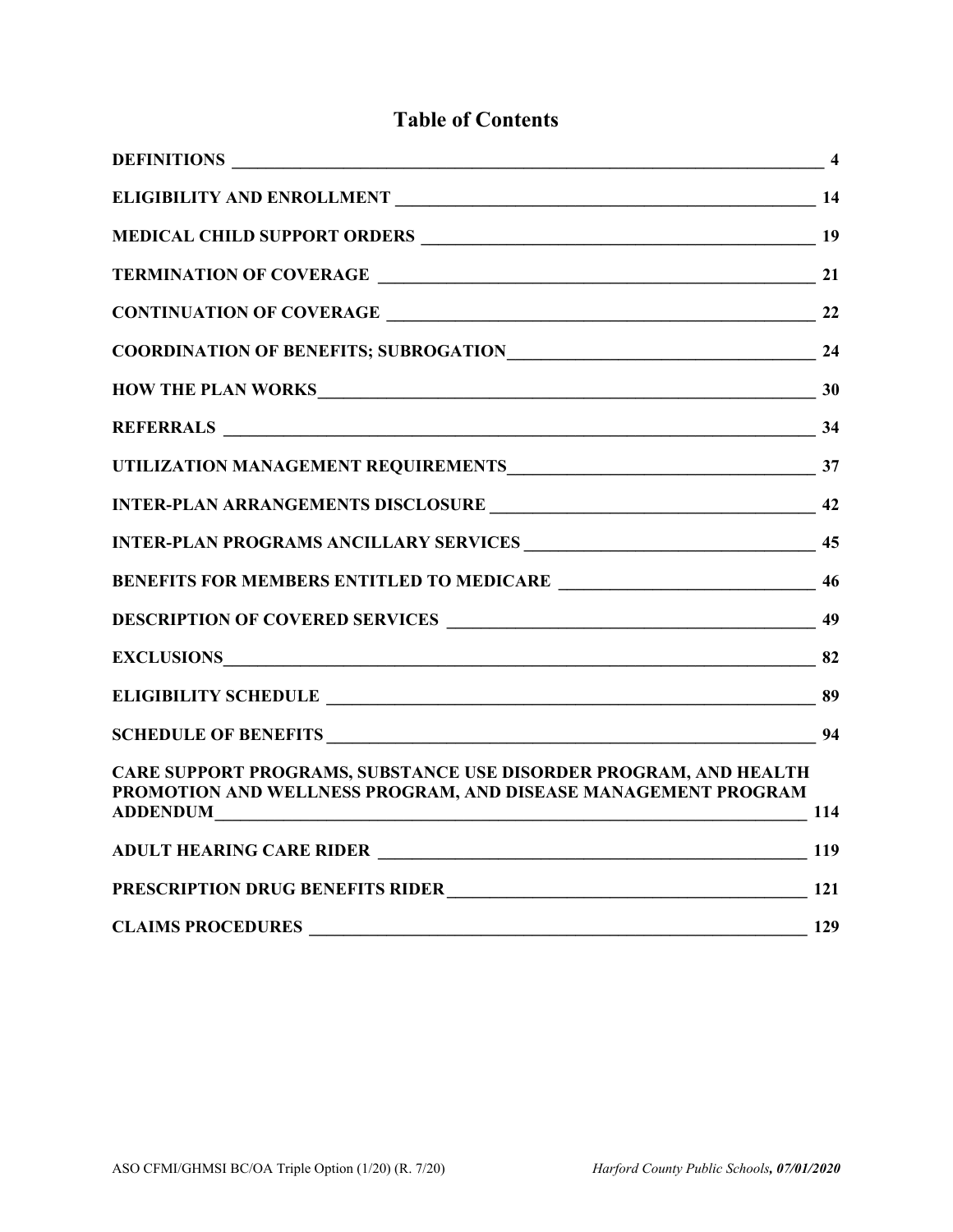# Table of Contents

| Section | Page |
| --- | --- |
| **DEFINITIONS** | **4** |
| **ELIGIBILITY AND ENROLLMENT** | **14** |
| **MEDICAL CHILD SUPPORT ORDERS** | **19** |
| **TERMINATION OF COVERAGE** | **21** |
| **CONTINUATION OF COVERAGE** | **22** |
| **COORDINATION OF BENEFITS; SUBROGATION** | **24** |
| **HOW THE PLAN WORKS** | **30** |
| **REFERRALS** | **34** |
| **UTILIZATION MANAGEMENT REQUIREMENTS** | **37** |
| **INTER-PLAN ARRANGEMENTS DISCLOSURE** | **42** |
| **INTER-PLAN PROGRAMS ANCILLARY SERVICES** | **45** |
| **BENEFITS FOR MEMBERS ENTITLED TO MEDICARE** | **46** |
| **DESCRIPTION OF COVERED SERVICES** | **49** |
| **EXCLUSIONS** | **82** |
| **ELIGIBILITY SCHEDULE** | **89** |
| **SCHEDULE OF BENEFITS** | **94** |
| **CARE SUPPORT PROGRAMS, SUBSTANCE USE DISORDER PROGRAM, AND HEALTH PROMOTION AND WELLNESS PROGRAM, AND DISEASE MANAGEMENT PROGRAM ADDENDUM** | **114** |
| **ADULT HEARING CARE RIDER** | **119** |
| **PRESCRIPTION DRUG BENEFITS RIDER** | **121** |
| **CLAIMS PROCEDURES** | **129** |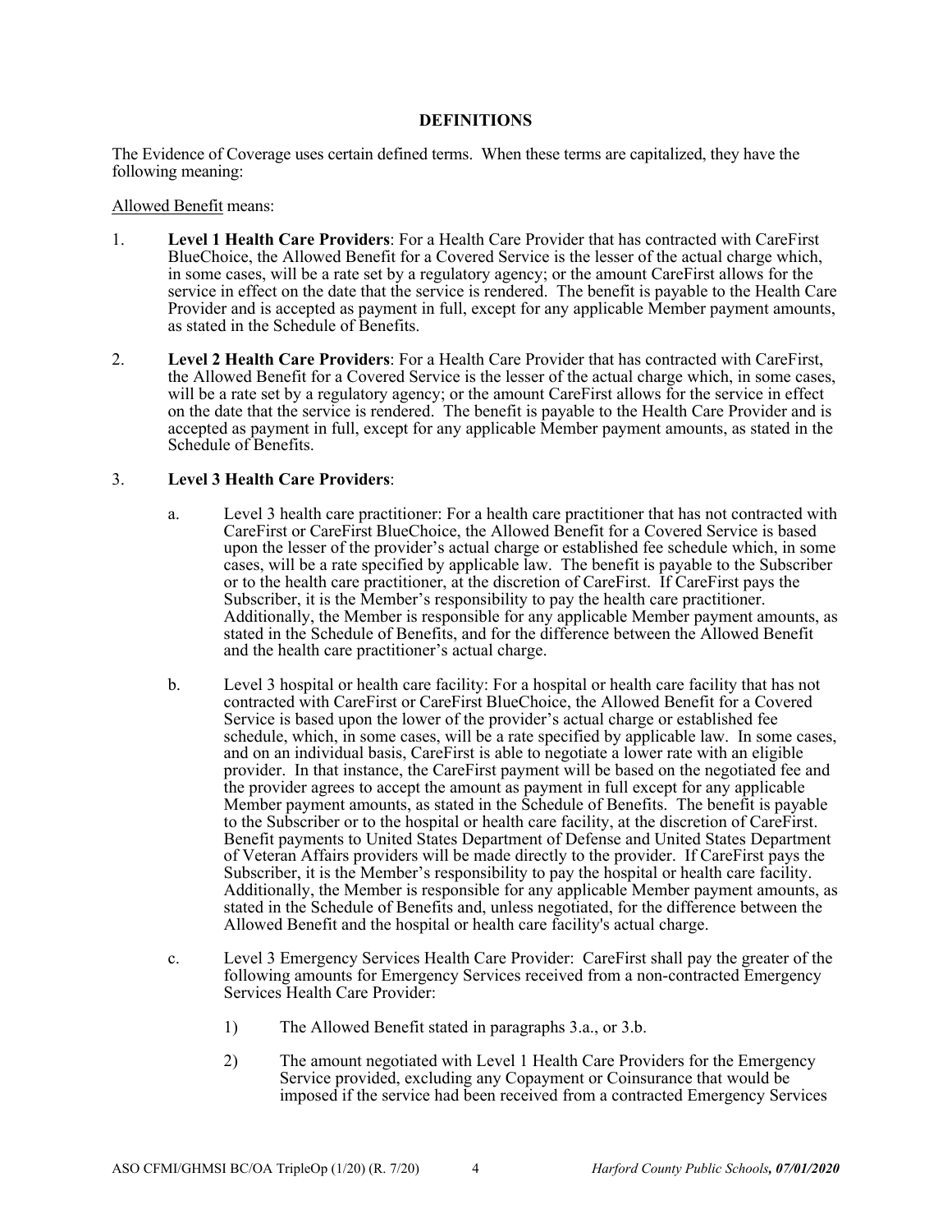## DEFINITIONS

The Evidence of Coverage uses certain defined terms. When these terms are capitalized, they have the following meaning:

Allowed Benefit means:

1. **Level 1 Health Care Providers**: For a Health Care Provider that has contracted with CareFirst BlueChoice, the Allowed Benefit for a Covered Service is the lesser of the actual charge which, in some cases, will be a rate set by a regulatory agency; or the amount CareFirst allows for the service in effect on the date that the service is rendered. The benefit is payable to the Health Care Provider and is accepted as payment in full, except for any applicable Member payment amounts, as stated in the Schedule of Benefits.

2. **Level 2 Health Care Providers**: For a Health Care Provider that has contracted with CareFirst, the Allowed Benefit for a Covered Service is the lesser of the actual charge which, in some cases, will be a rate set by a regulatory agency; or the amount CareFirst allows for the service in effect on the date that the service is rendered. The benefit is payable to the Health Care Provider and is accepted as payment in full, except for any applicable Member payment amounts, as stated in the Schedule of Benefits.

3. **Level 3 Health Care Providers**:

   a. Level 3 health care practitioner: For a health care practitioner that has not contracted with CareFirst or CareFirst BlueChoice, the Allowed Benefit for a Covered Service is based upon the lesser of the provider's actual charge or established fee schedule which, in some cases, will be a rate specified by applicable law. The benefit is payable to the Subscriber or to the health care practitioner, at the discretion of CareFirst. If CareFirst pays the Subscriber, it is the Member's responsibility to pay the health care practitioner. Additionally, the Member is responsible for any applicable Member payment amounts, as stated in the Schedule of Benefits, and for the difference between the Allowed Benefit and the health care practitioner's actual charge.

   b. Level 3 hospital or health care facility: For a hospital or health care facility that has not contracted with CareFirst or CareFirst BlueChoice, the Allowed Benefit for a Covered Service is based upon the lower of the provider's actual charge or established fee schedule, which, in some cases, will be a rate specified by applicable law. In some cases, and on an individual basis, CareFirst is able to negotiate a lower rate with an eligible provider. In that instance, the CareFirst payment will be based on the negotiated fee and the provider agrees to accept the amount as payment in full except for any applicable Member payment amounts, as stated in the Schedule of Benefits. The benefit is payable to the Subscriber or to the hospital or health care facility, at the discretion of CareFirst. Benefit payments to United States Department of Defense and United States Department of Veteran Affairs providers will be made directly to the provider. If CareFirst pays the Subscriber, it is the Member's responsibility to pay the hospital or health care facility. Additionally, the Member is responsible for any applicable Member payment amounts, as stated in the Schedule of Benefits and, unless negotiated, for the difference between the Allowed Benefit and the hospital or health care facility's actual charge.

   c. Level 3 Emergency Services Health Care Provider: CareFirst shall pay the greater of the following amounts for Emergency Services received from a non-contracted Emergency Services Health Care Provider:

      1) The Allowed Benefit stated in paragraphs 3.a., or 3.b.

      2) The amount negotiated with Level 1 Health Care Providers for the Emergency Service provided, excluding any Copayment or Coinsurance that would be imposed if the service had been received from a contracted Emergency Services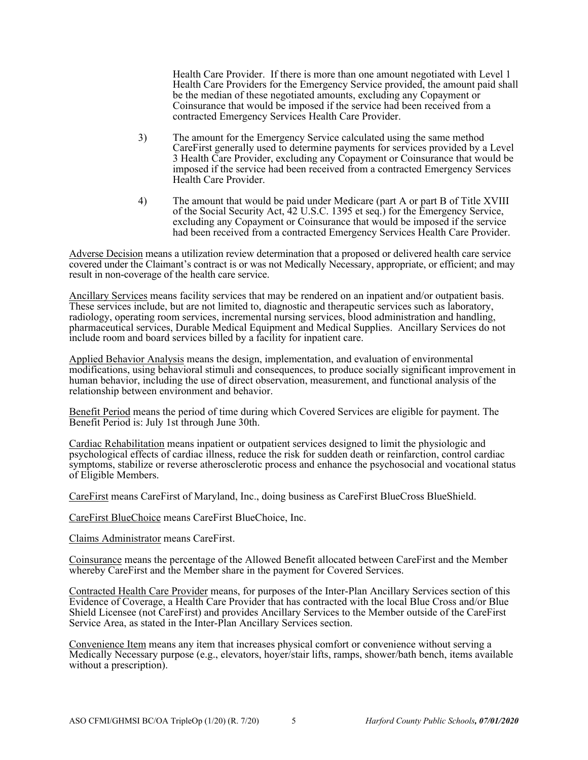Health Care Provider. If there is more than one amount negotiated with Level 1 Health Care Providers for the Emergency Service provided, the amount paid shall be the median of these negotiated amounts, excluding any Copayment or Coinsurance that would be imposed if the service had been received from a contracted Emergency Services Health Care Provider.

3) The amount for the Emergency Service calculated using the same method CareFirst generally used to determine payments for services provided by a Level 3 Health Care Provider, excluding any Copayment or Coinsurance that would be imposed if the service had been received from a contracted Emergency Services Health Care Provider.

4) The amount that would be paid under Medicare (part A or part B of Title XVIII of the Social Security Act, 42 U.S.C. 1395 et seq.) for the Emergency Service, excluding any Copayment or Coinsurance that would be imposed if the service had been received from a contracted Emergency Services Health Care Provider.

Adverse Decision means a utilization review determination that a proposed or delivered health care service covered under the Claimant's contract is or was not Medically Necessary, appropriate, or efficient; and may result in non-coverage of the health care service.

Ancillary Services means facility services that may be rendered on an inpatient and/or outpatient basis. These services include, but are not limited to, diagnostic and therapeutic services such as laboratory, radiology, operating room services, incremental nursing services, blood administration and handling, pharmaceutical services, Durable Medical Equipment and Medical Supplies. Ancillary Services do not include room and board services billed by a facility for inpatient care.

Applied Behavior Analysis means the design, implementation, and evaluation of environmental modifications, using behavioral stimuli and consequences, to produce socially significant improvement in human behavior, including the use of direct observation, measurement, and functional analysis of the relationship between environment and behavior.

Benefit Period means the period of time during which Covered Services are eligible for payment. The Benefit Period is: July 1st through June 30th.

Cardiac Rehabilitation means inpatient or outpatient services designed to limit the physiologic and psychological effects of cardiac illness, reduce the risk for sudden death or reinfarction, control cardiac symptoms, stabilize or reverse atherosclerotic process and enhance the psychosocial and vocational status of Eligible Members.

CareFirst means CareFirst of Maryland, Inc., doing business as CareFirst BlueCross BlueShield.

CareFirst BlueChoice means CareFirst BlueChoice, Inc.

Claims Administrator means CareFirst.

Coinsurance means the percentage of the Allowed Benefit allocated between CareFirst and the Member whereby CareFirst and the Member share in the payment for Covered Services.

Contracted Health Care Provider means, for purposes of the Inter-Plan Ancillary Services section of this Evidence of Coverage, a Health Care Provider that has contracted with the local Blue Cross and/or Blue Shield Licensee (not CareFirst) and provides Ancillary Services to the Member outside of the CareFirst Service Area, as stated in the Inter-Plan Ancillary Services section.

Convenience Item means any item that increases physical comfort or convenience without serving a Medically Necessary purpose (e.g., elevators, hoyer/stair lifts, ramps, shower/bath bench, items available without a prescription).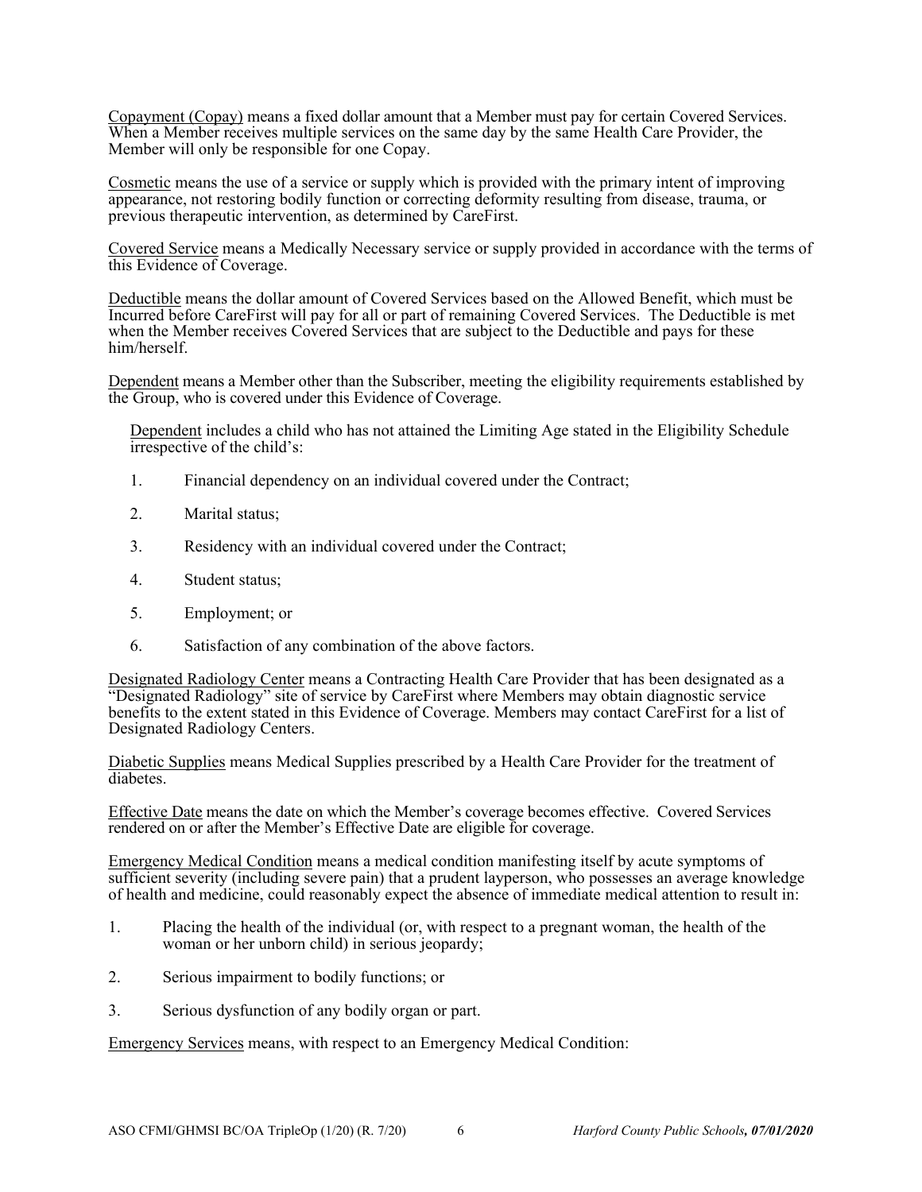Copayment (Copay) means a fixed dollar amount that a Member must pay for certain Covered Services. When a Member receives multiple services on the same day by the same Health Care Provider, the Member will only be responsible for one Copay.

Cosmetic means the use of a service or supply which is provided with the primary intent of improving appearance, not restoring bodily function or correcting deformity resulting from disease, trauma, or previous therapeutic intervention, as determined by CareFirst.

Covered Service means a Medically Necessary service or supply provided in accordance with the terms of this Evidence of Coverage.

Deductible means the dollar amount of Covered Services based on the Allowed Benefit, which must be Incurred before CareFirst will pay for all or part of remaining Covered Services. The Deductible is met when the Member receives Covered Services that are subject to the Deductible and pays for these him/herself.

Dependent means a Member other than the Subscriber, meeting the eligibility requirements established by the Group, who is covered under this Evidence of Coverage.

Dependent includes a child who has not attained the Limiting Age stated in the Eligibility Schedule irrespective of the child's:

1. Financial dependency on an individual covered under the Contract;
2. Marital status;
3. Residency with an individual covered under the Contract;
4. Student status;
5. Employment; or
6. Satisfaction of any combination of the above factors.

Designated Radiology Center means a Contracting Health Care Provider that has been designated as a "Designated Radiology" site of service by CareFirst where Members may obtain diagnostic service benefits to the extent stated in this Evidence of Coverage. Members may contact CareFirst for a list of Designated Radiology Centers.

Diabetic Supplies means Medical Supplies prescribed by a Health Care Provider for the treatment of diabetes.

Effective Date means the date on which the Member's coverage becomes effective. Covered Services rendered on or after the Member's Effective Date are eligible for coverage.

Emergency Medical Condition means a medical condition manifesting itself by acute symptoms of sufficient severity (including severe pain) that a prudent layperson, who possesses an average knowledge of health and medicine, could reasonably expect the absence of immediate medical attention to result in:

1. Placing the health of the individual (or, with respect to a pregnant woman, the health of the woman or her unborn child) in serious jeopardy;
2. Serious impairment to bodily functions; or
3. Serious dysfunction of any bodily organ or part.

Emergency Services means, with respect to an Emergency Medical Condition: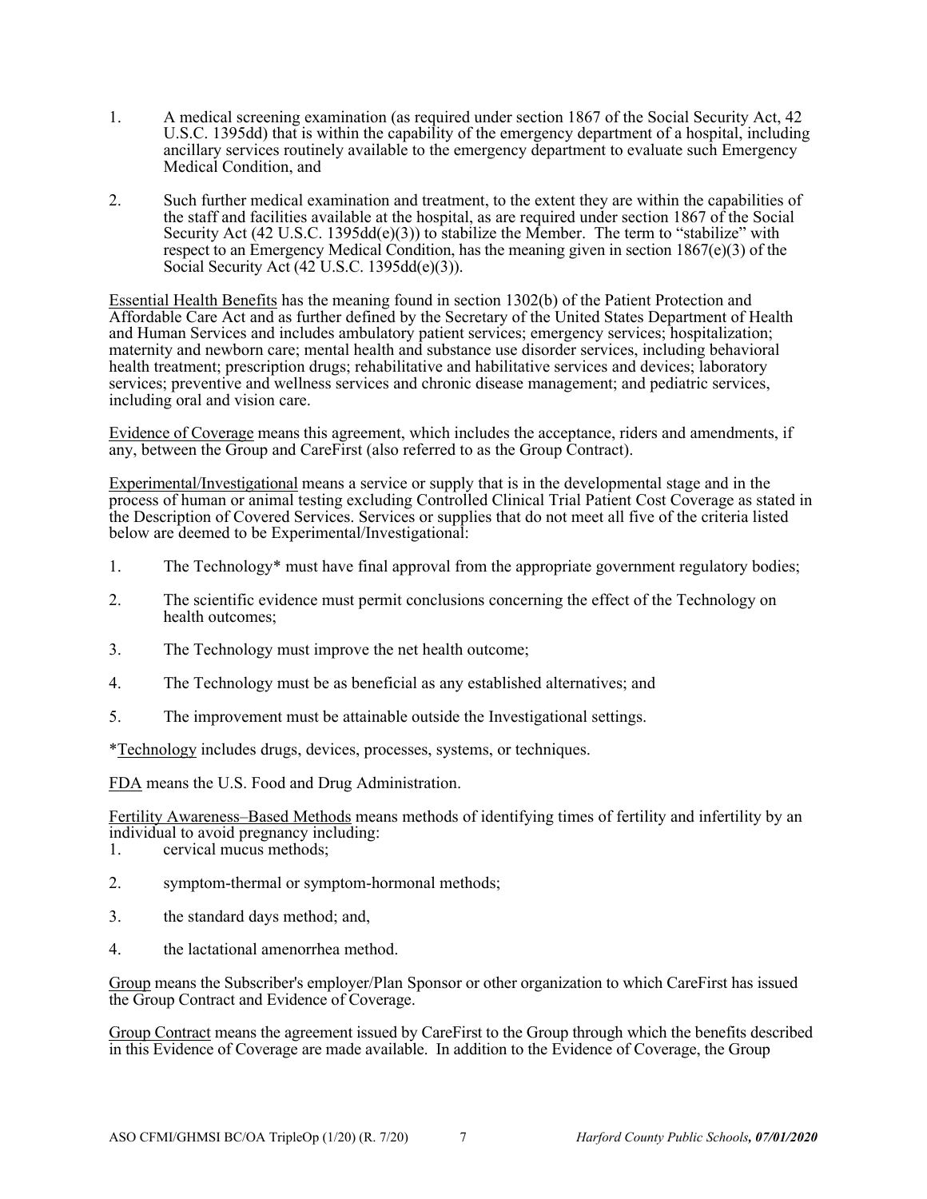1. A medical screening examination (as required under section 1867 of the Social Security Act, 42 U.S.C. 1395dd) that is within the capability of the emergency department of a hospital, including ancillary services routinely available to the emergency department to evaluate such Emergency Medical Condition, and

2. Such further medical examination and treatment, to the extent they are within the capabilities of the staff and facilities available at the hospital, as are required under section 1867 of the Social Security Act (42 U.S.C. 1395dd(e)(3)) to stabilize the Member. The term to "stabilize" with respect to an Emergency Medical Condition, has the meaning given in section 1867(e)(3) of the Social Security Act (42 U.S.C. 1395dd(e)(3)).

Essential Health Benefits has the meaning found in section 1302(b) of the Patient Protection and Affordable Care Act and as further defined by the Secretary of the United States Department of Health and Human Services and includes ambulatory patient services; emergency services; hospitalization; maternity and newborn care; mental health and substance use disorder services, including behavioral health treatment; prescription drugs; rehabilitative and habilitative services and devices; laboratory services; preventive and wellness services and chronic disease management; and pediatric services, including oral and vision care.

Evidence of Coverage means this agreement, which includes the acceptance, riders and amendments, if any, between the Group and CareFirst (also referred to as the Group Contract).

Experimental/Investigational means a service or supply that is in the developmental stage and in the process of human or animal testing excluding Controlled Clinical Trial Patient Cost Coverage as stated in the Description of Covered Services. Services or supplies that do not meet all five of the criteria listed below are deemed to be Experimental/Investigational:

1. The Technology* must have final approval from the appropriate government regulatory bodies;

2. The scientific evidence must permit conclusions concerning the effect of the Technology on health outcomes;

3. The Technology must improve the net health outcome;

4. The Technology must be as beneficial as any established alternatives; and

5. The improvement must be attainable outside the Investigational settings.

*Technology includes drugs, devices, processes, systems, or techniques.

FDA means the U.S. Food and Drug Administration.

Fertility Awareness–Based Methods means methods of identifying times of fertility and infertility by an individual to avoid pregnancy including:

1. cervical mucus methods;

2. symptom-thermal or symptom-hormonal methods;

3. the standard days method; and,

4. the lactational amenorrhea method.

Group means the Subscriber's employer/Plan Sponsor or other organization to which CareFirst has issued the Group Contract and Evidence of Coverage.

Group Contract means the agreement issued by CareFirst to the Group through which the benefits described in this Evidence of Coverage are made available. In addition to the Evidence of Coverage, the Group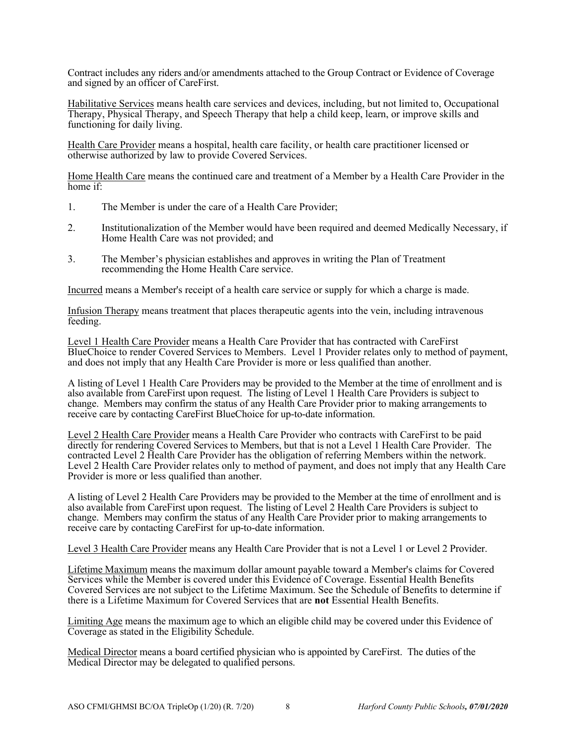Contract includes any riders and/or amendments attached to the Group Contract or Evidence of Coverage and signed by an officer of CareFirst.

Habilitative Services means health care services and devices, including, but not limited to, Occupational Therapy, Physical Therapy, and Speech Therapy that help a child keep, learn, or improve skills and functioning for daily living.

Health Care Provider means a hospital, health care facility, or health care practitioner licensed or otherwise authorized by law to provide Covered Services.

Home Health Care means the continued care and treatment of a Member by a Health Care Provider in the home if:

1. The Member is under the care of a Health Care Provider;

2. Institutionalization of the Member would have been required and deemed Medically Necessary, if Home Health Care was not provided; and

3. The Member's physician establishes and approves in writing the Plan of Treatment recommending the Home Health Care service.

Incurred means a Member's receipt of a health care service or supply for which a charge is made.

Infusion Therapy means treatment that places therapeutic agents into the vein, including intravenous feeding.

Level 1 Health Care Provider means a Health Care Provider that has contracted with CareFirst BlueChoice to render Covered Services to Members. Level 1 Provider relates only to method of payment, and does not imply that any Health Care Provider is more or less qualified than another.

A listing of Level 1 Health Care Providers may be provided to the Member at the time of enrollment and is also available from CareFirst upon request. The listing of Level 1 Health Care Providers is subject to change. Members may confirm the status of any Health Care Provider prior to making arrangements to receive care by contacting CareFirst BlueChoice for up-to-date information.

Level 2 Health Care Provider means a Health Care Provider who contracts with CareFirst to be paid directly for rendering Covered Services to Members, but that is not a Level 1 Health Care Provider. The contracted Level 2 Health Care Provider has the obligation of referring Members within the network. Level 2 Health Care Provider relates only to method of payment, and does not imply that any Health Care Provider is more or less qualified than another.

A listing of Level 2 Health Care Providers may be provided to the Member at the time of enrollment and is also available from CareFirst upon request. The listing of Level 2 Health Care Providers is subject to change. Members may confirm the status of any Health Care Provider prior to making arrangements to receive care by contacting CareFirst for up-to-date information.

Level 3 Health Care Provider means any Health Care Provider that is not a Level 1 or Level 2 Provider.

Lifetime Maximum means the maximum dollar amount payable toward a Member's claims for Covered Services while the Member is covered under this Evidence of Coverage. Essential Health Benefits Covered Services are not subject to the Lifetime Maximum. See the Schedule of Benefits to determine if there is a Lifetime Maximum for Covered Services that are **not** Essential Health Benefits.

Limiting Age means the maximum age to which an eligible child may be covered under this Evidence of Coverage as stated in the Eligibility Schedule.

Medical Director means a board certified physician who is appointed by CareFirst. The duties of the Medical Director may be delegated to qualified persons.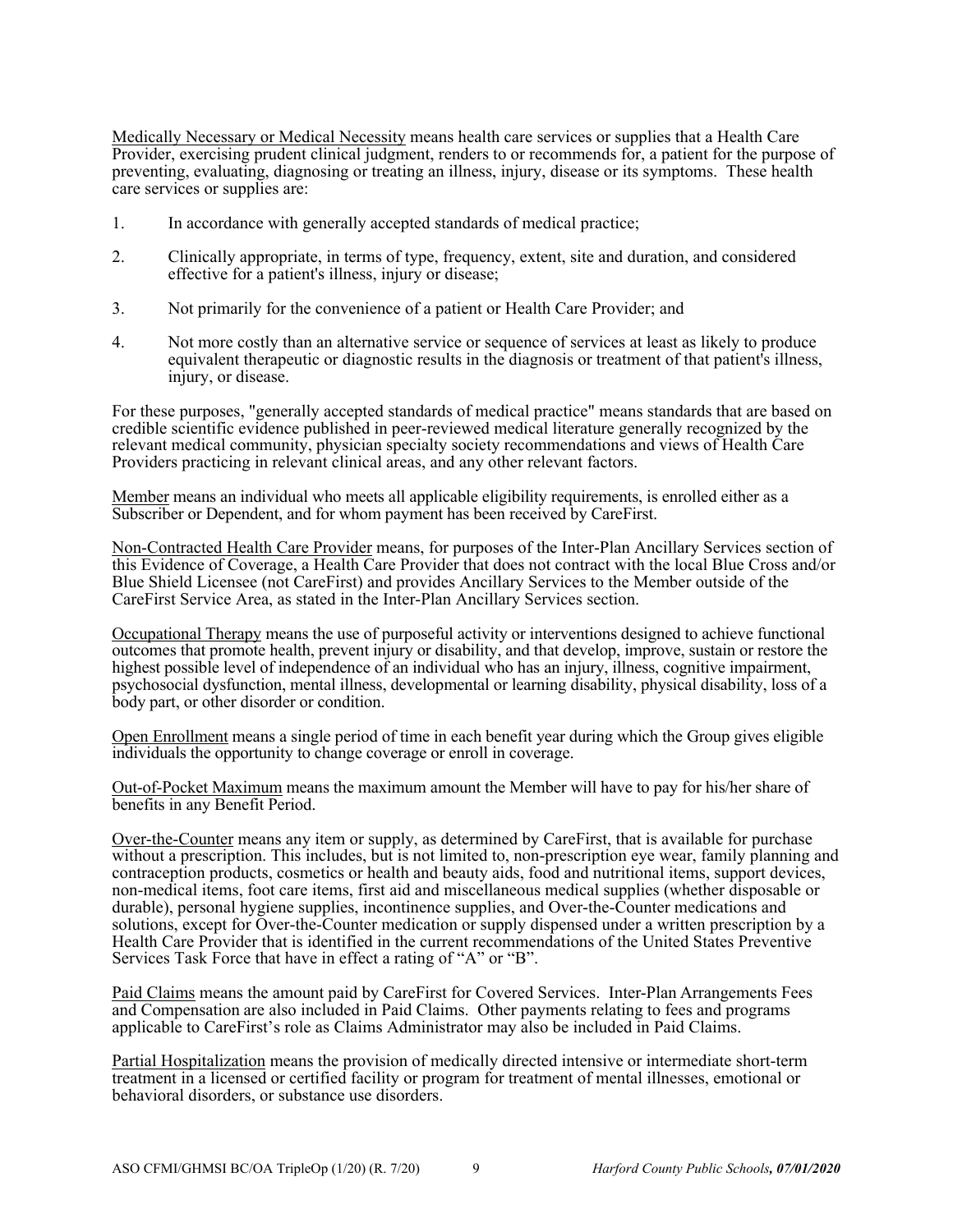Medically Necessary or Medical Necessity means health care services or supplies that a Health Care Provider, exercising prudent clinical judgment, renders to or recommends for, a patient for the purpose of preventing, evaluating, diagnosing or treating an illness, injury, disease or its symptoms. These health care services or supplies are:

1. In accordance with generally accepted standards of medical practice;

2. Clinically appropriate, in terms of type, frequency, extent, site and duration, and considered effective for a patient's illness, injury or disease;

3. Not primarily for the convenience of a patient or Health Care Provider; and

4. Not more costly than an alternative service or sequence of services at least as likely to produce equivalent therapeutic or diagnostic results in the diagnosis or treatment of that patient's illness, injury, or disease.

For these purposes, "generally accepted standards of medical practice" means standards that are based on credible scientific evidence published in peer-reviewed medical literature generally recognized by the relevant medical community, physician specialty society recommendations and views of Health Care Providers practicing in relevant clinical areas, and any other relevant factors.

Member means an individual who meets all applicable eligibility requirements, is enrolled either as a Subscriber or Dependent, and for whom payment has been received by CareFirst.

Non-Contracted Health Care Provider means, for purposes of the Inter-Plan Ancillary Services section of this Evidence of Coverage, a Health Care Provider that does not contract with the local Blue Cross and/or Blue Shield Licensee (not CareFirst) and provides Ancillary Services to the Member outside of the CareFirst Service Area, as stated in the Inter-Plan Ancillary Services section.

Occupational Therapy means the use of purposeful activity or interventions designed to achieve functional outcomes that promote health, prevent injury or disability, and that develop, improve, sustain or restore the highest possible level of independence of an individual who has an injury, illness, cognitive impairment, psychosocial dysfunction, mental illness, developmental or learning disability, physical disability, loss of a body part, or other disorder or condition.

Open Enrollment means a single period of time in each benefit year during which the Group gives eligible individuals the opportunity to change coverage or enroll in coverage.

Out-of-Pocket Maximum means the maximum amount the Member will have to pay for his/her share of benefits in any Benefit Period.

Over-the-Counter means any item or supply, as determined by CareFirst, that is available for purchase without a prescription. This includes, but is not limited to, non-prescription eye wear, family planning and contraception products, cosmetics or health and beauty aids, food and nutritional items, support devices, non-medical items, foot care items, first aid and miscellaneous medical supplies (whether disposable or durable), personal hygiene supplies, incontinence supplies, and Over-the-Counter medications and solutions, except for Over-the-Counter medication or supply dispensed under a written prescription by a Health Care Provider that is identified in the current recommendations of the United States Preventive Services Task Force that have in effect a rating of "A" or "B".

Paid Claims means the amount paid by CareFirst for Covered Services. Inter-Plan Arrangements Fees and Compensation are also included in Paid Claims. Other payments relating to fees and programs applicable to CareFirst's role as Claims Administrator may also be included in Paid Claims.

Partial Hospitalization means the provision of medically directed intensive or intermediate short-term treatment in a licensed or certified facility or program for treatment of mental illnesses, emotional or behavioral disorders, or substance use disorders.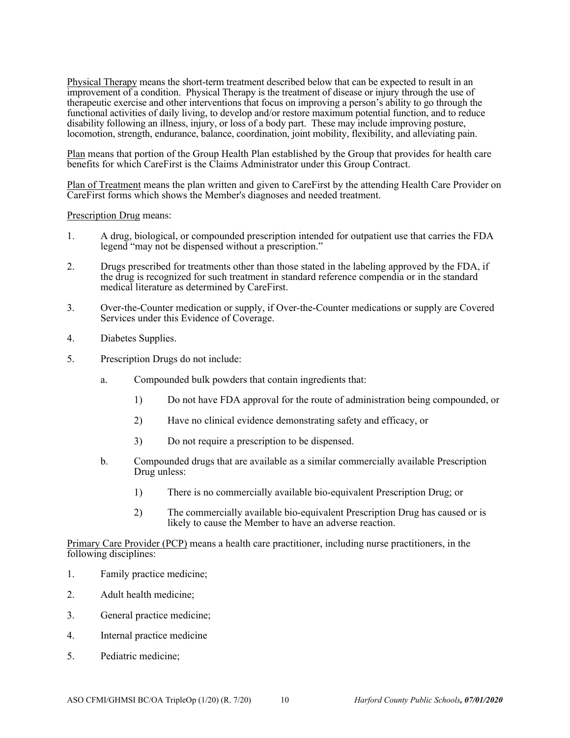Physical Therapy means the short-term treatment described below that can be expected to result in an improvement of a condition. Physical Therapy is the treatment of disease or injury through the use of therapeutic exercise and other interventions that focus on improving a person's ability to go through the functional activities of daily living, to develop and/or restore maximum potential function, and to reduce disability following an illness, injury, or loss of a body part. These may include improving posture, locomotion, strength, endurance, balance, coordination, joint mobility, flexibility, and alleviating pain.

Plan means that portion of the Group Health Plan established by the Group that provides for health care benefits for which CareFirst is the Claims Administrator under this Group Contract.

Plan of Treatment means the plan written and given to CareFirst by the attending Health Care Provider on CareFirst forms which shows the Member's diagnoses and needed treatment.

Prescription Drug means:

1. A drug, biological, or compounded prescription intended for outpatient use that carries the FDA legend "may not be dispensed without a prescription."
2. Drugs prescribed for treatments other than those stated in the labeling approved by the FDA, if the drug is recognized for such treatment in standard reference compendia or in the standard medical literature as determined by CareFirst.
3. Over-the-Counter medication or supply, if Over-the-Counter medications or supply are Covered Services under this Evidence of Coverage.
4. Diabetes Supplies.
5. Prescription Drugs do not include:
    a. Compounded bulk powders that contain ingredients that:
        1) Do not have FDA approval for the route of administration being compounded, or
        2) Have no clinical evidence demonstrating safety and efficacy, or
        3) Do not require a prescription to be dispensed.
    b. Compounded drugs that are available as a similar commercially available Prescription Drug unless:
        1) There is no commercially available bio-equivalent Prescription Drug; or
        2) The commercially available bio-equivalent Prescription Drug has caused or is likely to cause the Member to have an adverse reaction.

Primary Care Provider (PCP) means a health care practitioner, including nurse practitioners, in the following disciplines:

1. Family practice medicine;
2. Adult health medicine;
3. General practice medicine;
4. Internal practice medicine
5. Pediatric medicine;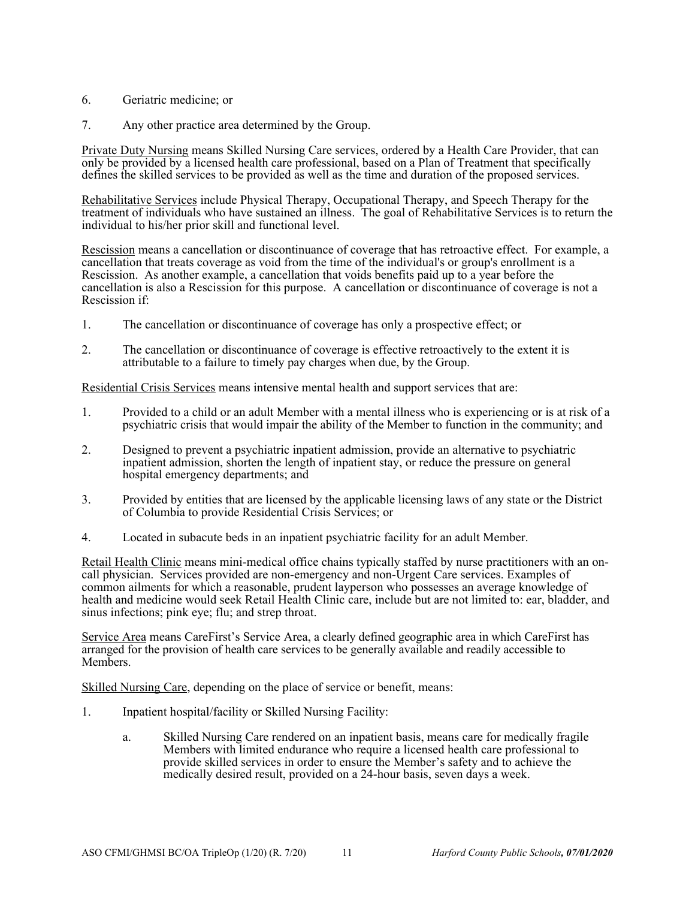6. Geriatric medicine; or

7. Any other practice area determined by the Group.

<u>Private Duty Nursing</u> means Skilled Nursing Care services, ordered by a Health Care Provider, that can only be provided by a licensed health care professional, based on a Plan of Treatment that specifically defines the skilled services to be provided as well as the time and duration of the proposed services.

<u>Rehabilitative Services</u> include Physical Therapy, Occupational Therapy, and Speech Therapy for the treatment of individuals who have sustained an illness. The goal of Rehabilitative Services is to return the individual to his/her prior skill and functional level.

<u>Rescission</u> means a cancellation or discontinuance of coverage that has retroactive effect. For example, a cancellation that treats coverage as void from the time of the individual's or group's enrollment is a Rescission. As another example, a cancellation that voids benefits paid up to a year before the cancellation is also a Rescission for this purpose. A cancellation or discontinuance of coverage is not a Rescission if:

1. The cancellation or discontinuance of coverage has only a prospective effect; or

2. The cancellation or discontinuance of coverage is effective retroactively to the extent it is attributable to a failure to timely pay charges when due, by the Group.

<u>Residential Crisis Services</u> means intensive mental health and support services that are:

1. Provided to a child or an adult Member with a mental illness who is experiencing or is at risk of a psychiatric crisis that would impair the ability of the Member to function in the community; and

2. Designed to prevent a psychiatric inpatient admission, provide an alternative to psychiatric inpatient admission, shorten the length of inpatient stay, or reduce the pressure on general hospital emergency departments; and

3. Provided by entities that are licensed by the applicable licensing laws of any state or the District of Columbia to provide Residential Crisis Services; or

4. Located in subacute beds in an inpatient psychiatric facility for an adult Member.

<u>Retail Health Clinic</u> means mini-medical office chains typically staffed by nurse practitioners with an on-call physician. Services provided are non-emergency and non-Urgent Care services. Examples of common ailments for which a reasonable, prudent layperson who possesses an average knowledge of health and medicine would seek Retail Health Clinic care, include but are not limited to: ear, bladder, and sinus infections; pink eye; flu; and strep throat.

<u>Service Area</u> means CareFirst's Service Area, a clearly defined geographic area in which CareFirst has arranged for the provision of health care services to be generally available and readily accessible to Members.

<u>Skilled Nursing Care</u>, depending on the place of service or benefit, means:

1. Inpatient hospital/facility or Skilled Nursing Facility:

    a. Skilled Nursing Care rendered on an inpatient basis, means care for medically fragile Members with limited endurance who require a licensed health care professional to provide skilled services in order to ensure the Member's safety and to achieve the medically desired result, provided on a 24-hour basis, seven days a week.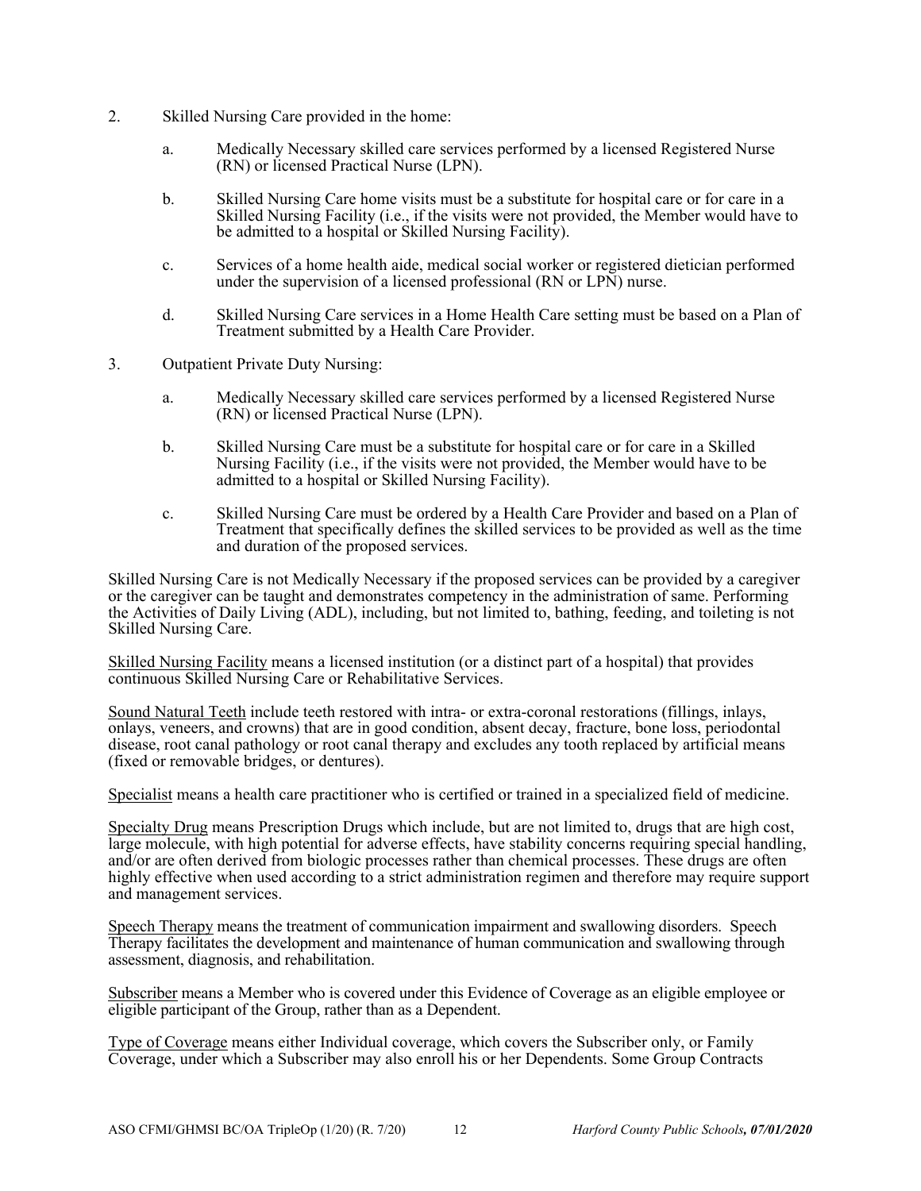2. Skilled Nursing Care provided in the home:

   a. Medically Necessary skilled care services performed by a licensed Registered Nurse (RN) or licensed Practical Nurse (LPN).

   b. Skilled Nursing Care home visits must be a substitute for hospital care or for care in a Skilled Nursing Facility (i.e., if the visits were not provided, the Member would have to be admitted to a hospital or Skilled Nursing Facility).

   c. Services of a home health aide, medical social worker or registered dietician performed under the supervision of a licensed professional (RN or LPN) nurse.

   d. Skilled Nursing Care services in a Home Health Care setting must be based on a Plan of Treatment submitted by a Health Care Provider.

3. Outpatient Private Duty Nursing:

   a. Medically Necessary skilled care services performed by a licensed Registered Nurse (RN) or licensed Practical Nurse (LPN).

   b. Skilled Nursing Care must be a substitute for hospital care or for care in a Skilled Nursing Facility (i.e., if the visits were not provided, the Member would have to be admitted to a hospital or Skilled Nursing Facility).

   c. Skilled Nursing Care must be ordered by a Health Care Provider and based on a Plan of Treatment that specifically defines the skilled services to be provided as well as the time and duration of the proposed services.

Skilled Nursing Care is not Medically Necessary if the proposed services can be provided by a caregiver or the caregiver can be taught and demonstrates competency in the administration of same. Performing the Activities of Daily Living (ADL), including, but not limited to, bathing, feeding, and toileting is not Skilled Nursing Care.

Skilled Nursing Facility means a licensed institution (or a distinct part of a hospital) that provides continuous Skilled Nursing Care or Rehabilitative Services.

Sound Natural Teeth include teeth restored with intra- or extra-coronal restorations (fillings, inlays, onlays, veneers, and crowns) that are in good condition, absent decay, fracture, bone loss, periodontal disease, root canal pathology or root canal therapy and excludes any tooth replaced by artificial means (fixed or removable bridges, or dentures).

Specialist means a health care practitioner who is certified or trained in a specialized field of medicine.

Specialty Drug means Prescription Drugs which include, but are not limited to, drugs that are high cost, large molecule, with high potential for adverse effects, have stability concerns requiring special handling, and/or are often derived from biologic processes rather than chemical processes. These drugs are often highly effective when used according to a strict administration regimen and therefore may require support and management services.

Speech Therapy means the treatment of communication impairment and swallowing disorders. Speech Therapy facilitates the development and maintenance of human communication and swallowing through assessment, diagnosis, and rehabilitation.

Subscriber means a Member who is covered under this Evidence of Coverage as an eligible employee or eligible participant of the Group, rather than as a Dependent.

Type of Coverage means either Individual coverage, which covers the Subscriber only, or Family Coverage, under which a Subscriber may also enroll his or her Dependents. Some Group Contracts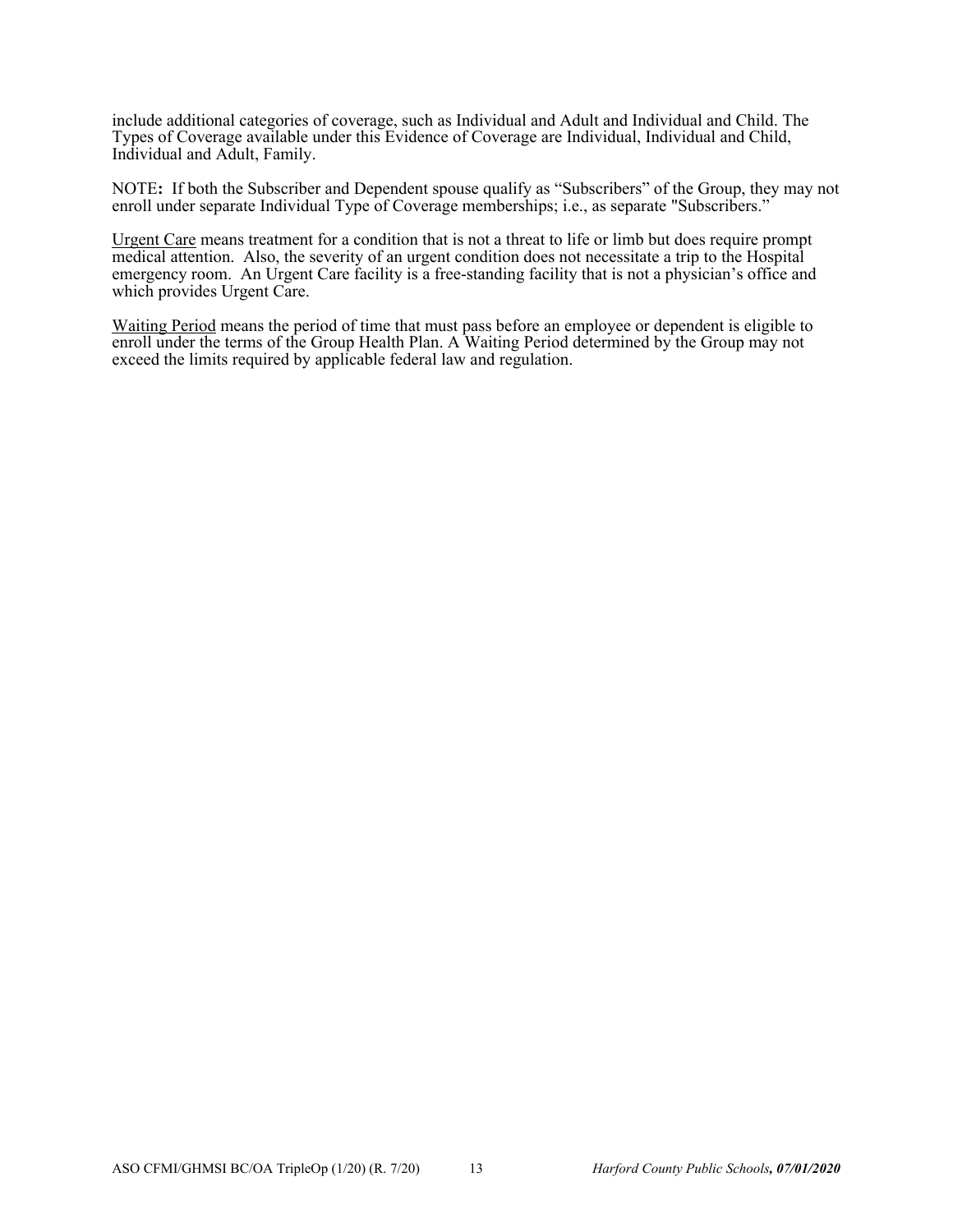include additional categories of coverage, such as Individual and Adult and Individual and Child. The Types of Coverage available under this Evidence of Coverage are Individual, Individual and Child, Individual and Adult, Family.

NOTE**:** If both the Subscriber and Dependent spouse qualify as "Subscribers" of the Group, they may not enroll under separate Individual Type of Coverage memberships; i.e., as separate "Subscribers."

Urgent Care means treatment for a condition that is not a threat to life or limb but does require prompt medical attention. Also, the severity of an urgent condition does not necessitate a trip to the Hospital emergency room. An Urgent Care facility is a free-standing facility that is not a physician's office and which provides Urgent Care.

Waiting Period means the period of time that must pass before an employee or dependent is eligible to enroll under the terms of the Group Health Plan. A Waiting Period determined by the Group may not exceed the limits required by applicable federal law and regulation.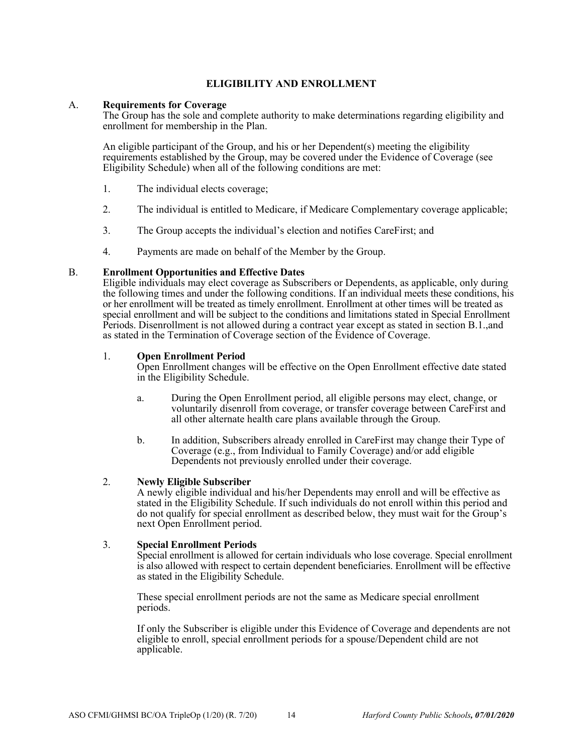# ELIGIBILITY AND ENROLLMENT

## A. Requirements for Coverage

The Group has the sole and complete authority to make determinations regarding eligibility and enrollment for membership in the Plan.

An eligible participant of the Group, and his or her Dependent(s) meeting the eligibility requirements established by the Group, may be covered under the Evidence of Coverage (see Eligibility Schedule) when all of the following conditions are met:

1. The individual elects coverage;
2. The individual is entitled to Medicare, if Medicare Complementary coverage applicable;
3. The Group accepts the individual's election and notifies CareFirst; and
4. Payments are made on behalf of the Member by the Group.

## B. Enrollment Opportunities and Effective Dates

Eligible individuals may elect coverage as Subscribers or Dependents, as applicable, only during the following times and under the following conditions. If an individual meets these conditions, his or her enrollment will be treated as timely enrollment. Enrollment at other times will be treated as special enrollment and will be subject to the conditions and limitations stated in Special Enrollment Periods. Disenrollment is not allowed during a contract year except as stated in section B.1.,and as stated in the Termination of Coverage section of the Evidence of Coverage.

### 1. Open Enrollment Period

Open Enrollment changes will be effective on the Open Enrollment effective date stated in the Eligibility Schedule.

a. During the Open Enrollment period, all eligible persons may elect, change, or voluntarily disenroll from coverage, or transfer coverage between CareFirst and all other alternate health care plans available through the Group.

b. In addition, Subscribers already enrolled in CareFirst may change their Type of Coverage (e.g., from Individual to Family Coverage) and/or add eligible Dependents not previously enrolled under their coverage.

### 2. Newly Eligible Subscriber

A newly eligible individual and his/her Dependents may enroll and will be effective as stated in the Eligibility Schedule. If such individuals do not enroll within this period and do not qualify for special enrollment as described below, they must wait for the Group's next Open Enrollment period.

### 3. Special Enrollment Periods

Special enrollment is allowed for certain individuals who lose coverage. Special enrollment is also allowed with respect to certain dependent beneficiaries. Enrollment will be effective as stated in the Eligibility Schedule.

These special enrollment periods are not the same as Medicare special enrollment periods.

If only the Subscriber is eligible under this Evidence of Coverage and dependents are not eligible to enroll, special enrollment periods for a spouse/Dependent child are not applicable.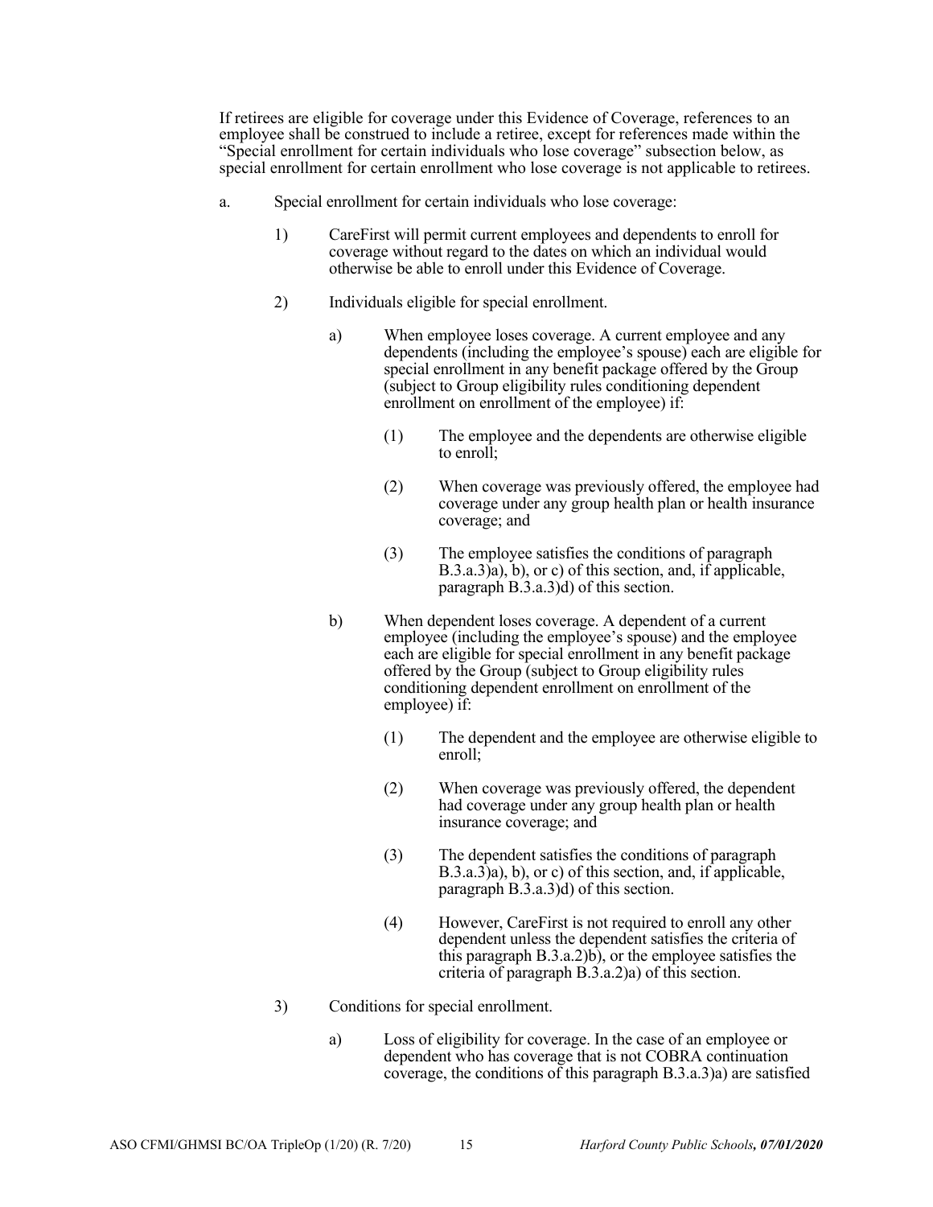If retirees are eligible for coverage under this Evidence of Coverage, references to an employee shall be construed to include a retiree, except for references made within the "Special enrollment for certain individuals who lose coverage" subsection below, as special enrollment for certain enrollment who lose coverage is not applicable to retirees.

a. Special enrollment for certain individuals who lose coverage:

   1) CareFirst will permit current employees and dependents to enroll for coverage without regard to the dates on which an individual would otherwise be able to enroll under this Evidence of Coverage.

   2) Individuals eligible for special enrollment.

      a) When employee loses coverage. A current employee and any dependents (including the employee's spouse) each are eligible for special enrollment in any benefit package offered by the Group (subject to Group eligibility rules conditioning dependent enrollment on enrollment of the employee) if:

         (1) The employee and the dependents are otherwise eligible to enroll;

         (2) When coverage was previously offered, the employee had coverage under any group health plan or health insurance coverage; and

         (3) The employee satisfies the conditions of paragraph B.3.a.3)a), b), or c) of this section, and, if applicable, paragraph B.3.a.3)d) of this section.

      b) When dependent loses coverage. A dependent of a current employee (including the employee's spouse) and the employee each are eligible for special enrollment in any benefit package offered by the Group (subject to Group eligibility rules conditioning dependent enrollment on enrollment of the employee) if:

         (1) The dependent and the employee are otherwise eligible to enroll;

         (2) When coverage was previously offered, the dependent had coverage under any group health plan or health insurance coverage; and

         (3) The dependent satisfies the conditions of paragraph B.3.a.3)a), b), or c) of this section, and, if applicable, paragraph B.3.a.3)d) of this section.

         (4) However, CareFirst is not required to enroll any other dependent unless the dependent satisfies the criteria of this paragraph B.3.a.2)b), or the employee satisfies the criteria of paragraph B.3.a.2)a) of this section.

   3) Conditions for special enrollment.

      a) Loss of eligibility for coverage. In the case of an employee or dependent who has coverage that is not COBRA continuation coverage, the conditions of this paragraph B.3.a.3)a) are satisfied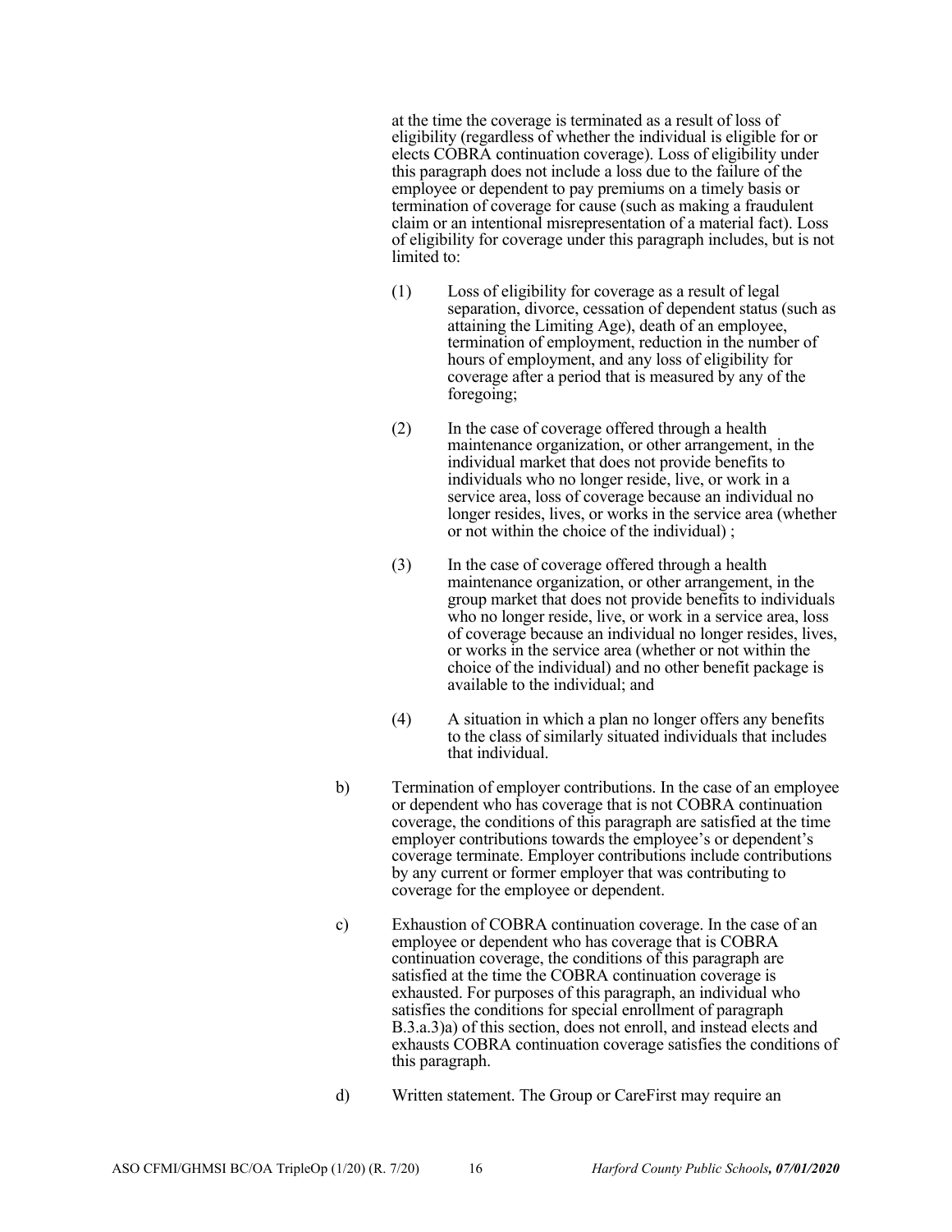at the time the coverage is terminated as a result of loss of eligibility (regardless of whether the individual is eligible for or elects COBRA continuation coverage). Loss of eligibility under this paragraph does not include a loss due to the failure of the employee or dependent to pay premiums on a timely basis or termination of coverage for cause (such as making a fraudulent claim or an intentional misrepresentation of a material fact). Loss of eligibility for coverage under this paragraph includes, but is not limited to:

(1) Loss of eligibility for coverage as a result of legal separation, divorce, cessation of dependent status (such as attaining the Limiting Age), death of an employee, termination of employment, reduction in the number of hours of employment, and any loss of eligibility for coverage after a period that is measured by any of the foregoing;

(2) In the case of coverage offered through a health maintenance organization, or other arrangement, in the individual market that does not provide benefits to individuals who no longer reside, live, or work in a service area, loss of coverage because an individual no longer resides, lives, or works in the service area (whether or not within the choice of the individual) ;

(3) In the case of coverage offered through a health maintenance organization, or other arrangement, in the group market that does not provide benefits to individuals who no longer reside, live, or work in a service area, loss of coverage because an individual no longer resides, lives, or works in the service area (whether or not within the choice of the individual) and no other benefit package is available to the individual; and

(4) A situation in which a plan no longer offers any benefits to the class of similarly situated individuals that includes that individual.

b) Termination of employer contributions. In the case of an employee or dependent who has coverage that is not COBRA continuation coverage, the conditions of this paragraph are satisfied at the time employer contributions towards the employee's or dependent's coverage terminate. Employer contributions include contributions by any current or former employer that was contributing to coverage for the employee or dependent.

c) Exhaustion of COBRA continuation coverage. In the case of an employee or dependent who has coverage that is COBRA continuation coverage, the conditions of this paragraph are satisfied at the time the COBRA continuation coverage is exhausted. For purposes of this paragraph, an individual who satisfies the conditions for special enrollment of paragraph B.3.a.3)a) of this section, does not enroll, and instead elects and exhausts COBRA continuation coverage satisfies the conditions of this paragraph.

d) Written statement. The Group or CareFirst may require an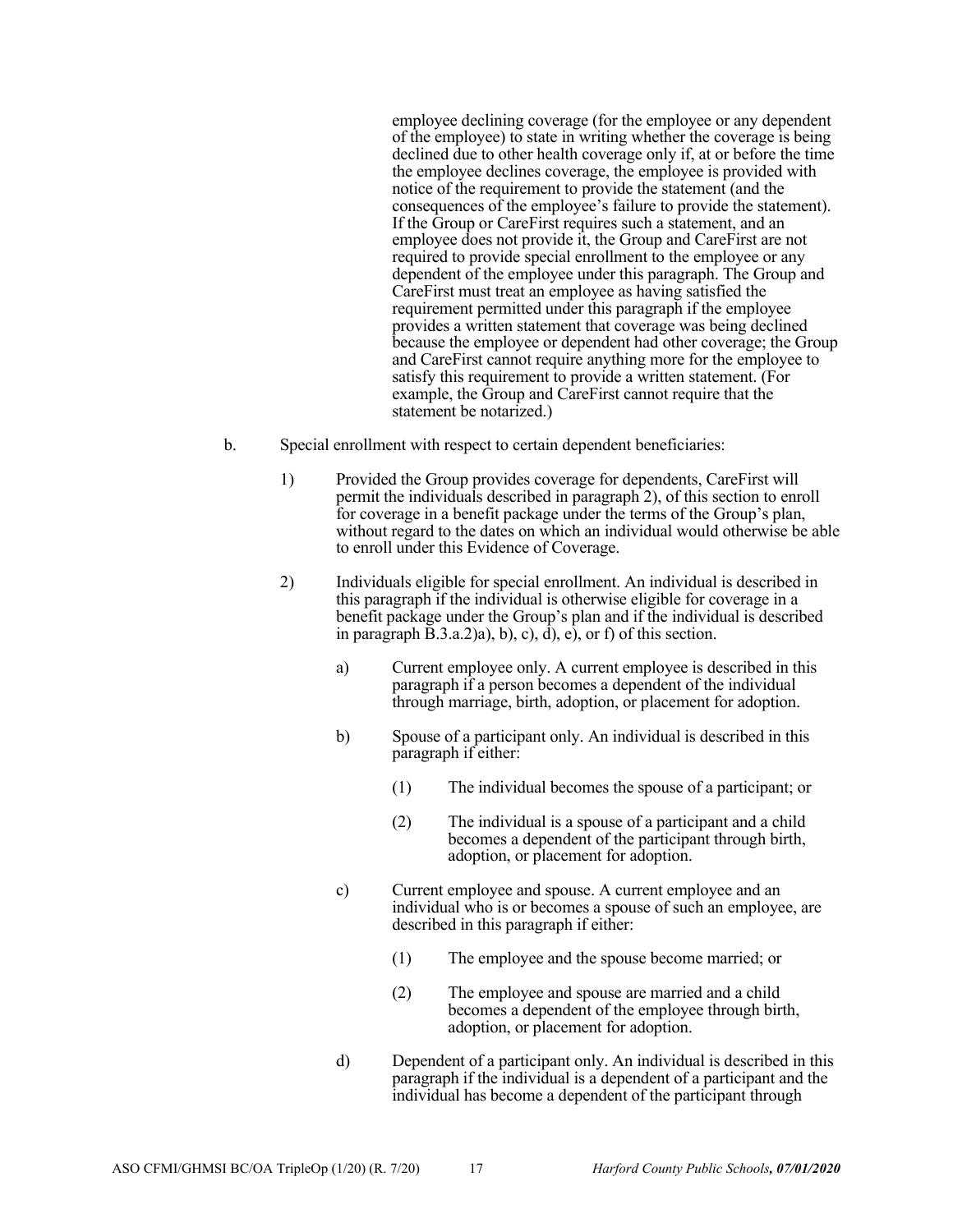employee declining coverage (for the employee or any dependent of the employee) to state in writing whether the coverage is being declined due to other health coverage only if, at or before the time the employee declines coverage, the employee is provided with notice of the requirement to provide the statement (and the consequences of the employee's failure to provide the statement). If the Group or CareFirst requires such a statement, and an employee does not provide it, the Group and CareFirst are not required to provide special enrollment to the employee or any dependent of the employee under this paragraph. The Group and CareFirst must treat an employee as having satisfied the requirement permitted under this paragraph if the employee provides a written statement that coverage was being declined because the employee or dependent had other coverage; the Group and CareFirst cannot require anything more for the employee to satisfy this requirement to provide a written statement. (For example, the Group and CareFirst cannot require that the statement be notarized.)

b. Special enrollment with respect to certain dependent beneficiaries:

   1) Provided the Group provides coverage for dependents, CareFirst will permit the individuals described in paragraph 2), of this section to enroll for coverage in a benefit package under the terms of the Group's plan, without regard to the dates on which an individual would otherwise be able to enroll under this Evidence of Coverage.

   2) Individuals eligible for special enrollment. An individual is described in this paragraph if the individual is otherwise eligible for coverage in a benefit package under the Group's plan and if the individual is described in paragraph B.3.a.2)a), b), c), d), e), or f) of this section.

      a) Current employee only. A current employee is described in this paragraph if a person becomes a dependent of the individual through marriage, birth, adoption, or placement for adoption.

      b) Spouse of a participant only. An individual is described in this paragraph if either:

         (1) The individual becomes the spouse of a participant; or

         (2) The individual is a spouse of a participant and a child becomes a dependent of the participant through birth, adoption, or placement for adoption.

      c) Current employee and spouse. A current employee and an individual who is or becomes a spouse of such an employee, are described in this paragraph if either:

         (1) The employee and the spouse become married; or

         (2) The employee and spouse are married and a child becomes a dependent of the employee through birth, adoption, or placement for adoption.

      d) Dependent of a participant only. An individual is described in this paragraph if the individual is a dependent of a participant and the individual has become a dependent of the participant through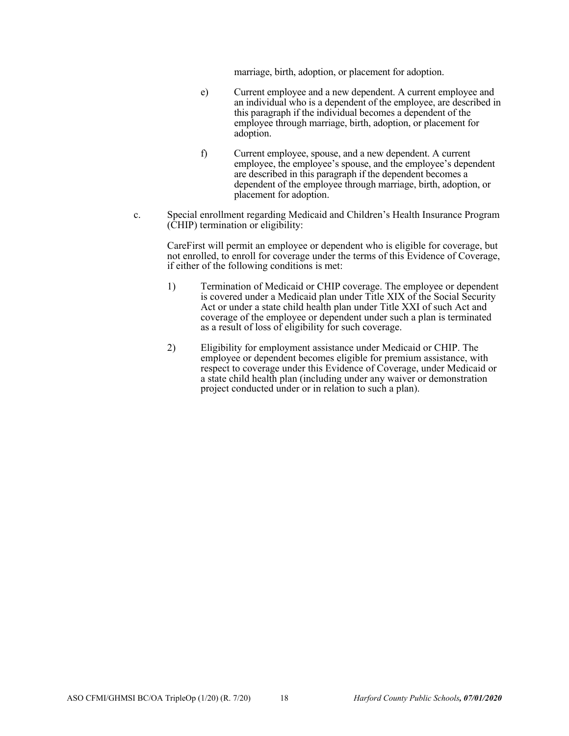marriage, birth, adoption, or placement for adoption.

e) Current employee and a new dependent. A current employee and an individual who is a dependent of the employee, are described in this paragraph if the individual becomes a dependent of the employee through marriage, birth, adoption, or placement for adoption.

f) Current employee, spouse, and a new dependent. A current employee, the employee's spouse, and the employee's dependent are described in this paragraph if the dependent becomes a dependent of the employee through marriage, birth, adoption, or placement for adoption.

c. Special enrollment regarding Medicaid and Children's Health Insurance Program (CHIP) termination or eligibility:

CareFirst will permit an employee or dependent who is eligible for coverage, but not enrolled, to enroll for coverage under the terms of this Evidence of Coverage, if either of the following conditions is met:

1) Termination of Medicaid or CHIP coverage. The employee or dependent is covered under a Medicaid plan under Title XIX of the Social Security Act or under a state child health plan under Title XXI of such Act and coverage of the employee or dependent under such a plan is terminated as a result of loss of eligibility for such coverage.

2) Eligibility for employment assistance under Medicaid or CHIP. The employee or dependent becomes eligible for premium assistance, with respect to coverage under this Evidence of Coverage, under Medicaid or a state child health plan (including under any waiver or demonstration project conducted under or in relation to such a plan).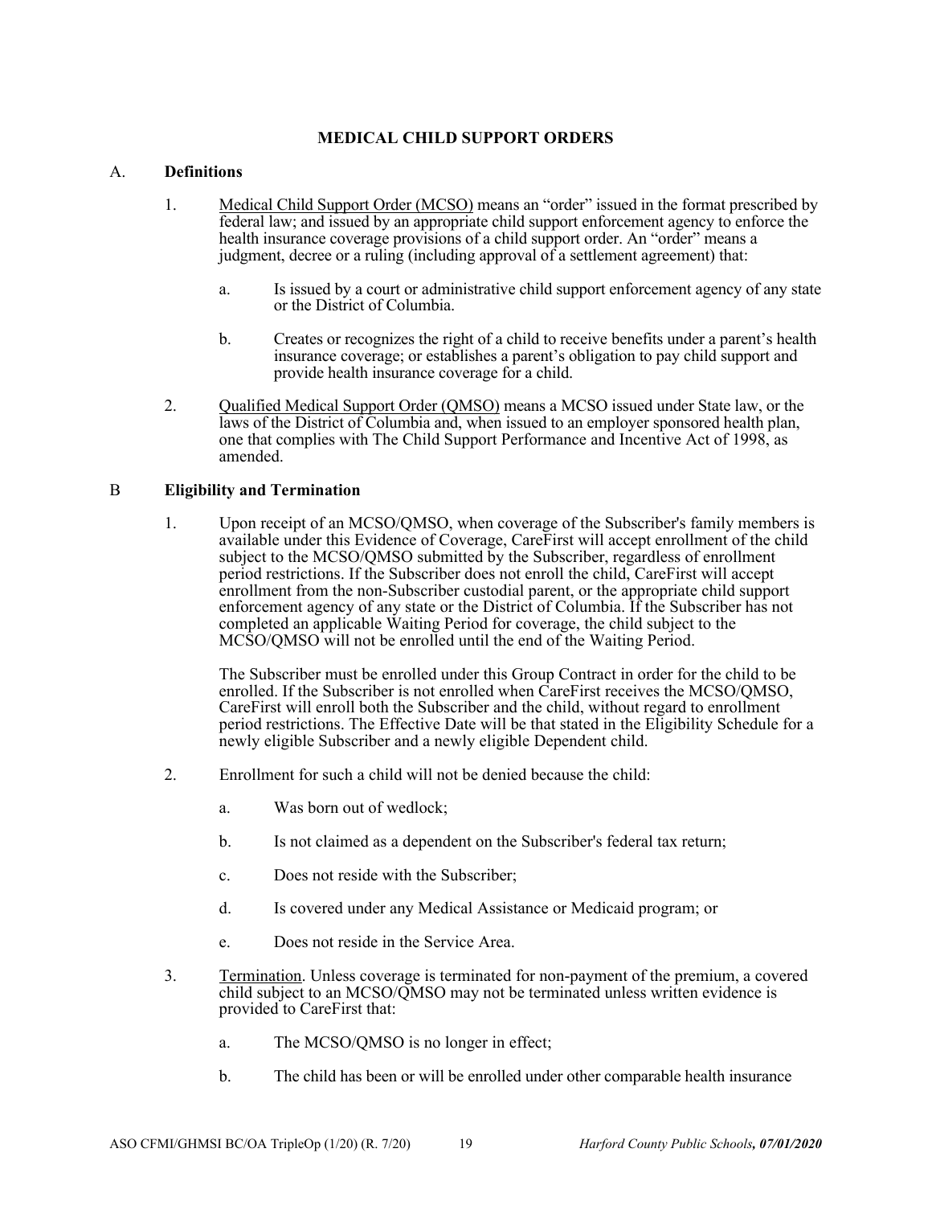## MEDICAL CHILD SUPPORT ORDERS

A. **Definitions**

1. Medical Child Support Order (MCSO) means an "order" issued in the format prescribed by federal law; and issued by an appropriate child support enforcement agency to enforce the health insurance coverage provisions of a child support order. An "order" means a judgment, decree or a ruling (including approval of a settlement agreement) that:

   a. Is issued by a court or administrative child support enforcement agency of any state or the District of Columbia.

   b. Creates or recognizes the right of a child to receive benefits under a parent's health insurance coverage; or establishes a parent's obligation to pay child support and provide health insurance coverage for a child.

2. Qualified Medical Support Order (QMSO) means a MCSO issued under State law, or the laws of the District of Columbia and, when issued to an employer sponsored health plan, one that complies with The Child Support Performance and Incentive Act of 1998, as amended.

B **Eligibility and Termination**

1. Upon receipt of an MCSO/QMSO, when coverage of the Subscriber's family members is available under this Evidence of Coverage, CareFirst will accept enrollment of the child subject to the MCSO/QMSO submitted by the Subscriber, regardless of enrollment period restrictions. If the Subscriber does not enroll the child, CareFirst will accept enrollment from the non-Subscriber custodial parent, or the appropriate child support enforcement agency of any state or the District of Columbia. If the Subscriber has not completed an applicable Waiting Period for coverage, the child subject to the MCSO/QMSO will not be enrolled until the end of the Waiting Period.

   The Subscriber must be enrolled under this Group Contract in order for the child to be enrolled. If the Subscriber is not enrolled when CareFirst receives the MCSO/QMSO, CareFirst will enroll both the Subscriber and the child, without regard to enrollment period restrictions. The Effective Date will be that stated in the Eligibility Schedule for a newly eligible Subscriber and a newly eligible Dependent child.

2. Enrollment for such a child will not be denied because the child:

   a. Was born out of wedlock;

   b. Is not claimed as a dependent on the Subscriber's federal tax return;

   c. Does not reside with the Subscriber;

   d. Is covered under any Medical Assistance or Medicaid program; or

   e. Does not reside in the Service Area.

3. Termination. Unless coverage is terminated for non-payment of the premium, a covered child subject to an MCSO/QMSO may not be terminated unless written evidence is provided to CareFirst that:

   a. The MCSO/QMSO is no longer in effect;

   b. The child has been or will be enrolled under other comparable health insurance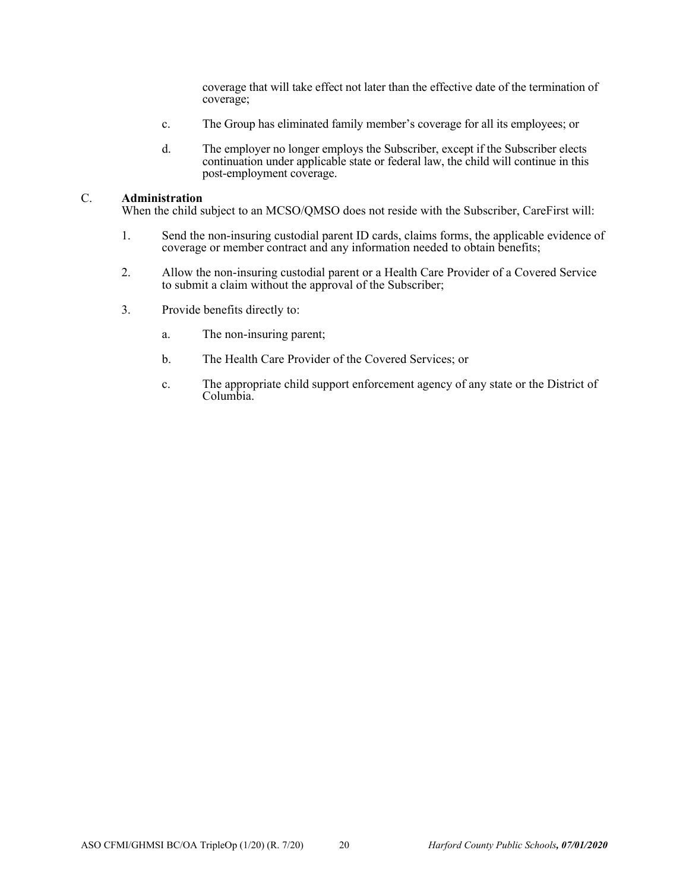coverage that will take effect not later than the effective date of the termination of coverage;

c. The Group has eliminated family member's coverage for all its employees; or

d. The employer no longer employs the Subscriber, except if the Subscriber elects continuation under applicable state or federal law, the child will continue in this post-employment coverage.

C. **Administration**

When the child subject to an MCSO/QMSO does not reside with the Subscriber, CareFirst will:

1. Send the non-insuring custodial parent ID cards, claims forms, the applicable evidence of coverage or member contract and any information needed to obtain benefits;

2. Allow the non-insuring custodial parent or a Health Care Provider of a Covered Service to submit a claim without the approval of the Subscriber;

3. Provide benefits directly to:

   a. The non-insuring parent;

   b. The Health Care Provider of the Covered Services; or

   c. The appropriate child support enforcement agency of any state or the District of Columbia.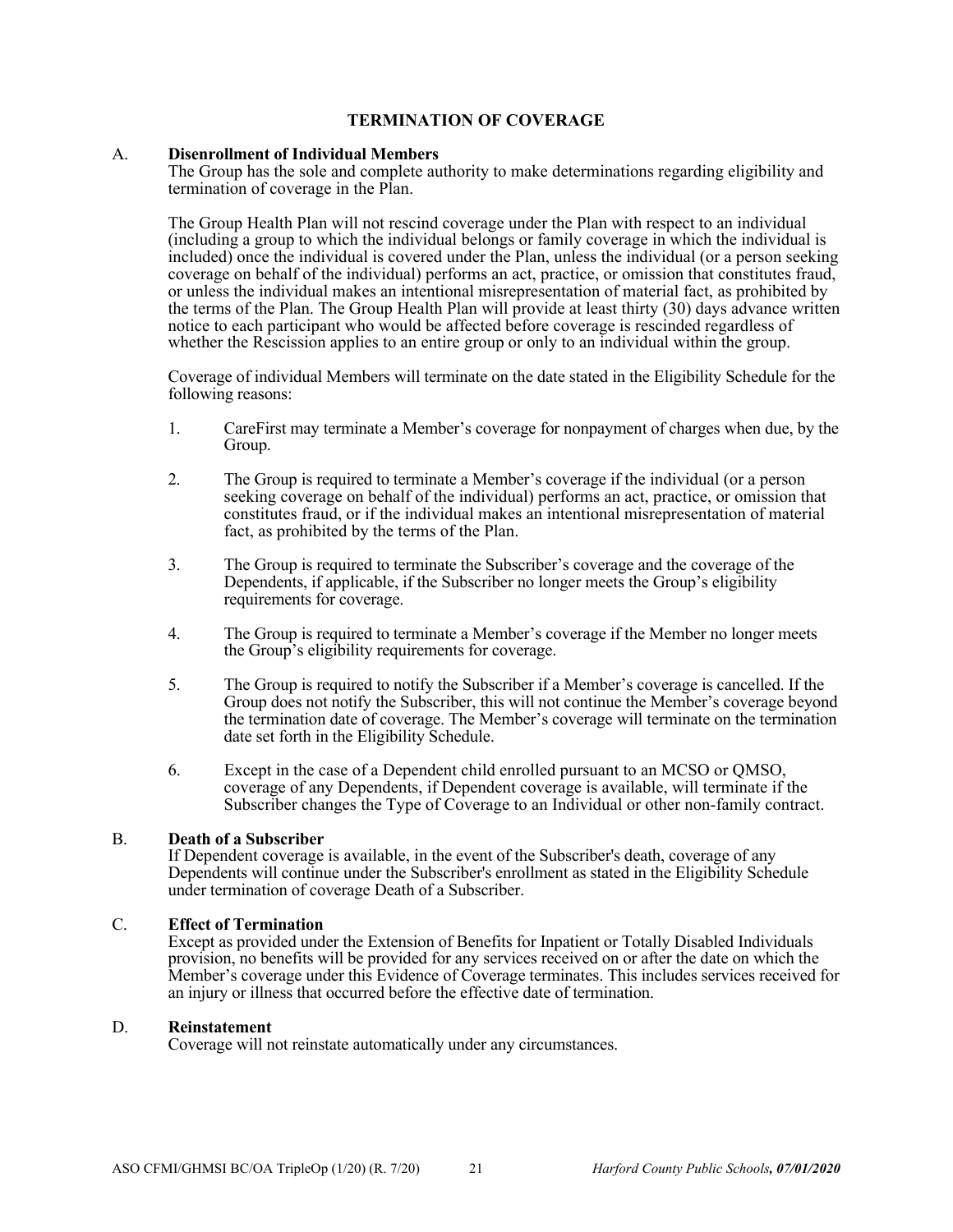# TERMINATION OF COVERAGE

## A. Disenrollment of Individual Members

The Group has the sole and complete authority to make determinations regarding eligibility and termination of coverage in the Plan.

The Group Health Plan will not rescind coverage under the Plan with respect to an individual (including a group to which the individual belongs or family coverage in which the individual is included) once the individual is covered under the Plan, unless the individual (or a person seeking coverage on behalf of the individual) performs an act, practice, or omission that constitutes fraud, or unless the individual makes an intentional misrepresentation of material fact, as prohibited by the terms of the Plan. The Group Health Plan will provide at least thirty (30) days advance written notice to each participant who would be affected before coverage is rescinded regardless of whether the Rescission applies to an entire group or only to an individual within the group.

Coverage of individual Members will terminate on the date stated in the Eligibility Schedule for the following reasons:

1. CareFirst may terminate a Member's coverage for nonpayment of charges when due, by the Group.
2. The Group is required to terminate a Member's coverage if the individual (or a person seeking coverage on behalf of the individual) performs an act, practice, or omission that constitutes fraud, or if the individual makes an intentional misrepresentation of material fact, as prohibited by the terms of the Plan.
3. The Group is required to terminate the Subscriber's coverage and the coverage of the Dependents, if applicable, if the Subscriber no longer meets the Group's eligibility requirements for coverage.
4. The Group is required to terminate a Member's coverage if the Member no longer meets the Group's eligibility requirements for coverage.
5. The Group is required to notify the Subscriber if a Member's coverage is cancelled. If the Group does not notify the Subscriber, this will not continue the Member's coverage beyond the termination date of coverage. The Member's coverage will terminate on the termination date set forth in the Eligibility Schedule.
6. Except in the case of a Dependent child enrolled pursuant to an MCSO or QMSO, coverage of any Dependents, if Dependent coverage is available, will terminate if the Subscriber changes the Type of Coverage to an Individual or other non-family contract.

## B. Death of a Subscriber

If Dependent coverage is available, in the event of the Subscriber's death, coverage of any Dependents will continue under the Subscriber's enrollment as stated in the Eligibility Schedule under termination of coverage Death of a Subscriber.

## C. Effect of Termination

Except as provided under the Extension of Benefits for Inpatient or Totally Disabled Individuals provision, no benefits will be provided for any services received on or after the date on which the Member's coverage under this Evidence of Coverage terminates. This includes services received for an injury or illness that occurred before the effective date of termination.

## D. Reinstatement

Coverage will not reinstate automatically under any circumstances.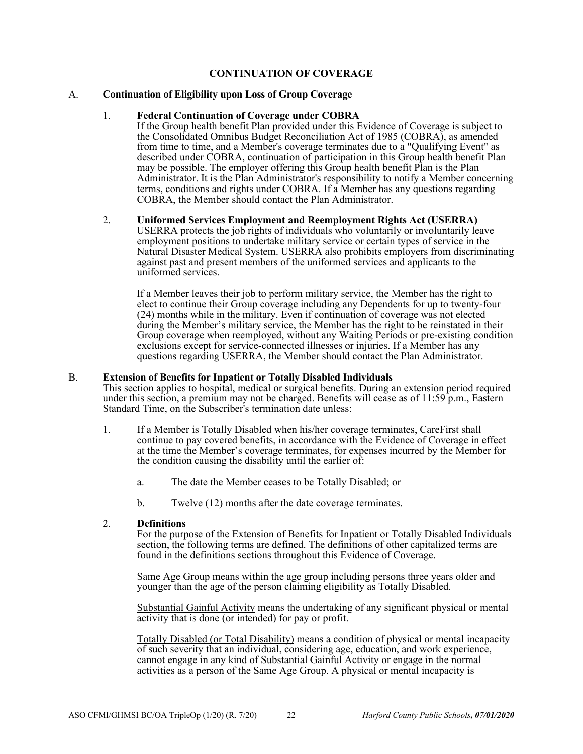# CONTINUATION OF COVERAGE

## A. Continuation of Eligibility upon Loss of Group Coverage

### 1. Federal Continuation of Coverage under COBRA

If the Group health benefit Plan provided under this Evidence of Coverage is subject to the Consolidated Omnibus Budget Reconciliation Act of 1985 (COBRA), as amended from time to time, and a Member's coverage terminates due to a "Qualifying Event" as described under COBRA, continuation of participation in this Group health benefit Plan may be possible. The employer offering this Group health benefit Plan is the Plan Administrator. It is the Plan Administrator's responsibility to notify a Member concerning terms, conditions and rights under COBRA. If a Member has any questions regarding COBRA, the Member should contact the Plan Administrator.

### 2. Uniformed Services Employment and Reemployment Rights Act (USERRA)

USERRA protects the job rights of individuals who voluntarily or involuntarily leave employment positions to undertake military service or certain types of service in the Natural Disaster Medical System. USERRA also prohibits employers from discriminating against past and present members of the uniformed services and applicants to the uniformed services.

If a Member leaves their job to perform military service, the Member has the right to elect to continue their Group coverage including any Dependents for up to twenty-four (24) months while in the military. Even if continuation of coverage was not elected during the Member's military service, the Member has the right to be reinstated in their Group coverage when reemployed, without any Waiting Periods or pre-existing condition exclusions except for service-connected illnesses or injuries. If a Member has any questions regarding USERRA, the Member should contact the Plan Administrator.

## B. Extension of Benefits for Inpatient or Totally Disabled Individuals

This section applies to hospital, medical or surgical benefits. During an extension period required under this section, a premium may not be charged. Benefits will cease as of 11:59 p.m., Eastern Standard Time, on the Subscriber's termination date unless:

1. If a Member is Totally Disabled when his/her coverage terminates, CareFirst shall continue to pay covered benefits, in accordance with the Evidence of Coverage in effect at the time the Member's coverage terminates, for expenses incurred by the Member for the condition causing the disability until the earlier of:

   a. The date the Member ceases to be Totally Disabled; or

   b. Twelve (12) months after the date coverage terminates.

### 2. Definitions

For the purpose of the Extension of Benefits for Inpatient or Totally Disabled Individuals section, the following terms are defined. The definitions of other capitalized terms are found in the definitions sections throughout this Evidence of Coverage.

Same Age Group means within the age group including persons three years older and younger than the age of the person claiming eligibility as Totally Disabled.

Substantial Gainful Activity means the undertaking of any significant physical or mental activity that is done (or intended) for pay or profit.

Totally Disabled (or Total Disability) means a condition of physical or mental incapacity of such severity that an individual, considering age, education, and work experience, cannot engage in any kind of Substantial Gainful Activity or engage in the normal activities as a person of the Same Age Group. A physical or mental incapacity is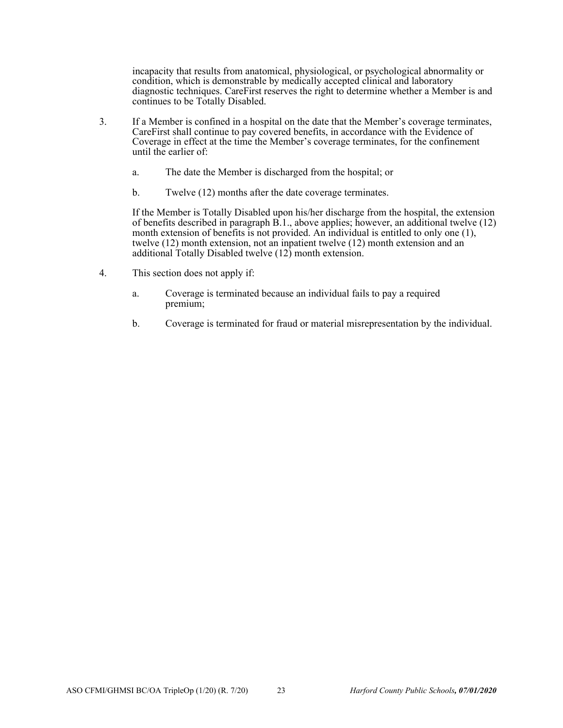incapacity that results from anatomical, physiological, or psychological abnormality or condition, which is demonstrable by medically accepted clinical and laboratory diagnostic techniques. CareFirst reserves the right to determine whether a Member is and continues to be Totally Disabled.

3. If a Member is confined in a hospital on the date that the Member's coverage terminates, CareFirst shall continue to pay covered benefits, in accordance with the Evidence of Coverage in effect at the time the Member's coverage terminates, for the confinement until the earlier of:

   a. The date the Member is discharged from the hospital; or

   b. Twelve (12) months after the date coverage terminates.

   If the Member is Totally Disabled upon his/her discharge from the hospital, the extension of benefits described in paragraph B.1., above applies; however, an additional twelve (12) month extension of benefits is not provided. An individual is entitled to only one (1), twelve (12) month extension, not an inpatient twelve (12) month extension and an additional Totally Disabled twelve (12) month extension.

4. This section does not apply if:

   a. Coverage is terminated because an individual fails to pay a required premium;

   b. Coverage is terminated for fraud or material misrepresentation by the individual.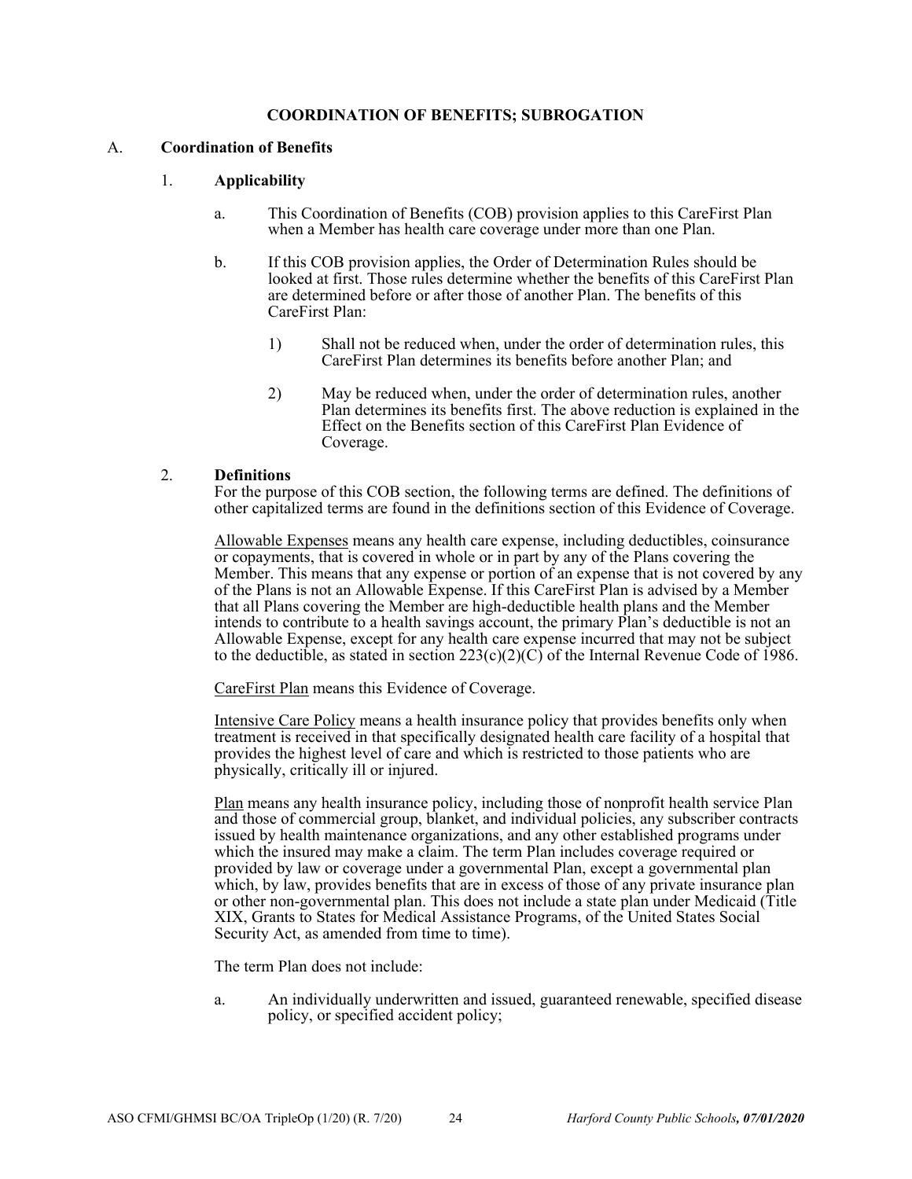## COORDINATION OF BENEFITS; SUBROGATION

### A. Coordination of Benefits

#### 1. Applicability

a. This Coordination of Benefits (COB) provision applies to this CareFirst Plan when a Member has health care coverage under more than one Plan.

b. If this COB provision applies, the Order of Determination Rules should be looked at first. Those rules determine whether the benefits of this CareFirst Plan are determined before or after those of another Plan. The benefits of this CareFirst Plan:

   1) Shall not be reduced when, under the order of determination rules, this CareFirst Plan determines its benefits before another Plan; and

   2) May be reduced when, under the order of determination rules, another Plan determines its benefits first. The above reduction is explained in the Effect on the Benefits section of this CareFirst Plan Evidence of Coverage.

#### 2. Definitions

For the purpose of this COB section, the following terms are defined. The definitions of other capitalized terms are found in the definitions section of this Evidence of Coverage.

Allowable Expenses means any health care expense, including deductibles, coinsurance or copayments, that is covered in whole or in part by any of the Plans covering the Member. This means that any expense or portion of an expense that is not covered by any of the Plans is not an Allowable Expense. If this CareFirst Plan is advised by a Member that all Plans covering the Member are high-deductible health plans and the Member intends to contribute to a health savings account, the primary Plan's deductible is not an Allowable Expense, except for any health care expense incurred that may not be subject to the deductible, as stated in section 223(c)(2)(C) of the Internal Revenue Code of 1986.

CareFirst Plan means this Evidence of Coverage.

Intensive Care Policy means a health insurance policy that provides benefits only when treatment is received in that specifically designated health care facility of a hospital that provides the highest level of care and which is restricted to those patients who are physically, critically ill or injured.

Plan means any health insurance policy, including those of nonprofit health service Plan and those of commercial group, blanket, and individual policies, any subscriber contracts issued by health maintenance organizations, and any other established programs under which the insured may make a claim. The term Plan includes coverage required or provided by law or coverage under a governmental Plan, except a governmental plan which, by law, provides benefits that are in excess of those of any private insurance plan or other non-governmental plan. This does not include a state plan under Medicaid (Title XIX, Grants to States for Medical Assistance Programs, of the United States Social Security Act, as amended from time to time).

The term Plan does not include:

a. An individually underwritten and issued, guaranteed renewable, specified disease policy, or specified accident policy;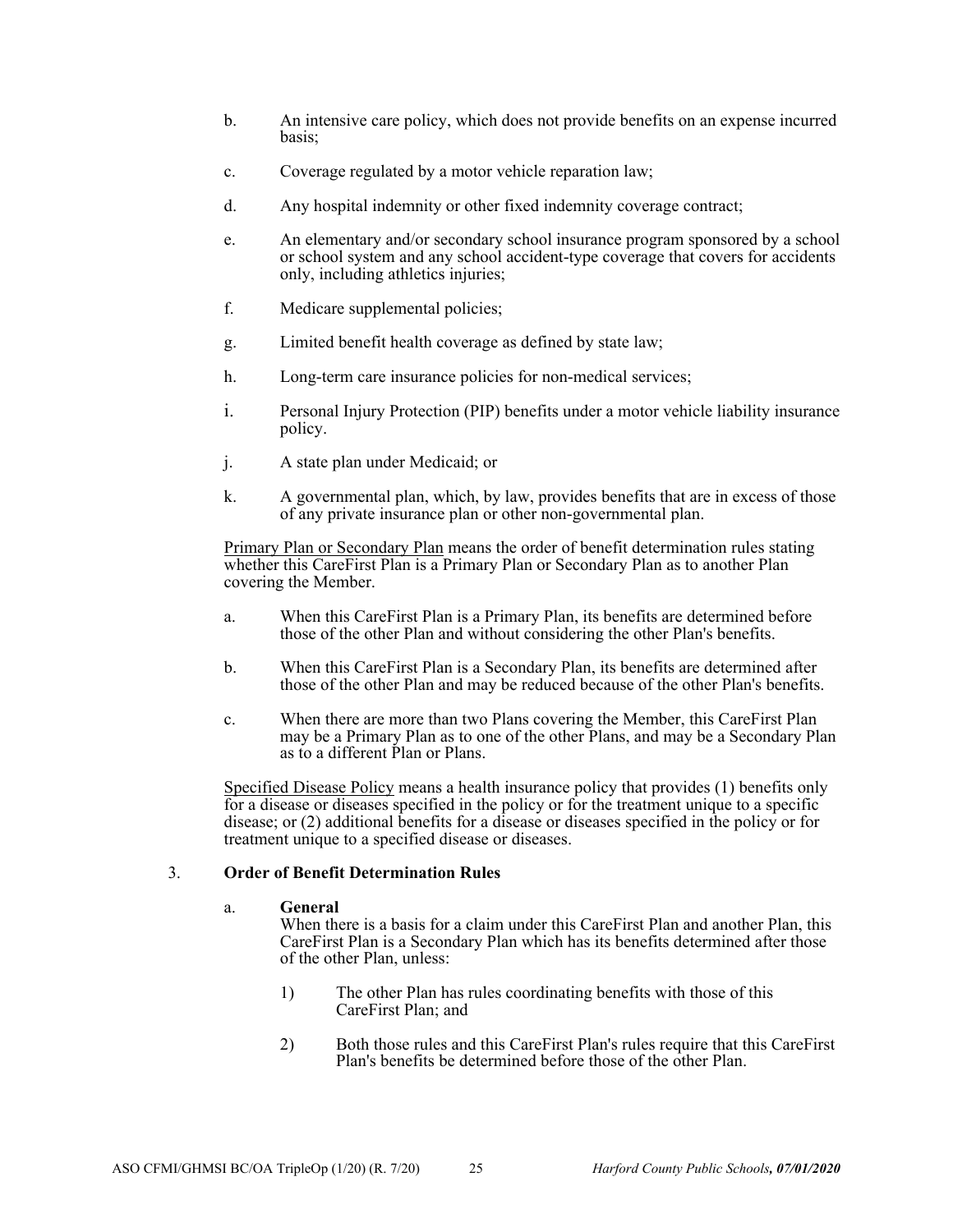b. An intensive care policy, which does not provide benefits on an expense incurred basis;

c. Coverage regulated by a motor vehicle reparation law;

d. Any hospital indemnity or other fixed indemnity coverage contract;

e. An elementary and/or secondary school insurance program sponsored by a school or school system and any school accident-type coverage that covers for accidents only, including athletics injuries;

f. Medicare supplemental policies;

g. Limited benefit health coverage as defined by state law;

h. Long-term care insurance policies for non-medical services;

i. Personal Injury Protection (PIP) benefits under a motor vehicle liability insurance policy.

j. A state plan under Medicaid; or

k. A governmental plan, which, by law, provides benefits that are in excess of those of any private insurance plan or other non-governmental plan.

<u>Primary Plan or Secondary Plan</u> means the order of benefit determination rules stating whether this CareFirst Plan is a Primary Plan or Secondary Plan as to another Plan covering the Member.

a. When this CareFirst Plan is a Primary Plan, its benefits are determined before those of the other Plan and without considering the other Plan's benefits.

b. When this CareFirst Plan is a Secondary Plan, its benefits are determined after those of the other Plan and may be reduced because of the other Plan's benefits.

c. When there are more than two Plans covering the Member, this CareFirst Plan may be a Primary Plan as to one of the other Plans, and may be a Secondary Plan as to a different Plan or Plans.

<u>Specified Disease Policy</u> means a health insurance policy that provides (1) benefits only for a disease or diseases specified in the policy or for the treatment unique to a specific disease; or (2) additional benefits for a disease or diseases specified in the policy or for treatment unique to a specified disease or diseases.

### 3. Order of Benefit Determination Rules

#### a. General

When there is a basis for a claim under this CareFirst Plan and another Plan, this CareFirst Plan is a Secondary Plan which has its benefits determined after those of the other Plan, unless:

1) The other Plan has rules coordinating benefits with those of this CareFirst Plan; and

2) Both those rules and this CareFirst Plan's rules require that this CareFirst Plan's benefits be determined before those of the other Plan.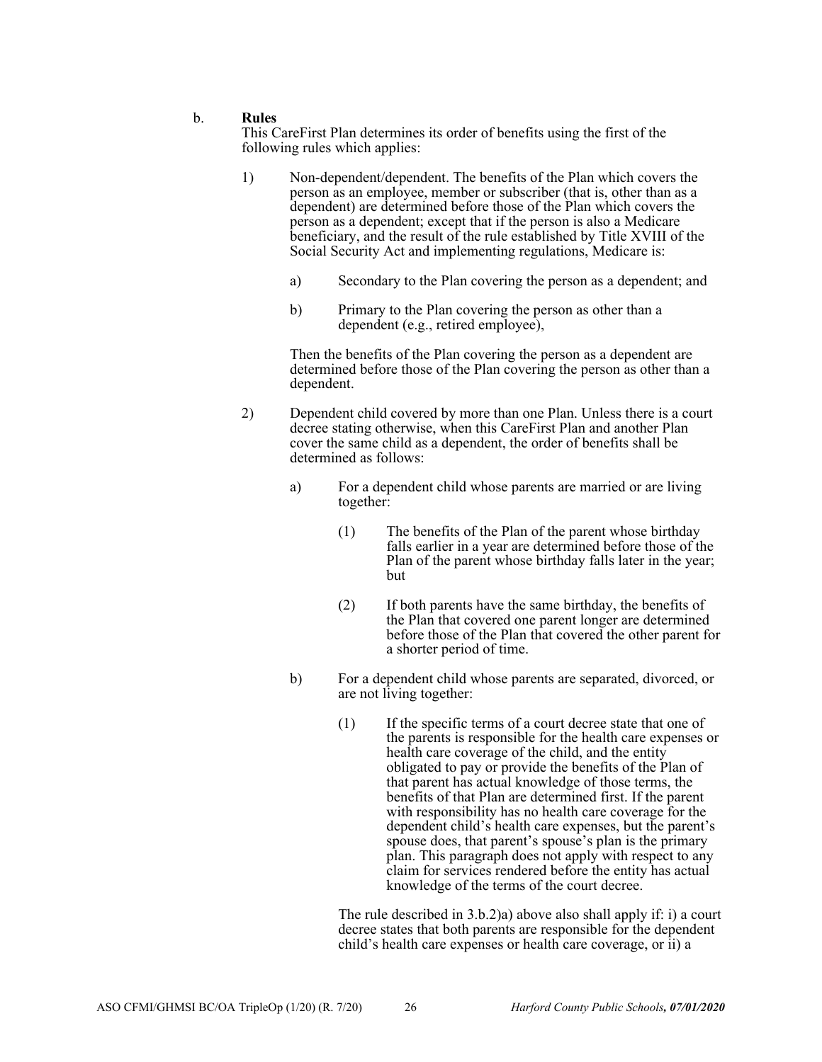b. **Rules**

This CareFirst Plan determines its order of benefits using the first of the following rules which applies:

1) Non-dependent/dependent. The benefits of the Plan which covers the person as an employee, member or subscriber (that is, other than as a dependent) are determined before those of the Plan which covers the person as a dependent; except that if the person is also a Medicare beneficiary, and the result of the rule established by Title XVIII of the Social Security Act and implementing regulations, Medicare is:

   a) Secondary to the Plan covering the person as a dependent; and

   b) Primary to the Plan covering the person as other than a dependent (e.g., retired employee),

   Then the benefits of the Plan covering the person as a dependent are determined before those of the Plan covering the person as other than a dependent.

2) Dependent child covered by more than one Plan. Unless there is a court decree stating otherwise, when this CareFirst Plan and another Plan cover the same child as a dependent, the order of benefits shall be determined as follows:

   a) For a dependent child whose parents are married or are living together:

      (1) The benefits of the Plan of the parent whose birthday falls earlier in a year are determined before those of the Plan of the parent whose birthday falls later in the year; but

      (2) If both parents have the same birthday, the benefits of the Plan that covered one parent longer are determined before those of the Plan that covered the other parent for a shorter period of time.

   b) For a dependent child whose parents are separated, divorced, or are not living together:

      (1) If the specific terms of a court decree state that one of the parents is responsible for the health care expenses or health care coverage of the child, and the entity obligated to pay or provide the benefits of the Plan of that parent has actual knowledge of those terms, the benefits of that Plan are determined first. If the parent with responsibility has no health care coverage for the dependent child's health care expenses, but the parent's spouse does, that parent's spouse's plan is the primary plan. This paragraph does not apply with respect to any claim for services rendered before the entity has actual knowledge of the terms of the court decree.

      The rule described in 3.b.2)a) above also shall apply if: i) a court decree states that both parents are responsible for the dependent child's health care expenses or health care coverage, or ii) a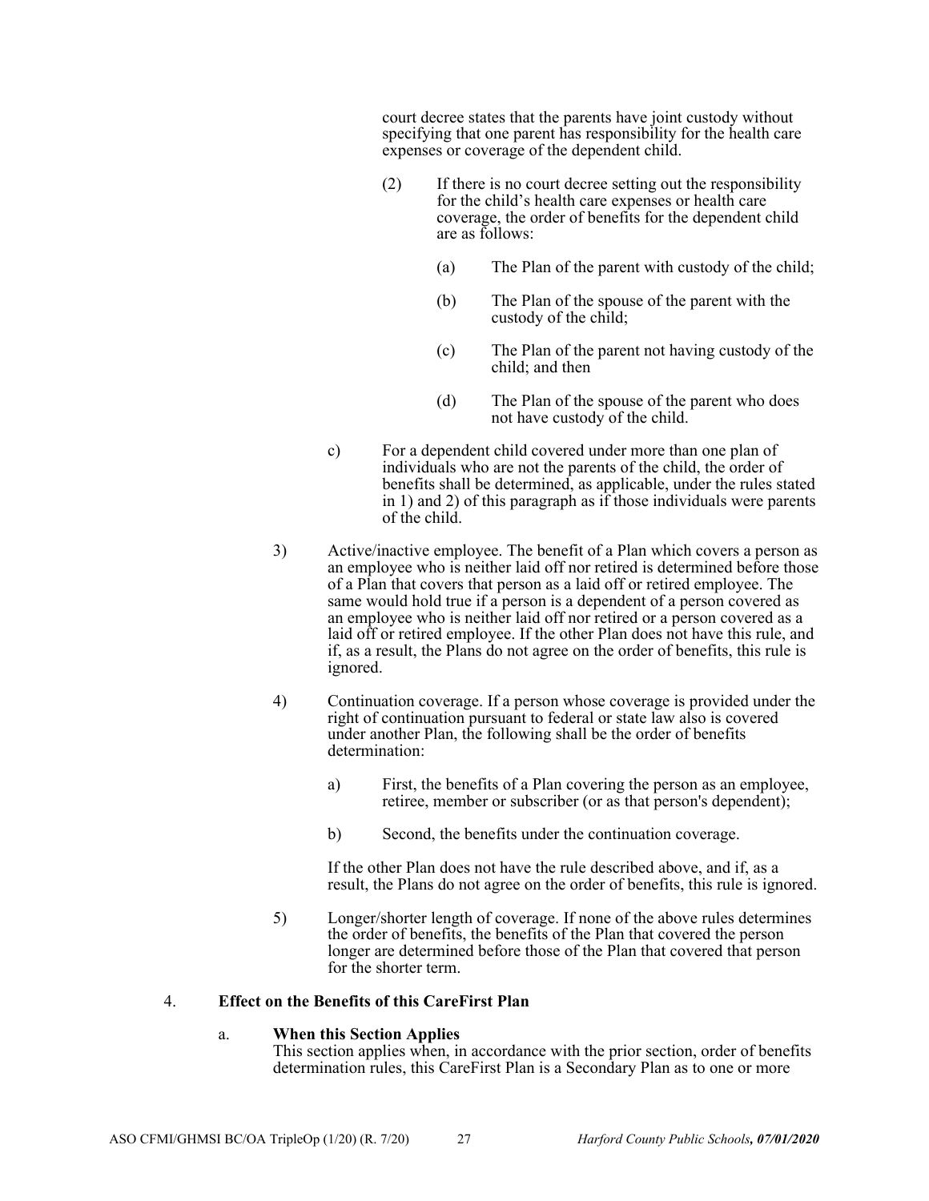court decree states that the parents have joint custody without specifying that one parent has responsibility for the health care expenses or coverage of the dependent child.

(2) If there is no court decree setting out the responsibility for the child's health care expenses or health care coverage, the order of benefits for the dependent child are as follows:

(a) The Plan of the parent with custody of the child;

(b) The Plan of the spouse of the parent with the custody of the child;

(c) The Plan of the parent not having custody of the child; and then

(d) The Plan of the spouse of the parent who does not have custody of the child.

c) For a dependent child covered under more than one plan of individuals who are not the parents of the child, the order of benefits shall be determined, as applicable, under the rules stated in 1) and 2) of this paragraph as if those individuals were parents of the child.

3) Active/inactive employee. The benefit of a Plan which covers a person as an employee who is neither laid off nor retired is determined before those of a Plan that covers that person as a laid off or retired employee. The same would hold true if a person is a dependent of a person covered as an employee who is neither laid off nor retired or a person covered as a laid off or retired employee. If the other Plan does not have this rule, and if, as a result, the Plans do not agree on the order of benefits, this rule is ignored.

4) Continuation coverage. If a person whose coverage is provided under the right of continuation pursuant to federal or state law also is covered under another Plan, the following shall be the order of benefits determination:

a) First, the benefits of a Plan covering the person as an employee, retiree, member or subscriber (or as that person's dependent);

b) Second, the benefits under the continuation coverage.

If the other Plan does not have the rule described above, and if, as a result, the Plans do not agree on the order of benefits, this rule is ignored.

5) Longer/shorter length of coverage. If none of the above rules determines the order of benefits, the benefits of the Plan that covered the person longer are determined before those of the Plan that covered that person for the shorter term.

4. **Effect on the Benefits of this CareFirst Plan**

a. **When this Section Applies**
This section applies when, in accordance with the prior section, order of benefits determination rules, this CareFirst Plan is a Secondary Plan as to one or more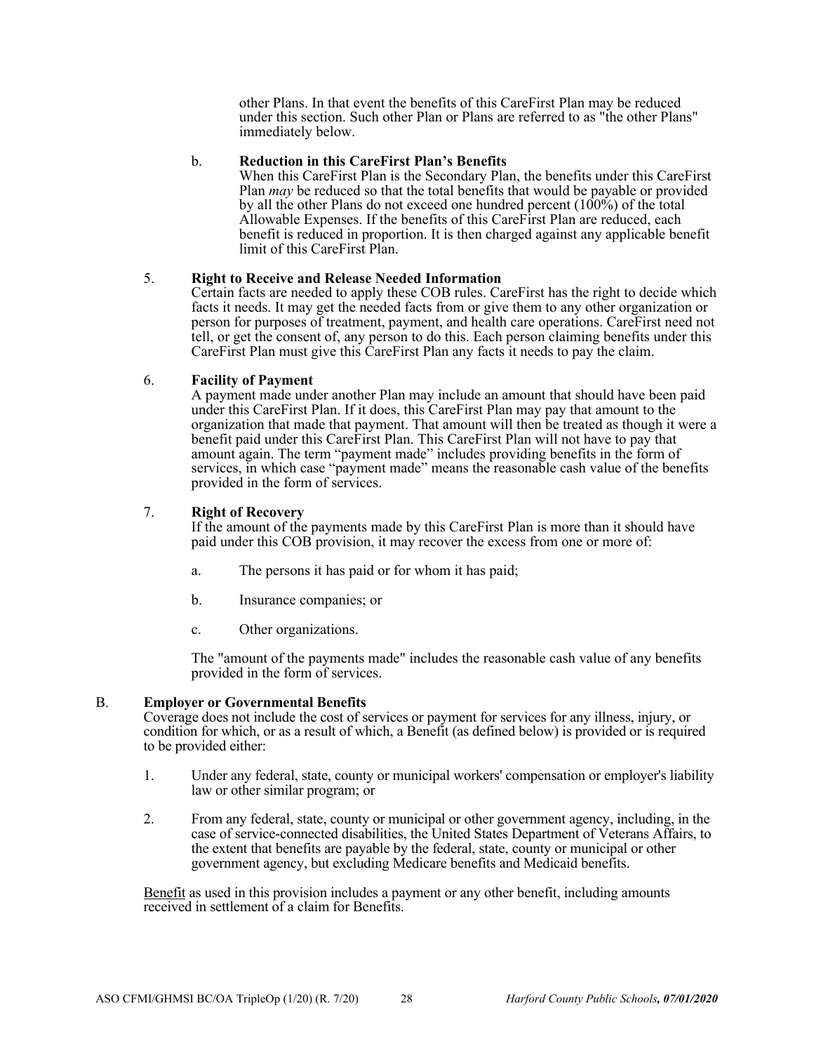other Plans. In that event the benefits of this CareFirst Plan may be reduced under this section. Such other Plan or Plans are referred to as "the other Plans" immediately below.

b. **Reduction in this CareFirst Plan's Benefits**

When this CareFirst Plan is the Secondary Plan, the benefits under this CareFirst Plan *may* be reduced so that the total benefits that would be payable or provided by all the other Plans do not exceed one hundred percent (100%) of the total Allowable Expenses. If the benefits of this CareFirst Plan are reduced, each benefit is reduced in proportion. It is then charged against any applicable benefit limit of this CareFirst Plan.

5. **Right to Receive and Release Needed Information**

Certain facts are needed to apply these COB rules. CareFirst has the right to decide which facts it needs. It may get the needed facts from or give them to any other organization or person for purposes of treatment, payment, and health care operations. CareFirst need not tell, or get the consent of, any person to do this. Each person claiming benefits under this CareFirst Plan must give this CareFirst Plan any facts it needs to pay the claim.

6. **Facility of Payment**

A payment made under another Plan may include an amount that should have been paid under this CareFirst Plan. If it does, this CareFirst Plan may pay that amount to the organization that made that payment. That amount will then be treated as though it were a benefit paid under this CareFirst Plan. This CareFirst Plan will not have to pay that amount again. The term "payment made" includes providing benefits in the form of services, in which case "payment made" means the reasonable cash value of the benefits provided in the form of services.

7. **Right of Recovery**

If the amount of the payments made by this CareFirst Plan is more than it should have paid under this COB provision, it may recover the excess from one or more of:

a. The persons it has paid or for whom it has paid;

b. Insurance companies; or

c. Other organizations.

The "amount of the payments made" includes the reasonable cash value of any benefits provided in the form of services.

B. **Employer or Governmental Benefits**

Coverage does not include the cost of services or payment for services for any illness, injury, or condition for which, or as a result of which, a Benefit (as defined below) is provided or is required to be provided either:

1. Under any federal, state, county or municipal workers' compensation or employer's liability law or other similar program; or

2. From any federal, state, county or municipal or other government agency, including, in the case of service-connected disabilities, the United States Department of Veterans Affairs, to the extent that benefits are payable by the federal, state, county or municipal or other government agency, but excluding Medicare benefits and Medicaid benefits.

Benefit as used in this provision includes a payment or any other benefit, including amounts received in settlement of a claim for Benefits.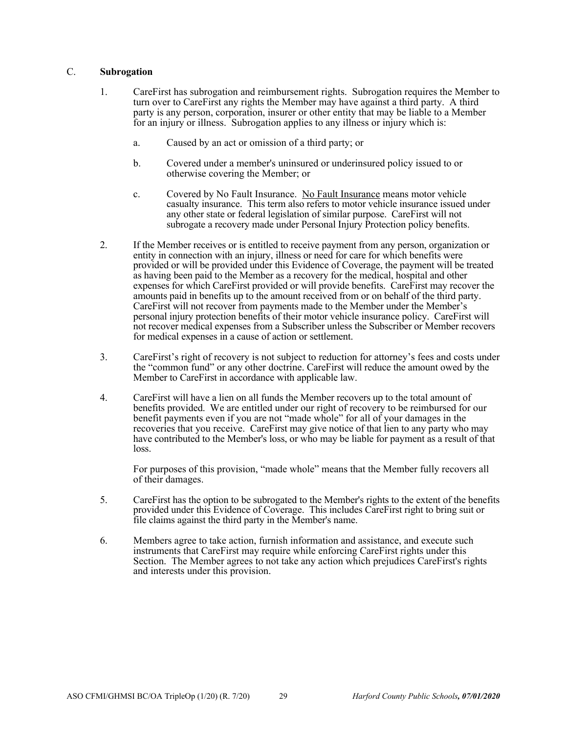### C. **Subrogation**

1. CareFirst has subrogation and reimbursement rights. Subrogation requires the Member to turn over to CareFirst any rights the Member may have against a third party. A third party is any person, corporation, insurer or other entity that may be liable to a Member for an injury or illness. Subrogation applies to any illness or injury which is:

    a. Caused by an act or omission of a third party; or

    b. Covered under a member's uninsured or underinsured policy issued to or otherwise covering the Member; or

    c. Covered by No Fault Insurance. <u>No Fault Insurance</u> means motor vehicle casualty insurance. This term also refers to motor vehicle insurance issued under any other state or federal legislation of similar purpose. CareFirst will not subrogate a recovery made under Personal Injury Protection policy benefits.

2. If the Member receives or is entitled to receive payment from any person, organization or entity in connection with an injury, illness or need for care for which benefits were provided or will be provided under this Evidence of Coverage, the payment will be treated as having been paid to the Member as a recovery for the medical, hospital and other expenses for which CareFirst provided or will provide benefits. CareFirst may recover the amounts paid in benefits up to the amount received from or on behalf of the third party. CareFirst will not recover from payments made to the Member under the Member's personal injury protection benefits of their motor vehicle insurance policy. CareFirst will not recover medical expenses from a Subscriber unless the Subscriber or Member recovers for medical expenses in a cause of action or settlement.

3. CareFirst's right of recovery is not subject to reduction for attorney's fees and costs under the "common fund" or any other doctrine. CareFirst will reduce the amount owed by the Member to CareFirst in accordance with applicable law.

4. CareFirst will have a lien on all funds the Member recovers up to the total amount of benefits provided. We are entitled under our right of recovery to be reimbursed for our benefit payments even if you are not "made whole" for all of your damages in the recoveries that you receive. CareFirst may give notice of that lien to any party who may have contributed to the Member's loss, or who may be liable for payment as a result of that loss.

    For purposes of this provision, "made whole" means that the Member fully recovers all of their damages.

5. CareFirst has the option to be subrogated to the Member's rights to the extent of the benefits provided under this Evidence of Coverage. This includes CareFirst right to bring suit or file claims against the third party in the Member's name.

6. Members agree to take action, furnish information and assistance, and execute such instruments that CareFirst may require while enforcing CareFirst rights under this Section. The Member agrees to not take any action which prejudices CareFirst's rights and interests under this provision.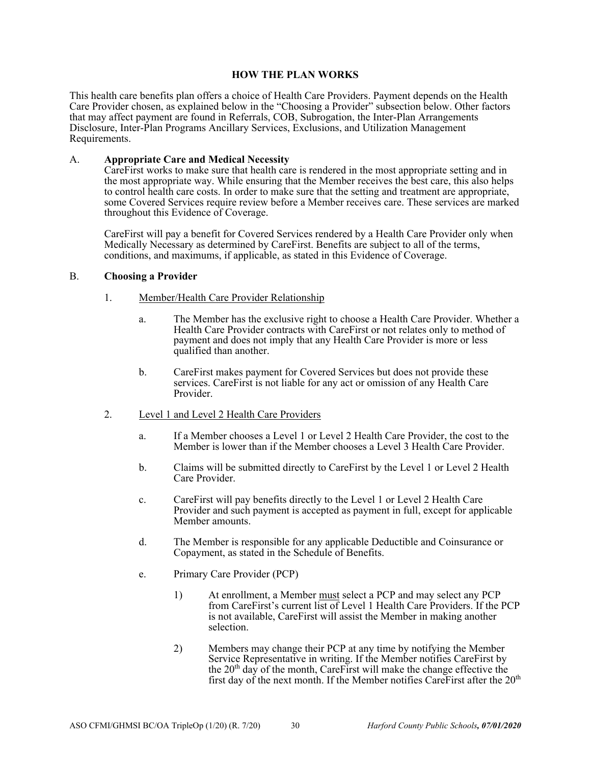# HOW THE PLAN WORKS

This health care benefits plan offers a choice of Health Care Providers. Payment depends on the Health Care Provider chosen, as explained below in the "Choosing a Provider" subsection below. Other factors that may affect payment are found in Referrals, COB, Subrogation, the Inter-Plan Arrangements Disclosure, Inter-Plan Programs Ancillary Services, Exclusions, and Utilization Management Requirements.

A. **Appropriate Care and Medical Necessity**

CareFirst works to make sure that health care is rendered in the most appropriate setting and in the most appropriate way. While ensuring that the Member receives the best care, this also helps to control health care costs. In order to make sure that the setting and treatment are appropriate, some Covered Services require review before a Member receives care. These services are marked throughout this Evidence of Coverage.

CareFirst will pay a benefit for Covered Services rendered by a Health Care Provider only when Medically Necessary as determined by CareFirst. Benefits are subject to all of the terms, conditions, and maximums, if applicable, as stated in this Evidence of Coverage.

B. **Choosing a Provider**

1. Member/Health Care Provider Relationship

   a. The Member has the exclusive right to choose a Health Care Provider. Whether a Health Care Provider contracts with CareFirst or not relates only to method of payment and does not imply that any Health Care Provider is more or less qualified than another.

   b. CareFirst makes payment for Covered Services but does not provide these services. CareFirst is not liable for any act or omission of any Health Care Provider.

2. Level 1 and Level 2 Health Care Providers

   a. If a Member chooses a Level 1 or Level 2 Health Care Provider, the cost to the Member is lower than if the Member chooses a Level 3 Health Care Provider.

   b. Claims will be submitted directly to CareFirst by the Level 1 or Level 2 Health Care Provider.

   c. CareFirst will pay benefits directly to the Level 1 or Level 2 Health Care Provider and such payment is accepted as payment in full, except for applicable Member amounts.

   d. The Member is responsible for any applicable Deductible and Coinsurance or Copayment, as stated in the Schedule of Benefits.

   e. Primary Care Provider (PCP)

      1) At enrollment, a Member must select a PCP and may select any PCP from CareFirst's current list of Level 1 Health Care Providers. If the PCP is not available, CareFirst will assist the Member in making another selection.

      2) Members may change their PCP at any time by notifying the Member Service Representative in writing. If the Member notifies CareFirst by the 20th day of the month, CareFirst will make the change effective the first day of the next month. If the Member notifies CareFirst after the 20th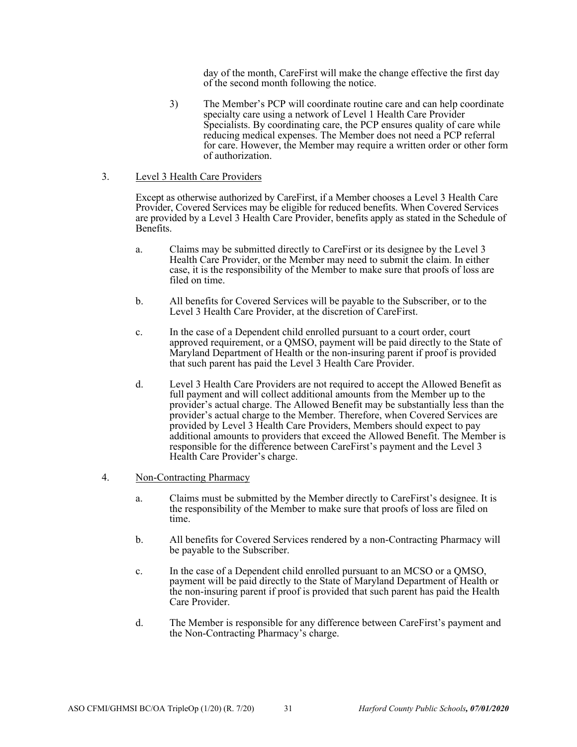day of the month, CareFirst will make the change effective the first day of the second month following the notice.

3) The Member's PCP will coordinate routine care and can help coordinate specialty care using a network of Level 1 Health Care Provider Specialists. By coordinating care, the PCP ensures quality of care while reducing medical expenses. The Member does not need a PCP referral for care. However, the Member may require a written order or other form of authorization.

3. <u>Level 3 Health Care Providers</u>

Except as otherwise authorized by CareFirst, if a Member chooses a Level 3 Health Care Provider, Covered Services may be eligible for reduced benefits. When Covered Services are provided by a Level 3 Health Care Provider, benefits apply as stated in the Schedule of Benefits.

a. Claims may be submitted directly to CareFirst or its designee by the Level 3 Health Care Provider, or the Member may need to submit the claim. In either case, it is the responsibility of the Member to make sure that proofs of loss are filed on time.

b. All benefits for Covered Services will be payable to the Subscriber, or to the Level 3 Health Care Provider, at the discretion of CareFirst.

c. In the case of a Dependent child enrolled pursuant to a court order, court approved requirement, or a QMSO, payment will be paid directly to the State of Maryland Department of Health or the non-insuring parent if proof is provided that such parent has paid the Level 3 Health Care Provider.

d. Level 3 Health Care Providers are not required to accept the Allowed Benefit as full payment and will collect additional amounts from the Member up to the provider's actual charge. The Allowed Benefit may be substantially less than the provider's actual charge to the Member. Therefore, when Covered Services are provided by Level 3 Health Care Providers, Members should expect to pay additional amounts to providers that exceed the Allowed Benefit. The Member is responsible for the difference between CareFirst's payment and the Level 3 Health Care Provider's charge.

4. <u>Non-Contracting Pharmacy</u>

a. Claims must be submitted by the Member directly to CareFirst's designee. It is the responsibility of the Member to make sure that proofs of loss are filed on time.

b. All benefits for Covered Services rendered by a non-Contracting Pharmacy will be payable to the Subscriber.

c. In the case of a Dependent child enrolled pursuant to an MCSO or a QMSO, payment will be paid directly to the State of Maryland Department of Health or the non-insuring parent if proof is provided that such parent has paid the Health Care Provider.

d. The Member is responsible for any difference between CareFirst's payment and the Non-Contracting Pharmacy's charge.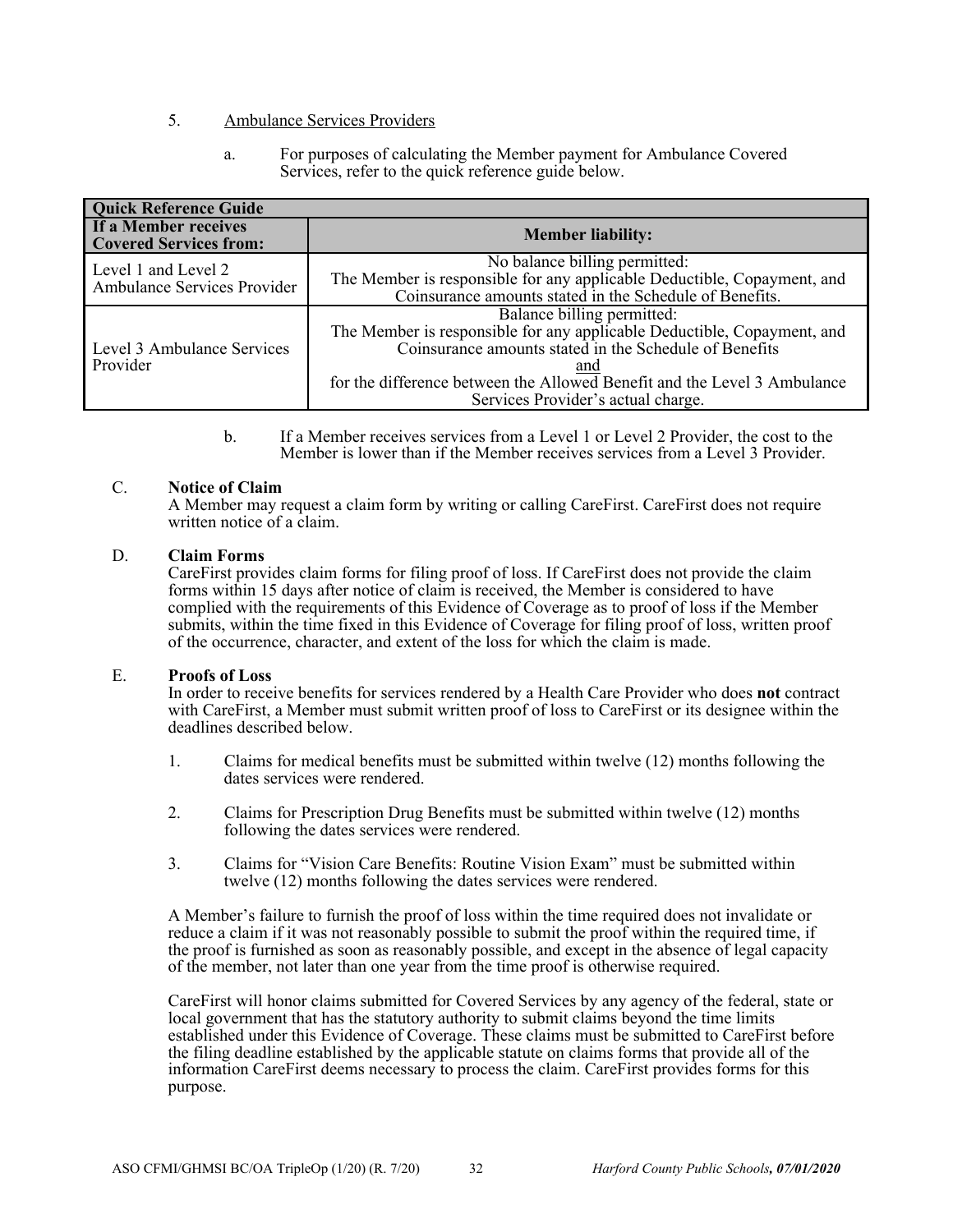5. Ambulance Services Providers

   a. For purposes of calculating the Member payment for Ambulance Covered Services, refer to the quick reference guide below.

| Quick Reference Guide | |
|---|---|
| **If a Member receives Covered Services from:** | **Member liability:** |
| Level 1 and Level 2 Ambulance Services Provider | No balance billing permitted: The Member is responsible for any applicable Deductible, Copayment, and Coinsurance amounts stated in the Schedule of Benefits. |
| Level 3 Ambulance Services Provider | Balance billing permitted: The Member is responsible for any applicable Deductible, Copayment, and Coinsurance amounts stated in the Schedule of Benefits <u>and</u> for the difference between the Allowed Benefit and the Level 3 Ambulance Services Provider's actual charge. |

   b. If a Member receives services from a Level 1 or Level 2 Provider, the cost to the Member is lower than if the Member receives services from a Level 3 Provider.

C. **Notice of Claim**

A Member may request a claim form by writing or calling CareFirst. CareFirst does not require written notice of a claim.

D. **Claim Forms**

CareFirst provides claim forms for filing proof of loss. If CareFirst does not provide the claim forms within 15 days after notice of claim is received, the Member is considered to have complied with the requirements of this Evidence of Coverage as to proof of loss if the Member submits, within the time fixed in this Evidence of Coverage for filing proof of loss, written proof of the occurrence, character, and extent of the loss for which the claim is made.

E. **Proofs of Loss**

In order to receive benefits for services rendered by a Health Care Provider who does **not** contract with CareFirst, a Member must submit written proof of loss to CareFirst or its designee within the deadlines described below.

1. Claims for medical benefits must be submitted within twelve (12) months following the dates services were rendered.

2. Claims for Prescription Drug Benefits must be submitted within twelve (12) months following the dates services were rendered.

3. Claims for "Vision Care Benefits: Routine Vision Exam" must be submitted within twelve (12) months following the dates services were rendered.

A Member's failure to furnish the proof of loss within the time required does not invalidate or reduce a claim if it was not reasonably possible to submit the proof within the required time, if the proof is furnished as soon as reasonably possible, and except in the absence of legal capacity of the member, not later than one year from the time proof is otherwise required.

CareFirst will honor claims submitted for Covered Services by any agency of the federal, state or local government that has the statutory authority to submit claims beyond the time limits established under this Evidence of Coverage. These claims must be submitted to CareFirst before the filing deadline established by the applicable statute on claims forms that provide all of the information CareFirst deems necessary to process the claim. CareFirst provides forms for this purpose.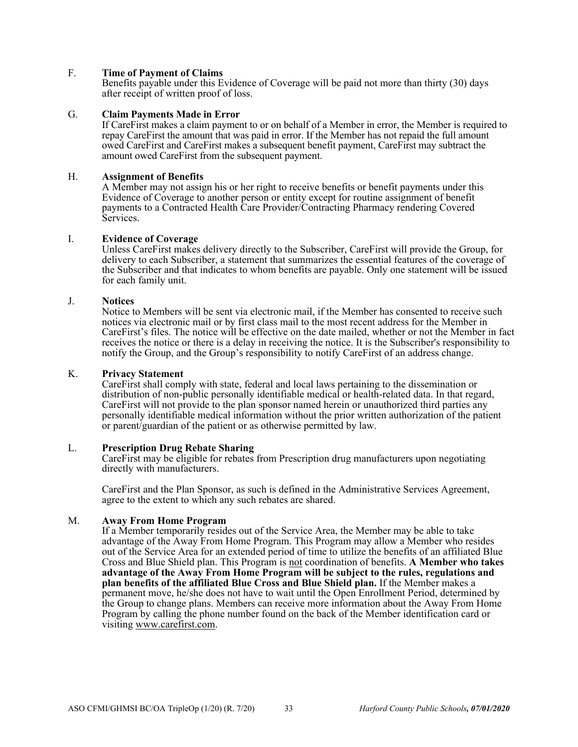F. **Time of Payment of Claims**
Benefits payable under this Evidence of Coverage will be paid not more than thirty (30) days after receipt of written proof of loss.

G. **Claim Payments Made in Error**
If CareFirst makes a claim payment to or on behalf of a Member in error, the Member is required to repay CareFirst the amount that was paid in error. If the Member has not repaid the full amount owed CareFirst and CareFirst makes a subsequent benefit payment, CareFirst may subtract the amount owed CareFirst from the subsequent payment.

H. **Assignment of Benefits**
A Member may not assign his or her right to receive benefits or benefit payments under this Evidence of Coverage to another person or entity except for routine assignment of benefit payments to a Contracted Health Care Provider/Contracting Pharmacy rendering Covered Services.

I. **Evidence of Coverage**
Unless CareFirst makes delivery directly to the Subscriber, CareFirst will provide the Group, for delivery to each Subscriber, a statement that summarizes the essential features of the coverage of the Subscriber and that indicates to whom benefits are payable. Only one statement will be issued for each family unit.

J. **Notices**
Notice to Members will be sent via electronic mail, if the Member has consented to receive such notices via electronic mail or by first class mail to the most recent address for the Member in CareFirst's files. The notice will be effective on the date mailed, whether or not the Member in fact receives the notice or there is a delay in receiving the notice. It is the Subscriber's responsibility to notify the Group, and the Group's responsibility to notify CareFirst of an address change.

K. **Privacy Statement**
CareFirst shall comply with state, federal and local laws pertaining to the dissemination or distribution of non-public personally identifiable medical or health-related data. In that regard, CareFirst will not provide to the plan sponsor named herein or unauthorized third parties any personally identifiable medical information without the prior written authorization of the patient or parent/guardian of the patient or as otherwise permitted by law.

L. **Prescription Drug Rebate Sharing**
CareFirst may be eligible for rebates from Prescription drug manufacturers upon negotiating directly with manufacturers.

CareFirst and the Plan Sponsor, as such is defined in the Administrative Services Agreement, agree to the extent to which any such rebates are shared.

M. **Away From Home Program**
If a Member temporarily resides out of the Service Area, the Member may be able to take advantage of the Away From Home Program. This Program may allow a Member who resides out of the Service Area for an extended period of time to utilize the benefits of an affiliated Blue Cross and Blue Shield plan. This Program is not coordination of benefits. **A Member who takes advantage of the Away From Home Program will be subject to the rules, regulations and plan benefits of the affiliated Blue Cross and Blue Shield plan.** If the Member makes a permanent move, he/she does not have to wait until the Open Enrollment Period, determined by the Group to change plans. Members can receive more information about the Away From Home Program by calling the phone number found on the back of the Member identification card or visiting www.carefirst.com.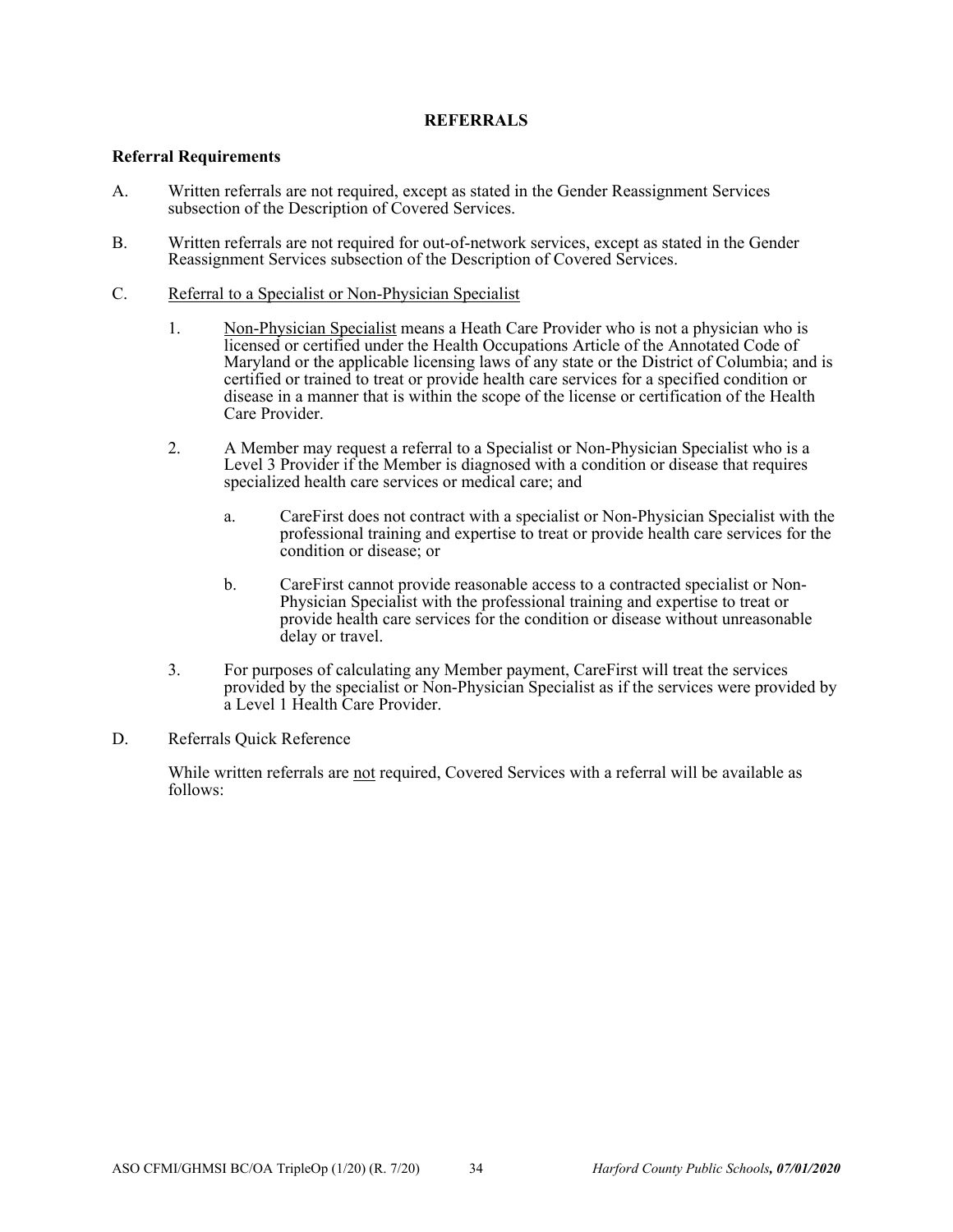## REFERRALS

### Referral Requirements

A. Written referrals are not required, except as stated in the Gender Reassignment Services subsection of the Description of Covered Services.

B. Written referrals are not required for out-of-network services, except as stated in the Gender Reassignment Services subsection of the Description of Covered Services.

C. <u>Referral to a Specialist or Non-Physician Specialist</u>

   1. <u>Non-Physician Specialist</u> means a Heath Care Provider who is not a physician who is licensed or certified under the Health Occupations Article of the Annotated Code of Maryland or the applicable licensing laws of any state or the District of Columbia; and is certified or trained to treat or provide health care services for a specified condition or disease in a manner that is within the scope of the license or certification of the Health Care Provider.

   2. A Member may request a referral to a Specialist or Non-Physician Specialist who is a Level 3 Provider if the Member is diagnosed with a condition or disease that requires specialized health care services or medical care; and

      a. CareFirst does not contract with a specialist or Non-Physician Specialist with the professional training and expertise to treat or provide health care services for the condition or disease; or

      b. CareFirst cannot provide reasonable access to a contracted specialist or Non-Physician Specialist with the professional training and expertise to treat or provide health care services for the condition or disease without unreasonable delay or travel.

   3. For purposes of calculating any Member payment, CareFirst will treat the services provided by the specialist or Non-Physician Specialist as if the services were provided by a Level 1 Health Care Provider.

D. Referrals Quick Reference

   While written referrals are <u>not</u> required, Covered Services with a referral will be available as follows: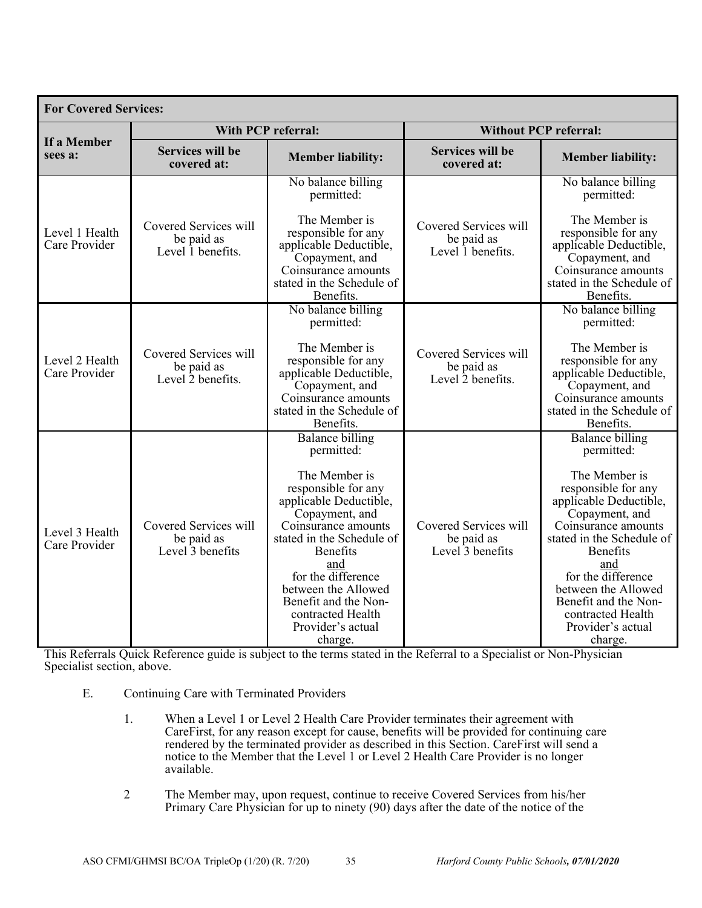| For Covered Services: | | | | |
|---|---|---|---|---|
| If a Member sees a: | With PCP referral: | | Without PCP referral: | |
| | Services will be covered at: | Member liability: | Services will be covered at: | Member liability: |
| Level 1 Health Care Provider | Covered Services will be paid as Level 1 benefits. | No balance billing permitted: The Member is responsible for any applicable Deductible, Copayment, and Coinsurance amounts stated in the Schedule of Benefits. | Covered Services will be paid as Level 1 benefits. | No balance billing permitted: The Member is responsible for any applicable Deductible, Copayment, and Coinsurance amounts stated in the Schedule of Benefits. |
| Level 2 Health Care Provider | Covered Services will be paid as Level 2 benefits. | No balance billing permitted: The Member is responsible for any applicable Deductible, Copayment, and Coinsurance amounts stated in the Schedule of Benefits. | Covered Services will be paid as Level 2 benefits. | No balance billing permitted: The Member is responsible for any applicable Deductible, Copayment, and Coinsurance amounts stated in the Schedule of Benefits. |
| Level 3 Health Care Provider | Covered Services will be paid as Level 3 benefits | Balance billing permitted: The Member is responsible for any applicable Deductible, Copayment, and Coinsurance amounts stated in the Schedule of Benefits and for the difference between the Allowed Benefit and the Non-contracted Health Provider's actual charge. | Covered Services will be paid as Level 3 benefits | Balance billing permitted: The Member is responsible for any applicable Deductible, Copayment, and Coinsurance amounts stated in the Schedule of Benefits and for the difference between the Allowed Benefit and the Non-contracted Health Provider's actual charge. |

This Referrals Quick Reference guide is subject to the terms stated in the Referral to a Specialist or Non-Physician Specialist section, above.

E. Continuing Care with Terminated Providers

1. When a Level 1 or Level 2 Health Care Provider terminates their agreement with CareFirst, for any reason except for cause, benefits will be provided for continuing care rendered by the terminated provider as described in this Section. CareFirst will send a notice to the Member that the Level 1 or Level 2 Health Care Provider is no longer available.

2 The Member may, upon request, continue to receive Covered Services from his/her Primary Care Physician for up to ninety (90) days after the date of the notice of the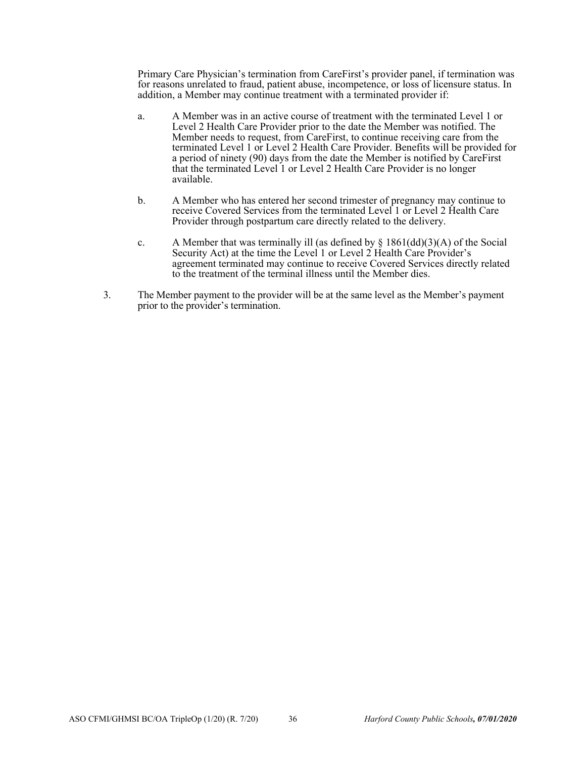Primary Care Physician's termination from CareFirst's provider panel, if termination was for reasons unrelated to fraud, patient abuse, incompetence, or loss of licensure status. In addition, a Member may continue treatment with a terminated provider if:

a. A Member was in an active course of treatment with the terminated Level 1 or Level 2 Health Care Provider prior to the date the Member was notified. The Member needs to request, from CareFirst, to continue receiving care from the terminated Level 1 or Level 2 Health Care Provider. Benefits will be provided for a period of ninety (90) days from the date the Member is notified by CareFirst that the terminated Level 1 or Level 2 Health Care Provider is no longer available.

b. A Member who has entered her second trimester of pregnancy may continue to receive Covered Services from the terminated Level 1 or Level 2 Health Care Provider through postpartum care directly related to the delivery.

c. A Member that was terminally ill (as defined by § 1861(dd)(3)(A) of the Social Security Act) at the time the Level 1 or Level 2 Health Care Provider's agreement terminated may continue to receive Covered Services directly related to the treatment of the terminal illness until the Member dies.

3. The Member payment to the provider will be at the same level as the Member's payment prior to the provider's termination.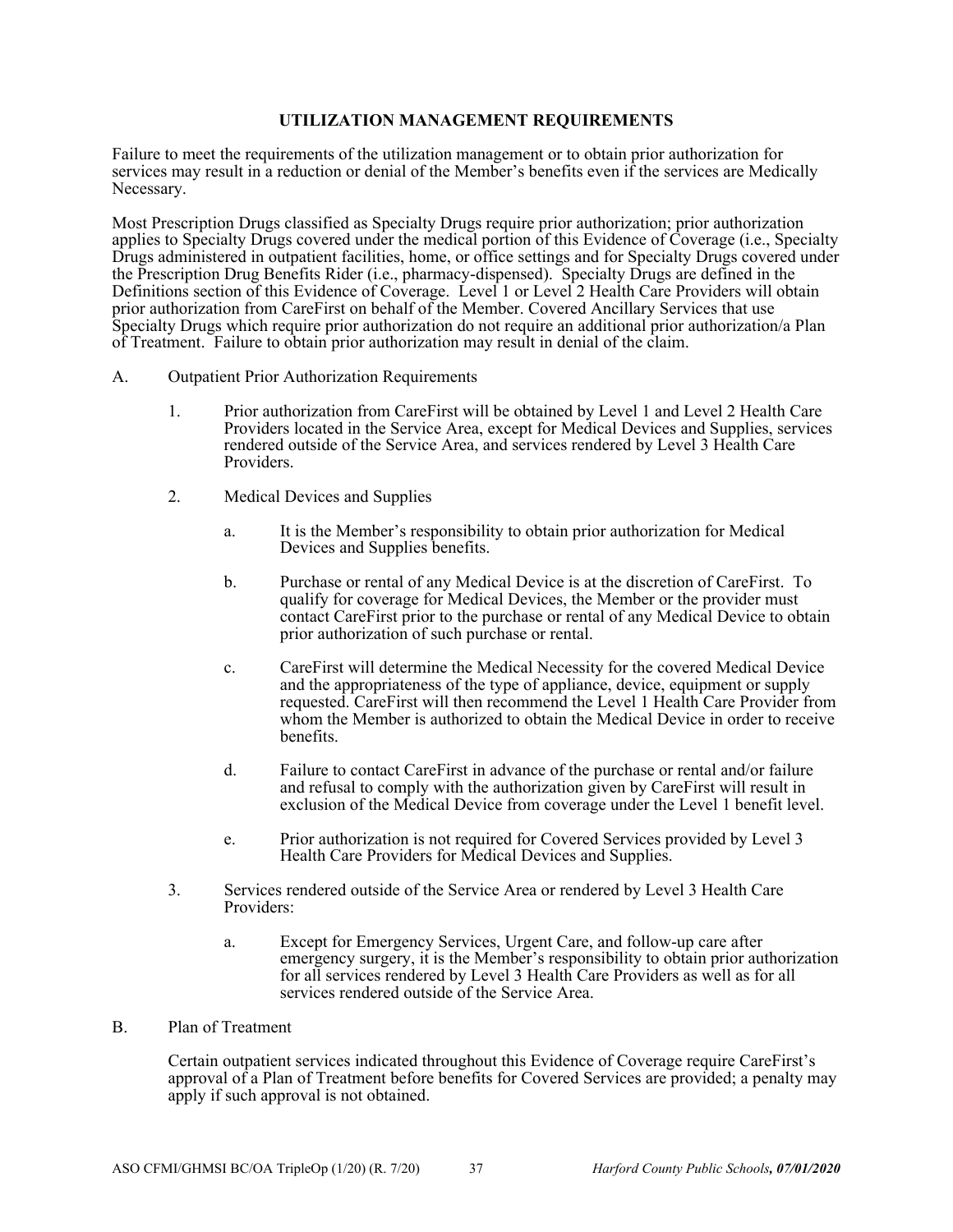## UTILIZATION MANAGEMENT REQUIREMENTS

Failure to meet the requirements of the utilization management or to obtain prior authorization for services may result in a reduction or denial of the Member's benefits even if the services are Medically Necessary.

Most Prescription Drugs classified as Specialty Drugs require prior authorization; prior authorization applies to Specialty Drugs covered under the medical portion of this Evidence of Coverage (i.e., Specialty Drugs administered in outpatient facilities, home, or office settings and for Specialty Drugs covered under the Prescription Drug Benefits Rider (i.e., pharmacy-dispensed). Specialty Drugs are defined in the Definitions section of this Evidence of Coverage. Level 1 or Level 2 Health Care Providers will obtain prior authorization from CareFirst on behalf of the Member. Covered Ancillary Services that use Specialty Drugs which require prior authorization do not require an additional prior authorization/a Plan of Treatment. Failure to obtain prior authorization may result in denial of the claim.

A. Outpatient Prior Authorization Requirements

1. Prior authorization from CareFirst will be obtained by Level 1 and Level 2 Health Care Providers located in the Service Area, except for Medical Devices and Supplies, services rendered outside of the Service Area, and services rendered by Level 3 Health Care Providers.

2. Medical Devices and Supplies

   a. It is the Member's responsibility to obtain prior authorization for Medical Devices and Supplies benefits.

   b. Purchase or rental of any Medical Device is at the discretion of CareFirst. To qualify for coverage for Medical Devices, the Member or the provider must contact CareFirst prior to the purchase or rental of any Medical Device to obtain prior authorization of such purchase or rental.

   c. CareFirst will determine the Medical Necessity for the covered Medical Device and the appropriateness of the type of appliance, device, equipment or supply requested. CareFirst will then recommend the Level 1 Health Care Provider from whom the Member is authorized to obtain the Medical Device in order to receive benefits.

   d. Failure to contact CareFirst in advance of the purchase or rental and/or failure and refusal to comply with the authorization given by CareFirst will result in exclusion of the Medical Device from coverage under the Level 1 benefit level.

   e. Prior authorization is not required for Covered Services provided by Level 3 Health Care Providers for Medical Devices and Supplies.

3. Services rendered outside of the Service Area or rendered by Level 3 Health Care Providers:

   a. Except for Emergency Services, Urgent Care, and follow-up care after emergency surgery, it is the Member's responsibility to obtain prior authorization for all services rendered by Level 3 Health Care Providers as well as for all services rendered outside of the Service Area.

B. Plan of Treatment

Certain outpatient services indicated throughout this Evidence of Coverage require CareFirst's approval of a Plan of Treatment before benefits for Covered Services are provided; a penalty may apply if such approval is not obtained.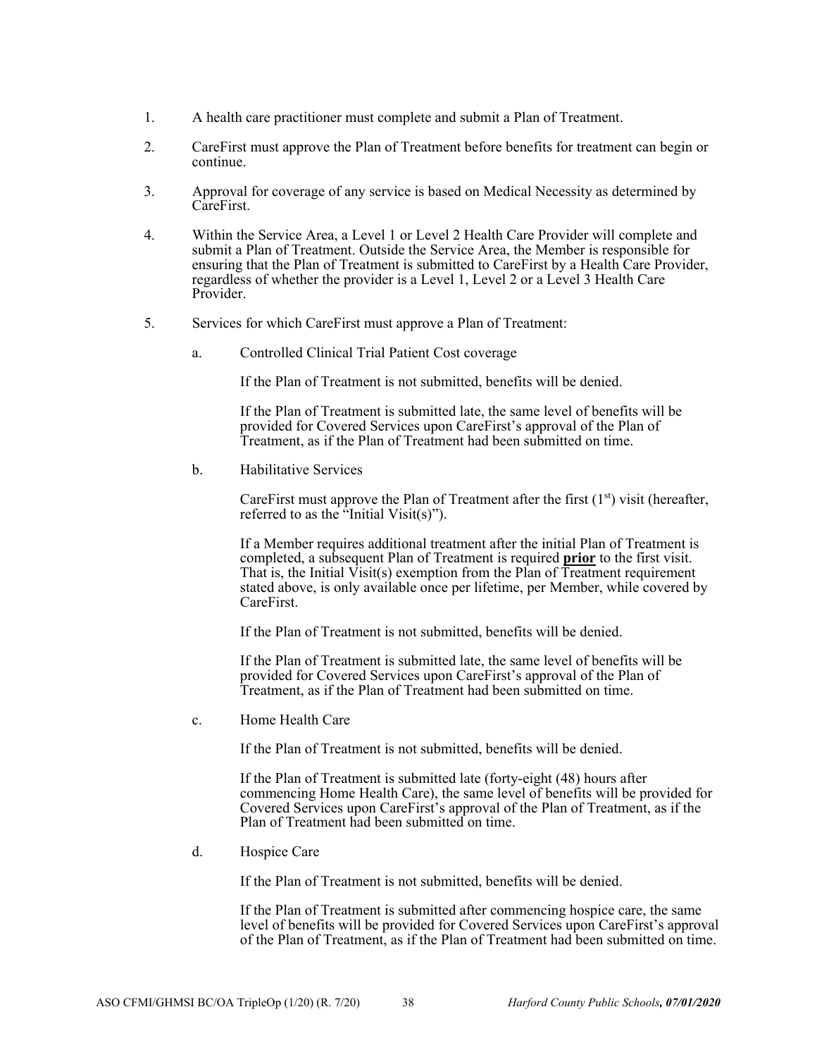1. A health care practitioner must complete and submit a Plan of Treatment.

2. CareFirst must approve the Plan of Treatment before benefits for treatment can begin or continue.

3. Approval for coverage of any service is based on Medical Necessity as determined by CareFirst.

4. Within the Service Area, a Level 1 or Level 2 Health Care Provider will complete and submit a Plan of Treatment. Outside the Service Area, the Member is responsible for ensuring that the Plan of Treatment is submitted to CareFirst by a Health Care Provider, regardless of whether the provider is a Level 1, Level 2 or a Level 3 Health Care Provider.

5. Services for which CareFirst must approve a Plan of Treatment:

   a. Controlled Clinical Trial Patient Cost coverage

      If the Plan of Treatment is not submitted, benefits will be denied.

      If the Plan of Treatment is submitted late, the same level of benefits will be provided for Covered Services upon CareFirst's approval of the Plan of Treatment, as if the Plan of Treatment had been submitted on time.

   b. Habilitative Services

      CareFirst must approve the Plan of Treatment after the first (1st) visit (hereafter, referred to as the "Initial Visit(s)").

      If a Member requires additional treatment after the initial Plan of Treatment is completed, a subsequent Plan of Treatment is required **prior** to the first visit. That is, the Initial Visit(s) exemption from the Plan of Treatment requirement stated above, is only available once per lifetime, per Member, while covered by CareFirst.

      If the Plan of Treatment is not submitted, benefits will be denied.

      If the Plan of Treatment is submitted late, the same level of benefits will be provided for Covered Services upon CareFirst's approval of the Plan of Treatment, as if the Plan of Treatment had been submitted on time.

   c. Home Health Care

      If the Plan of Treatment is not submitted, benefits will be denied.

      If the Plan of Treatment is submitted late (forty-eight (48) hours after commencing Home Health Care), the same level of benefits will be provided for Covered Services upon CareFirst's approval of the Plan of Treatment, as if the Plan of Treatment had been submitted on time.

   d. Hospice Care

      If the Plan of Treatment is not submitted, benefits will be denied.

      If the Plan of Treatment is submitted after commencing hospice care, the same level of benefits will be provided for Covered Services upon CareFirst's approval of the Plan of Treatment, as if the Plan of Treatment had been submitted on time.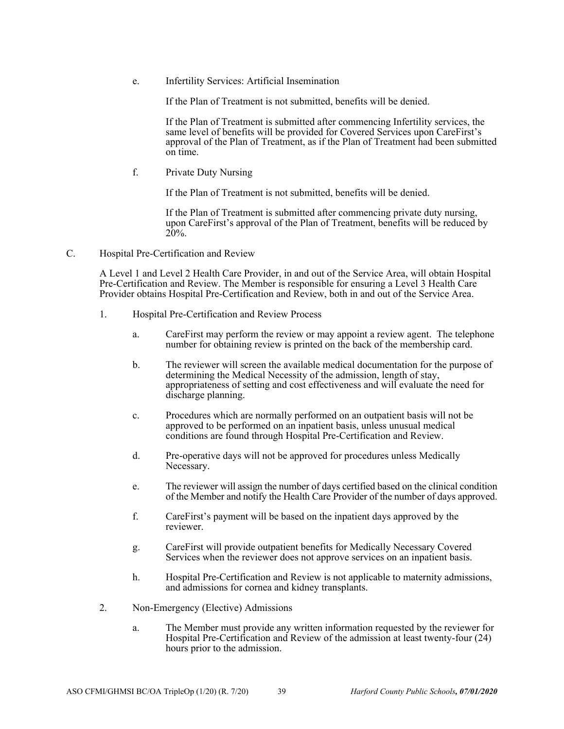e. Infertility Services: Artificial Insemination

If the Plan of Treatment is not submitted, benefits will be denied.

If the Plan of Treatment is submitted after commencing Infertility services, the same level of benefits will be provided for Covered Services upon CareFirst's approval of the Plan of Treatment, as if the Plan of Treatment had been submitted on time.

f. Private Duty Nursing

If the Plan of Treatment is not submitted, benefits will be denied.

If the Plan of Treatment is submitted after commencing private duty nursing, upon CareFirst's approval of the Plan of Treatment, benefits will be reduced by 20%.

C. Hospital Pre-Certification and Review

A Level 1 and Level 2 Health Care Provider, in and out of the Service Area, will obtain Hospital Pre-Certification and Review. The Member is responsible for ensuring a Level 3 Health Care Provider obtains Hospital Pre-Certification and Review, both in and out of the Service Area.

1. Hospital Pre-Certification and Review Process

   a. CareFirst may perform the review or may appoint a review agent. The telephone number for obtaining review is printed on the back of the membership card.

   b. The reviewer will screen the available medical documentation for the purpose of determining the Medical Necessity of the admission, length of stay, appropriateness of setting and cost effectiveness and will evaluate the need for discharge planning.

   c. Procedures which are normally performed on an outpatient basis will not be approved to be performed on an inpatient basis, unless unusual medical conditions are found through Hospital Pre-Certification and Review.

   d. Pre-operative days will not be approved for procedures unless Medically Necessary.

   e. The reviewer will assign the number of days certified based on the clinical condition of the Member and notify the Health Care Provider of the number of days approved.

   f. CareFirst's payment will be based on the inpatient days approved by the reviewer.

   g. CareFirst will provide outpatient benefits for Medically Necessary Covered Services when the reviewer does not approve services on an inpatient basis.

   h. Hospital Pre-Certification and Review is not applicable to maternity admissions, and admissions for cornea and kidney transplants.

2. Non-Emergency (Elective) Admissions

   a. The Member must provide any written information requested by the reviewer for Hospital Pre-Certification and Review of the admission at least twenty-four (24) hours prior to the admission.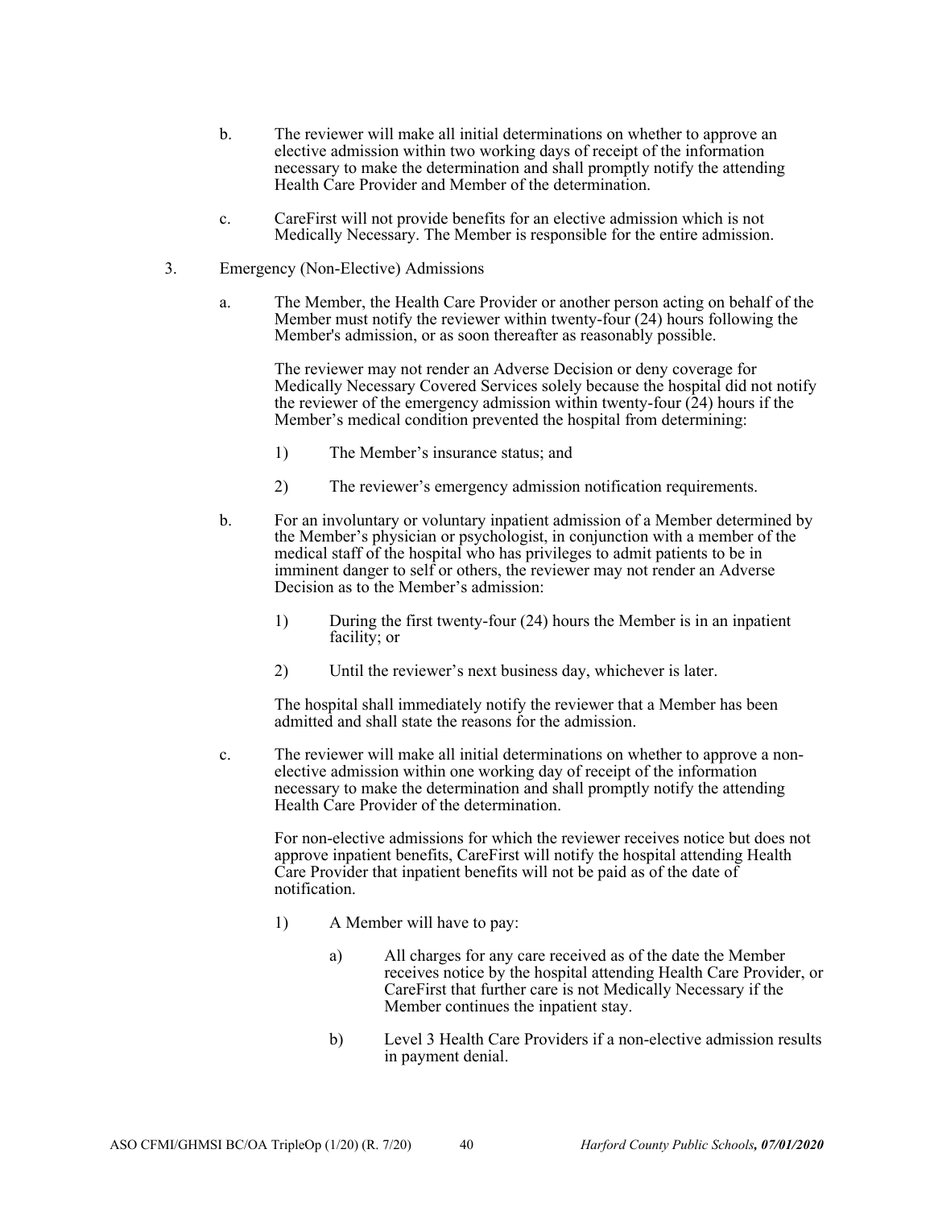b. The reviewer will make all initial determinations on whether to approve an elective admission within two working days of receipt of the information necessary to make the determination and shall promptly notify the attending Health Care Provider and Member of the determination.

c. CareFirst will not provide benefits for an elective admission which is not Medically Necessary. The Member is responsible for the entire admission.

3. Emergency (Non-Elective) Admissions

   a. The Member, the Health Care Provider or another person acting on behalf of the Member must notify the reviewer within twenty-four (24) hours following the Member's admission, or as soon thereafter as reasonably possible.

      The reviewer may not render an Adverse Decision or deny coverage for Medically Necessary Covered Services solely because the hospital did not notify the reviewer of the emergency admission within twenty-four (24) hours if the Member's medical condition prevented the hospital from determining:

      1) The Member's insurance status; and

      2) The reviewer's emergency admission notification requirements.

   b. For an involuntary or voluntary inpatient admission of a Member determined by the Member's physician or psychologist, in conjunction with a member of the medical staff of the hospital who has privileges to admit patients to be in imminent danger to self or others, the reviewer may not render an Adverse Decision as to the Member's admission:

      1) During the first twenty-four (24) hours the Member is in an inpatient facility; or

      2) Until the reviewer's next business day, whichever is later.

      The hospital shall immediately notify the reviewer that a Member has been admitted and shall state the reasons for the admission.

   c. The reviewer will make all initial determinations on whether to approve a non-elective admission within one working day of receipt of the information necessary to make the determination and shall promptly notify the attending Health Care Provider of the determination.

      For non-elective admissions for which the reviewer receives notice but does not approve inpatient benefits, CareFirst will notify the hospital attending Health Care Provider that inpatient benefits will not be paid as of the date of notification.

      1) A Member will have to pay:

         a) All charges for any care received as of the date the Member receives notice by the hospital attending Health Care Provider, or CareFirst that further care is not Medically Necessary if the Member continues the inpatient stay.

         b) Level 3 Health Care Providers if a non-elective admission results in payment denial.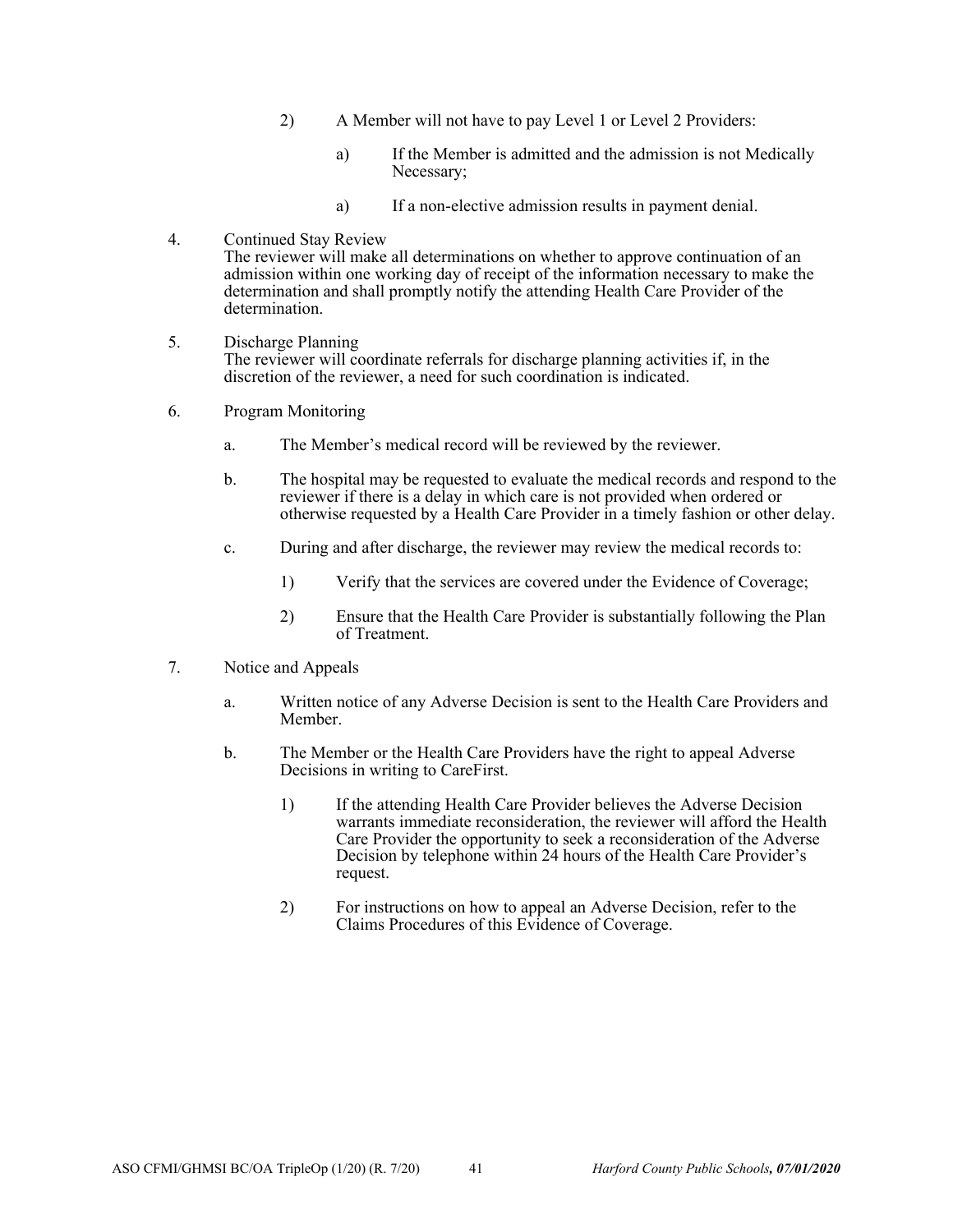2) A Member will not have to pay Level 1 or Level 2 Providers:

   a) If the Member is admitted and the admission is not Medically Necessary;

   a) If a non-elective admission results in payment denial.

4. Continued Stay Review
   The reviewer will make all determinations on whether to approve continuation of an admission within one working day of receipt of the information necessary to make the determination and shall promptly notify the attending Health Care Provider of the determination.

5. Discharge Planning
   The reviewer will coordinate referrals for discharge planning activities if, in the discretion of the reviewer, a need for such coordination is indicated.

6. Program Monitoring

   a. The Member's medical record will be reviewed by the reviewer.

   b. The hospital may be requested to evaluate the medical records and respond to the reviewer if there is a delay in which care is not provided when ordered or otherwise requested by a Health Care Provider in a timely fashion or other delay.

   c. During and after discharge, the reviewer may review the medical records to:

      1) Verify that the services are covered under the Evidence of Coverage;

      2) Ensure that the Health Care Provider is substantially following the Plan of Treatment.

7. Notice and Appeals

   a. Written notice of any Adverse Decision is sent to the Health Care Providers and Member.

   b. The Member or the Health Care Providers have the right to appeal Adverse Decisions in writing to CareFirst.

      1) If the attending Health Care Provider believes the Adverse Decision warrants immediate reconsideration, the reviewer will afford the Health Care Provider the opportunity to seek a reconsideration of the Adverse Decision by telephone within 24 hours of the Health Care Provider's request.

      2) For instructions on how to appeal an Adverse Decision, refer to the Claims Procedures of this Evidence of Coverage.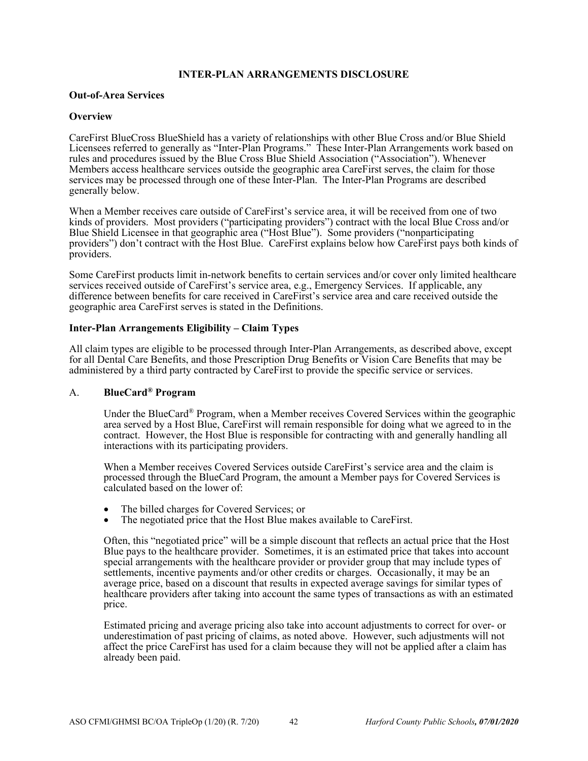# INTER-PLAN ARRANGEMENTS DISCLOSURE

## Out-of-Area Services

### Overview

CareFirst BlueCross BlueShield has a variety of relationships with other Blue Cross and/or Blue Shield Licensees referred to generally as "Inter-Plan Programs." These Inter-Plan Arrangements work based on rules and procedures issued by the Blue Cross Blue Shield Association ("Association"). Whenever Members access healthcare services outside the geographic area CareFirst serves, the claim for those services may be processed through one of these Inter-Plan. The Inter-Plan Programs are described generally below.

When a Member receives care outside of CareFirst's service area, it will be received from one of two kinds of providers. Most providers ("participating providers") contract with the local Blue Cross and/or Blue Shield Licensee in that geographic area ("Host Blue"). Some providers ("nonparticipating providers") don't contract with the Host Blue. CareFirst explains below how CareFirst pays both kinds of providers.

Some CareFirst products limit in-network benefits to certain services and/or cover only limited healthcare services received outside of CareFirst's service area, e.g., Emergency Services. If applicable, any difference between benefits for care received in CareFirst's service area and care received outside the geographic area CareFirst serves is stated in the Definitions.

### Inter-Plan Arrangements Eligibility – Claim Types

All claim types are eligible to be processed through Inter-Plan Arrangements, as described above, except for all Dental Care Benefits, and those Prescription Drug Benefits or Vision Care Benefits that may be administered by a third party contracted by CareFirst to provide the specific service or services.

### A. BlueCard® Program

Under the BlueCard® Program, when a Member receives Covered Services within the geographic area served by a Host Blue, CareFirst will remain responsible for doing what we agreed to in the contract. However, the Host Blue is responsible for contracting with and generally handling all interactions with its participating providers.

When a Member receives Covered Services outside CareFirst's service area and the claim is processed through the BlueCard Program, the amount a Member pays for Covered Services is calculated based on the lower of:

- The billed charges for Covered Services; or
- The negotiated price that the Host Blue makes available to CareFirst.

Often, this "negotiated price" will be a simple discount that reflects an actual price that the Host Blue pays to the healthcare provider. Sometimes, it is an estimated price that takes into account special arrangements with the healthcare provider or provider group that may include types of settlements, incentive payments and/or other credits or charges. Occasionally, it may be an average price, based on a discount that results in expected average savings for similar types of healthcare providers after taking into account the same types of transactions as with an estimated price.

Estimated pricing and average pricing also take into account adjustments to correct for over- or underestimation of past pricing of claims, as noted above. However, such adjustments will not affect the price CareFirst has used for a claim because they will not be applied after a claim has already been paid.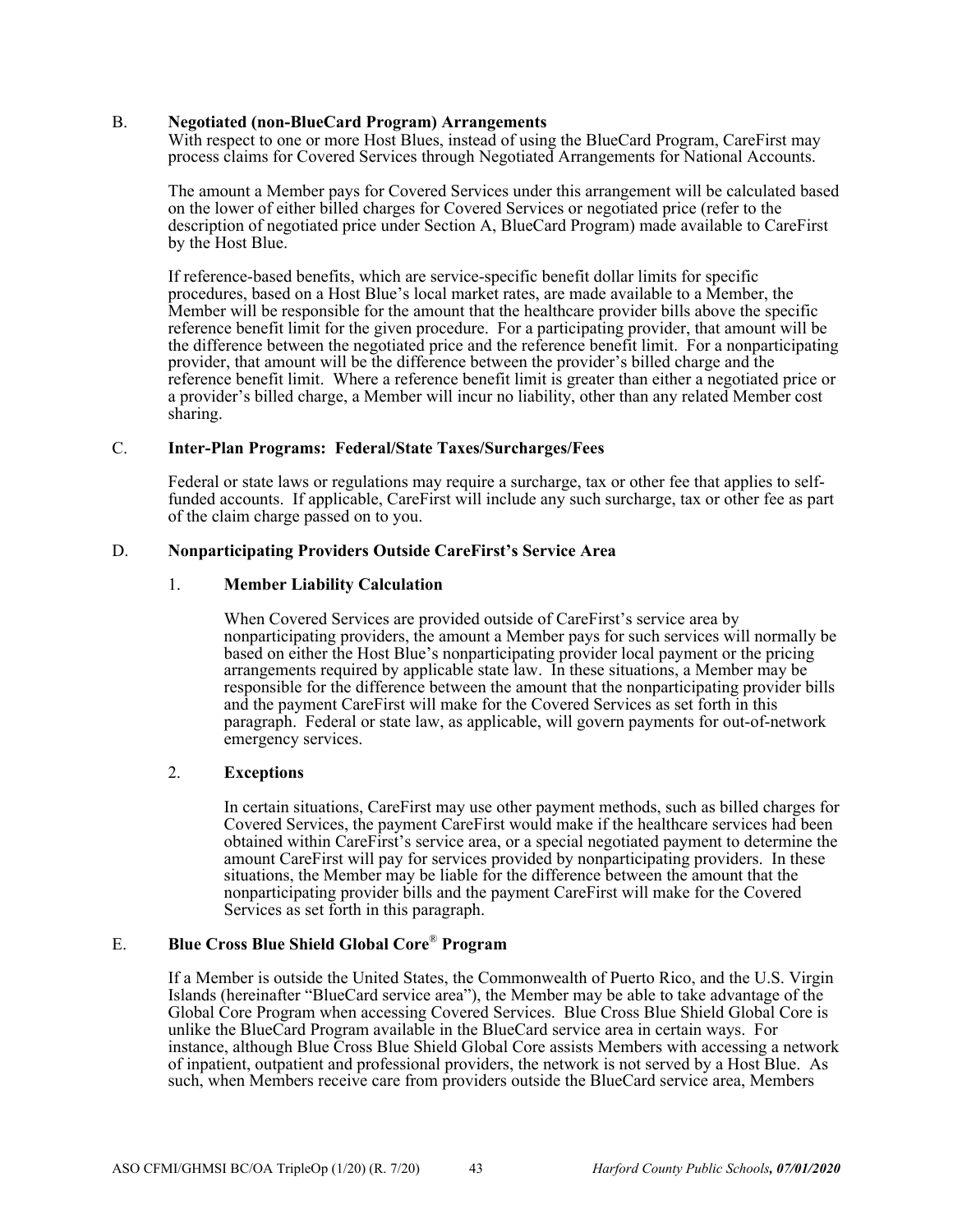### B. Negotiated (non-BlueCard Program) Arrangements

With respect to one or more Host Blues, instead of using the BlueCard Program, CareFirst may process claims for Covered Services through Negotiated Arrangements for National Accounts.

The amount a Member pays for Covered Services under this arrangement will be calculated based on the lower of either billed charges for Covered Services or negotiated price (refer to the description of negotiated price under Section A, BlueCard Program) made available to CareFirst by the Host Blue.

If reference-based benefits, which are service-specific benefit dollar limits for specific procedures, based on a Host Blue's local market rates, are made available to a Member, the Member will be responsible for the amount that the healthcare provider bills above the specific reference benefit limit for the given procedure. For a participating provider, that amount will be the difference between the negotiated price and the reference benefit limit. For a nonparticipating provider, that amount will be the difference between the provider's billed charge and the reference benefit limit. Where a reference benefit limit is greater than either a negotiated price or a provider's billed charge, a Member will incur no liability, other than any related Member cost sharing.

### C. Inter-Plan Programs: Federal/State Taxes/Surcharges/Fees

Federal or state laws or regulations may require a surcharge, tax or other fee that applies to self-funded accounts. If applicable, CareFirst will include any such surcharge, tax or other fee as part of the claim charge passed on to you.

### D. Nonparticipating Providers Outside CareFirst's Service Area

#### 1. Member Liability Calculation

When Covered Services are provided outside of CareFirst's service area by nonparticipating providers, the amount a Member pays for such services will normally be based on either the Host Blue's nonparticipating provider local payment or the pricing arrangements required by applicable state law. In these situations, a Member may be responsible for the difference between the amount that the nonparticipating provider bills and the payment CareFirst will make for the Covered Services as set forth in this paragraph. Federal or state law, as applicable, will govern payments for out-of-network emergency services.

#### 2. Exceptions

In certain situations, CareFirst may use other payment methods, such as billed charges for Covered Services, the payment CareFirst would make if the healthcare services had been obtained within CareFirst's service area, or a special negotiated payment to determine the amount CareFirst will pay for services provided by nonparticipating providers. In these situations, the Member may be liable for the difference between the amount that the nonparticipating provider bills and the payment CareFirst will make for the Covered Services as set forth in this paragraph.

### E. Blue Cross Blue Shield Global Core® Program

If a Member is outside the United States, the Commonwealth of Puerto Rico, and the U.S. Virgin Islands (hereinafter "BlueCard service area"), the Member may be able to take advantage of the Global Core Program when accessing Covered Services. Blue Cross Blue Shield Global Core is unlike the BlueCard Program available in the BlueCard service area in certain ways. For instance, although Blue Cross Blue Shield Global Core assists Members with accessing a network of inpatient, outpatient and professional providers, the network is not served by a Host Blue. As such, when Members receive care from providers outside the BlueCard service area, Members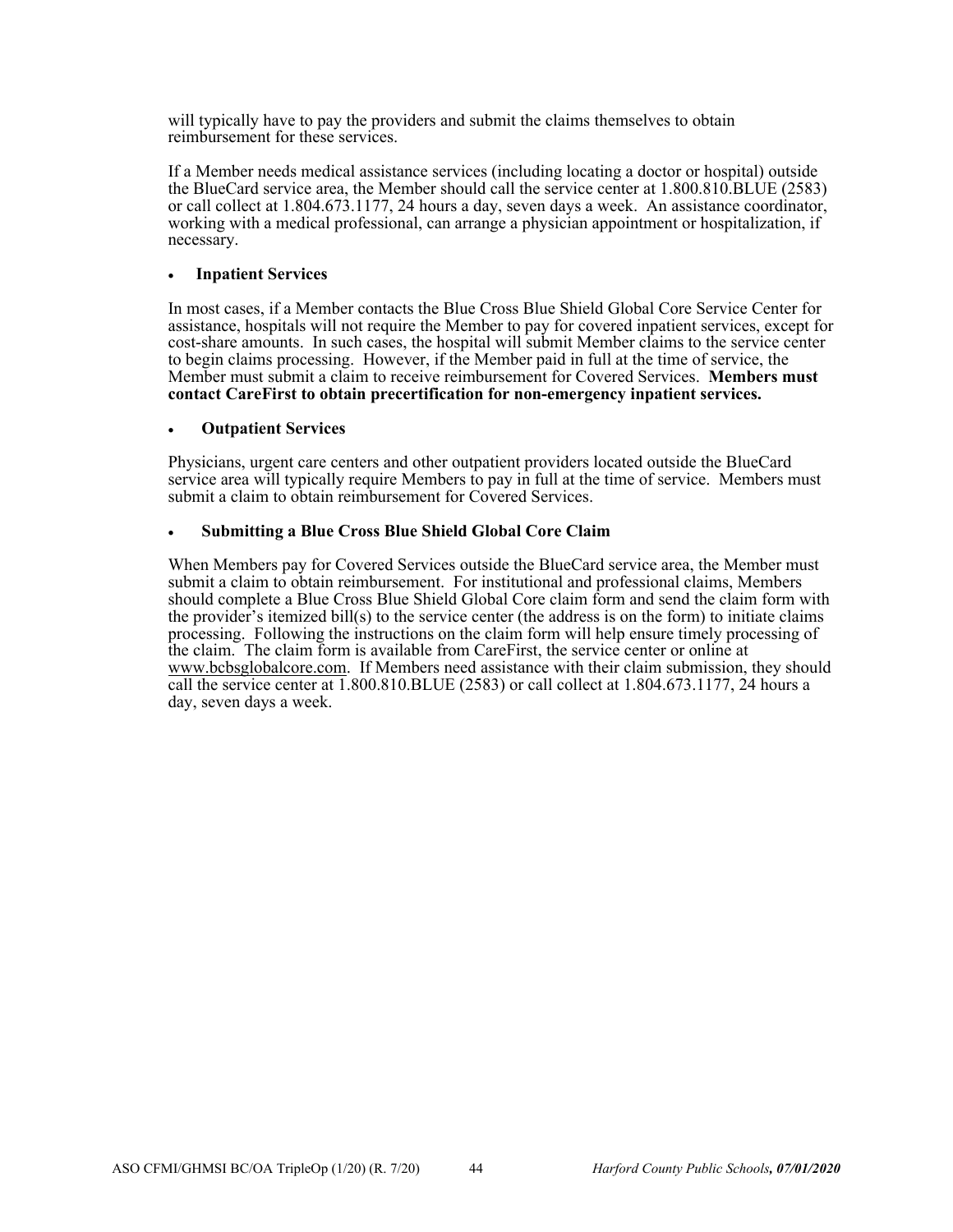will typically have to pay the providers and submit the claims themselves to obtain reimbursement for these services.

If a Member needs medical assistance services (including locating a doctor or hospital) outside the BlueCard service area, the Member should call the service center at 1.800.810.BLUE (2583) or call collect at 1.804.673.1177, 24 hours a day, seven days a week. An assistance coordinator, working with a medical professional, can arrange a physician appointment or hospitalization, if necessary.

- **Inpatient Services**

In most cases, if a Member contacts the Blue Cross Blue Shield Global Core Service Center for assistance, hospitals will not require the Member to pay for covered inpatient services, except for cost-share amounts. In such cases, the hospital will submit Member claims to the service center to begin claims processing. However, if the Member paid in full at the time of service, the Member must submit a claim to receive reimbursement for Covered Services. **Members must contact CareFirst to obtain precertification for non-emergency inpatient services.**

- **Outpatient Services**

Physicians, urgent care centers and other outpatient providers located outside the BlueCard service area will typically require Members to pay in full at the time of service. Members must submit a claim to obtain reimbursement for Covered Services.

- **Submitting a Blue Cross Blue Shield Global Core Claim**

When Members pay for Covered Services outside the BlueCard service area, the Member must submit a claim to obtain reimbursement. For institutional and professional claims, Members should complete a Blue Cross Blue Shield Global Core claim form and send the claim form with the provider's itemized bill(s) to the service center (the address is on the form) to initiate claims processing. Following the instructions on the claim form will help ensure timely processing of the claim. The claim form is available from CareFirst, the service center or online at www.bcbsglobalcore.com. If Members need assistance with their claim submission, they should call the service center at 1.800.810.BLUE (2583) or call collect at 1.804.673.1177, 24 hours a day, seven days a week.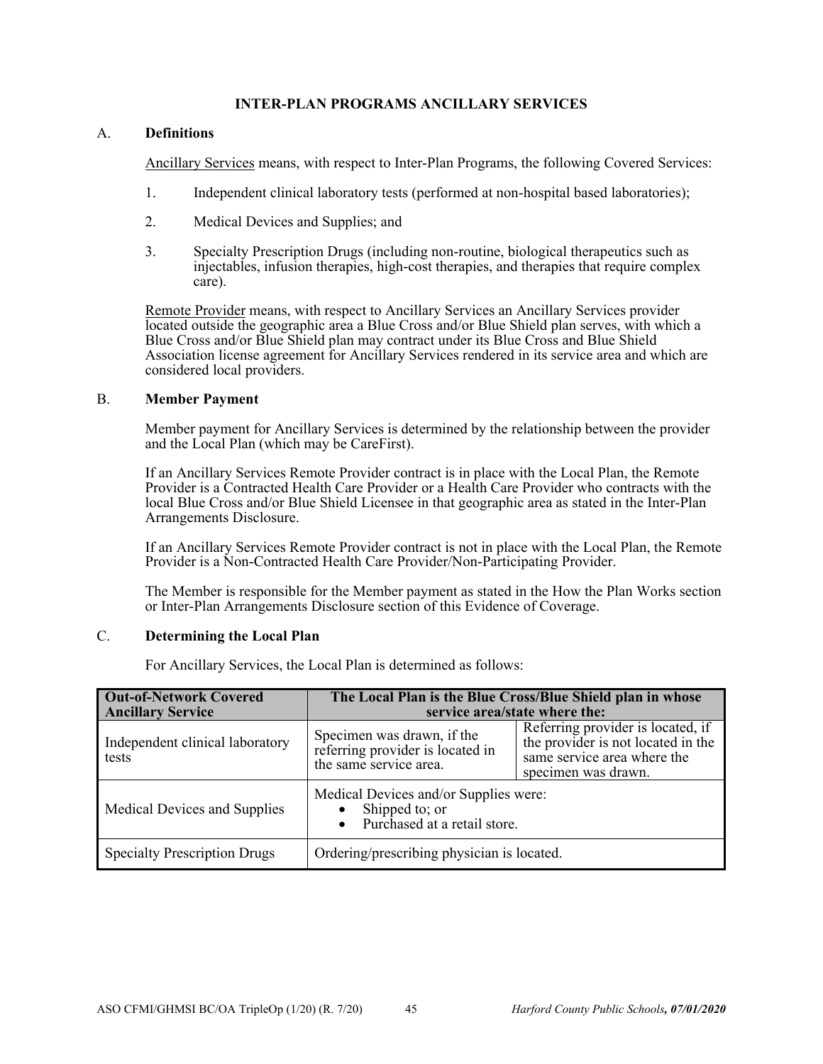## INTER-PLAN PROGRAMS ANCILLARY SERVICES

### A. Definitions

Ancillary Services means, with respect to Inter-Plan Programs, the following Covered Services:

1. Independent clinical laboratory tests (performed at non-hospital based laboratories);
2. Medical Devices and Supplies; and
3. Specialty Prescription Drugs (including non-routine, biological therapeutics such as injectables, infusion therapies, high-cost therapies, and therapies that require complex care).

Remote Provider means, with respect to Ancillary Services an Ancillary Services provider located outside the geographic area a Blue Cross and/or Blue Shield plan serves, with which a Blue Cross and/or Blue Shield plan may contract under its Blue Cross and Blue Shield Association license agreement for Ancillary Services rendered in its service area and which are considered local providers.

### B. Member Payment

Member payment for Ancillary Services is determined by the relationship between the provider and the Local Plan (which may be CareFirst).

If an Ancillary Services Remote Provider contract is in place with the Local Plan, the Remote Provider is a Contracted Health Care Provider or a Health Care Provider who contracts with the local Blue Cross and/or Blue Shield Licensee in that geographic area as stated in the Inter-Plan Arrangements Disclosure.

If an Ancillary Services Remote Provider contract is not in place with the Local Plan, the Remote Provider is a Non-Contracted Health Care Provider/Non-Participating Provider.

The Member is responsible for the Member payment as stated in the How the Plan Works section or Inter-Plan Arrangements Disclosure section of this Evidence of Coverage.

### C. Determining the Local Plan

For Ancillary Services, the Local Plan is determined as follows:

| Out-of-Network Covered Ancillary Service | The Local Plan is the Blue Cross/Blue Shield plan in whose service area/state where the: | |
|---|---|---|
| Independent clinical laboratory tests | Specimen was drawn, if the referring provider is located in the same service area. | Referring provider is located, if the provider is not located in the same service area where the specimen was drawn. |
| Medical Devices and Supplies | Medical Devices and/or Supplies were: <br>• Shipped to; or <br>• Purchased at a retail store. | |
| Specialty Prescription Drugs | Ordering/prescribing physician is located. | |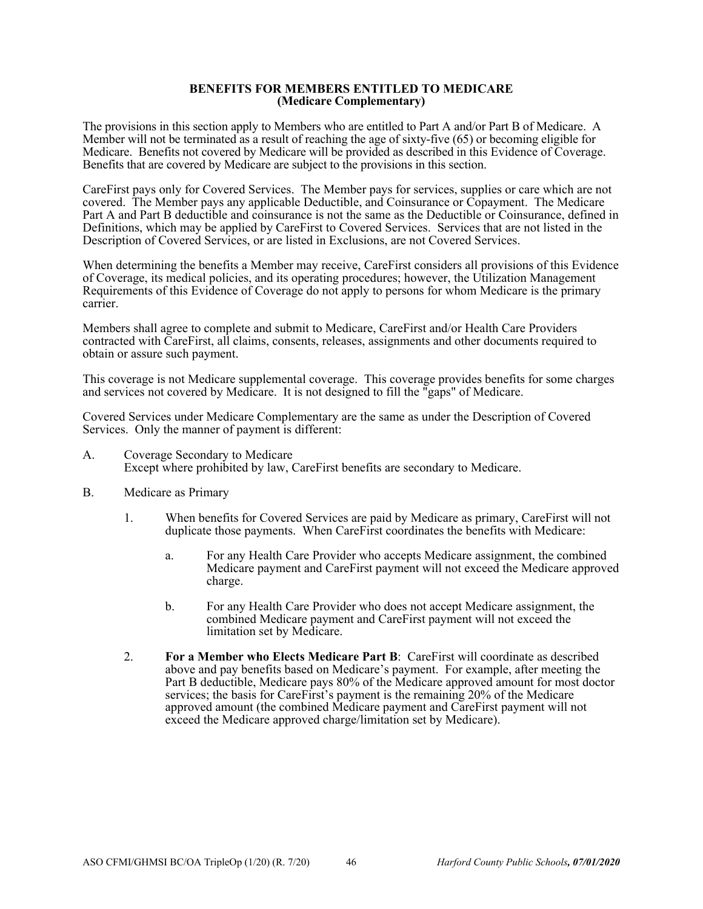## BENEFITS FOR MEMBERS ENTITLED TO MEDICARE
## (Medicare Complementary)

The provisions in this section apply to Members who are entitled to Part A and/or Part B of Medicare. A Member will not be terminated as a result of reaching the age of sixty-five (65) or becoming eligible for Medicare. Benefits not covered by Medicare will be provided as described in this Evidence of Coverage. Benefits that are covered by Medicare are subject to the provisions in this section.

CareFirst pays only for Covered Services. The Member pays for services, supplies or care which are not covered. The Member pays any applicable Deductible, and Coinsurance or Copayment. The Medicare Part A and Part B deductible and coinsurance is not the same as the Deductible or Coinsurance, defined in Definitions, which may be applied by CareFirst to Covered Services. Services that are not listed in the Description of Covered Services, or are listed in Exclusions, are not Covered Services.

When determining the benefits a Member may receive, CareFirst considers all provisions of this Evidence of Coverage, its medical policies, and its operating procedures; however, the Utilization Management Requirements of this Evidence of Coverage do not apply to persons for whom Medicare is the primary carrier.

Members shall agree to complete and submit to Medicare, CareFirst and/or Health Care Providers contracted with CareFirst, all claims, consents, releases, assignments and other documents required to obtain or assure such payment.

This coverage is not Medicare supplemental coverage. This coverage provides benefits for some charges and services not covered by Medicare. It is not designed to fill the "gaps" of Medicare.

Covered Services under Medicare Complementary are the same as under the Description of Covered Services. Only the manner of payment is different:

A. Coverage Secondary to Medicare
   Except where prohibited by law, CareFirst benefits are secondary to Medicare.

B. Medicare as Primary

   1. When benefits for Covered Services are paid by Medicare as primary, CareFirst will not duplicate those payments. When CareFirst coordinates the benefits with Medicare:

      a. For any Health Care Provider who accepts Medicare assignment, the combined Medicare payment and CareFirst payment will not exceed the Medicare approved charge.

      b. For any Health Care Provider who does not accept Medicare assignment, the combined Medicare payment and CareFirst payment will not exceed the limitation set by Medicare.

   2. **For a Member who Elects Medicare Part B**: CareFirst will coordinate as described above and pay benefits based on Medicare's payment. For example, after meeting the Part B deductible, Medicare pays 80% of the Medicare approved amount for most doctor services; the basis for CareFirst's payment is the remaining 20% of the Medicare approved amount (the combined Medicare payment and CareFirst payment will not exceed the Medicare approved charge/limitation set by Medicare).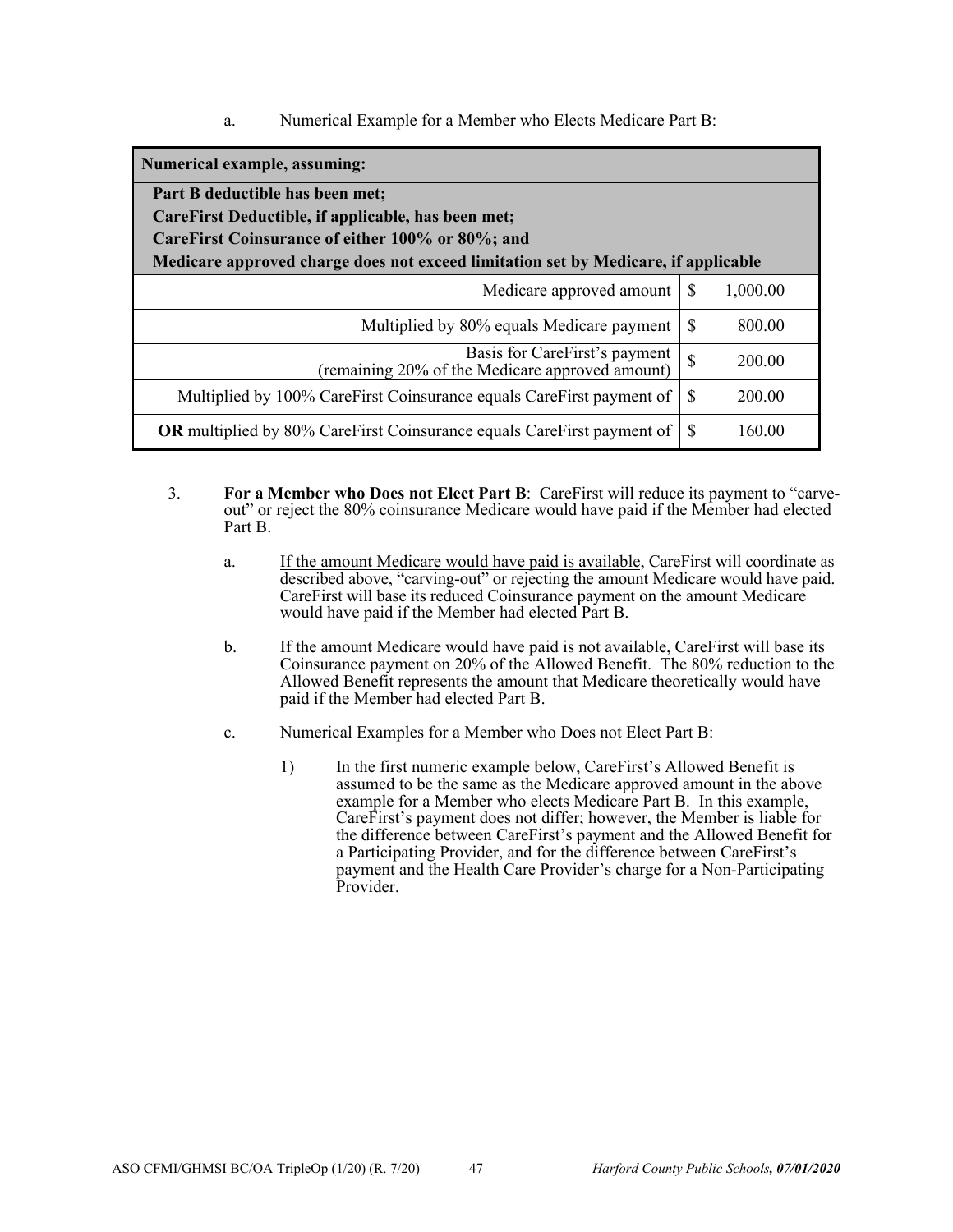a. Numerical Example for a Member who Elects Medicare Part B:

| **Numerical example, assuming:** | | |
|---|---|---|
| **Part B deductible has been met;**<br>**CareFirst Deductible, if applicable, has been met;**<br>**CareFirst Coinsurance of either 100% or 80%; and**<br>**Medicare approved charge does not exceed limitation set by Medicare, if applicable** | | |
| Medicare approved amount | $ | 1,000.00 |
| Multiplied by 80% equals Medicare payment | $ | 800.00 |
| Basis for CareFirst's payment (remaining 20% of the Medicare approved amount) | $ | 200.00 |
| Multiplied by 100% CareFirst Coinsurance equals CareFirst payment of | $ | 200.00 |
| **OR** multiplied by 80% CareFirst Coinsurance equals CareFirst payment of | $ | 160.00 |

3. **For a Member who Does not Elect Part B**: CareFirst will reduce its payment to "carve-out" or reject the 80% coinsurance Medicare would have paid if the Member had elected Part B.

   a. If the amount Medicare would have paid is available, CareFirst will coordinate as described above, "carving-out" or rejecting the amount Medicare would have paid. CareFirst will base its reduced Coinsurance payment on the amount Medicare would have paid if the Member had elected Part B.

   b. If the amount Medicare would have paid is not available, CareFirst will base its Coinsurance payment on 20% of the Allowed Benefit. The 80% reduction to the Allowed Benefit represents the amount that Medicare theoretically would have paid if the Member had elected Part B.

   c. Numerical Examples for a Member who Does not Elect Part B:

      1) In the first numeric example below, CareFirst's Allowed Benefit is assumed to be the same as the Medicare approved amount in the above example for a Member who elects Medicare Part B. In this example, CareFirst's payment does not differ; however, the Member is liable for the difference between CareFirst's payment and the Allowed Benefit for a Participating Provider, and for the difference between CareFirst's payment and the Health Care Provider's charge for a Non-Participating Provider.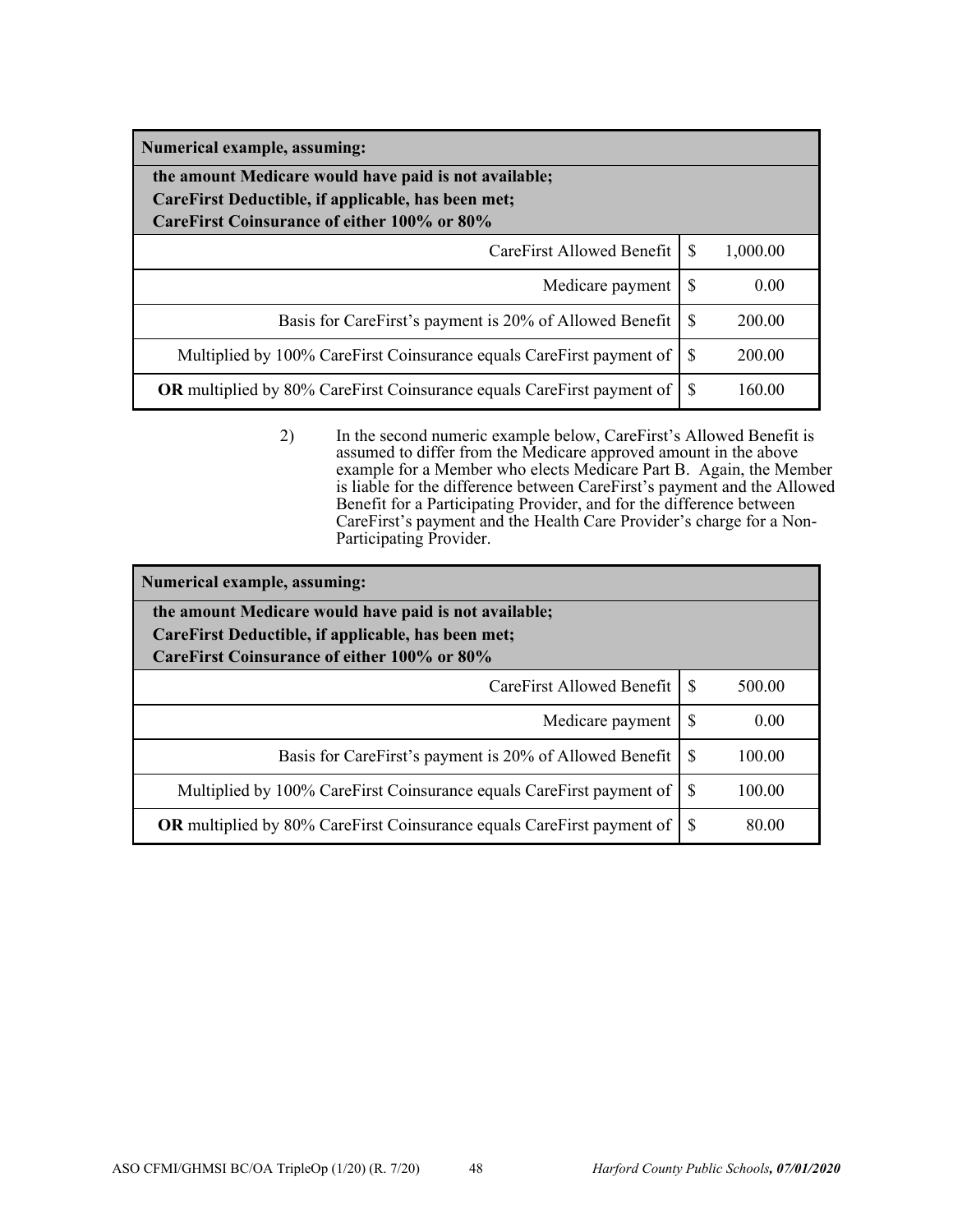| **Numerical example, assuming:** | | |
|---|---|---|
| **the amount Medicare would have paid is not available;<br>CareFirst Deductible, if applicable, has been met;<br>CareFirst Coinsurance of either 100% or 80%** | | |
| CareFirst Allowed Benefit | $ | 1,000.00 |
| Medicare payment | $ | 0.00 |
| Basis for CareFirst's payment is 20% of Allowed Benefit | $ | 200.00 |
| Multiplied by 100% CareFirst Coinsurance equals CareFirst payment of | $ | 200.00 |
| **OR** multiplied by 80% CareFirst Coinsurance equals CareFirst payment of | $ | 160.00 |

2) In the second numeric example below, CareFirst's Allowed Benefit is assumed to differ from the Medicare approved amount in the above example for a Member who elects Medicare Part B. Again, the Member is liable for the difference between CareFirst's payment and the Allowed Benefit for a Participating Provider, and for the difference between CareFirst's payment and the Health Care Provider's charge for a Non-Participating Provider.

| **Numerical example, assuming:** | | |
|---|---|---|
| **the amount Medicare would have paid is not available;<br>CareFirst Deductible, if applicable, has been met;<br>CareFirst Coinsurance of either 100% or 80%** | | |
| CareFirst Allowed Benefit | $ | 500.00 |
| Medicare payment | $ | 0.00 |
| Basis for CareFirst's payment is 20% of Allowed Benefit | $ | 100.00 |
| Multiplied by 100% CareFirst Coinsurance equals CareFirst payment of | $ | 100.00 |
| **OR** multiplied by 80% CareFirst Coinsurance equals CareFirst payment of | $ | 80.00 |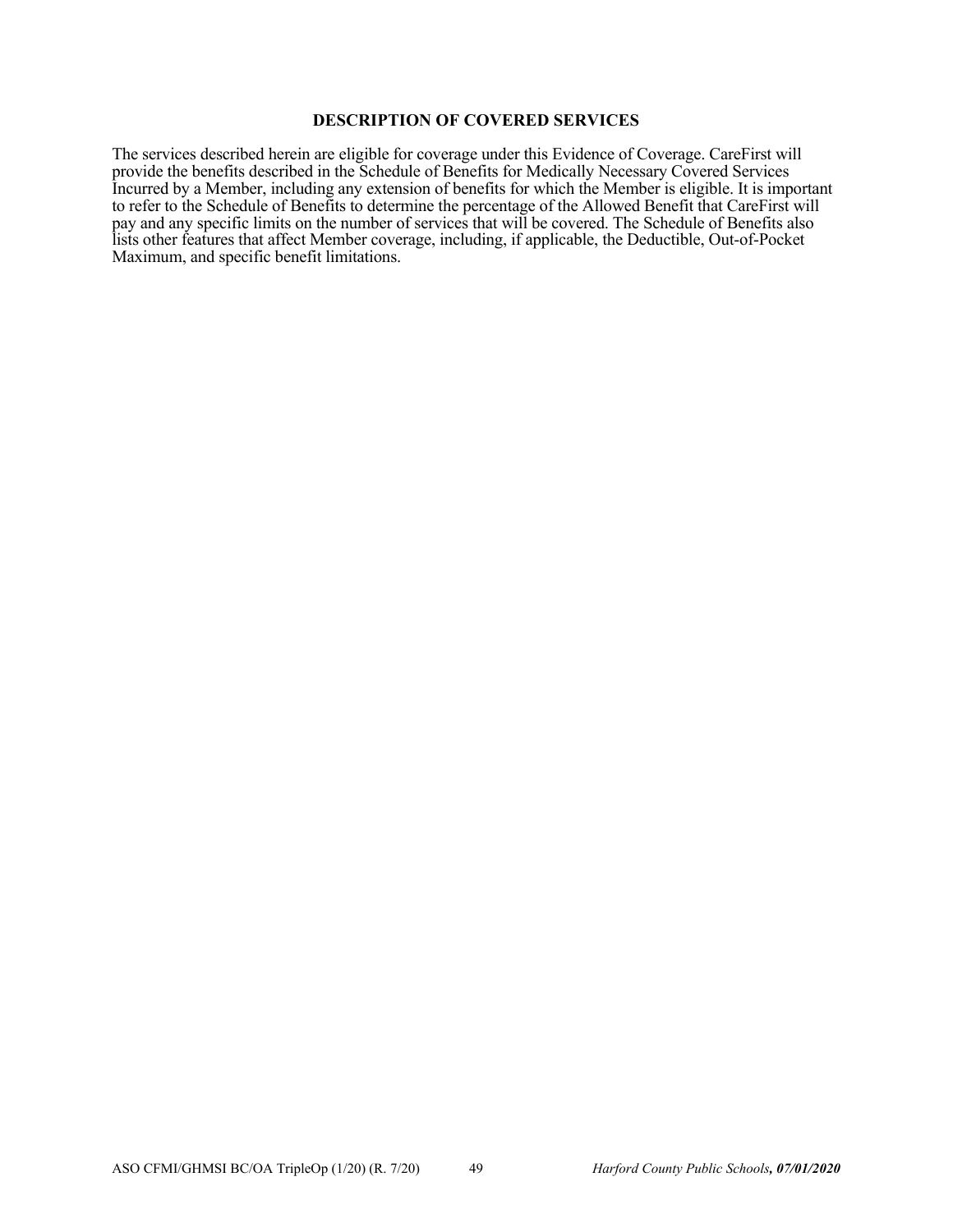# DESCRIPTION OF COVERED SERVICES

The services described herein are eligible for coverage under this Evidence of Coverage. CareFirst will provide the benefits described in the Schedule of Benefits for Medically Necessary Covered Services Incurred by a Member, including any extension of benefits for which the Member is eligible. It is important to refer to the Schedule of Benefits to determine the percentage of the Allowed Benefit that CareFirst will pay and any specific limits on the number of services that will be covered. The Schedule of Benefits also lists other features that affect Member coverage, including, if applicable, the Deductible, Out-of-Pocket Maximum, and specific benefit limitations.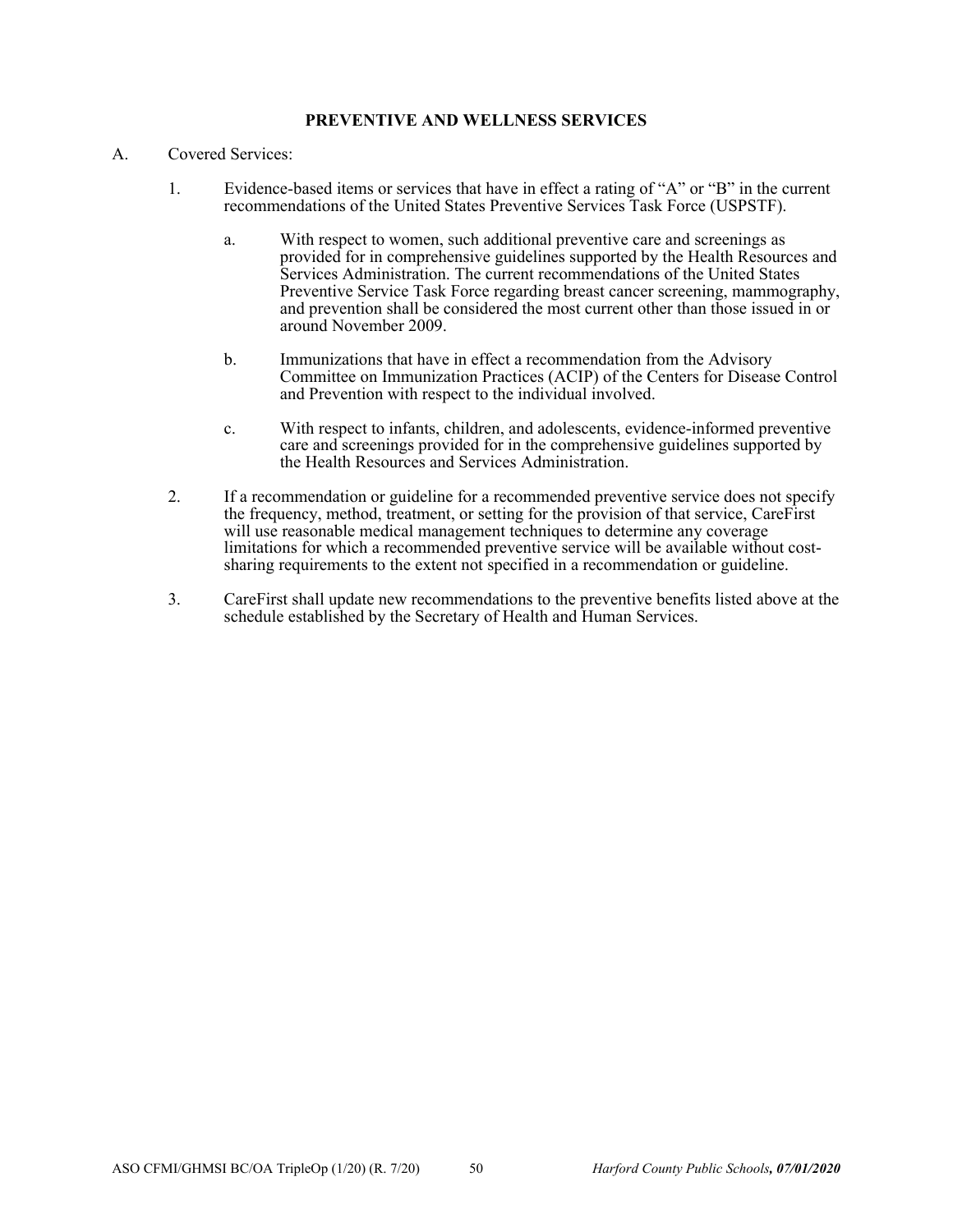## PREVENTIVE AND WELLNESS SERVICES

A. Covered Services:

1. Evidence-based items or services that have in effect a rating of "A" or "B" in the current recommendations of the United States Preventive Services Task Force (USPSTF).

   a. With respect to women, such additional preventive care and screenings as provided for in comprehensive guidelines supported by the Health Resources and Services Administration. The current recommendations of the United States Preventive Service Task Force regarding breast cancer screening, mammography, and prevention shall be considered the most current other than those issued in or around November 2009.

   b. Immunizations that have in effect a recommendation from the Advisory Committee on Immunization Practices (ACIP) of the Centers for Disease Control and Prevention with respect to the individual involved.

   c. With respect to infants, children, and adolescents, evidence-informed preventive care and screenings provided for in the comprehensive guidelines supported by the Health Resources and Services Administration.

2. If a recommendation or guideline for a recommended preventive service does not specify the frequency, method, treatment, or setting for the provision of that service, CareFirst will use reasonable medical management techniques to determine any coverage limitations for which a recommended preventive service will be available without cost-sharing requirements to the extent not specified in a recommendation or guideline.

3. CareFirst shall update new recommendations to the preventive benefits listed above at the schedule established by the Secretary of Health and Human Services.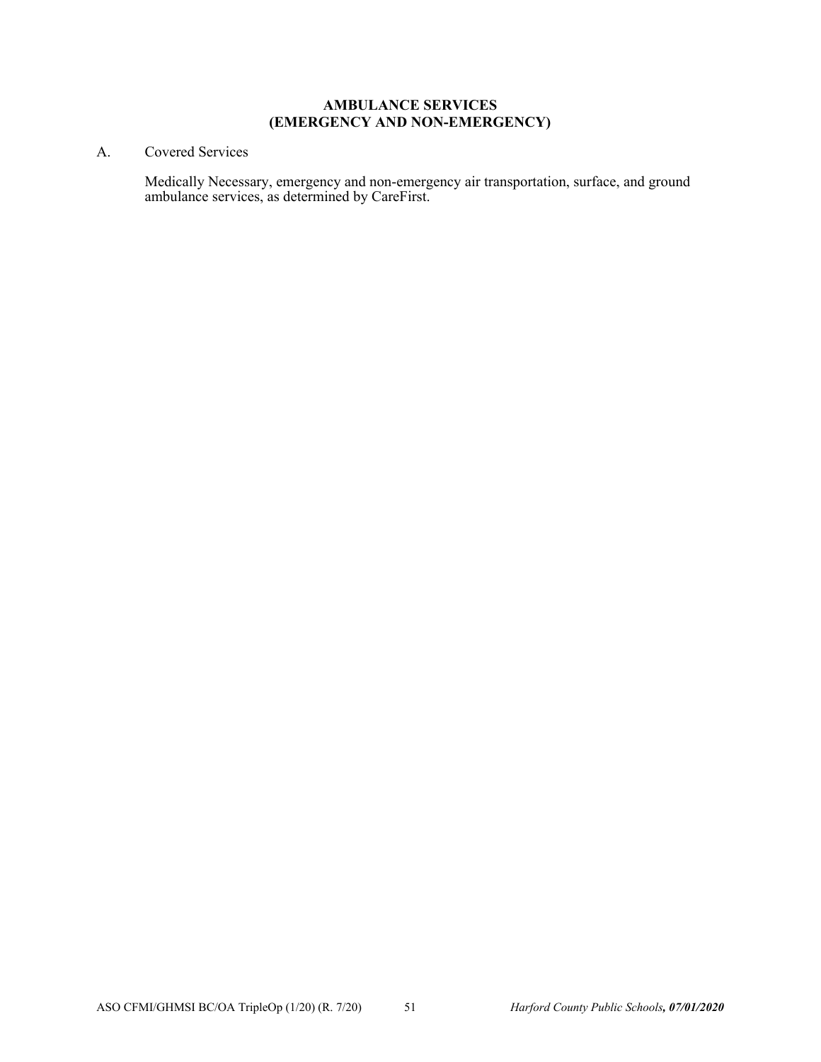## AMBULANCE SERVICES
## (EMERGENCY AND NON-EMERGENCY)

A. Covered Services

Medically Necessary, emergency and non-emergency air transportation, surface, and ground ambulance services, as determined by CareFirst.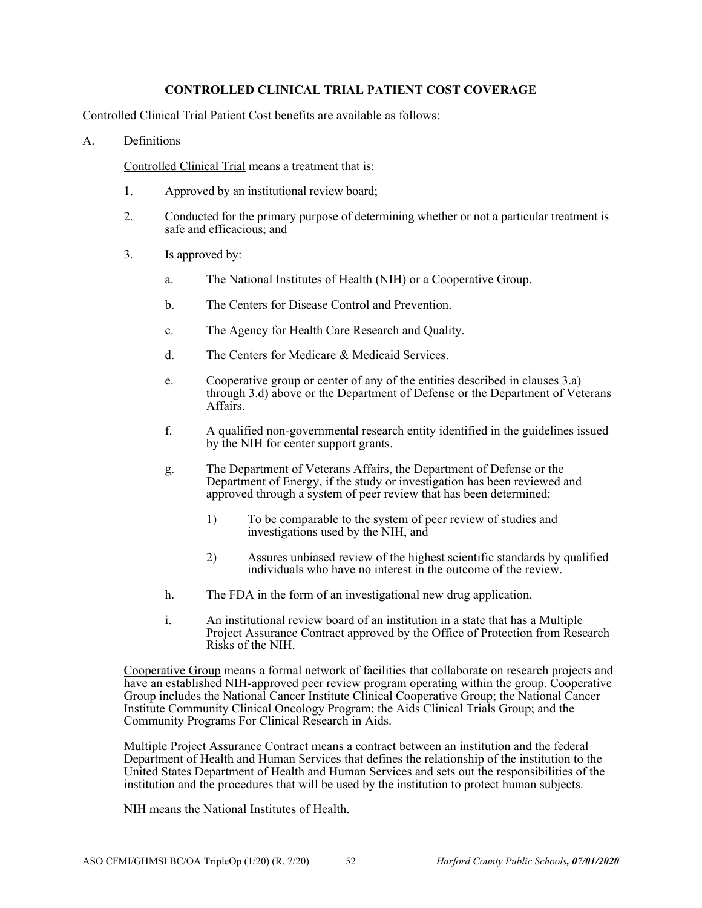## CONTROLLED CLINICAL TRIAL PATIENT COST COVERAGE

Controlled Clinical Trial Patient Cost benefits are available as follows:

A. Definitions

<u>Controlled Clinical Trial</u> means a treatment that is:

1. Approved by an institutional review board;
2. Conducted for the primary purpose of determining whether or not a particular treatment is safe and efficacious; and
3. Is approved by:
    a. The National Institutes of Health (NIH) or a Cooperative Group.
    b. The Centers for Disease Control and Prevention.
    c. The Agency for Health Care Research and Quality.
    d. The Centers for Medicare & Medicaid Services.
    e. Cooperative group or center of any of the entities described in clauses 3.a) through 3.d) above or the Department of Defense or the Department of Veterans Affairs.
    f. A qualified non-governmental research entity identified in the guidelines issued by the NIH for center support grants.
    g. The Department of Veterans Affairs, the Department of Defense or the Department of Energy, if the study or investigation has been reviewed and approved through a system of peer review that has been determined:
        1) To be comparable to the system of peer review of studies and investigations used by the NIH, and
        2) Assures unbiased review of the highest scientific standards by qualified individuals who have no interest in the outcome of the review.
    h. The FDA in the form of an investigational new drug application.
    i. An institutional review board of an institution in a state that has a Multiple Project Assurance Contract approved by the Office of Protection from Research Risks of the NIH.

<u>Cooperative Group</u> means a formal network of facilities that collaborate on research projects and have an established NIH-approved peer review program operating within the group. Cooperative Group includes the National Cancer Institute Clinical Cooperative Group; the National Cancer Institute Community Clinical Oncology Program; the Aids Clinical Trials Group; and the Community Programs For Clinical Research in Aids.

<u>Multiple Project Assurance Contract</u> means a contract between an institution and the federal Department of Health and Human Services that defines the relationship of the institution to the United States Department of Health and Human Services and sets out the responsibilities of the institution and the procedures that will be used by the institution to protect human subjects.

<u>NIH</u> means the National Institutes of Health.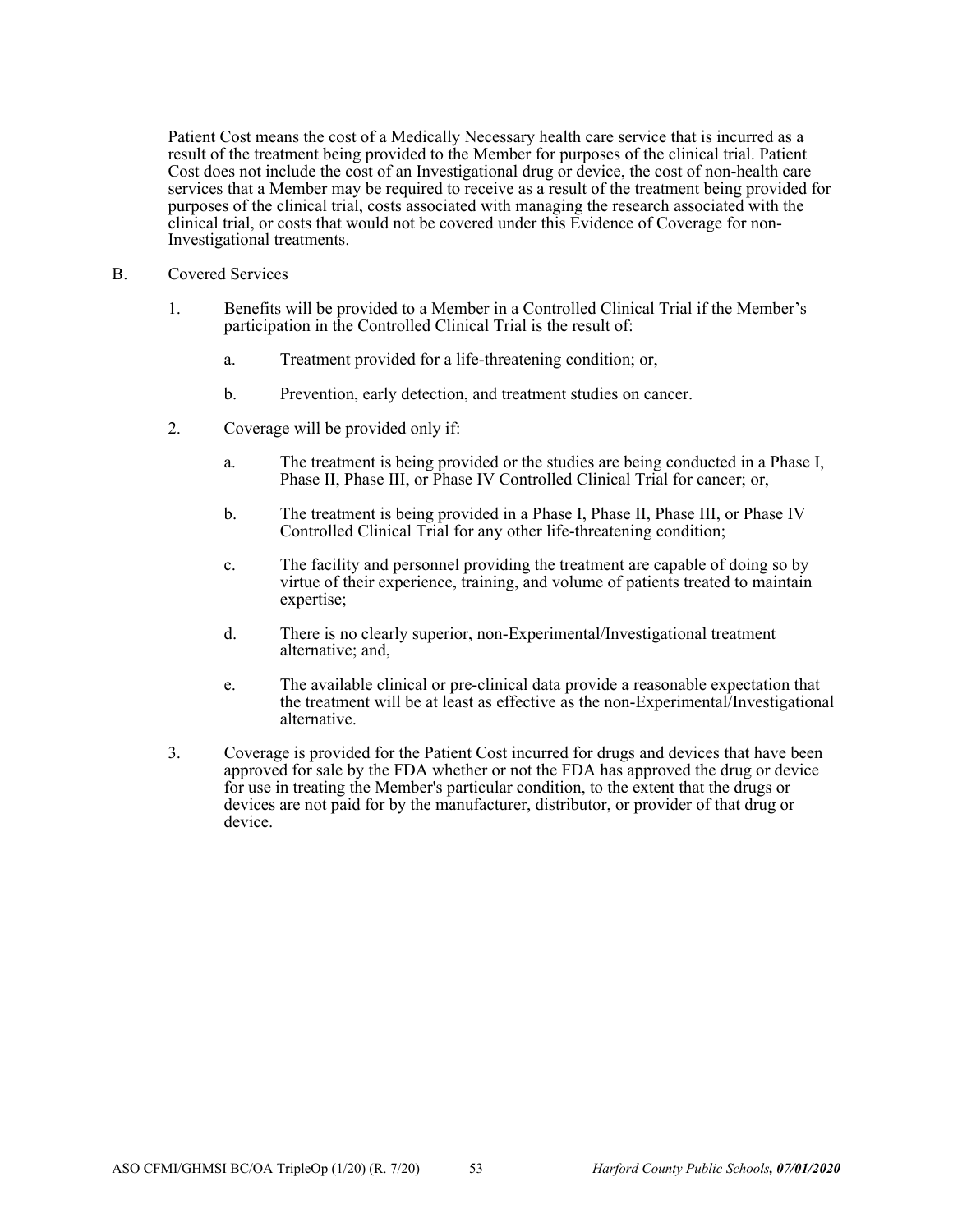Patient Cost means the cost of a Medically Necessary health care service that is incurred as a result of the treatment being provided to the Member for purposes of the clinical trial. Patient Cost does not include the cost of an Investigational drug or device, the cost of non-health care services that a Member may be required to receive as a result of the treatment being provided for purposes of the clinical trial, costs associated with managing the research associated with the clinical trial, or costs that would not be covered under this Evidence of Coverage for non-Investigational treatments.

B. Covered Services

1. Benefits will be provided to a Member in a Controlled Clinical Trial if the Member's participation in the Controlled Clinical Trial is the result of:

   a. Treatment provided for a life-threatening condition; or,

   b. Prevention, early detection, and treatment studies on cancer.

2. Coverage will be provided only if:

   a. The treatment is being provided or the studies are being conducted in a Phase I, Phase II, Phase III, or Phase IV Controlled Clinical Trial for cancer; or,

   b. The treatment is being provided in a Phase I, Phase II, Phase III, or Phase IV Controlled Clinical Trial for any other life-threatening condition;

   c. The facility and personnel providing the treatment are capable of doing so by virtue of their experience, training, and volume of patients treated to maintain expertise;

   d. There is no clearly superior, non-Experimental/Investigational treatment alternative; and,

   e. The available clinical or pre-clinical data provide a reasonable expectation that the treatment will be at least as effective as the non-Experimental/Investigational alternative.

3. Coverage is provided for the Patient Cost incurred for drugs and devices that have been approved for sale by the FDA whether or not the FDA has approved the drug or device for use in treating the Member's particular condition, to the extent that the drugs or devices are not paid for by the manufacturer, distributor, or provider of that drug or device.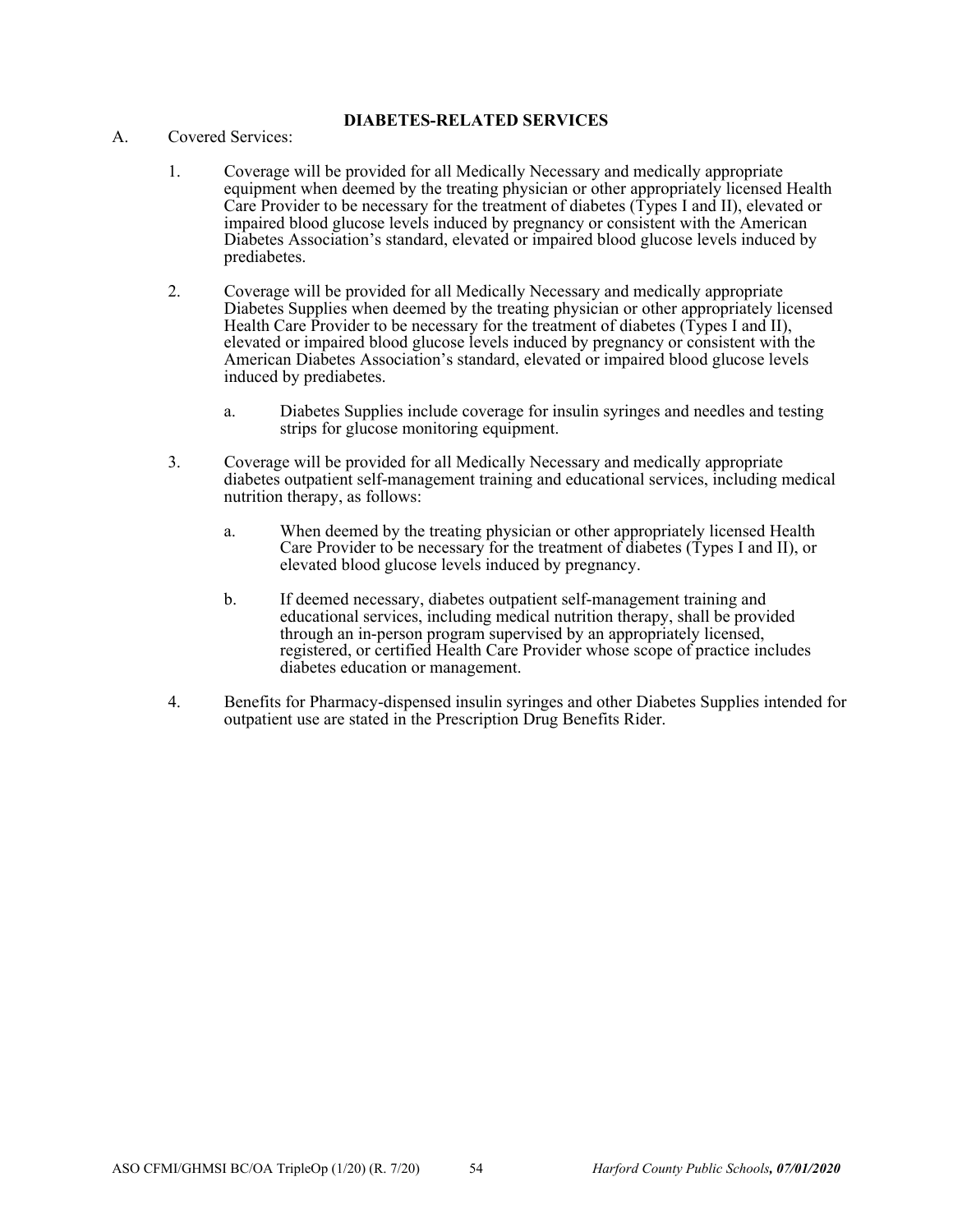## DIABETES-RELATED SERVICES

A. Covered Services:

1. Coverage will be provided for all Medically Necessary and medically appropriate equipment when deemed by the treating physician or other appropriately licensed Health Care Provider to be necessary for the treatment of diabetes (Types I and II), elevated or impaired blood glucose levels induced by pregnancy or consistent with the American Diabetes Association's standard, elevated or impaired blood glucose levels induced by prediabetes.

2. Coverage will be provided for all Medically Necessary and medically appropriate Diabetes Supplies when deemed by the treating physician or other appropriately licensed Health Care Provider to be necessary for the treatment of diabetes (Types I and II), elevated or impaired blood glucose levels induced by pregnancy or consistent with the American Diabetes Association's standard, elevated or impaired blood glucose levels induced by prediabetes.

   a. Diabetes Supplies include coverage for insulin syringes and needles and testing strips for glucose monitoring equipment.

3. Coverage will be provided for all Medically Necessary and medically appropriate diabetes outpatient self-management training and educational services, including medical nutrition therapy, as follows:

   a. When deemed by the treating physician or other appropriately licensed Health Care Provider to be necessary for the treatment of diabetes (Types I and II), or elevated blood glucose levels induced by pregnancy.

   b. If deemed necessary, diabetes outpatient self-management training and educational services, including medical nutrition therapy, shall be provided through an in-person program supervised by an appropriately licensed, registered, or certified Health Care Provider whose scope of practice includes diabetes education or management.

4. Benefits for Pharmacy-dispensed insulin syringes and other Diabetes Supplies intended for outpatient use are stated in the Prescription Drug Benefits Rider.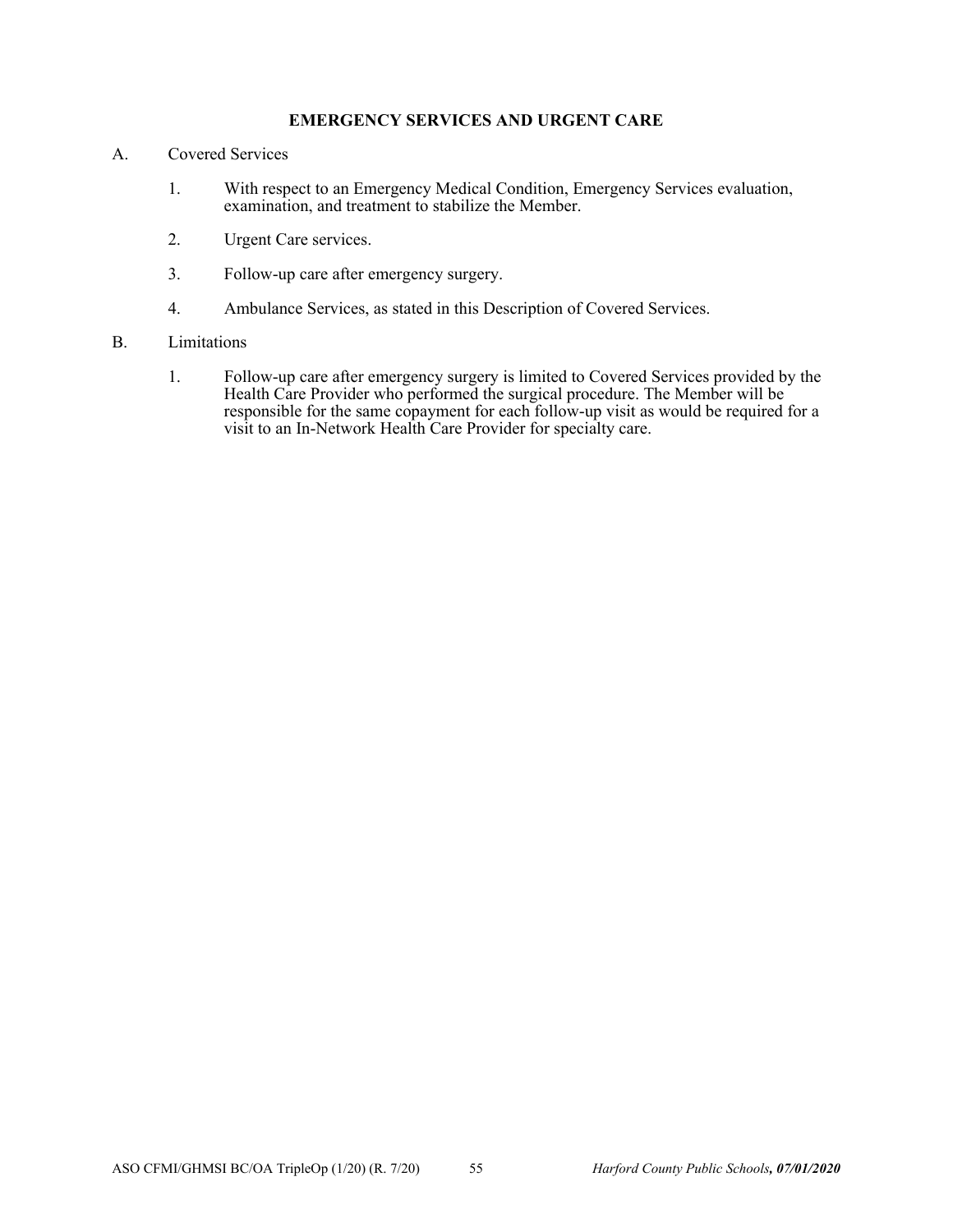## EMERGENCY SERVICES AND URGENT CARE

A. Covered Services

1. With respect to an Emergency Medical Condition, Emergency Services evaluation, examination, and treatment to stabilize the Member.

2. Urgent Care services.

3. Follow-up care after emergency surgery.

4. Ambulance Services, as stated in this Description of Covered Services.

B. Limitations

1. Follow-up care after emergency surgery is limited to Covered Services provided by the Health Care Provider who performed the surgical procedure. The Member will be responsible for the same copayment for each follow-up visit as would be required for a visit to an In-Network Health Care Provider for specialty care.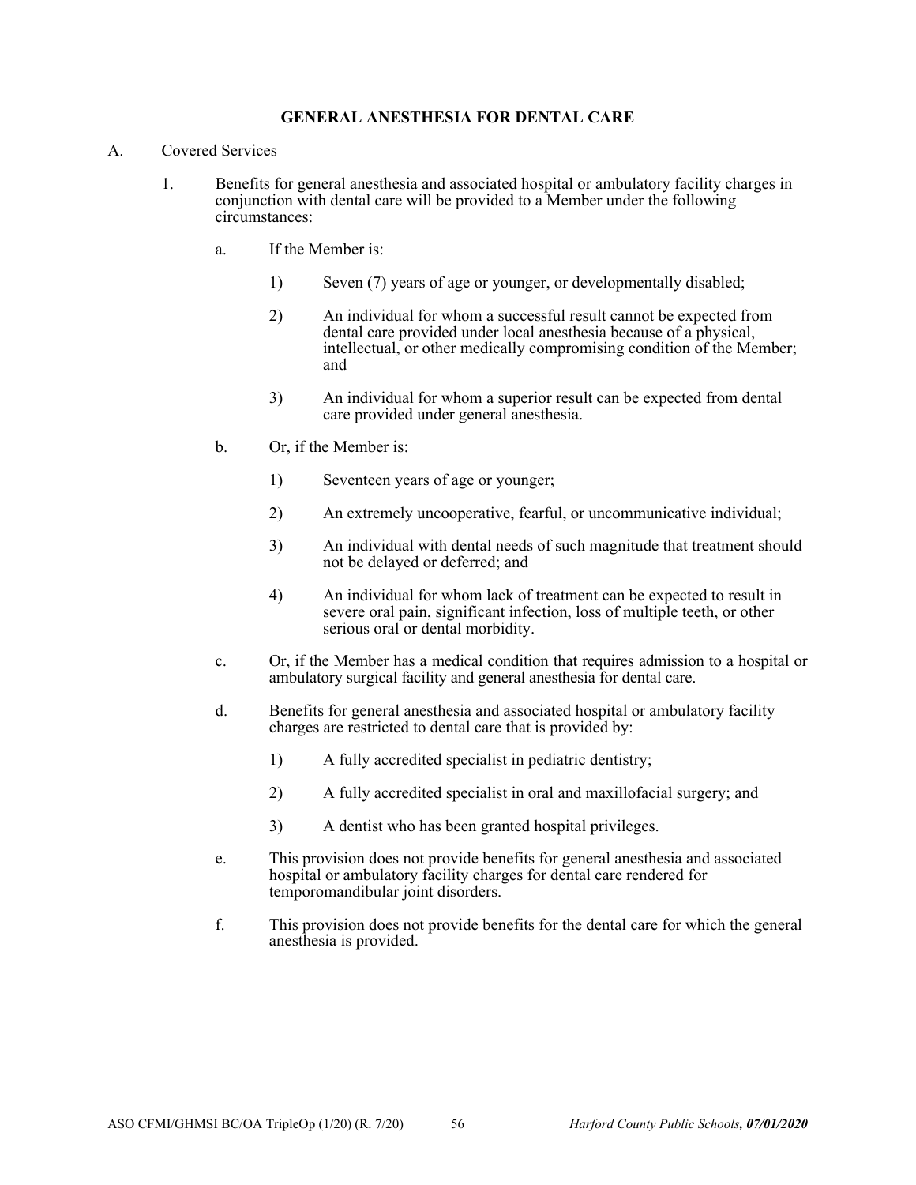## GENERAL ANESTHESIA FOR DENTAL CARE

A. Covered Services

1. Benefits for general anesthesia and associated hospital or ambulatory facility charges in conjunction with dental care will be provided to a Member under the following circumstances:

   a. If the Member is:

      1) Seven (7) years of age or younger, or developmentally disabled;

      2) An individual for whom a successful result cannot be expected from dental care provided under local anesthesia because of a physical, intellectual, or other medically compromising condition of the Member; and

      3) An individual for whom a superior result can be expected from dental care provided under general anesthesia.

   b. Or, if the Member is:

      1) Seventeen years of age or younger;

      2) An extremely uncooperative, fearful, or uncommunicative individual;

      3) An individual with dental needs of such magnitude that treatment should not be delayed or deferred; and

      4) An individual for whom lack of treatment can be expected to result in severe oral pain, significant infection, loss of multiple teeth, or other serious oral or dental morbidity.

   c. Or, if the Member has a medical condition that requires admission to a hospital or ambulatory surgical facility and general anesthesia for dental care.

   d. Benefits for general anesthesia and associated hospital or ambulatory facility charges are restricted to dental care that is provided by:

      1) A fully accredited specialist in pediatric dentistry;

      2) A fully accredited specialist in oral and maxillofacial surgery; and

      3) A dentist who has been granted hospital privileges.

   e. This provision does not provide benefits for general anesthesia and associated hospital or ambulatory facility charges for dental care rendered for temporomandibular joint disorders.

   f. This provision does not provide benefits for the dental care for which the general anesthesia is provided.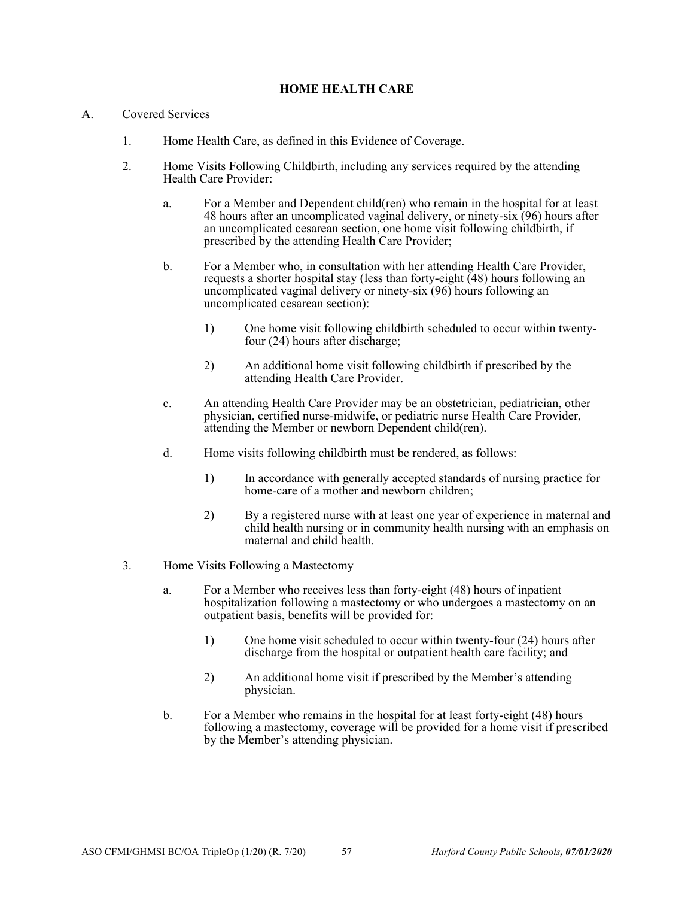## HOME HEALTH CARE

A. Covered Services

1. Home Health Care, as defined in this Evidence of Coverage.

2. Home Visits Following Childbirth, including any services required by the attending Health Care Provider:

    a. For a Member and Dependent child(ren) who remain in the hospital for at least 48 hours after an uncomplicated vaginal delivery, or ninety-six (96) hours after an uncomplicated cesarean section, one home visit following childbirth, if prescribed by the attending Health Care Provider;

    b. For a Member who, in consultation with her attending Health Care Provider, requests a shorter hospital stay (less than forty-eight (48) hours following an uncomplicated vaginal delivery or ninety-six (96) hours following an uncomplicated cesarean section):

        1) One home visit following childbirth scheduled to occur within twenty-four (24) hours after discharge;

        2) An additional home visit following childbirth if prescribed by the attending Health Care Provider.

    c. An attending Health Care Provider may be an obstetrician, pediatrician, other physician, certified nurse-midwife, or pediatric nurse Health Care Provider, attending the Member or newborn Dependent child(ren).

    d. Home visits following childbirth must be rendered, as follows:

        1) In accordance with generally accepted standards of nursing practice for home-care of a mother and newborn children;

        2) By a registered nurse with at least one year of experience in maternal and child health nursing or in community health nursing with an emphasis on maternal and child health.

3. Home Visits Following a Mastectomy

    a. For a Member who receives less than forty-eight (48) hours of inpatient hospitalization following a mastectomy or who undergoes a mastectomy on an outpatient basis, benefits will be provided for:

        1) One home visit scheduled to occur within twenty-four (24) hours after discharge from the hospital or outpatient health care facility; and

        2) An additional home visit if prescribed by the Member's attending physician.

    b. For a Member who remains in the hospital for at least forty-eight (48) hours following a mastectomy, coverage will be provided for a home visit if prescribed by the Member's attending physician.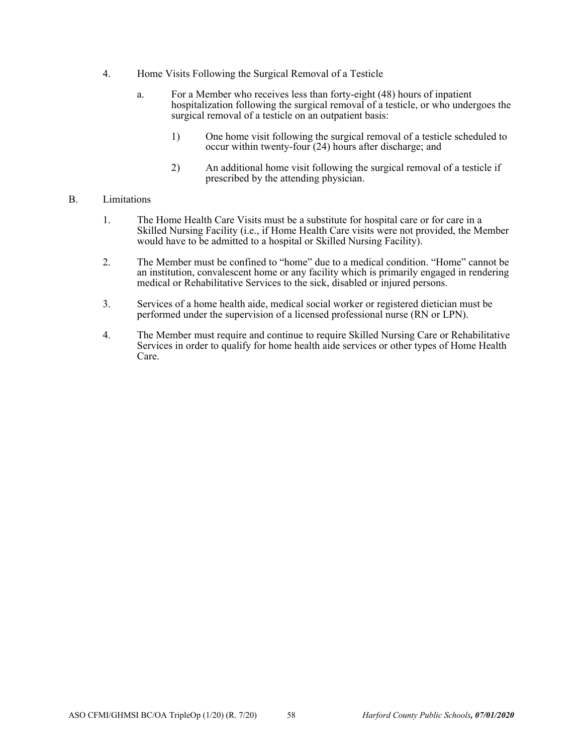4. Home Visits Following the Surgical Removal of a Testicle

   a. For a Member who receives less than forty-eight (48) hours of inpatient hospitalization following the surgical removal of a testicle, or who undergoes the surgical removal of a testicle on an outpatient basis:

      1) One home visit following the surgical removal of a testicle scheduled to occur within twenty-four (24) hours after discharge; and

      2) An additional home visit following the surgical removal of a testicle if prescribed by the attending physician.

B. Limitations

   1. The Home Health Care Visits must be a substitute for hospital care or for care in a Skilled Nursing Facility (i.e., if Home Health Care visits were not provided, the Member would have to be admitted to a hospital or Skilled Nursing Facility).

   2. The Member must be confined to "home" due to a medical condition. "Home" cannot be an institution, convalescent home or any facility which is primarily engaged in rendering medical or Rehabilitative Services to the sick, disabled or injured persons.

   3. Services of a home health aide, medical social worker or registered dietician must be performed under the supervision of a licensed professional nurse (RN or LPN).

   4. The Member must require and continue to require Skilled Nursing Care or Rehabilitative Services in order to qualify for home health aide services or other types of Home Health Care.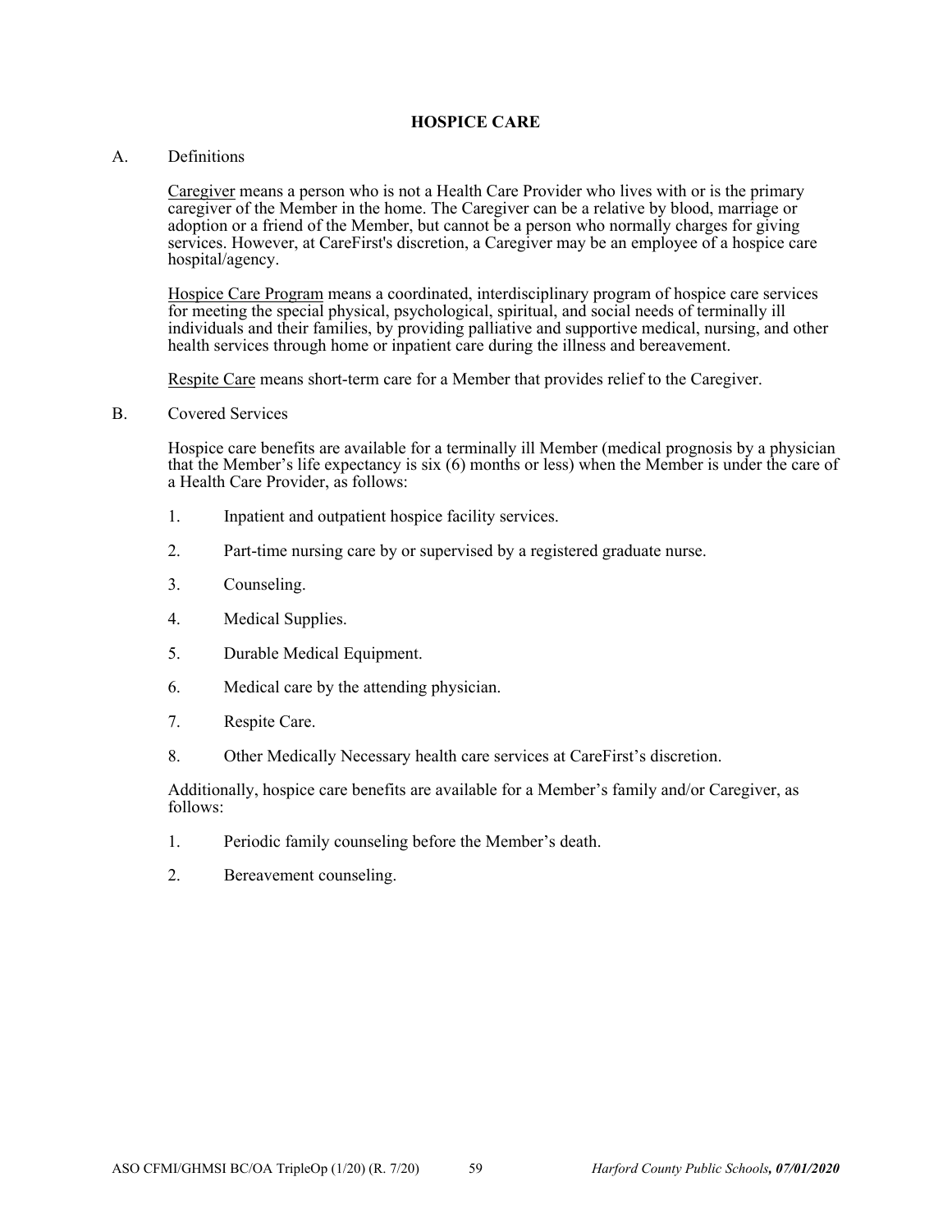# HOSPICE CARE

A. Definitions

<u>Caregiver</u> means a person who is not a Health Care Provider who lives with or is the primary caregiver of the Member in the home. The Caregiver can be a relative by blood, marriage or adoption or a friend of the Member, but cannot be a person who normally charges for giving services. However, at CareFirst's discretion, a Caregiver may be an employee of a hospice care hospital/agency.

<u>Hospice Care Program</u> means a coordinated, interdisciplinary program of hospice care services for meeting the special physical, psychological, spiritual, and social needs of terminally ill individuals and their families, by providing palliative and supportive medical, nursing, and other health services through home or inpatient care during the illness and bereavement.

<u>Respite Care</u> means short-term care for a Member that provides relief to the Caregiver.

B. Covered Services

Hospice care benefits are available for a terminally ill Member (medical prognosis by a physician that the Member's life expectancy is six (6) months or less) when the Member is under the care of a Health Care Provider, as follows:

1. Inpatient and outpatient hospice facility services.
2. Part-time nursing care by or supervised by a registered graduate nurse.
3. Counseling.
4. Medical Supplies.
5. Durable Medical Equipment.
6. Medical care by the attending physician.
7. Respite Care.
8. Other Medically Necessary health care services at CareFirst's discretion.

Additionally, hospice care benefits are available for a Member's family and/or Caregiver, as follows:

1. Periodic family counseling before the Member's death.
2. Bereavement counseling.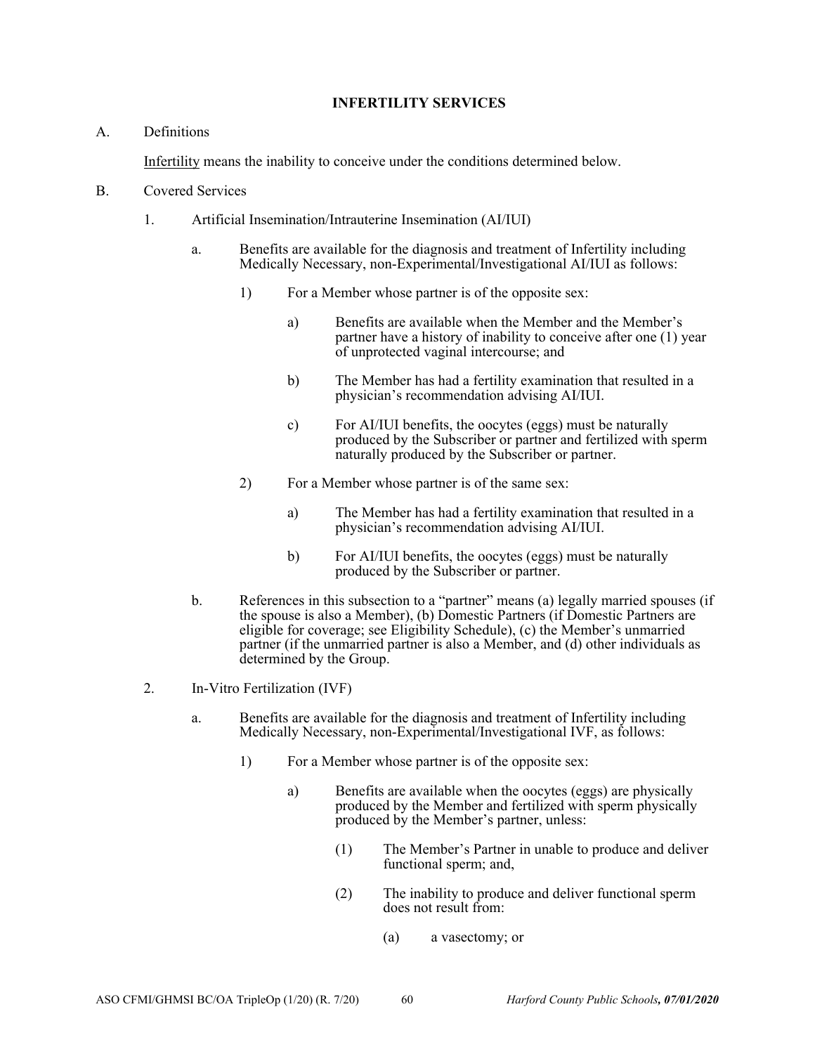## INFERTILITY SERVICES

A. Definitions

<u>Infertility</u> means the inability to conceive under the conditions determined below.

B. Covered Services

1. Artificial Insemination/Intrauterine Insemination (AI/IUI)

   a. Benefits are available for the diagnosis and treatment of Infertility including Medically Necessary, non-Experimental/Investigational AI/IUI as follows:

      1) For a Member whose partner is of the opposite sex:

         a) Benefits are available when the Member and the Member's partner have a history of inability to conceive after one (1) year of unprotected vaginal intercourse; and

         b) The Member has had a fertility examination that resulted in a physician's recommendation advising AI/IUI.

         c) For AI/IUI benefits, the oocytes (eggs) must be naturally produced by the Subscriber or partner and fertilized with sperm naturally produced by the Subscriber or partner.

      2) For a Member whose partner is of the same sex:

         a) The Member has had a fertility examination that resulted in a physician's recommendation advising AI/IUI.

         b) For AI/IUI benefits, the oocytes (eggs) must be naturally produced by the Subscriber or partner.

   b. References in this subsection to a "partner" means (a) legally married spouses (if the spouse is also a Member), (b) Domestic Partners (if Domestic Partners are eligible for coverage; see Eligibility Schedule), (c) the Member's unmarried partner (if the unmarried partner is also a Member, and (d) other individuals as determined by the Group.

2. In-Vitro Fertilization (IVF)

   a. Benefits are available for the diagnosis and treatment of Infertility including Medically Necessary, non-Experimental/Investigational IVF, as follows:

      1) For a Member whose partner is of the opposite sex:

         a) Benefits are available when the oocytes (eggs) are physically produced by the Member and fertilized with sperm physically produced by the Member's partner, unless:

            (1) The Member's Partner in unable to produce and deliver functional sperm; and,

            (2) The inability to produce and deliver functional sperm does not result from:

               (a) a vasectomy; or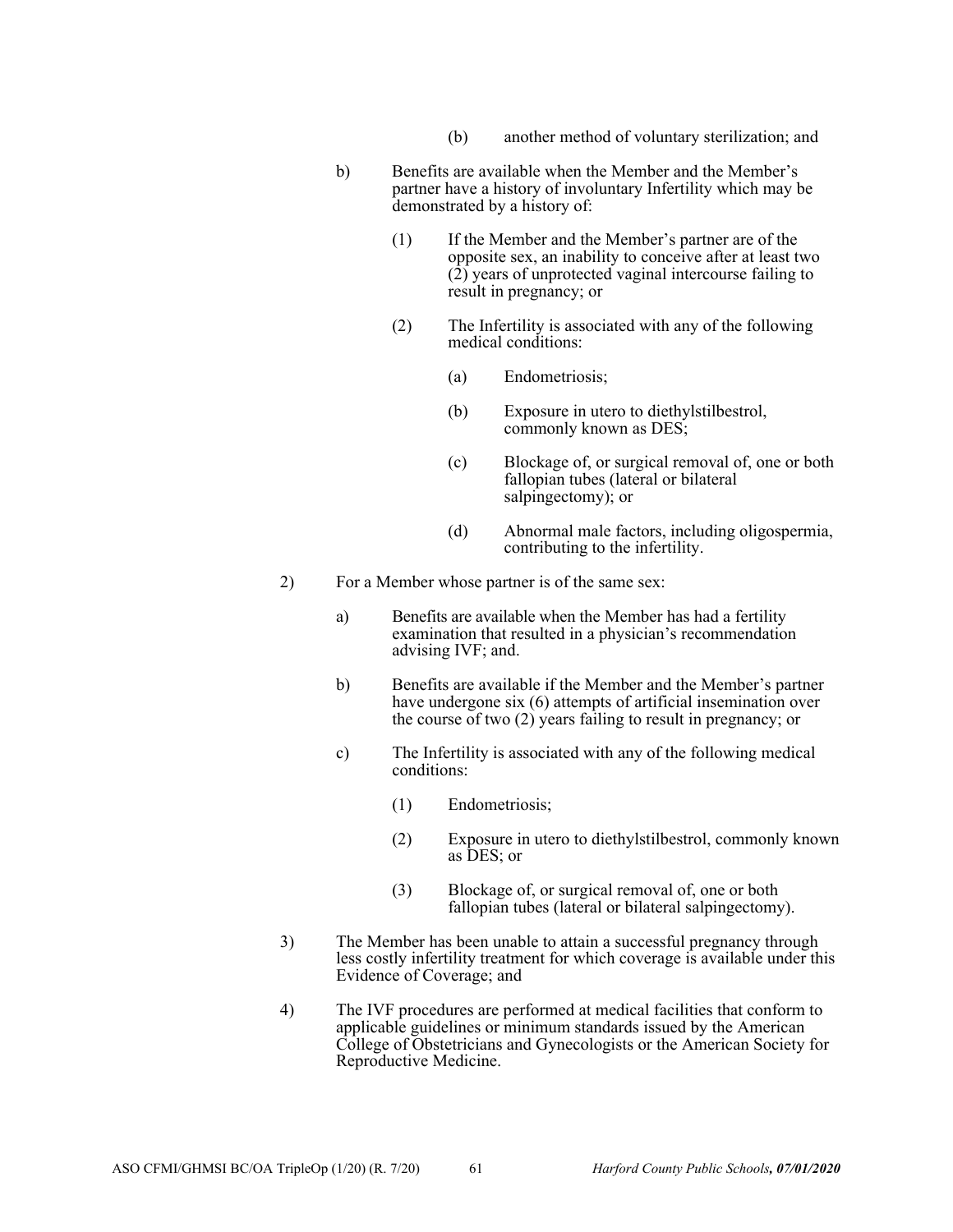(b) another method of voluntary sterilization; and

b) Benefits are available when the Member and the Member's partner have a history of involuntary Infertility which may be demonstrated by a history of:

   (1) If the Member and the Member's partner are of the opposite sex, an inability to conceive after at least two (2) years of unprotected vaginal intercourse failing to result in pregnancy; or

   (2) The Infertility is associated with any of the following medical conditions:

      (a) Endometriosis;

      (b) Exposure in utero to diethylstilbestrol, commonly known as DES;

      (c) Blockage of, or surgical removal of, one or both fallopian tubes (lateral or bilateral salpingectomy); or

      (d) Abnormal male factors, including oligospermia, contributing to the infertility.

2) For a Member whose partner is of the same sex:

   a) Benefits are available when the Member has had a fertility examination that resulted in a physician's recommendation advising IVF; and.

   b) Benefits are available if the Member and the Member's partner have undergone six (6) attempts of artificial insemination over the course of two (2) years failing to result in pregnancy; or

   c) The Infertility is associated with any of the following medical conditions:

      (1) Endometriosis;

      (2) Exposure in utero to diethylstilbestrol, commonly known as DES; or

      (3) Blockage of, or surgical removal of, one or both fallopian tubes (lateral or bilateral salpingectomy).

3) The Member has been unable to attain a successful pregnancy through less costly infertility treatment for which coverage is available under this Evidence of Coverage; and

4) The IVF procedures are performed at medical facilities that conform to applicable guidelines or minimum standards issued by the American College of Obstetricians and Gynecologists or the American Society for Reproductive Medicine.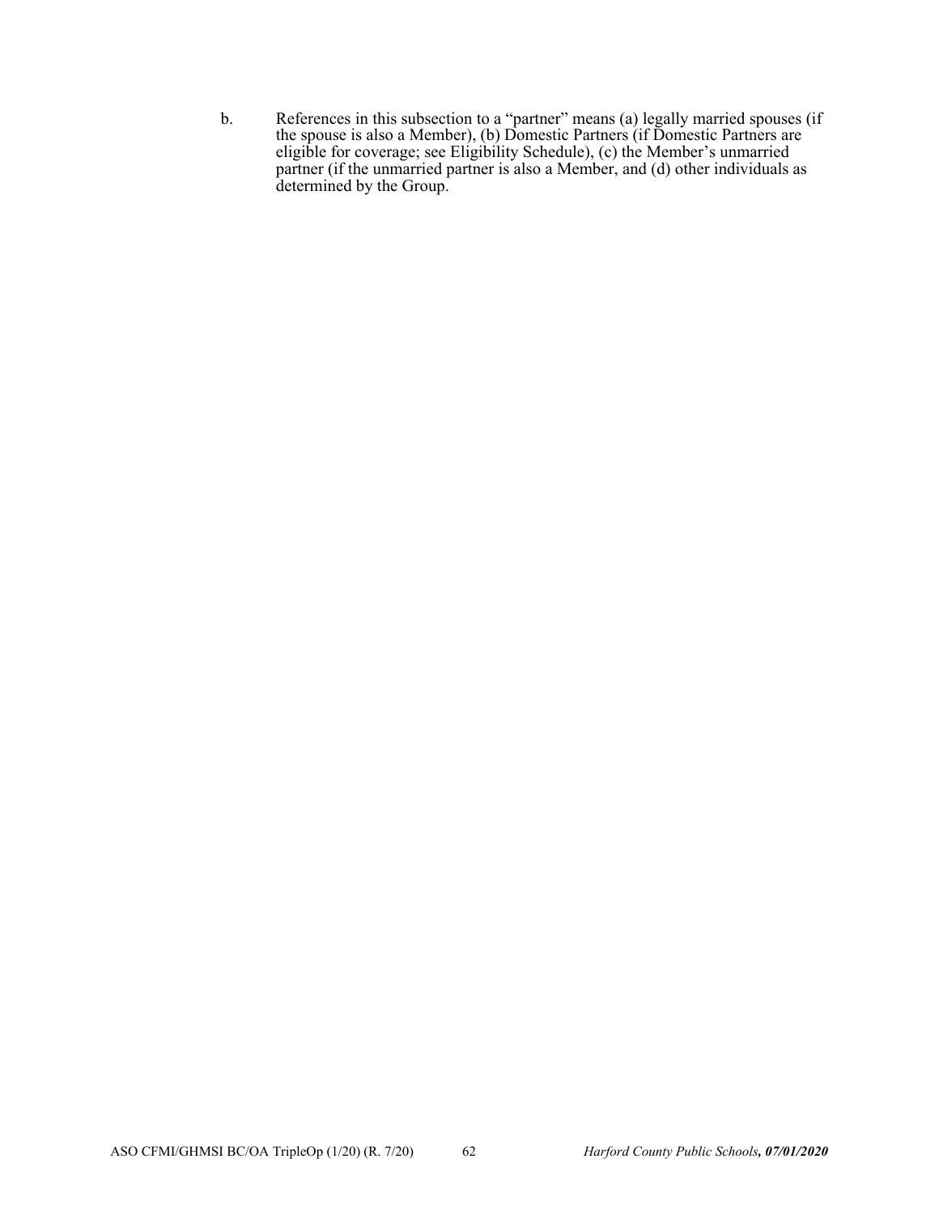b. References in this subsection to a "partner" means (a) legally married spouses (if the spouse is also a Member), (b) Domestic Partners (if Domestic Partners are eligible for coverage; see Eligibility Schedule), (c) the Member's unmarried partner (if the unmarried partner is also a Member, and (d) other individuals as determined by the Group.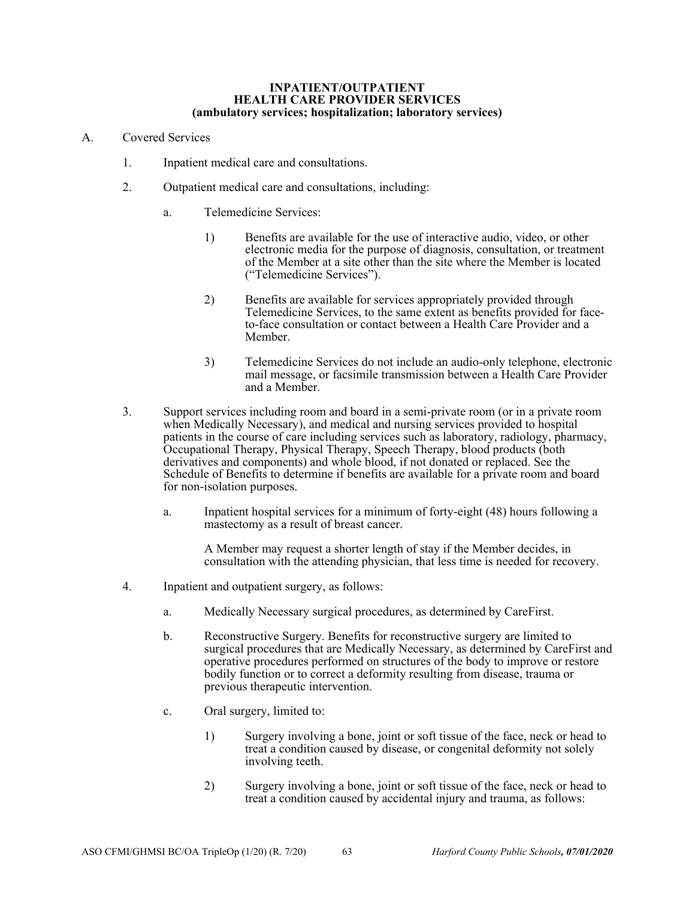# INPATIENT/OUTPATIENT HEALTH CARE PROVIDER SERVICES (ambulatory services; hospitalization; laboratory services)

A. Covered Services

1. Inpatient medical care and consultations.

2. Outpatient medical care and consultations, including:

   a. Telemedicine Services:

      1) Benefits are available for the use of interactive audio, video, or other electronic media for the purpose of diagnosis, consultation, or treatment of the Member at a site other than the site where the Member is located ("Telemedicine Services").

      2) Benefits are available for services appropriately provided through Telemedicine Services, to the same extent as benefits provided for face-to-face consultation or contact between a Health Care Provider and a Member.

      3) Telemedicine Services do not include an audio-only telephone, electronic mail message, or facsimile transmission between a Health Care Provider and a Member.

3. Support services including room and board in a semi-private room (or in a private room when Medically Necessary), and medical and nursing services provided to hospital patients in the course of care including services such as laboratory, radiology, pharmacy, Occupational Therapy, Physical Therapy, Speech Therapy, blood products (both derivatives and components) and whole blood, if not donated or replaced. See the Schedule of Benefits to determine if benefits are available for a private room and board for non-isolation purposes.

   a. Inpatient hospital services for a minimum of forty-eight (48) hours following a mastectomy as a result of breast cancer.

      A Member may request a shorter length of stay if the Member decides, in consultation with the attending physician, that less time is needed for recovery.

4. Inpatient and outpatient surgery, as follows:

   a. Medically Necessary surgical procedures, as determined by CareFirst.

   b. Reconstructive Surgery. Benefits for reconstructive surgery are limited to surgical procedures that are Medically Necessary, as determined by CareFirst and operative procedures performed on structures of the body to improve or restore bodily function or to correct a deformity resulting from disease, trauma or previous therapeutic intervention.

   c. Oral surgery, limited to:

      1) Surgery involving a bone, joint or soft tissue of the face, neck or head to treat a condition caused by disease, or congenital deformity not solely involving teeth.

      2) Surgery involving a bone, joint or soft tissue of the face, neck or head to treat a condition caused by accidental injury and trauma, as follows: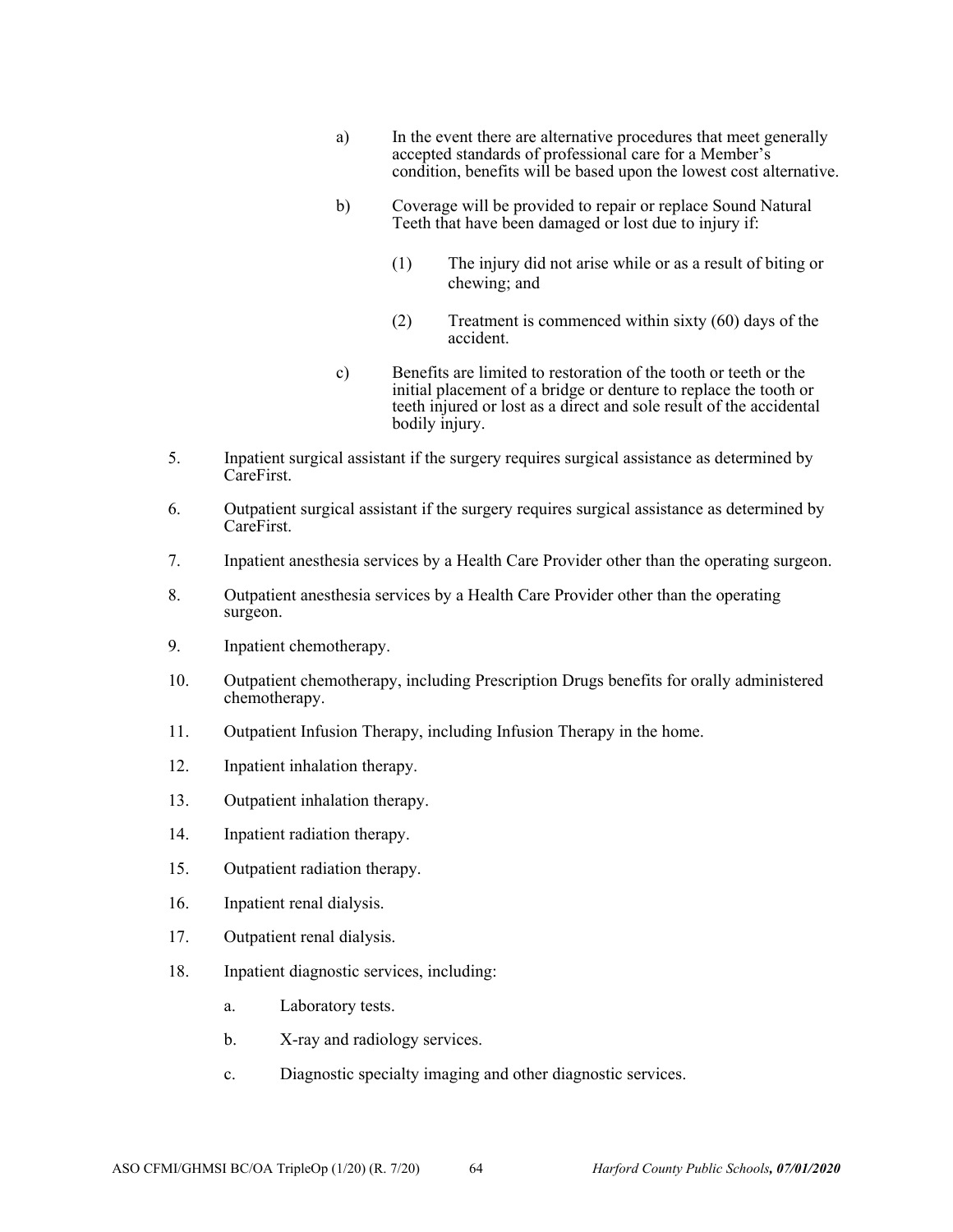a) In the event there are alternative procedures that meet generally accepted standards of professional care for a Member's condition, benefits will be based upon the lowest cost alternative.

b) Coverage will be provided to repair or replace Sound Natural Teeth that have been damaged or lost due to injury if:

   (1) The injury did not arise while or as a result of biting or chewing; and

   (2) Treatment is commenced within sixty (60) days of the accident.

c) Benefits are limited to restoration of the tooth or teeth or the initial placement of a bridge or denture to replace the tooth or teeth injured or lost as a direct and sole result of the accidental bodily injury.

5. Inpatient surgical assistant if the surgery requires surgical assistance as determined by CareFirst.

6. Outpatient surgical assistant if the surgery requires surgical assistance as determined by CareFirst.

7. Inpatient anesthesia services by a Health Care Provider other than the operating surgeon.

8. Outpatient anesthesia services by a Health Care Provider other than the operating surgeon.

9. Inpatient chemotherapy.

10. Outpatient chemotherapy, including Prescription Drugs benefits for orally administered chemotherapy.

11. Outpatient Infusion Therapy, including Infusion Therapy in the home.

12. Inpatient inhalation therapy.

13. Outpatient inhalation therapy.

14. Inpatient radiation therapy.

15. Outpatient radiation therapy.

16. Inpatient renal dialysis.

17. Outpatient renal dialysis.

18. Inpatient diagnostic services, including:

    a. Laboratory tests.

    b. X-ray and radiology services.

    c. Diagnostic specialty imaging and other diagnostic services.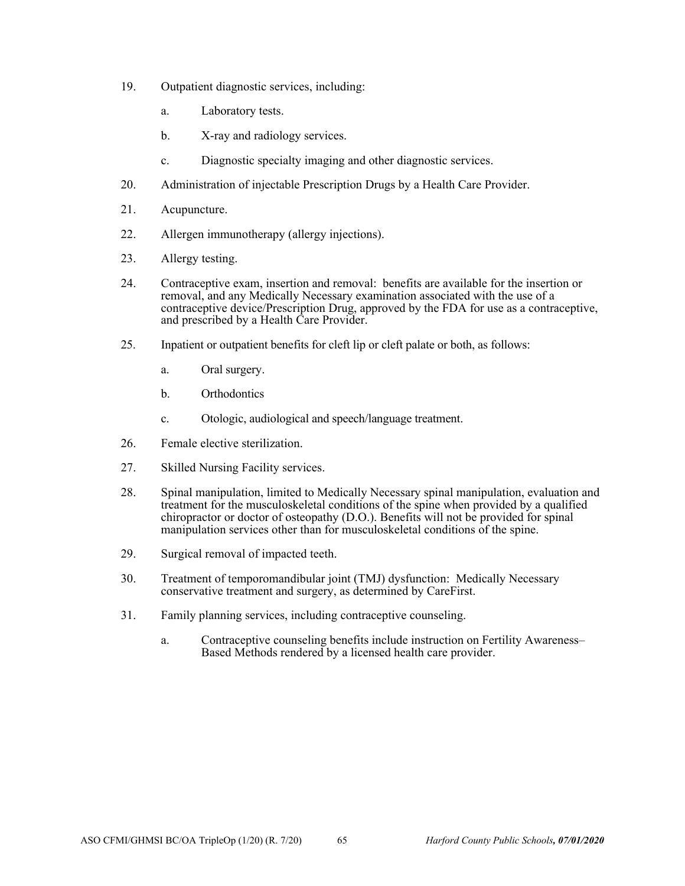19. Outpatient diagnostic services, including:

    a. Laboratory tests.

    b. X-ray and radiology services.

    c. Diagnostic specialty imaging and other diagnostic services.

20. Administration of injectable Prescription Drugs by a Health Care Provider.

21. Acupuncture.

22. Allergen immunotherapy (allergy injections).

23. Allergy testing.

24. Contraceptive exam, insertion and removal: benefits are available for the insertion or removal, and any Medically Necessary examination associated with the use of a contraceptive device/Prescription Drug, approved by the FDA for use as a contraceptive, and prescribed by a Health Care Provider.

25. Inpatient or outpatient benefits for cleft lip or cleft palate or both, as follows:

    a. Oral surgery.

    b. Orthodontics

    c. Otologic, audiological and speech/language treatment.

26. Female elective sterilization.

27. Skilled Nursing Facility services.

28. Spinal manipulation, limited to Medically Necessary spinal manipulation, evaluation and treatment for the musculoskeletal conditions of the spine when provided by a qualified chiropractor or doctor of osteopathy (D.O.). Benefits will not be provided for spinal manipulation services other than for musculoskeletal conditions of the spine.

29. Surgical removal of impacted teeth.

30. Treatment of temporomandibular joint (TMJ) dysfunction: Medically Necessary conservative treatment and surgery, as determined by CareFirst.

31. Family planning services, including contraceptive counseling.

    a. Contraceptive counseling benefits include instruction on Fertility Awareness–Based Methods rendered by a licensed health care provider.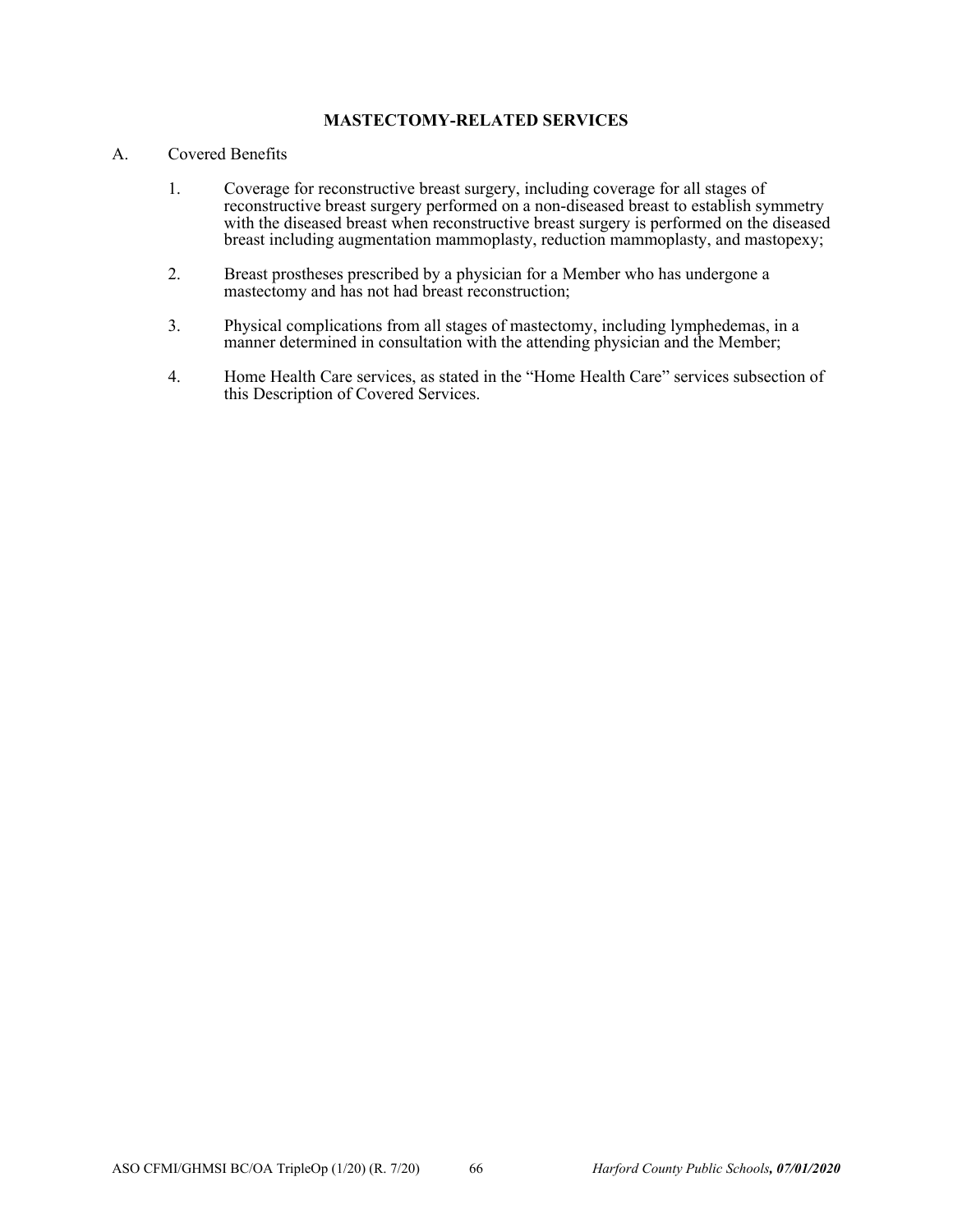## MASTECTOMY-RELATED SERVICES

A. Covered Benefits

1. Coverage for reconstructive breast surgery, including coverage for all stages of reconstructive breast surgery performed on a non-diseased breast to establish symmetry with the diseased breast when reconstructive breast surgery is performed on the diseased breast including augmentation mammoplasty, reduction mammoplasty, and mastopexy;

2. Breast prostheses prescribed by a physician for a Member who has undergone a mastectomy and has not had breast reconstruction;

3. Physical complications from all stages of mastectomy, including lymphedemas, in a manner determined in consultation with the attending physician and the Member;

4. Home Health Care services, as stated in the "Home Health Care" services subsection of this Description of Covered Services.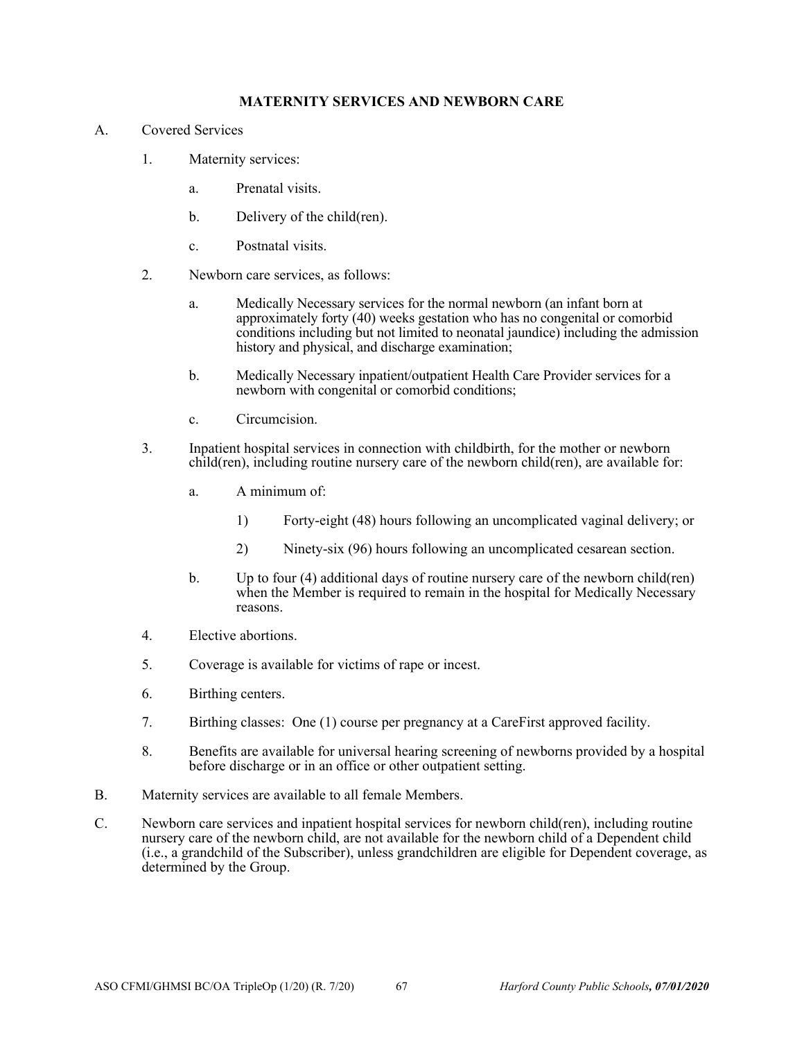## MATERNITY SERVICES AND NEWBORN CARE

A. Covered Services

1. Maternity services:

   a. Prenatal visits.

   b. Delivery of the child(ren).

   c. Postnatal visits.

2. Newborn care services, as follows:

   a. Medically Necessary services for the normal newborn (an infant born at approximately forty (40) weeks gestation who has no congenital or comorbid conditions including but not limited to neonatal jaundice) including the admission history and physical, and discharge examination;

   b. Medically Necessary inpatient/outpatient Health Care Provider services for a newborn with congenital or comorbid conditions;

   c. Circumcision.

3. Inpatient hospital services in connection with childbirth, for the mother or newborn child(ren), including routine nursery care of the newborn child(ren), are available for:

   a. A minimum of:

      1) Forty-eight (48) hours following an uncomplicated vaginal delivery; or

      2) Ninety-six (96) hours following an uncomplicated cesarean section.

   b. Up to four (4) additional days of routine nursery care of the newborn child(ren) when the Member is required to remain in the hospital for Medically Necessary reasons.

4. Elective abortions.

5. Coverage is available for victims of rape or incest.

6. Birthing centers.

7. Birthing classes: One (1) course per pregnancy at a CareFirst approved facility.

8. Benefits are available for universal hearing screening of newborns provided by a hospital before discharge or in an office or other outpatient setting.

B. Maternity services are available to all female Members.

C. Newborn care services and inpatient hospital services for newborn child(ren), including routine nursery care of the newborn child, are not available for the newborn child of a Dependent child (i.e., a grandchild of the Subscriber), unless grandchildren are eligible for Dependent coverage, as determined by the Group.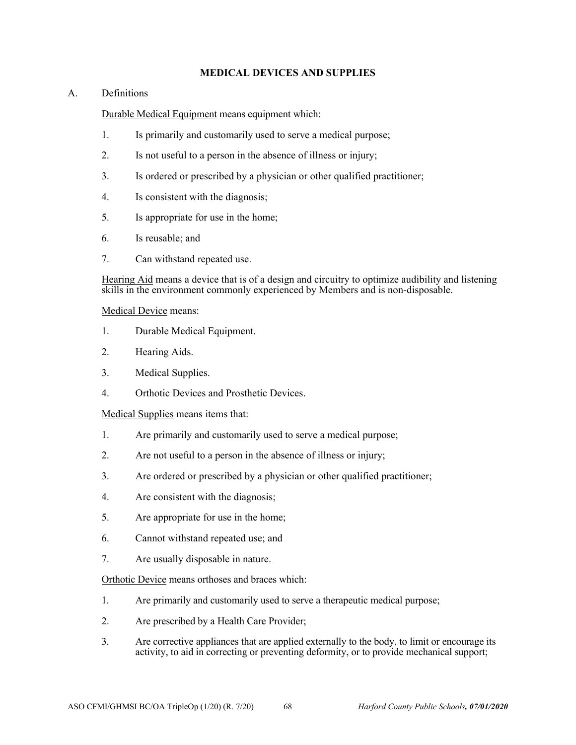## MEDICAL DEVICES AND SUPPLIES

A. Definitions

Durable Medical Equipment means equipment which:

1. Is primarily and customarily used to serve a medical purpose;
2. Is not useful to a person in the absence of illness or injury;
3. Is ordered or prescribed by a physician or other qualified practitioner;
4. Is consistent with the diagnosis;
5. Is appropriate for use in the home;
6. Is reusable; and
7. Can withstand repeated use.

Hearing Aid means a device that is of a design and circuitry to optimize audibility and listening skills in the environment commonly experienced by Members and is non-disposable.

Medical Device means:

1. Durable Medical Equipment.
2. Hearing Aids.
3. Medical Supplies.
4. Orthotic Devices and Prosthetic Devices.

Medical Supplies means items that:

1. Are primarily and customarily used to serve a medical purpose;
2. Are not useful to a person in the absence of illness or injury;
3. Are ordered or prescribed by a physician or other qualified practitioner;
4. Are consistent with the diagnosis;
5. Are appropriate for use in the home;
6. Cannot withstand repeated use; and
7. Are usually disposable in nature.

Orthotic Device means orthoses and braces which:

1. Are primarily and customarily used to serve a therapeutic medical purpose;
2. Are prescribed by a Health Care Provider;
3. Are corrective appliances that are applied externally to the body, to limit or encourage its activity, to aid in correcting or preventing deformity, or to provide mechanical support;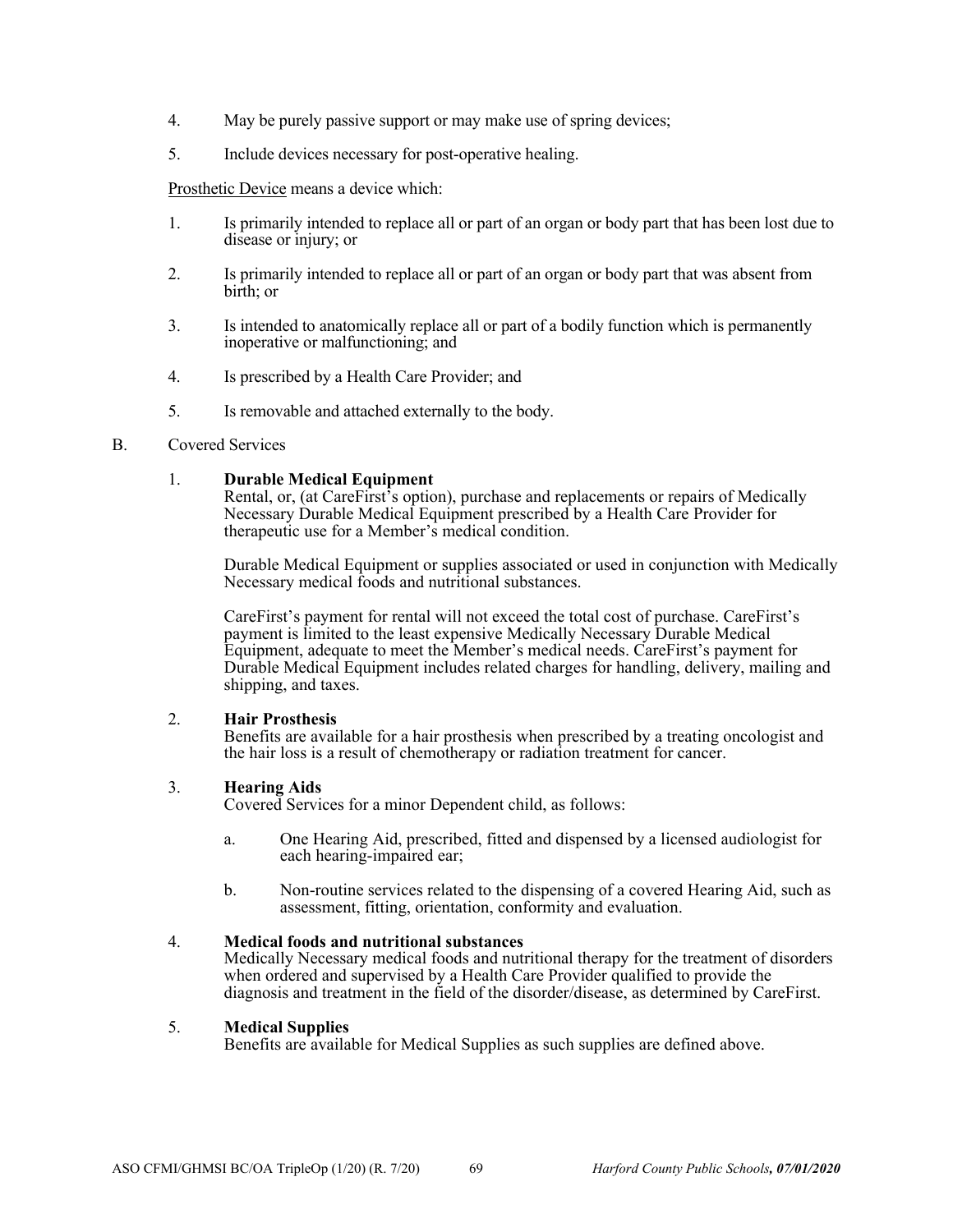4. May be purely passive support or may make use of spring devices;

5. Include devices necessary for post-operative healing.

Prosthetic Device means a device which:

1. Is primarily intended to replace all or part of an organ or body part that has been lost due to disease or injury; or

2. Is primarily intended to replace all or part of an organ or body part that was absent from birth; or

3. Is intended to anatomically replace all or part of a bodily function which is permanently inoperative or malfunctioning; and

4. Is prescribed by a Health Care Provider; and

5. Is removable and attached externally to the body.

B. Covered Services

1. **Durable Medical Equipment**
Rental, or, (at CareFirst's option), purchase and replacements or repairs of Medically Necessary Durable Medical Equipment prescribed by a Health Care Provider for therapeutic use for a Member's medical condition.

   Durable Medical Equipment or supplies associated or used in conjunction with Medically Necessary medical foods and nutritional substances.

   CareFirst's payment for rental will not exceed the total cost of purchase. CareFirst's payment is limited to the least expensive Medically Necessary Durable Medical Equipment, adequate to meet the Member's medical needs. CareFirst's payment for Durable Medical Equipment includes related charges for handling, delivery, mailing and shipping, and taxes.

2. **Hair Prosthesis**
Benefits are available for a hair prosthesis when prescribed by a treating oncologist and the hair loss is a result of chemotherapy or radiation treatment for cancer.

3. **Hearing Aids**
Covered Services for a minor Dependent child, as follows:

   a. One Hearing Aid, prescribed, fitted and dispensed by a licensed audiologist for each hearing-impaired ear;

   b. Non-routine services related to the dispensing of a covered Hearing Aid, such as assessment, fitting, orientation, conformity and evaluation.

4. **Medical foods and nutritional substances**
Medically Necessary medical foods and nutritional therapy for the treatment of disorders when ordered and supervised by a Health Care Provider qualified to provide the diagnosis and treatment in the field of the disorder/disease, as determined by CareFirst.

5. **Medical Supplies**
Benefits are available for Medical Supplies as such supplies are defined above.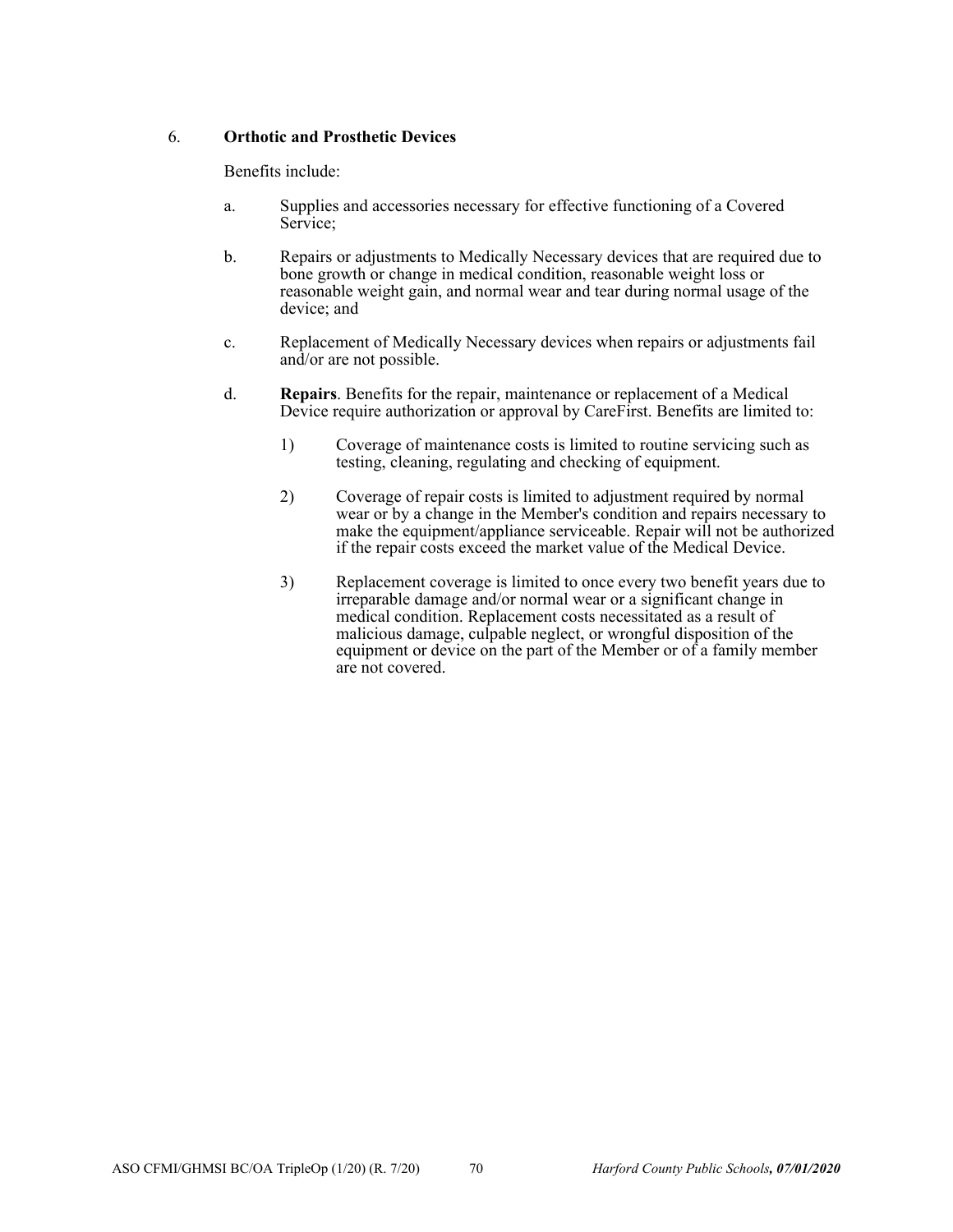6. **Orthotic and Prosthetic Devices**

Benefits include:

a. Supplies and accessories necessary for effective functioning of a Covered Service;

b. Repairs or adjustments to Medically Necessary devices that are required due to bone growth or change in medical condition, reasonable weight loss or reasonable weight gain, and normal wear and tear during normal usage of the device; and

c. Replacement of Medically Necessary devices when repairs or adjustments fail and/or are not possible.

d. **Repairs**. Benefits for the repair, maintenance or replacement of a Medical Device require authorization or approval by CareFirst. Benefits are limited to:

   1) Coverage of maintenance costs is limited to routine servicing such as testing, cleaning, regulating and checking of equipment.

   2) Coverage of repair costs is limited to adjustment required by normal wear or by a change in the Member's condition and repairs necessary to make the equipment/appliance serviceable. Repair will not be authorized if the repair costs exceed the market value of the Medical Device.

   3) Replacement coverage is limited to once every two benefit years due to irreparable damage and/or normal wear or a significant change in medical condition. Replacement costs necessitated as a result of malicious damage, culpable neglect, or wrongful disposition of the equipment or device on the part of the Member or of a family member are not covered.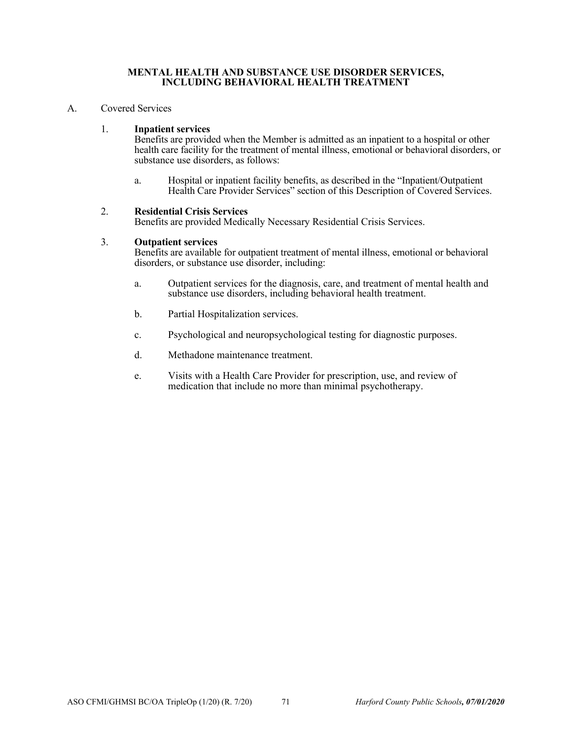# MENTAL HEALTH AND SUBSTANCE USE DISORDER SERVICES, INCLUDING BEHAVIORAL HEALTH TREATMENT

A. Covered Services

1. **Inpatient services**
   Benefits are provided when the Member is admitted as an inpatient to a hospital or other health care facility for the treatment of mental illness, emotional or behavioral disorders, or substance use disorders, as follows:

   a. Hospital or inpatient facility benefits, as described in the "Inpatient/Outpatient Health Care Provider Services" section of this Description of Covered Services.

2. **Residential Crisis Services**
   Benefits are provided Medically Necessary Residential Crisis Services.

3. **Outpatient services**
   Benefits are available for outpatient treatment of mental illness, emotional or behavioral disorders, or substance use disorder, including:

   a. Outpatient services for the diagnosis, care, and treatment of mental health and substance use disorders, including behavioral health treatment.

   b. Partial Hospitalization services.

   c. Psychological and neuropsychological testing for diagnostic purposes.

   d. Methadone maintenance treatment.

   e. Visits with a Health Care Provider for prescription, use, and review of medication that include no more than minimal psychotherapy.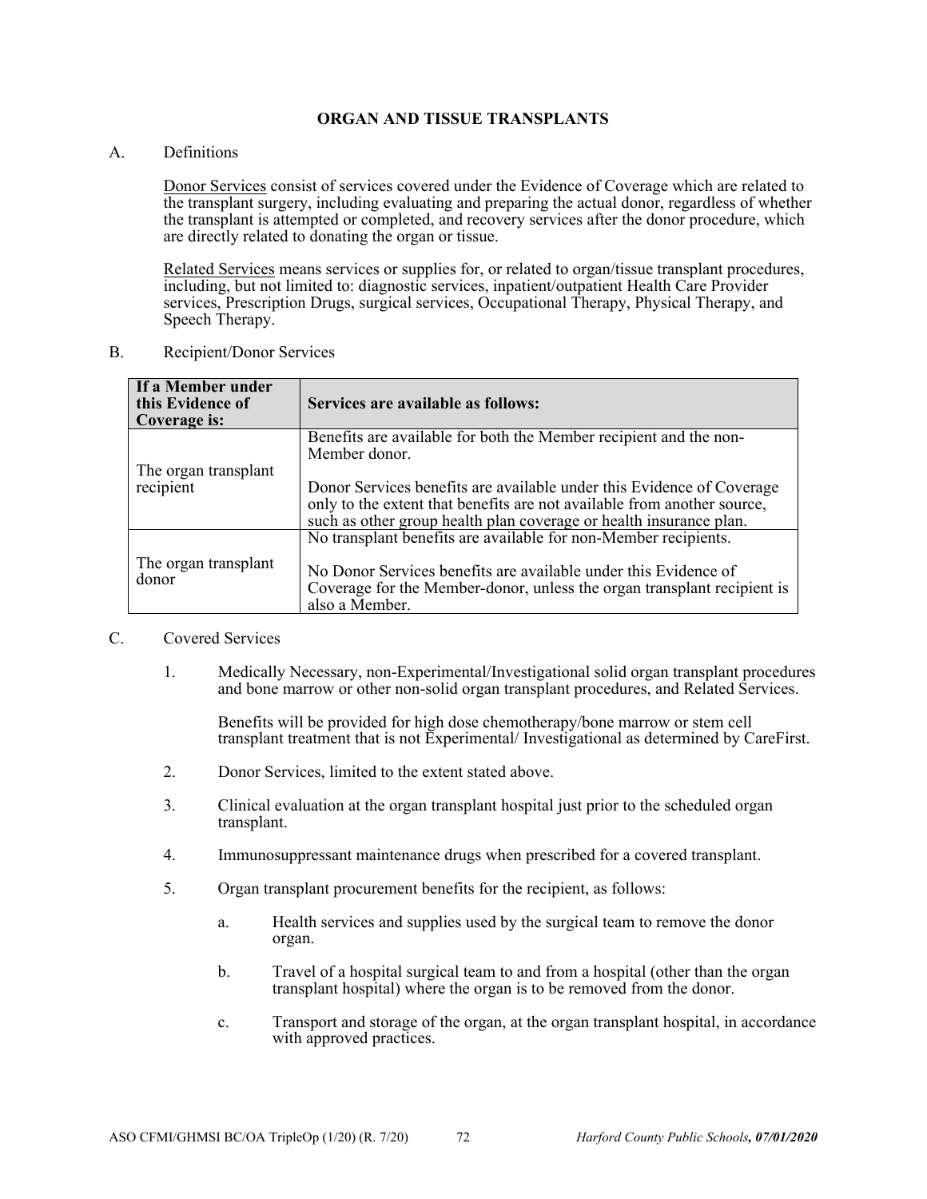## ORGAN AND TISSUE TRANSPLANTS

A. Definitions

<u>Donor Services</u> consist of services covered under the Evidence of Coverage which are related to the transplant surgery, including evaluating and preparing the actual donor, regardless of whether the transplant is attempted or completed, and recovery services after the donor procedure, which are directly related to donating the organ or tissue.

<u>Related Services</u> means services or supplies for, or related to organ/tissue transplant procedures, including, but not limited to: diagnostic services, inpatient/outpatient Health Care Provider services, Prescription Drugs, surgical services, Occupational Therapy, Physical Therapy, and Speech Therapy.

B. Recipient/Donor Services

| If a Member under this Evidence of Coverage is: | Services are available as follows: |
| --- | --- |
| The organ transplant recipient | Benefits are available for both the Member recipient and the non-Member donor.<br><br>Donor Services benefits are available under this Evidence of Coverage only to the extent that benefits are not available from another source, such as other group health plan coverage or health insurance plan. |
| The organ transplant donor | No transplant benefits are available for non-Member recipients.<br><br>No Donor Services benefits are available under this Evidence of Coverage for the Member-donor, unless the organ transplant recipient is also a Member. |

C. Covered Services

1. Medically Necessary, non-Experimental/Investigational solid organ transplant procedures and bone marrow or other non-solid organ transplant procedures, and Related Services.

   Benefits will be provided for high dose chemotherapy/bone marrow or stem cell transplant treatment that is not Experimental/ Investigational as determined by CareFirst.

2. Donor Services, limited to the extent stated above.

3. Clinical evaluation at the organ transplant hospital just prior to the scheduled organ transplant.

4. Immunosuppressant maintenance drugs when prescribed for a covered transplant.

5. Organ transplant procurement benefits for the recipient, as follows:

   a. Health services and supplies used by the surgical team to remove the donor organ.

   b. Travel of a hospital surgical team to and from a hospital (other than the organ transplant hospital) where the organ is to be removed from the donor.

   c. Transport and storage of the organ, at the organ transplant hospital, in accordance with approved practices.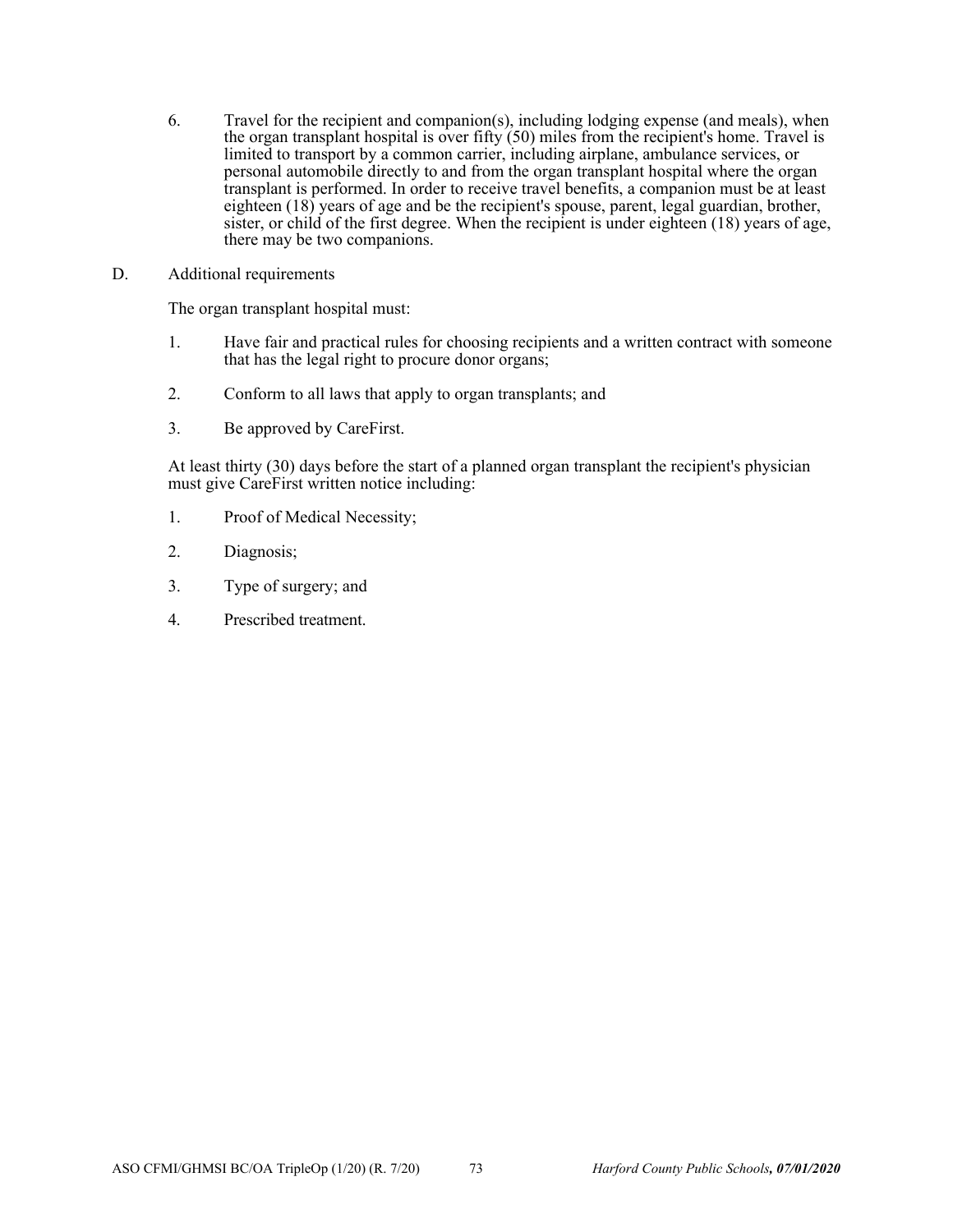6. Travel for the recipient and companion(s), including lodging expense (and meals), when the organ transplant hospital is over fifty (50) miles from the recipient's home. Travel is limited to transport by a common carrier, including airplane, ambulance services, or personal automobile directly to and from the organ transplant hospital where the organ transplant is performed. In order to receive travel benefits, a companion must be at least eighteen (18) years of age and be the recipient's spouse, parent, legal guardian, brother, sister, or child of the first degree. When the recipient is under eighteen (18) years of age, there may be two companions.

D. Additional requirements

The organ transplant hospital must:

1. Have fair and practical rules for choosing recipients and a written contract with someone that has the legal right to procure donor organs;
2. Conform to all laws that apply to organ transplants; and
3. Be approved by CareFirst.

At least thirty (30) days before the start of a planned organ transplant the recipient's physician must give CareFirst written notice including:

1. Proof of Medical Necessity;
2. Diagnosis;
3. Type of surgery; and
4. Prescribed treatment.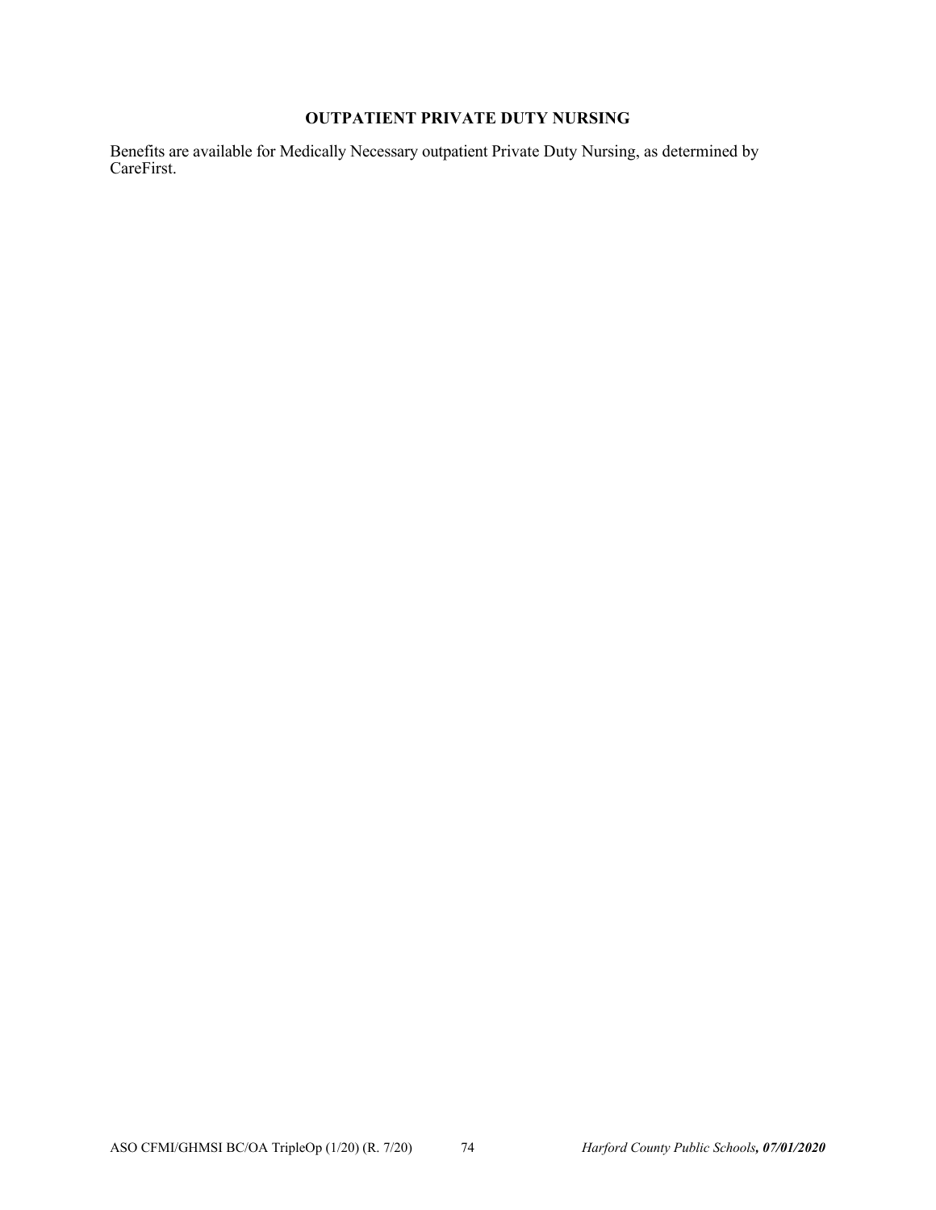## OUTPATIENT PRIVATE DUTY NURSING

Benefits are available for Medically Necessary outpatient Private Duty Nursing, as determined by CareFirst.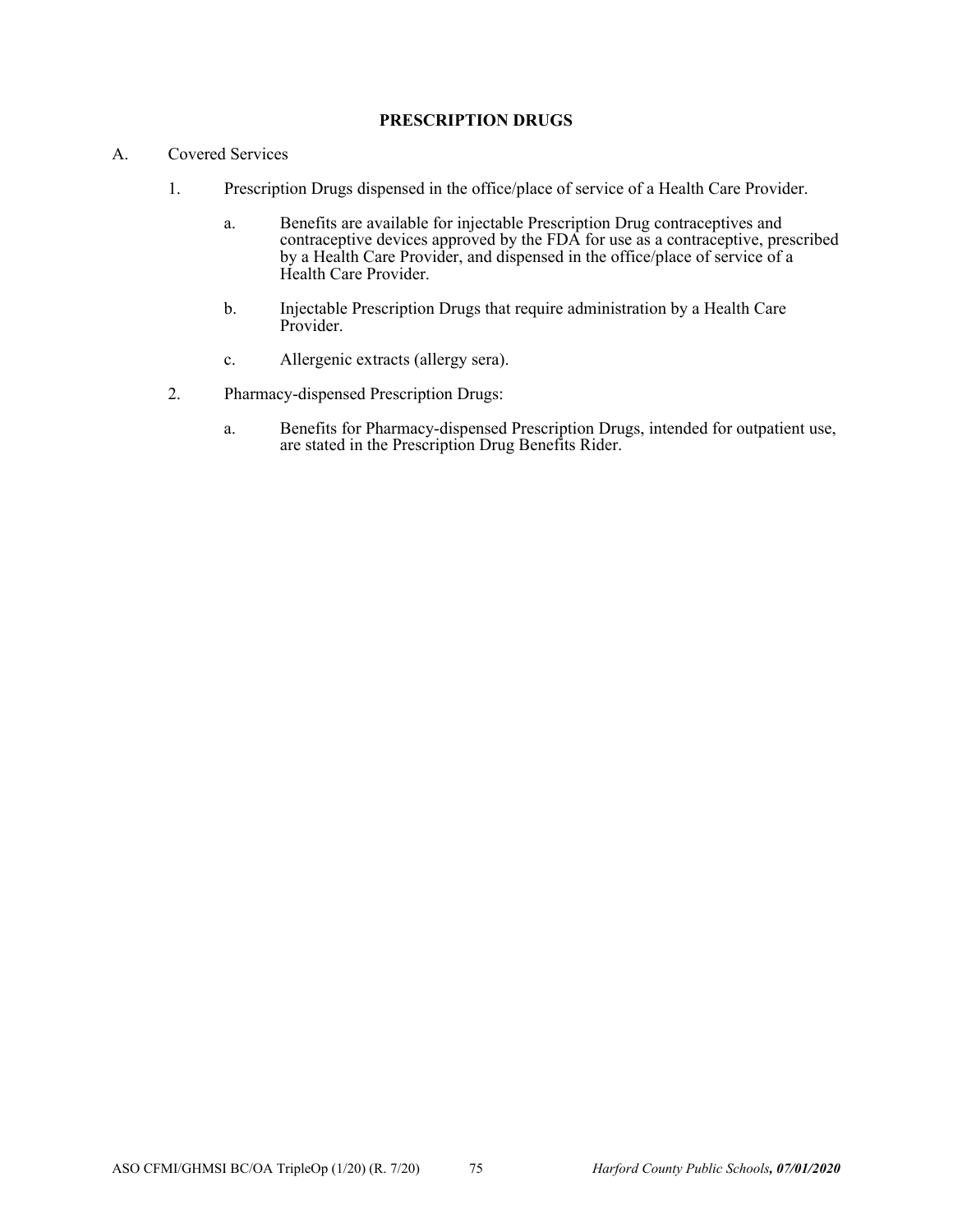## PRESCRIPTION DRUGS

A. Covered Services

1. Prescription Drugs dispensed in the office/place of service of a Health Care Provider.

    a. Benefits are available for injectable Prescription Drug contraceptives and contraceptive devices approved by the FDA for use as a contraceptive, prescribed by a Health Care Provider, and dispensed in the office/place of service of a Health Care Provider.

    b. Injectable Prescription Drugs that require administration by a Health Care Provider.

    c. Allergenic extracts (allergy sera).

2. Pharmacy-dispensed Prescription Drugs:

    a. Benefits for Pharmacy-dispensed Prescription Drugs, intended for outpatient use, are stated in the Prescription Drug Benefits Rider.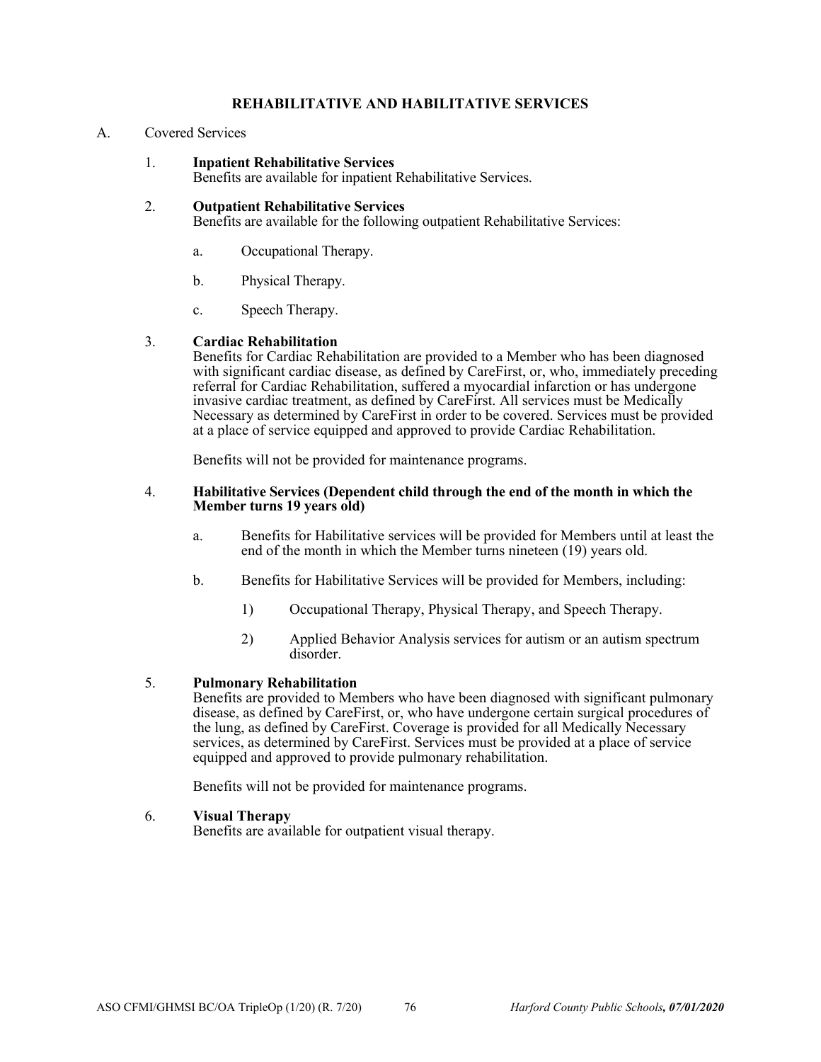# REHABILITATIVE AND HABILITATIVE SERVICES

A. Covered Services

1. **Inpatient Rehabilitative Services**
   Benefits are available for inpatient Rehabilitative Services.

2. **Outpatient Rehabilitative Services**
   Benefits are available for the following outpatient Rehabilitative Services:

   a. Occupational Therapy.

   b. Physical Therapy.

   c. Speech Therapy.

3. **Cardiac Rehabilitation**
   Benefits for Cardiac Rehabilitation are provided to a Member who has been diagnosed with significant cardiac disease, as defined by CareFirst, or, who, immediately preceding referral for Cardiac Rehabilitation, suffered a myocardial infarction or has undergone invasive cardiac treatment, as defined by CareFirst. All services must be Medically Necessary as determined by CareFirst in order to be covered. Services must be provided at a place of service equipped and approved to provide Cardiac Rehabilitation.

   Benefits will not be provided for maintenance programs.

4. **Habilitative Services (Dependent child through the end of the month in which the Member turns 19 years old)**

   a. Benefits for Habilitative services will be provided for Members until at least the end of the month in which the Member turns nineteen (19) years old.

   b. Benefits for Habilitative Services will be provided for Members, including:

      1) Occupational Therapy, Physical Therapy, and Speech Therapy.

      2) Applied Behavior Analysis services for autism or an autism spectrum disorder.

5. **Pulmonary Rehabilitation**
   Benefits are provided to Members who have been diagnosed with significant pulmonary disease, as defined by CareFirst, or, who have undergone certain surgical procedures of the lung, as defined by CareFirst. Coverage is provided for all Medically Necessary services, as determined by CareFirst. Services must be provided at a place of service equipped and approved to provide pulmonary rehabilitation.

   Benefits will not be provided for maintenance programs.

6. **Visual Therapy**
   Benefits are available for outpatient visual therapy.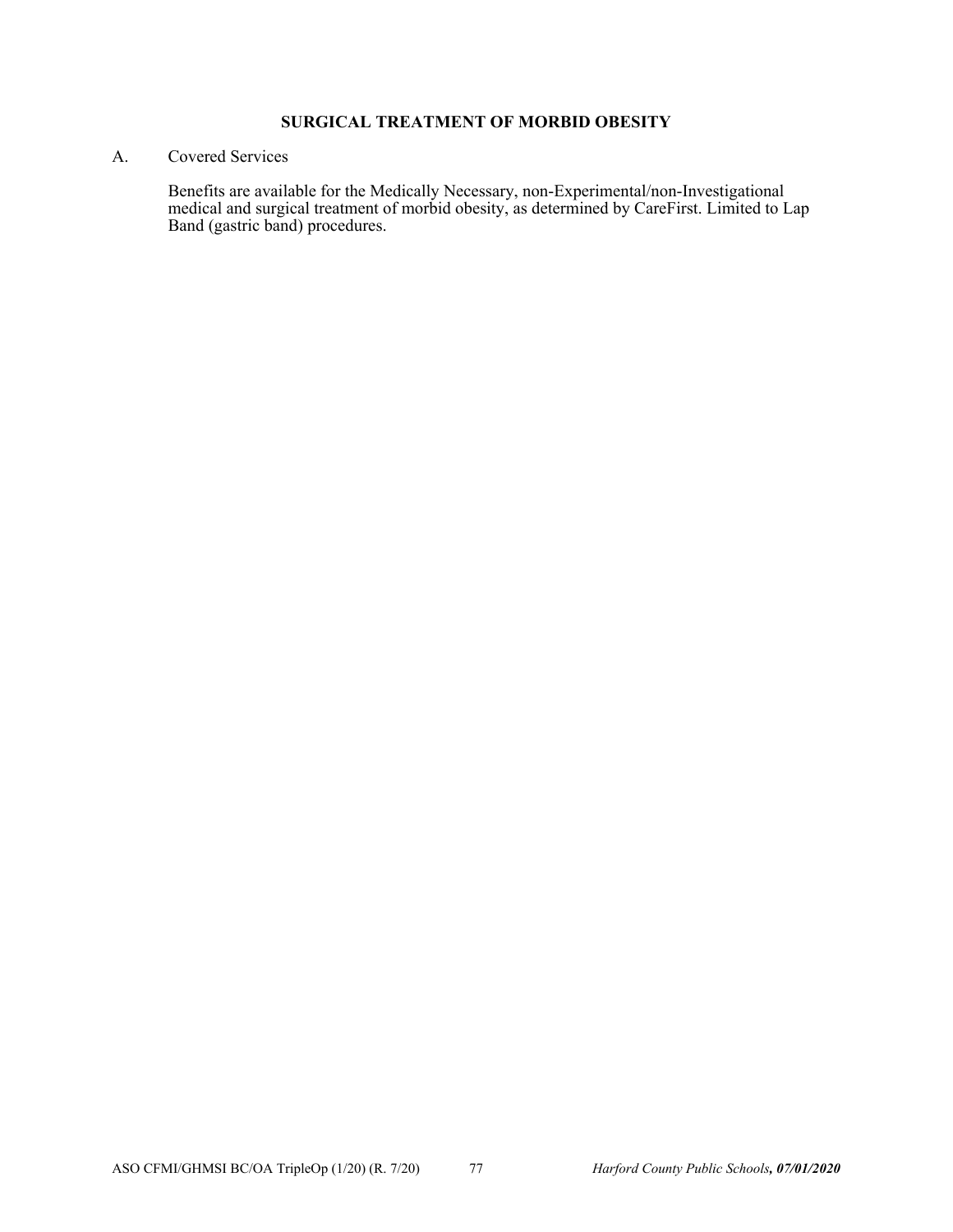## SURGICAL TREATMENT OF MORBID OBESITY

A. Covered Services

Benefits are available for the Medically Necessary, non-Experimental/non-Investigational medical and surgical treatment of morbid obesity, as determined by CareFirst. Limited to Lap Band (gastric band) procedures.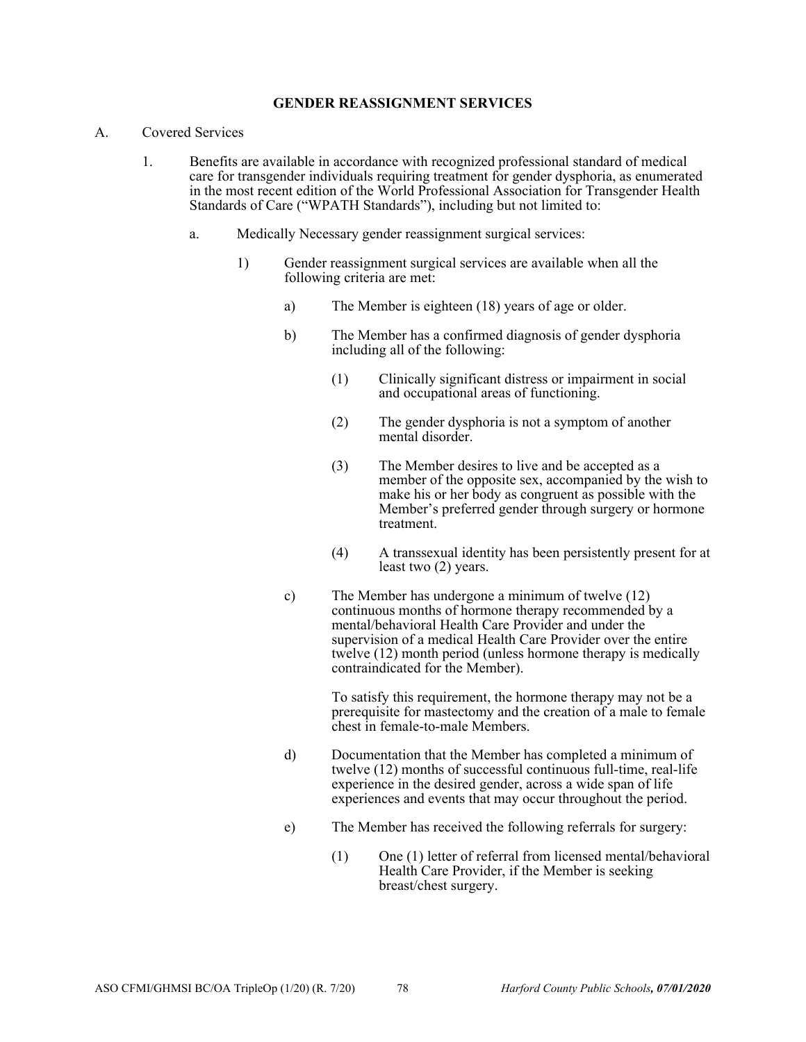## GENDER REASSIGNMENT SERVICES

A. Covered Services

1. Benefits are available in accordance with recognized professional standard of medical care for transgender individuals requiring treatment for gender dysphoria, as enumerated in the most recent edition of the World Professional Association for Transgender Health Standards of Care ("WPATH Standards"), including but not limited to:

   a. Medically Necessary gender reassignment surgical services:

      1) Gender reassignment surgical services are available when all the following criteria are met:

         a) The Member is eighteen (18) years of age or older.

         b) The Member has a confirmed diagnosis of gender dysphoria including all of the following:

            (1) Clinically significant distress or impairment in social and occupational areas of functioning.

            (2) The gender dysphoria is not a symptom of another mental disorder.

            (3) The Member desires to live and be accepted as a member of the opposite sex, accompanied by the wish to make his or her body as congruent as possible with the Member's preferred gender through surgery or hormone treatment.

            (4) A transsexual identity has been persistently present for at least two (2) years.

         c) The Member has undergone a minimum of twelve (12) continuous months of hormone therapy recommended by a mental/behavioral Health Care Provider and under the supervision of a medical Health Care Provider over the entire twelve (12) month period (unless hormone therapy is medically contraindicated for the Member).

            To satisfy this requirement, the hormone therapy may not be a prerequisite for mastectomy and the creation of a male to female chest in female-to-male Members.

         d) Documentation that the Member has completed a minimum of twelve (12) months of successful continuous full-time, real-life experience in the desired gender, across a wide span of life experiences and events that may occur throughout the period.

         e) The Member has received the following referrals for surgery:

            (1) One (1) letter of referral from licensed mental/behavioral Health Care Provider, if the Member is seeking breast/chest surgery.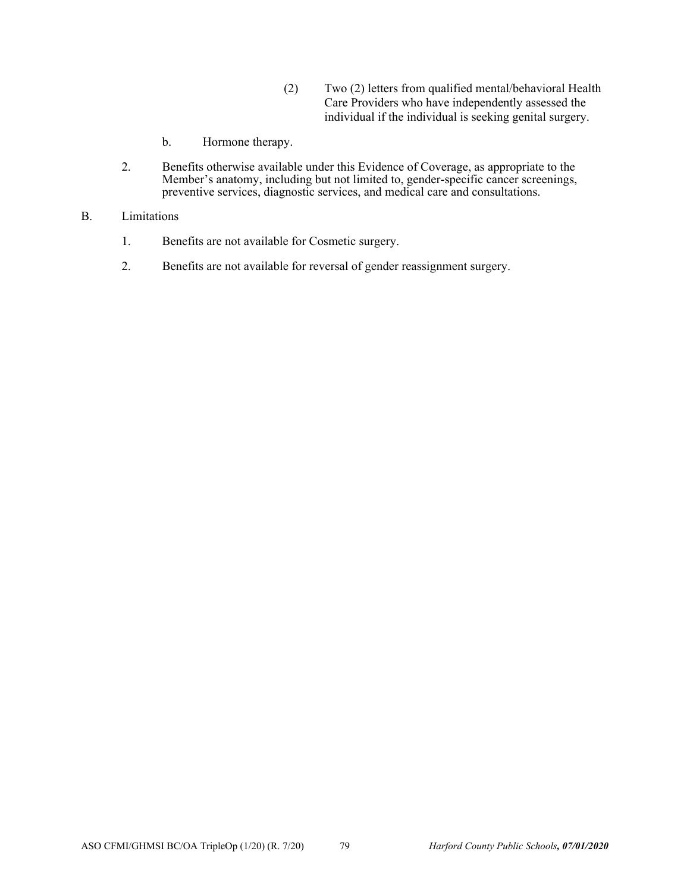(2) Two (2) letters from qualified mental/behavioral Health Care Providers who have independently assessed the individual if the individual is seeking genital surgery.

b. Hormone therapy.

2. Benefits otherwise available under this Evidence of Coverage, as appropriate to the Member's anatomy, including but not limited to, gender-specific cancer screenings, preventive services, diagnostic services, and medical care and consultations.

B. Limitations

1. Benefits are not available for Cosmetic surgery.

2. Benefits are not available for reversal of gender reassignment surgery.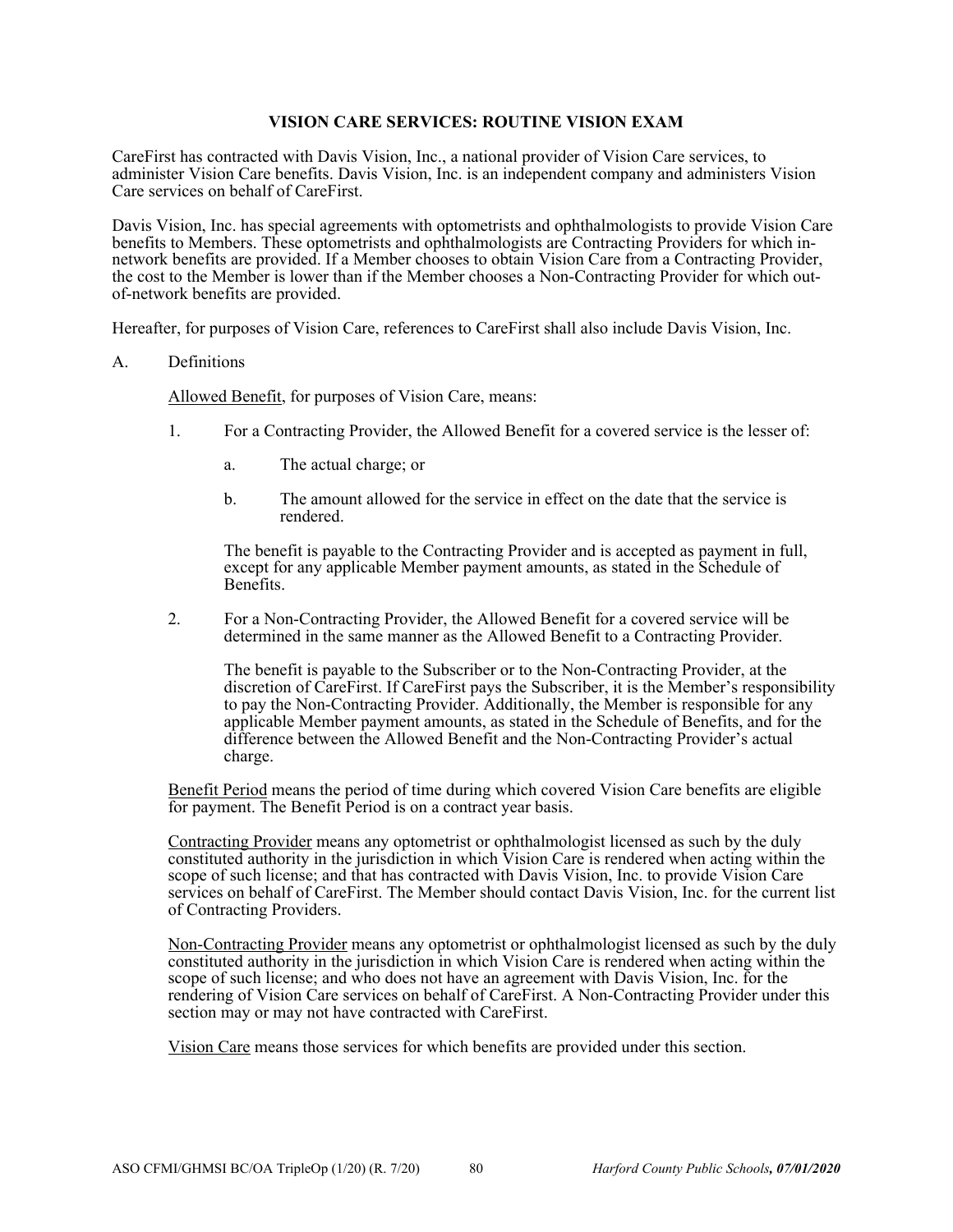## VISION CARE SERVICES: ROUTINE VISION EXAM

CareFirst has contracted with Davis Vision, Inc., a national provider of Vision Care services, to administer Vision Care benefits. Davis Vision, Inc. is an independent company and administers Vision Care services on behalf of CareFirst.

Davis Vision, Inc. has special agreements with optometrists and ophthalmologists to provide Vision Care benefits to Members. These optometrists and ophthalmologists are Contracting Providers for which in-network benefits are provided. If a Member chooses to obtain Vision Care from a Contracting Provider, the cost to the Member is lower than if the Member chooses a Non-Contracting Provider for which out-of-network benefits are provided.

Hereafter, for purposes of Vision Care, references to CareFirst shall also include Davis Vision, Inc.

A. Definitions

<u>Allowed Benefit</u>, for purposes of Vision Care, means:

1. For a Contracting Provider, the Allowed Benefit for a covered service is the lesser of:

   a. The actual charge; or

   b. The amount allowed for the service in effect on the date that the service is rendered.

   The benefit is payable to the Contracting Provider and is accepted as payment in full, except for any applicable Member payment amounts, as stated in the Schedule of Benefits.

2. For a Non-Contracting Provider, the Allowed Benefit for a covered service will be determined in the same manner as the Allowed Benefit to a Contracting Provider.

   The benefit is payable to the Subscriber or to the Non-Contracting Provider, at the discretion of CareFirst. If CareFirst pays the Subscriber, it is the Member's responsibility to pay the Non-Contracting Provider. Additionally, the Member is responsible for any applicable Member payment amounts, as stated in the Schedule of Benefits, and for the difference between the Allowed Benefit and the Non-Contracting Provider's actual charge.

<u>Benefit Period</u> means the period of time during which covered Vision Care benefits are eligible for payment. The Benefit Period is on a contract year basis.

<u>Contracting Provider</u> means any optometrist or ophthalmologist licensed as such by the duly constituted authority in the jurisdiction in which Vision Care is rendered when acting within the scope of such license; and that has contracted with Davis Vision, Inc. to provide Vision Care services on behalf of CareFirst. The Member should contact Davis Vision, Inc. for the current list of Contracting Providers.

<u>Non-Contracting Provider</u> means any optometrist or ophthalmologist licensed as such by the duly constituted authority in the jurisdiction in which Vision Care is rendered when acting within the scope of such license; and who does not have an agreement with Davis Vision, Inc. for the rendering of Vision Care services on behalf of CareFirst. A Non-Contracting Provider under this section may or may not have contracted with CareFirst.

<u>Vision Care</u> means those services for which benefits are provided under this section.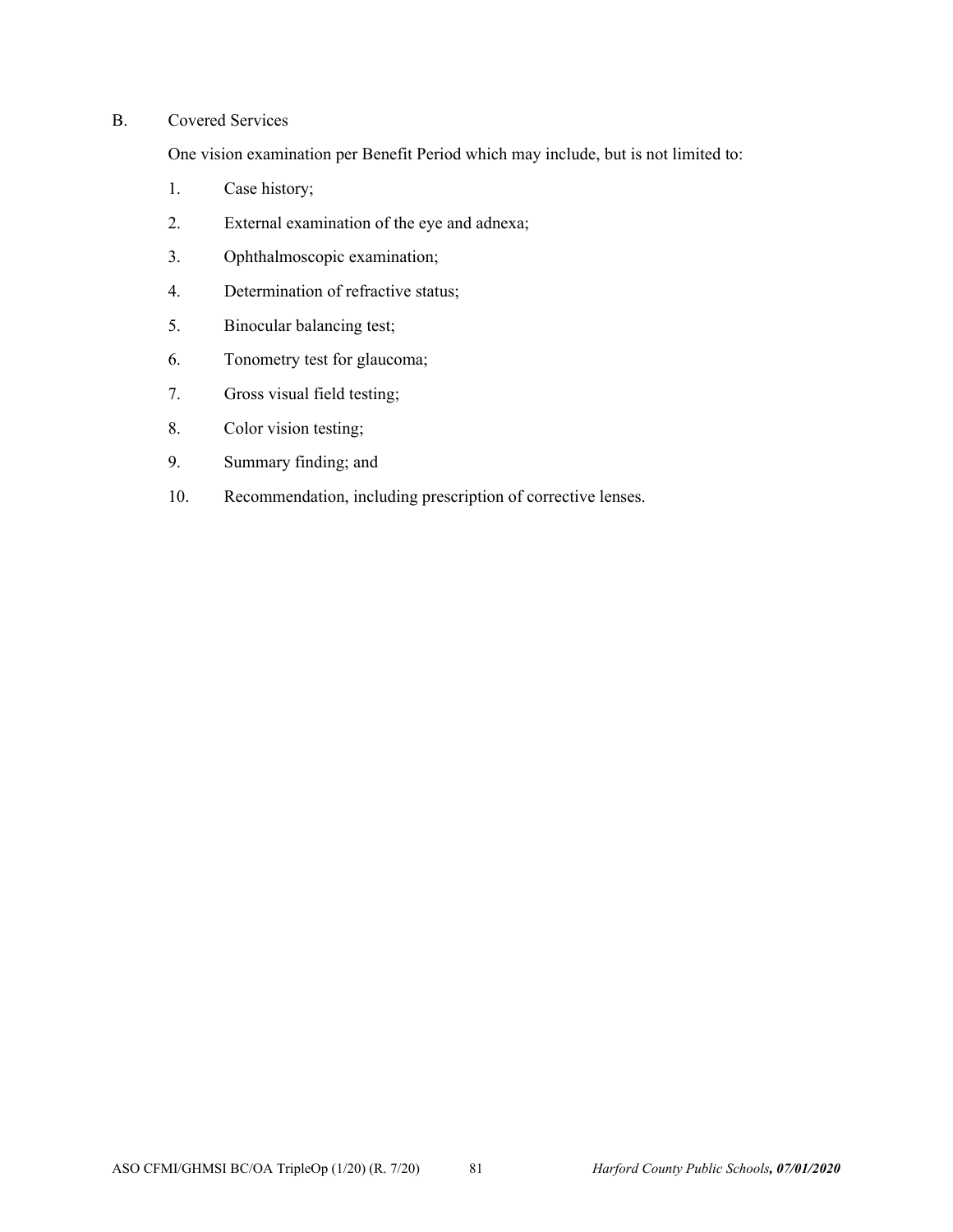B. Covered Services

One vision examination per Benefit Period which may include, but is not limited to:

1. Case history;
2. External examination of the eye and adnexa;
3. Ophthalmoscopic examination;
4. Determination of refractive status;
5. Binocular balancing test;
6. Tonometry test for glaucoma;
7. Gross visual field testing;
8. Color vision testing;
9. Summary finding; and
10. Recommendation, including prescription of corrective lenses.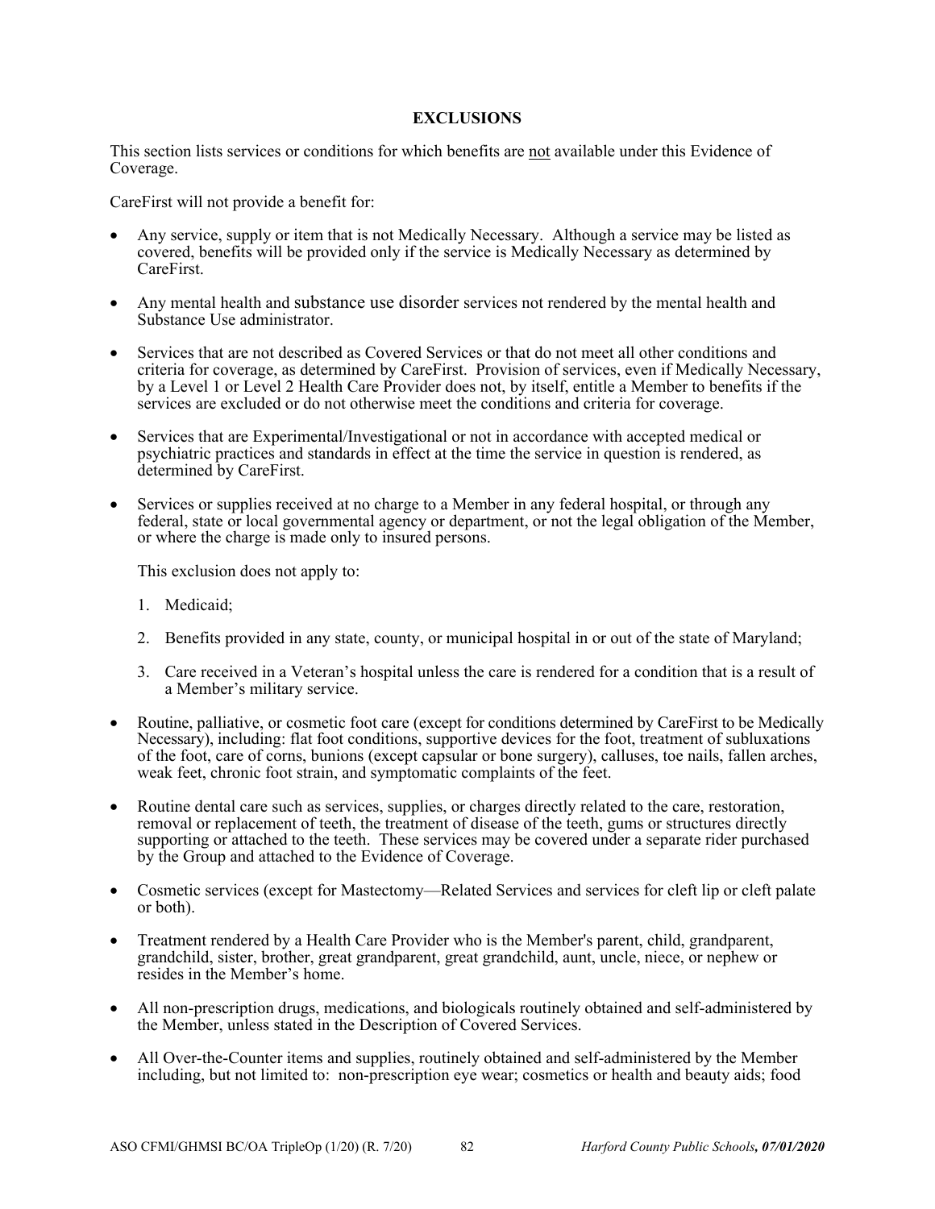## EXCLUSIONS

This section lists services or conditions for which benefits are not available under this Evidence of Coverage.

CareFirst will not provide a benefit for:

- Any service, supply or item that is not Medically Necessary. Although a service may be listed as covered, benefits will be provided only if the service is Medically Necessary as determined by CareFirst.

- Any mental health and substance use disorder services not rendered by the mental health and Substance Use administrator.

- Services that are not described as Covered Services or that do not meet all other conditions and criteria for coverage, as determined by CareFirst. Provision of services, even if Medically Necessary, by a Level 1 or Level 2 Health Care Provider does not, by itself, entitle a Member to benefits if the services are excluded or do not otherwise meet the conditions and criteria for coverage.

- Services that are Experimental/Investigational or not in accordance with accepted medical or psychiatric practices and standards in effect at the time the service in question is rendered, as determined by CareFirst.

- Services or supplies received at no charge to a Member in any federal hospital, or through any federal, state or local governmental agency or department, or not the legal obligation of the Member, or where the charge is made only to insured persons.

  This exclusion does not apply to:

  1. Medicaid;

  2. Benefits provided in any state, county, or municipal hospital in or out of the state of Maryland;

  3. Care received in a Veteran's hospital unless the care is rendered for a condition that is a result of a Member's military service.

- Routine, palliative, or cosmetic foot care (except for conditions determined by CareFirst to be Medically Necessary), including: flat foot conditions, supportive devices for the foot, treatment of subluxations of the foot, care of corns, bunions (except capsular or bone surgery), calluses, toe nails, fallen arches, weak feet, chronic foot strain, and symptomatic complaints of the feet.

- Routine dental care such as services, supplies, or charges directly related to the care, restoration, removal or replacement of teeth, the treatment of disease of the teeth, gums or structures directly supporting or attached to the teeth. These services may be covered under a separate rider purchased by the Group and attached to the Evidence of Coverage.

- Cosmetic services (except for Mastectomy—Related Services and services for cleft lip or cleft palate or both).

- Treatment rendered by a Health Care Provider who is the Member's parent, child, grandparent, grandchild, sister, brother, great grandparent, great grandchild, aunt, uncle, niece, or nephew or resides in the Member's home.

- All non-prescription drugs, medications, and biologicals routinely obtained and self-administered by the Member, unless stated in the Description of Covered Services.

- All Over-the-Counter items and supplies, routinely obtained and self-administered by the Member including, but not limited to: non-prescription eye wear; cosmetics or health and beauty aids; food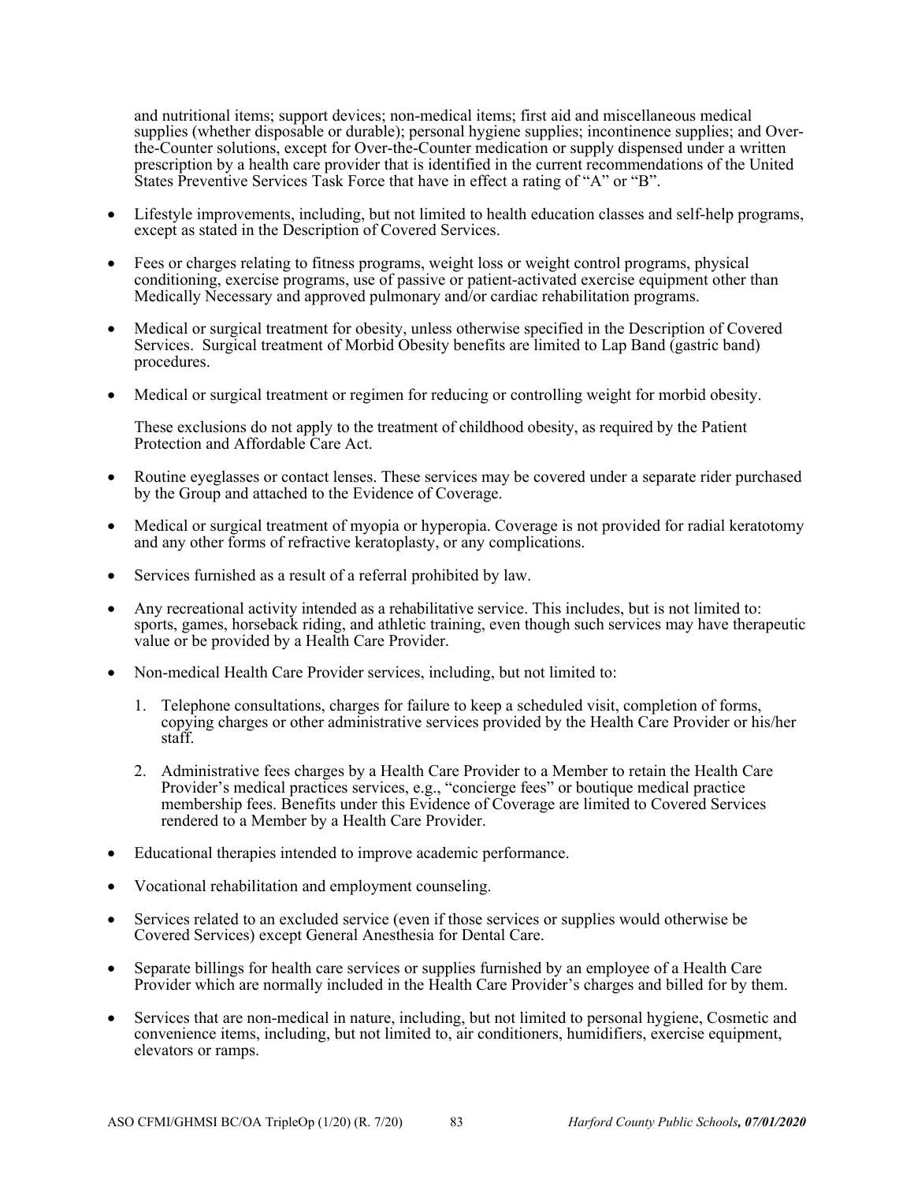and nutritional items; support devices; non-medical items; first aid and miscellaneous medical supplies (whether disposable or durable); personal hygiene supplies; incontinence supplies; and Over-the-Counter solutions, except for Over-the-Counter medication or supply dispensed under a written prescription by a health care provider that is identified in the current recommendations of the United States Preventive Services Task Force that have in effect a rating of "A" or "B".

- Lifestyle improvements, including, but not limited to health education classes and self-help programs, except as stated in the Description of Covered Services.

- Fees or charges relating to fitness programs, weight loss or weight control programs, physical conditioning, exercise programs, use of passive or patient-activated exercise equipment other than Medically Necessary and approved pulmonary and/or cardiac rehabilitation programs.

- Medical or surgical treatment for obesity, unless otherwise specified in the Description of Covered Services. Surgical treatment of Morbid Obesity benefits are limited to Lap Band (gastric band) procedures.

- Medical or surgical treatment or regimen for reducing or controlling weight for morbid obesity.

  These exclusions do not apply to the treatment of childhood obesity, as required by the Patient Protection and Affordable Care Act.

- Routine eyeglasses or contact lenses. These services may be covered under a separate rider purchased by the Group and attached to the Evidence of Coverage.

- Medical or surgical treatment of myopia or hyperopia. Coverage is not provided for radial keratotomy and any other forms of refractive keratoplasty, or any complications.

- Services furnished as a result of a referral prohibited by law.

- Any recreational activity intended as a rehabilitative service. This includes, but is not limited to: sports, games, horseback riding, and athletic training, even though such services may have therapeutic value or be provided by a Health Care Provider.

- Non-medical Health Care Provider services, including, but not limited to:

  1. Telephone consultations, charges for failure to keep a scheduled visit, completion of forms, copying charges or other administrative services provided by the Health Care Provider or his/her staff.

  2. Administrative fees charges by a Health Care Provider to a Member to retain the Health Care Provider's medical practices services, e.g., "concierge fees" or boutique medical practice membership fees. Benefits under this Evidence of Coverage are limited to Covered Services rendered to a Member by a Health Care Provider.

- Educational therapies intended to improve academic performance.

- Vocational rehabilitation and employment counseling.

- Services related to an excluded service (even if those services or supplies would otherwise be Covered Services) except General Anesthesia for Dental Care.

- Separate billings for health care services or supplies furnished by an employee of a Health Care Provider which are normally included in the Health Care Provider's charges and billed for by them.

- Services that are non-medical in nature, including, but not limited to personal hygiene, Cosmetic and convenience items, including, but not limited to, air conditioners, humidifiers, exercise equipment, elevators or ramps.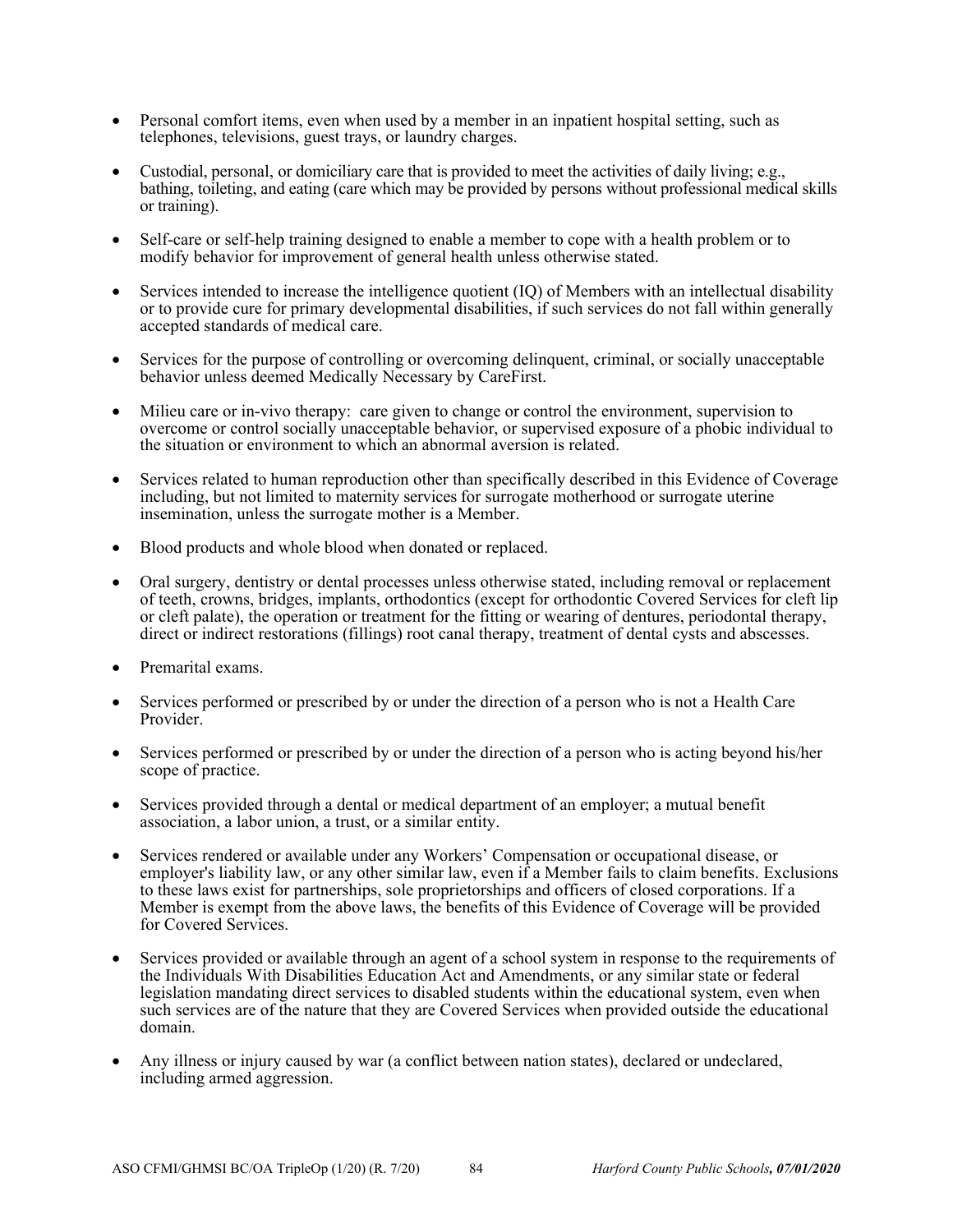- Personal comfort items, even when used by a member in an inpatient hospital setting, such as telephones, televisions, guest trays, or laundry charges.

- Custodial, personal, or domiciliary care that is provided to meet the activities of daily living; e.g., bathing, toileting, and eating (care which may be provided by persons without professional medical skills or training).

- Self-care or self-help training designed to enable a member to cope with a health problem or to modify behavior for improvement of general health unless otherwise stated.

- Services intended to increase the intelligence quotient (IQ) of Members with an intellectual disability or to provide cure for primary developmental disabilities, if such services do not fall within generally accepted standards of medical care.

- Services for the purpose of controlling or overcoming delinquent, criminal, or socially unacceptable behavior unless deemed Medically Necessary by CareFirst.

- Milieu care or in-vivo therapy: care given to change or control the environment, supervision to overcome or control socially unacceptable behavior, or supervised exposure of a phobic individual to the situation or environment to which an abnormal aversion is related.

- Services related to human reproduction other than specifically described in this Evidence of Coverage including, but not limited to maternity services for surrogate motherhood or surrogate uterine insemination, unless the surrogate mother is a Member.

- Blood products and whole blood when donated or replaced.

- Oral surgery, dentistry or dental processes unless otherwise stated, including removal or replacement of teeth, crowns, bridges, implants, orthodontics (except for orthodontic Covered Services for cleft lip or cleft palate), the operation or treatment for the fitting or wearing of dentures, periodontal therapy, direct or indirect restorations (fillings) root canal therapy, treatment of dental cysts and abscesses.

- Premarital exams.

- Services performed or prescribed by or under the direction of a person who is not a Health Care Provider.

- Services performed or prescribed by or under the direction of a person who is acting beyond his/her scope of practice.

- Services provided through a dental or medical department of an employer; a mutual benefit association, a labor union, a trust, or a similar entity.

- Services rendered or available under any Workers' Compensation or occupational disease, or employer's liability law, or any other similar law, even if a Member fails to claim benefits. Exclusions to these laws exist for partnerships, sole proprietorships and officers of closed corporations. If a Member is exempt from the above laws, the benefits of this Evidence of Coverage will be provided for Covered Services.

- Services provided or available through an agent of a school system in response to the requirements of the Individuals With Disabilities Education Act and Amendments, or any similar state or federal legislation mandating direct services to disabled students within the educational system, even when such services are of the nature that they are Covered Services when provided outside the educational domain.

- Any illness or injury caused by war (a conflict between nation states), declared or undeclared, including armed aggression.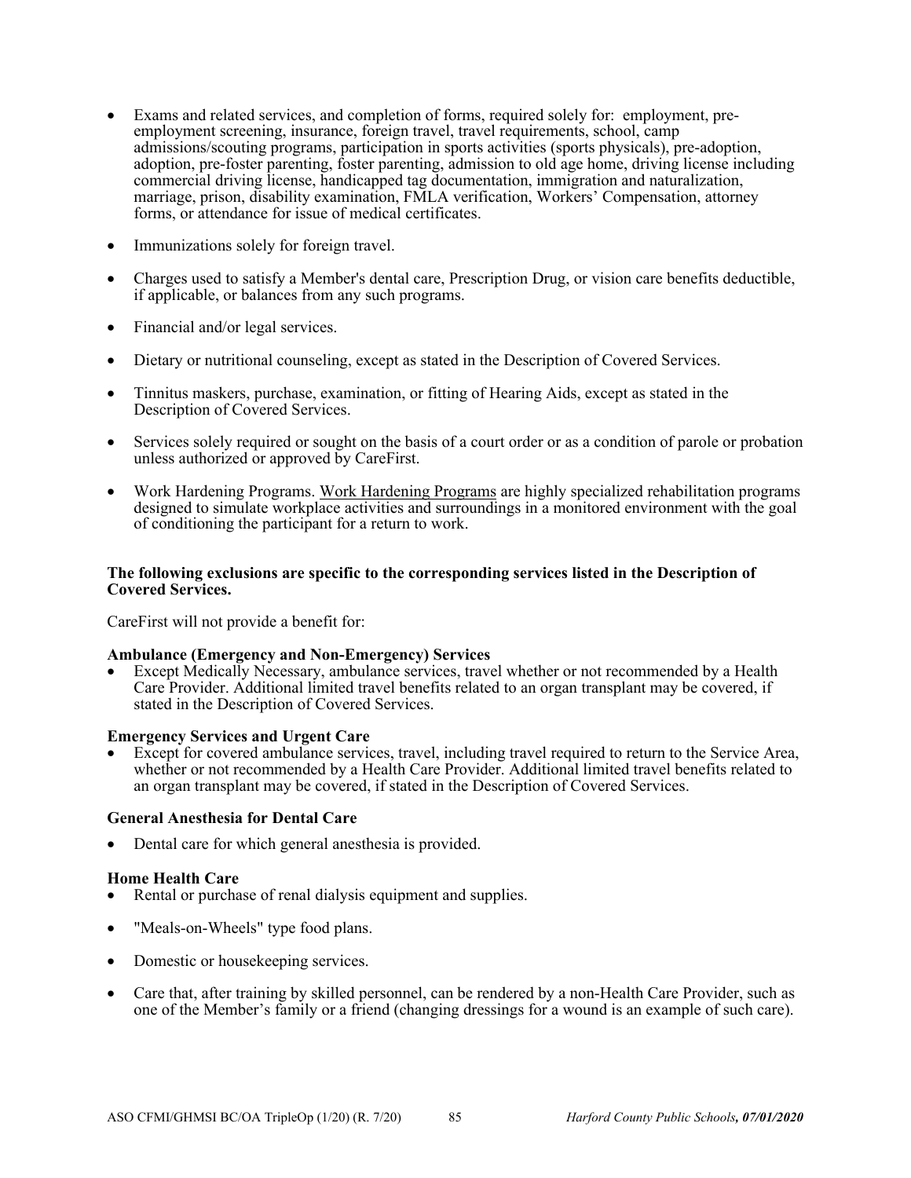- Exams and related services, and completion of forms, required solely for: employment, pre-employment screening, insurance, foreign travel, travel requirements, school, camp admissions/scouting programs, participation in sports activities (sports physicals), pre-adoption, adoption, pre-foster parenting, foster parenting, admission to old age home, driving license including commercial driving license, handicapped tag documentation, immigration and naturalization, marriage, prison, disability examination, FMLA verification, Workers' Compensation, attorney forms, or attendance for issue of medical certificates.

- Immunizations solely for foreign travel.

- Charges used to satisfy a Member's dental care, Prescription Drug, or vision care benefits deductible, if applicable, or balances from any such programs.

- Financial and/or legal services.

- Dietary or nutritional counseling, except as stated in the Description of Covered Services.

- Tinnitus maskers, purchase, examination, or fitting of Hearing Aids, except as stated in the Description of Covered Services.

- Services solely required or sought on the basis of a court order or as a condition of parole or probation unless authorized or approved by CareFirst.

- Work Hardening Programs. Work Hardening Programs are highly specialized rehabilitation programs designed to simulate workplace activities and surroundings in a monitored environment with the goal of conditioning the participant for a return to work.

**The following exclusions are specific to the corresponding services listed in the Description of Covered Services.**

CareFirst will not provide a benefit for:

**Ambulance (Emergency and Non-Emergency) Services**

- Except Medically Necessary, ambulance services, travel whether or not recommended by a Health Care Provider. Additional limited travel benefits related to an organ transplant may be covered, if stated in the Description of Covered Services.

**Emergency Services and Urgent Care**

- Except for covered ambulance services, travel, including travel required to return to the Service Area, whether or not recommended by a Health Care Provider. Additional limited travel benefits related to an organ transplant may be covered, if stated in the Description of Covered Services.

**General Anesthesia for Dental Care**

- Dental care for which general anesthesia is provided.

**Home Health Care**

- Rental or purchase of renal dialysis equipment and supplies.

- "Meals-on-Wheels" type food plans.

- Domestic or housekeeping services.

- Care that, after training by skilled personnel, can be rendered by a non-Health Care Provider, such as one of the Member's family or a friend (changing dressings for a wound is an example of such care).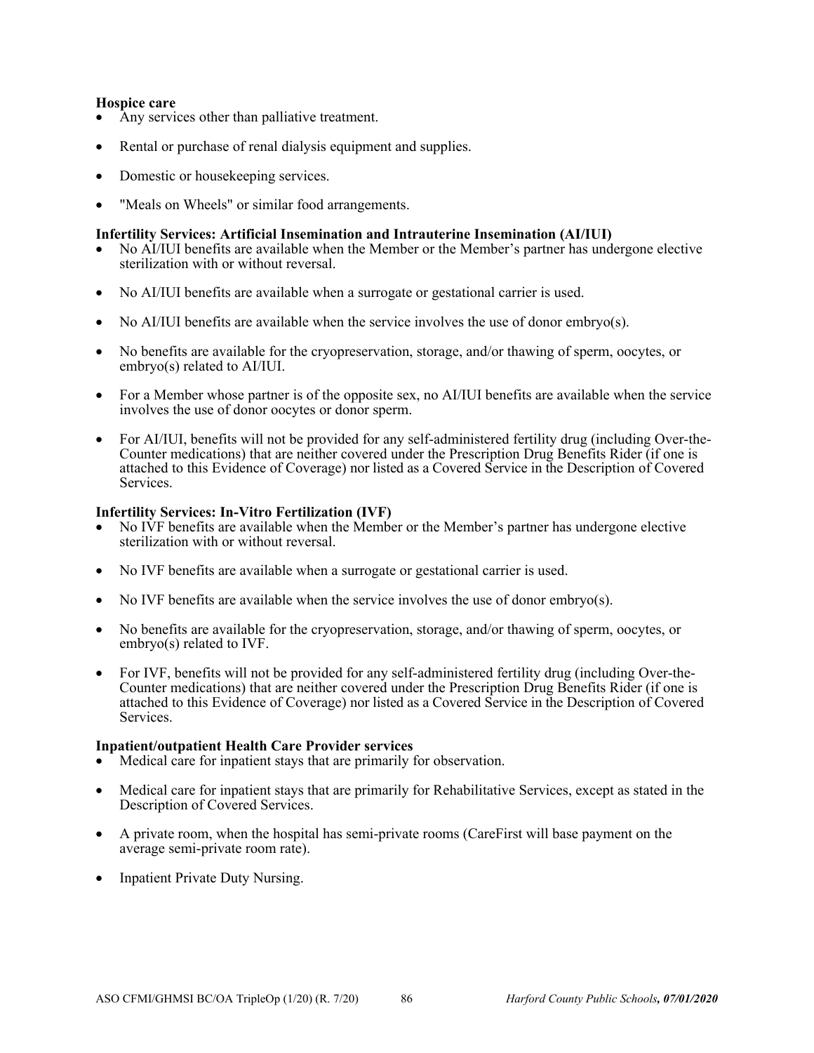**Hospice care**

- Any services other than palliative treatment.
- Rental or purchase of renal dialysis equipment and supplies.
- Domestic or housekeeping services.
- "Meals on Wheels" or similar food arrangements.

**Infertility Services: Artificial Insemination and Intrauterine Insemination (AI/IUI)**

- No AI/IUI benefits are available when the Member or the Member's partner has undergone elective sterilization with or without reversal.
- No AI/IUI benefits are available when a surrogate or gestational carrier is used.
- No AI/IUI benefits are available when the service involves the use of donor embryo(s).
- No benefits are available for the cryopreservation, storage, and/or thawing of sperm, oocytes, or embryo(s) related to AI/IUI.
- For a Member whose partner is of the opposite sex, no AI/IUI benefits are available when the service involves the use of donor oocytes or donor sperm.
- For AI/IUI, benefits will not be provided for any self-administered fertility drug (including Over-the-Counter medications) that are neither covered under the Prescription Drug Benefits Rider (if one is attached to this Evidence of Coverage) nor listed as a Covered Service in the Description of Covered Services.

**Infertility Services: In-Vitro Fertilization (IVF)**

- No IVF benefits are available when the Member or the Member's partner has undergone elective sterilization with or without reversal.
- No IVF benefits are available when a surrogate or gestational carrier is used.
- No IVF benefits are available when the service involves the use of donor embryo(s).
- No benefits are available for the cryopreservation, storage, and/or thawing of sperm, oocytes, or embryo(s) related to IVF.
- For IVF, benefits will not be provided for any self-administered fertility drug (including Over-the-Counter medications) that are neither covered under the Prescription Drug Benefits Rider (if one is attached to this Evidence of Coverage) nor listed as a Covered Service in the Description of Covered Services.

**Inpatient/outpatient Health Care Provider services**

- Medical care for inpatient stays that are primarily for observation.
- Medical care for inpatient stays that are primarily for Rehabilitative Services, except as stated in the Description of Covered Services.
- A private room, when the hospital has semi-private rooms (CareFirst will base payment on the average semi-private room rate).
- Inpatient Private Duty Nursing.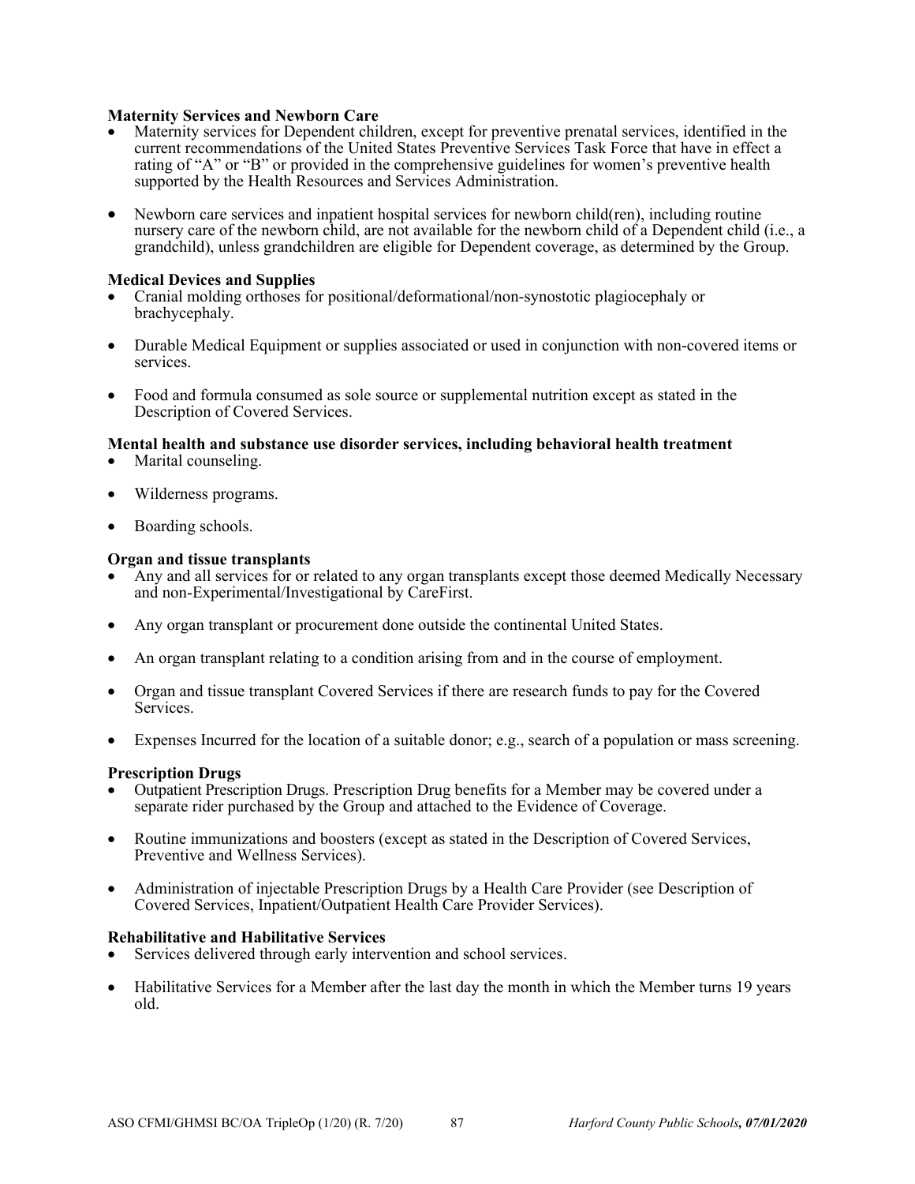**Maternity Services and Newborn Care**

- Maternity services for Dependent children, except for preventive prenatal services, identified in the current recommendations of the United States Preventive Services Task Force that have in effect a rating of "A" or "B" or provided in the comprehensive guidelines for women's preventive health supported by the Health Resources and Services Administration.

- Newborn care services and inpatient hospital services for newborn child(ren), including routine nursery care of the newborn child, are not available for the newborn child of a Dependent child (i.e., a grandchild), unless grandchildren are eligible for Dependent coverage, as determined by the Group.

**Medical Devices and Supplies**

- Cranial molding orthoses for positional/deformational/non-synostotic plagiocephaly or brachycephaly.

- Durable Medical Equipment or supplies associated or used in conjunction with non-covered items or services.

- Food and formula consumed as sole source or supplemental nutrition except as stated in the Description of Covered Services.

**Mental health and substance use disorder services, including behavioral health treatment**

- Marital counseling.

- Wilderness programs.

- Boarding schools.

**Organ and tissue transplants**

- Any and all services for or related to any organ transplants except those deemed Medically Necessary and non-Experimental/Investigational by CareFirst.

- Any organ transplant or procurement done outside the continental United States.

- An organ transplant relating to a condition arising from and in the course of employment.

- Organ and tissue transplant Covered Services if there are research funds to pay for the Covered Services.

- Expenses Incurred for the location of a suitable donor; e.g., search of a population or mass screening.

**Prescription Drugs**

- Outpatient Prescription Drugs. Prescription Drug benefits for a Member may be covered under a separate rider purchased by the Group and attached to the Evidence of Coverage.

- Routine immunizations and boosters (except as stated in the Description of Covered Services, Preventive and Wellness Services).

- Administration of injectable Prescription Drugs by a Health Care Provider (see Description of Covered Services, Inpatient/Outpatient Health Care Provider Services).

**Rehabilitative and Habilitative Services**

- Services delivered through early intervention and school services.

- Habilitative Services for a Member after the last day the month in which the Member turns 19 years old.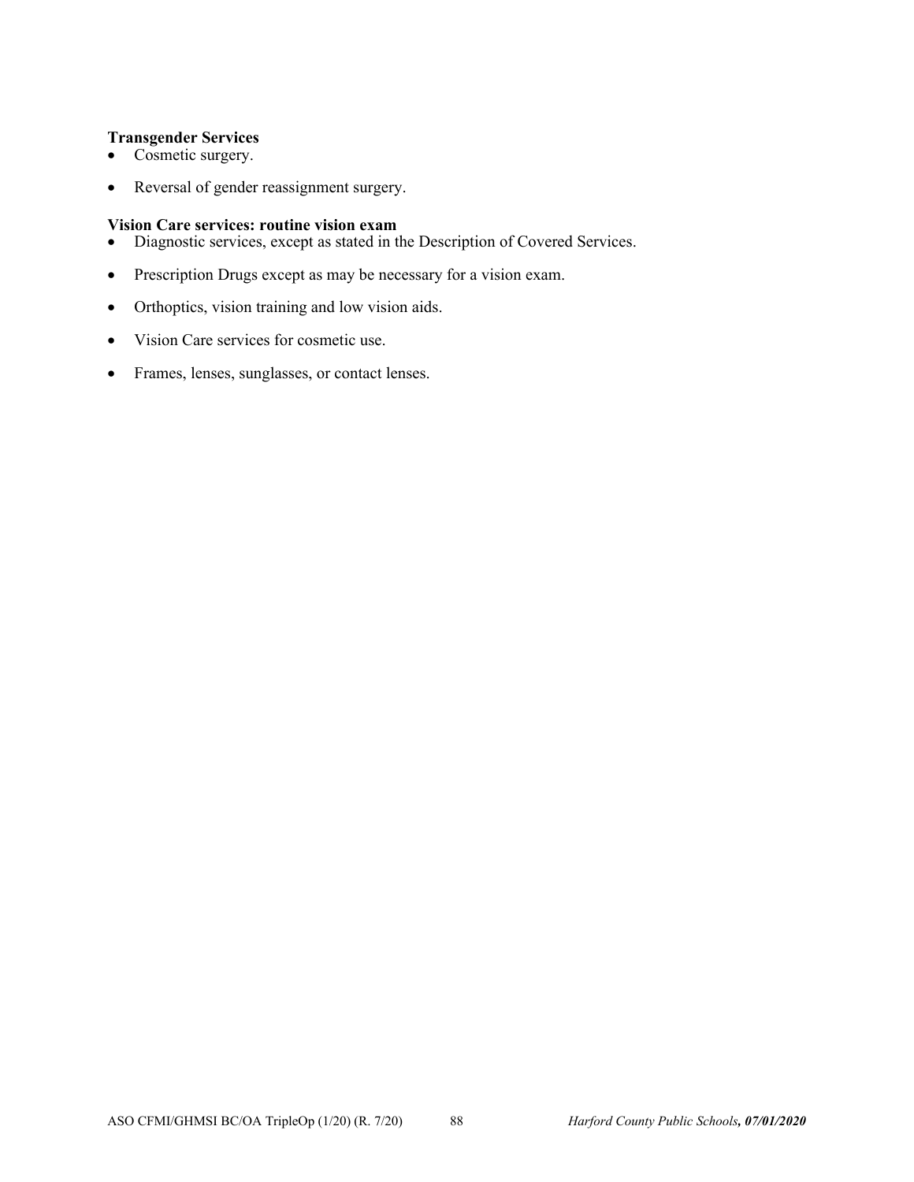**Transgender Services**

- Cosmetic surgery.
- Reversal of gender reassignment surgery.

**Vision Care services: routine vision exam**

- Diagnostic services, except as stated in the Description of Covered Services.
- Prescription Drugs except as may be necessary for a vision exam.
- Orthoptics, vision training and low vision aids.
- Vision Care services for cosmetic use.
- Frames, lenses, sunglasses, or contact lenses.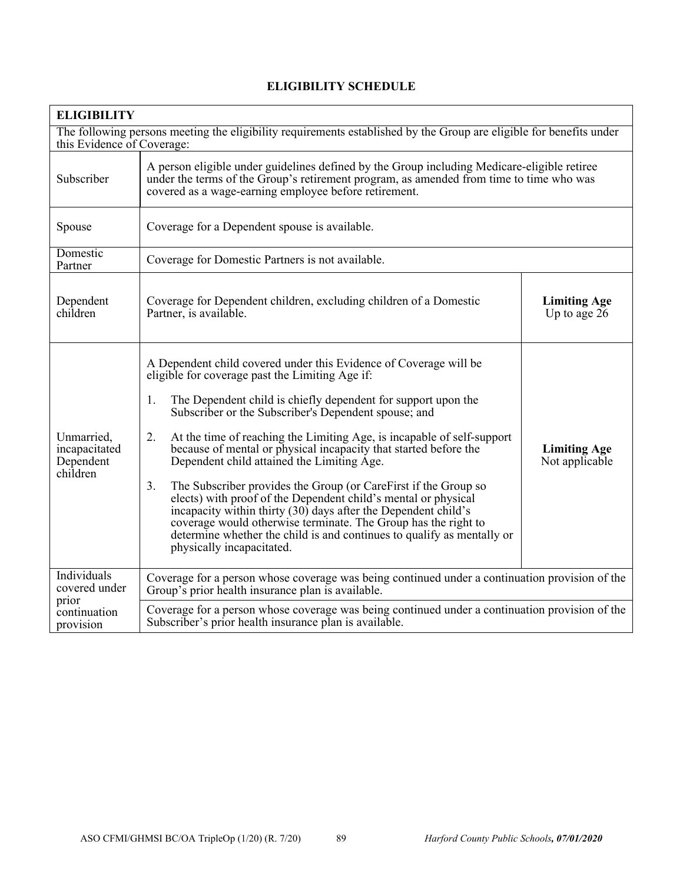# ELIGIBILITY SCHEDULE

| ELIGIBILITY | | |
|---|---|---|
| The following persons meeting the eligibility requirements established by the Group are eligible for benefits under this Evidence of Coverage: | | |
| Subscriber | A person eligible under guidelines defined by the Group including Medicare-eligible retiree under the terms of the Group's retirement program, as amended from time to time who was covered as a wage-earning employee before retirement. | |
| Spouse | Coverage for a Dependent spouse is available. | |
| Domestic Partner | Coverage for Domestic Partners is not available. | |
| Dependent children | Coverage for Dependent children, excluding children of a Domestic Partner, is available. | **Limiting Age** Up to age 26 |
| Unmarried, incapacitated Dependent children | A Dependent child covered under this Evidence of Coverage will be eligible for coverage past the Limiting Age if:<br><br>1. The Dependent child is chiefly dependent for support upon the Subscriber or the Subscriber's Dependent spouse; and<br><br>2. At the time of reaching the Limiting Age, is incapable of self-support because of mental or physical incapacity that started before the Dependent child attained the Limiting Age.<br><br>3. The Subscriber provides the Group (or CareFirst if the Group so elects) with proof of the Dependent child's mental or physical incapacity within thirty (30) days after the Dependent child's coverage would otherwise terminate. The Group has the right to determine whether the child is and continues to qualify as mentally or physically incapacitated. | **Limiting Age** Not applicable |
| Individuals covered under prior continuation provision | Coverage for a person whose coverage was being continued under a continuation provision of the Group's prior health insurance plan is available.<br><br>Coverage for a person whose coverage was being continued under a continuation provision of the Subscriber's prior health insurance plan is available. | |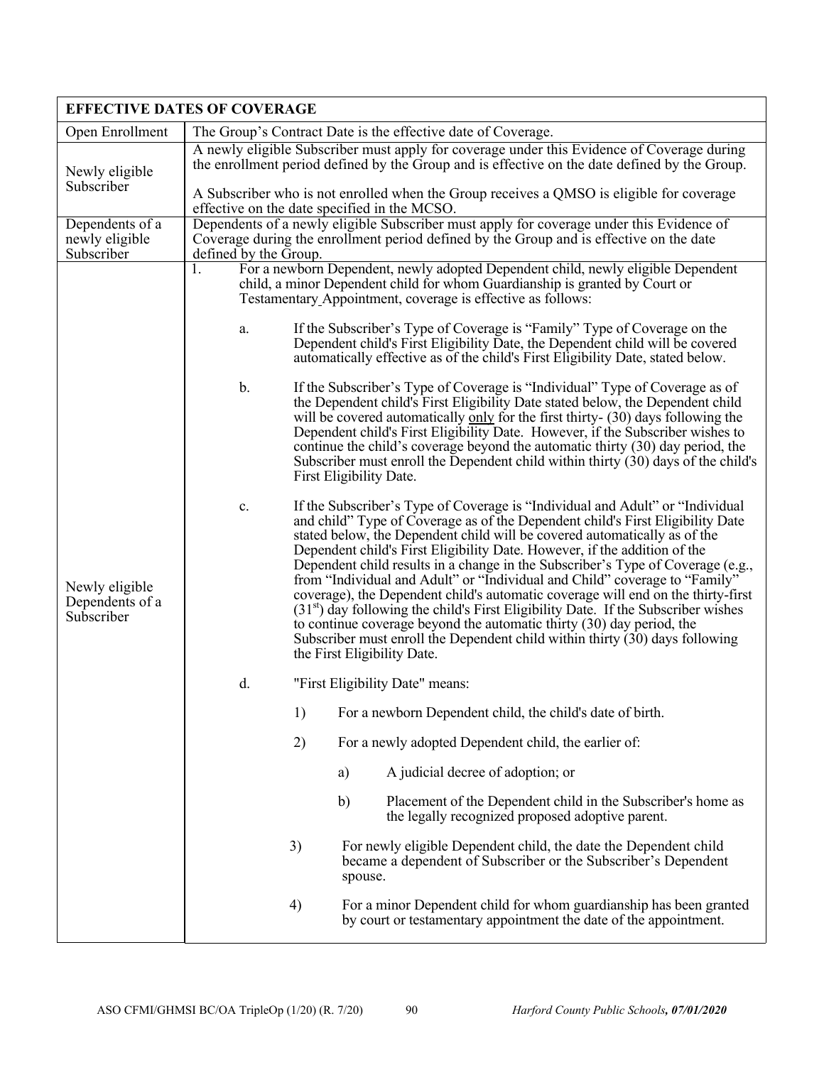| EFFECTIVE DATES OF COVERAGE | |
|---|---|
| Open Enrollment | The Group's Contract Date is the effective date of Coverage. |
| Newly eligible Subscriber | A newly eligible Subscriber must apply for coverage under this Evidence of Coverage during the enrollment period defined by the Group and is effective on the date defined by the Group.<br><br>A Subscriber who is not enrolled when the Group receives a QMSO is eligible for coverage effective on the date specified in the MCSO. |
| Dependents of a newly eligible Subscriber | Dependents of a newly eligible Subscriber must apply for coverage under this Evidence of Coverage during the enrollment period defined by the Group and is effective on the date defined by the Group. |
| Newly eligible Dependents of a Subscriber | 1. For a newborn Dependent, newly adopted Dependent child, newly eligible Dependent child, a minor Dependent child for whom Guardianship is granted by Court or Testamentary Appointment, coverage is effective as follows:<br><br>a. If the Subscriber's Type of Coverage is "Family" Type of Coverage on the Dependent child's First Eligibility Date, the Dependent child will be covered automatically effective as of the child's First Eligibility Date, stated below.<br><br>b. If the Subscriber's Type of Coverage is "Individual" Type of Coverage as of the Dependent child's First Eligibility Date stated below, the Dependent child will be covered automatically <u>only</u> for the first thirty- (30) days following the Dependent child's First Eligibility Date. However, if the Subscriber wishes to continue the child's coverage beyond the automatic thirty (30) day period, the Subscriber must enroll the Dependent child within thirty (30) days of the child's First Eligibility Date.<br><br>c. If the Subscriber's Type of Coverage is "Individual and Adult" or "Individual and child" Type of Coverage as of the Dependent child's First Eligibility Date stated below, the Dependent child will be covered automatically as of the Dependent child's First Eligibility Date. However, if the addition of the Dependent child results in a change in the Subscriber's Type of Coverage (e.g., from "Individual and Adult" or "Individual and Child" coverage to "Family" coverage), the Dependent child's automatic coverage will end on the thirty-first (31st) day following the child's First Eligibility Date. If the Subscriber wishes to continue coverage beyond the automatic thirty (30) day period, the Subscriber must enroll the Dependent child within thirty (30) days following the First Eligibility Date.<br><br>d. "First Eligibility Date" means:<br><br>1) For a newborn Dependent child, the child's date of birth.<br><br>2) For a newly adopted Dependent child, the earlier of:<br><br>a) A judicial decree of adoption; or<br><br>b) Placement of the Dependent child in the Subscriber's home as the legally recognized proposed adoptive parent.<br><br>3) For newly eligible Dependent child, the date the Dependent child became a dependent of Subscriber or the Subscriber's Dependent spouse.<br><br>4) For a minor Dependent child for whom guardianship has been granted by court or testamentary appointment the date of the appointment. |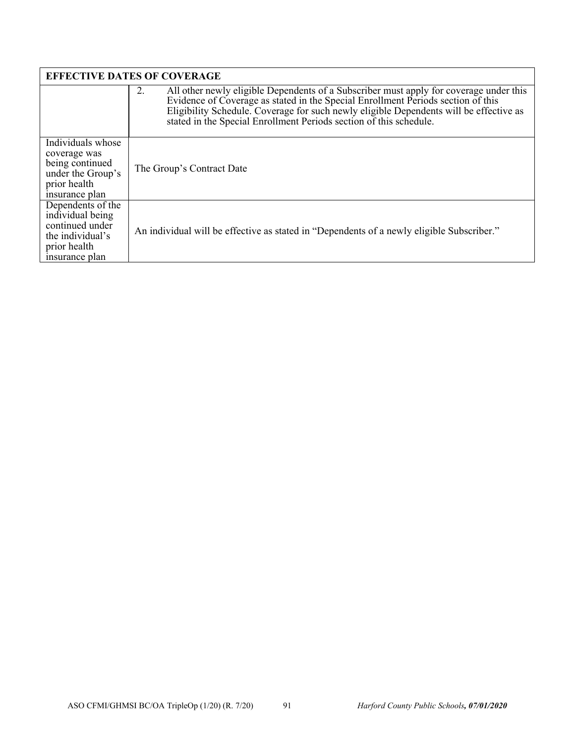| EFFECTIVE DATES OF COVERAGE | |
|---|---|
| | 2. All other newly eligible Dependents of a Subscriber must apply for coverage under this Evidence of Coverage as stated in the Special Enrollment Periods section of this Eligibility Schedule. Coverage for such newly eligible Dependents will be effective as stated in the Special Enrollment Periods section of this schedule. |
| Individuals whose coverage was being continued under the Group's prior health insurance plan | The Group's Contract Date |
| Dependents of the individual being continued under the individual's prior health insurance plan | An individual will be effective as stated in "Dependents of a newly eligible Subscriber." |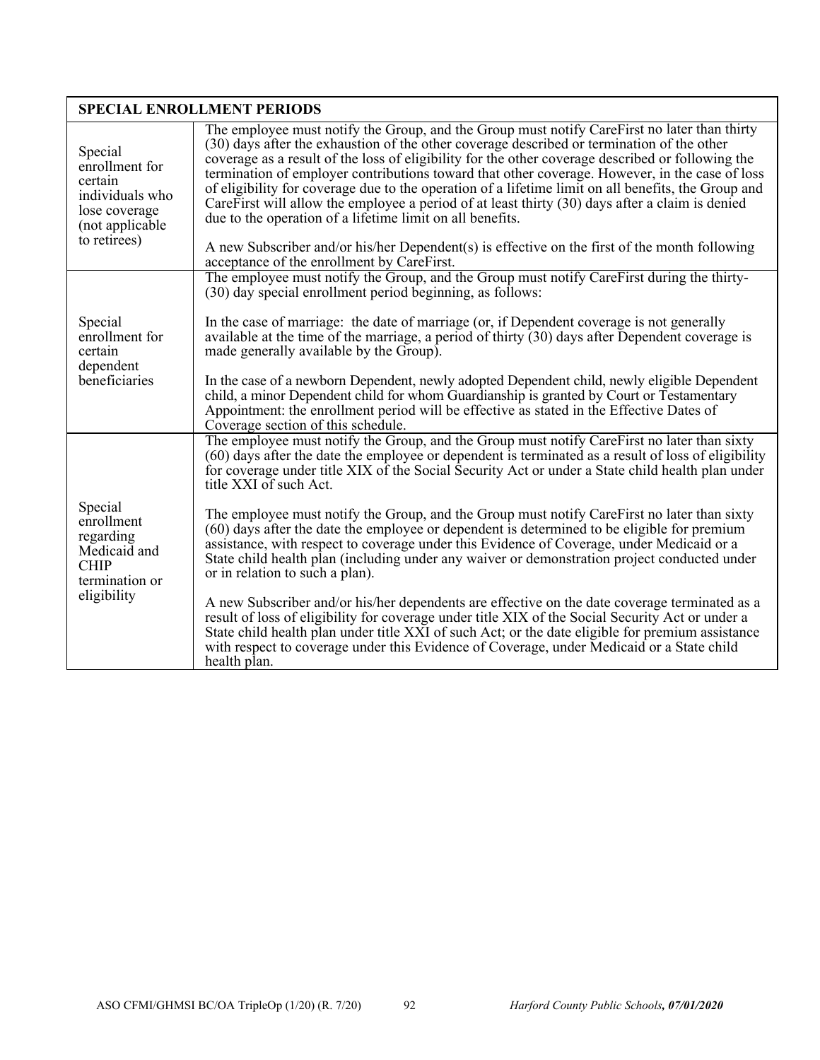| SPECIAL ENROLLMENT PERIODS | |
|---|---|
| Special enrollment for certain individuals who lose coverage (not applicable to retirees) | The employee must notify the Group, and the Group must notify CareFirst no later than thirty (30) days after the exhaustion of the other coverage described or termination of the other coverage as a result of the loss of eligibility for the other coverage described or following the termination of employer contributions toward that other coverage. However, in the case of loss of eligibility for coverage due to the operation of a lifetime limit on all benefits, the Group and CareFirst will allow the employee a period of at least thirty (30) days after a claim is denied due to the operation of a lifetime limit on all benefits.<br><br>A new Subscriber and/or his/her Dependent(s) is effective on the first of the month following acceptance of the enrollment by CareFirst. |
| Special enrollment for certain dependent beneficiaries | The employee must notify the Group, and the Group must notify CareFirst during the thirty-(30) day special enrollment period beginning, as follows:<br><br>In the case of marriage: the date of marriage (or, if Dependent coverage is not generally available at the time of the marriage, a period of thirty (30) days after Dependent coverage is made generally available by the Group).<br><br>In the case of a newborn Dependent, newly adopted Dependent child, newly eligible Dependent child, a minor Dependent child for whom Guardianship is granted by Court or Testamentary Appointment: the enrollment period will be effective as stated in the Effective Dates of Coverage section of this schedule. |
| Special enrollment regarding Medicaid and CHIP termination or eligibility | The employee must notify the Group, and the Group must notify CareFirst no later than sixty (60) days after the date the employee or dependent is terminated as a result of loss of eligibility for coverage under title XIX of the Social Security Act or under a State child health plan under title XXI of such Act.<br><br>The employee must notify the Group, and the Group must notify CareFirst no later than sixty (60) days after the date the employee or dependent is determined to be eligible for premium assistance, with respect to coverage under this Evidence of Coverage, under Medicaid or a State child health plan (including under any waiver or demonstration project conducted under or in relation to such a plan).<br><br>A new Subscriber and/or his/her dependents are effective on the date coverage terminated as a result of loss of eligibility for coverage under title XIX of the Social Security Act or under a State child health plan under title XXI of such Act; or the date eligible for premium assistance with respect to coverage under this Evidence of Coverage, under Medicaid or a State child health plan. |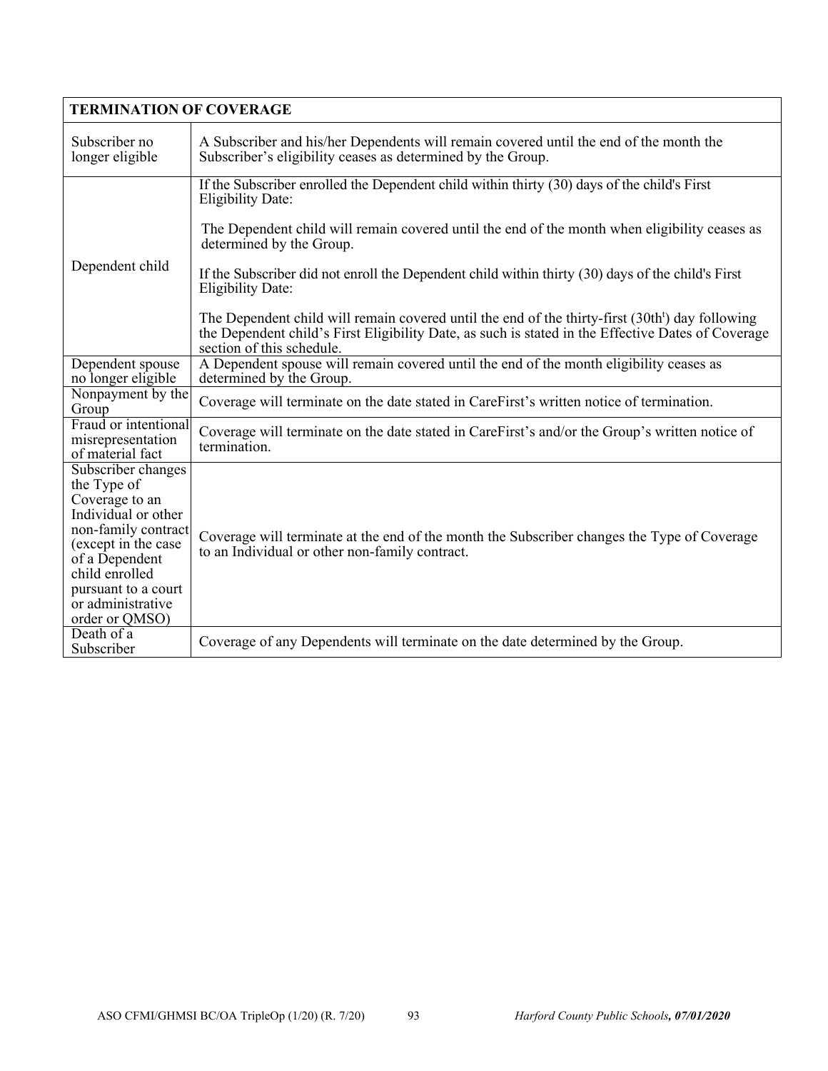| TERMINATION OF COVERAGE | |
|---|---|
| Subscriber no longer eligible | A Subscriber and his/her Dependents will remain covered until the end of the month the Subscriber's eligibility ceases as determined by the Group. |
| Dependent child | If the Subscriber enrolled the Dependent child within thirty (30) days of the child's First Eligibility Date:<br><br>The Dependent child will remain covered until the end of the month when eligibility ceases as determined by the Group.<br><br>If the Subscriber did not enroll the Dependent child within thirty (30) days of the child's First Eligibility Date:<br><br>The Dependent child will remain covered until the end of the thirty-first (30th[t]) day following the Dependent child's First Eligibility Date, as such is stated in the Effective Dates of Coverage section of this schedule. |
| Dependent spouse no longer eligible | A Dependent spouse will remain covered until the end of the month eligibility ceases as determined by the Group. |
| Nonpayment by the Group | Coverage will terminate on the date stated in CareFirst's written notice of termination. |
| Fraud or intentional misrepresentation of material fact | Coverage will terminate on the date stated in CareFirst's and/or the Group's written notice of termination. |
| Subscriber changes the Type of Coverage to an Individual or other non-family contract (except in the case of a Dependent child enrolled pursuant to a court or administrative order or QMSO) | Coverage will terminate at the end of the month the Subscriber changes the Type of Coverage to an Individual or other non-family contract. |
| Death of a Subscriber | Coverage of any Dependents will terminate on the date determined by the Group. |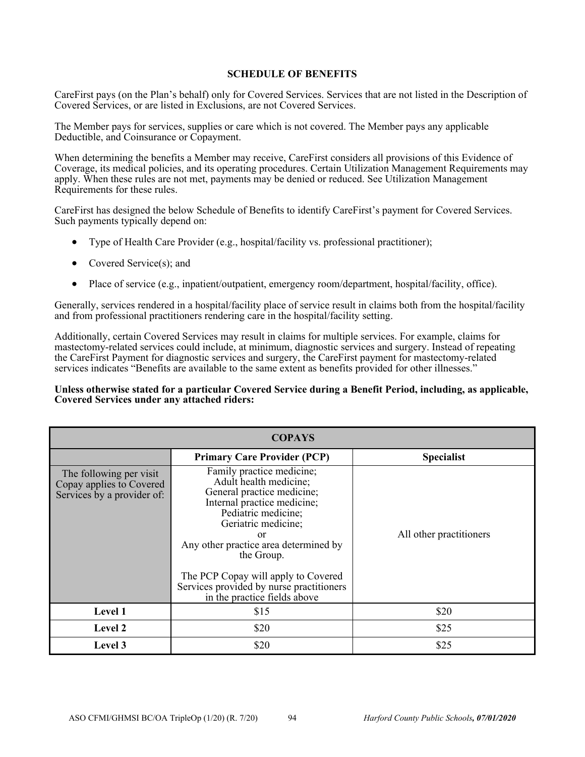## SCHEDULE OF BENEFITS

CareFirst pays (on the Plan's behalf) only for Covered Services. Services that are not listed in the Description of Covered Services, or are listed in Exclusions, are not Covered Services.

The Member pays for services, supplies or care which is not covered. The Member pays any applicable Deductible, and Coinsurance or Copayment.

When determining the benefits a Member may receive, CareFirst considers all provisions of this Evidence of Coverage, its medical policies, and its operating procedures. Certain Utilization Management Requirements may apply. When these rules are not met, payments may be denied or reduced. See Utilization Management Requirements for these rules.

CareFirst has designed the below Schedule of Benefits to identify CareFirst's payment for Covered Services. Such payments typically depend on:

- Type of Health Care Provider (e.g., hospital/facility vs. professional practitioner);
- Covered Service(s); and
- Place of service (e.g., inpatient/outpatient, emergency room/department, hospital/facility, office).

Generally, services rendered in a hospital/facility place of service result in claims both from the hospital/facility and from professional practitioners rendering care in the hospital/facility setting.

Additionally, certain Covered Services may result in claims for multiple services. For example, claims for mastectomy-related services could include, at minimum, diagnostic services and surgery. Instead of repeating the CareFirst Payment for diagnostic services and surgery, the CareFirst payment for mastectomy-related services indicates "Benefits are available to the same extent as benefits provided for other illnesses."

**Unless otherwise stated for a particular Covered Service during a Benefit Period, including, as applicable, Covered Services under any attached riders:**

| **COPAYS** | | |
|---|---|---|
| | **Primary Care Provider (PCP)** | **Specialist** |
| The following per visit Copay applies to Covered Services by a provider of: | Family practice medicine; Adult health medicine; General practice medicine; Internal practice medicine; Pediatric medicine; Geriatric medicine; or Any other practice area determined by the Group. The PCP Copay will apply to Covered Services provided by nurse practitioners in the practice fields above | All other practitioners |
| **Level 1** | $15 | $20 |
| **Level 2** | $20 | $25 |
| **Level 3** | $20 | $25 |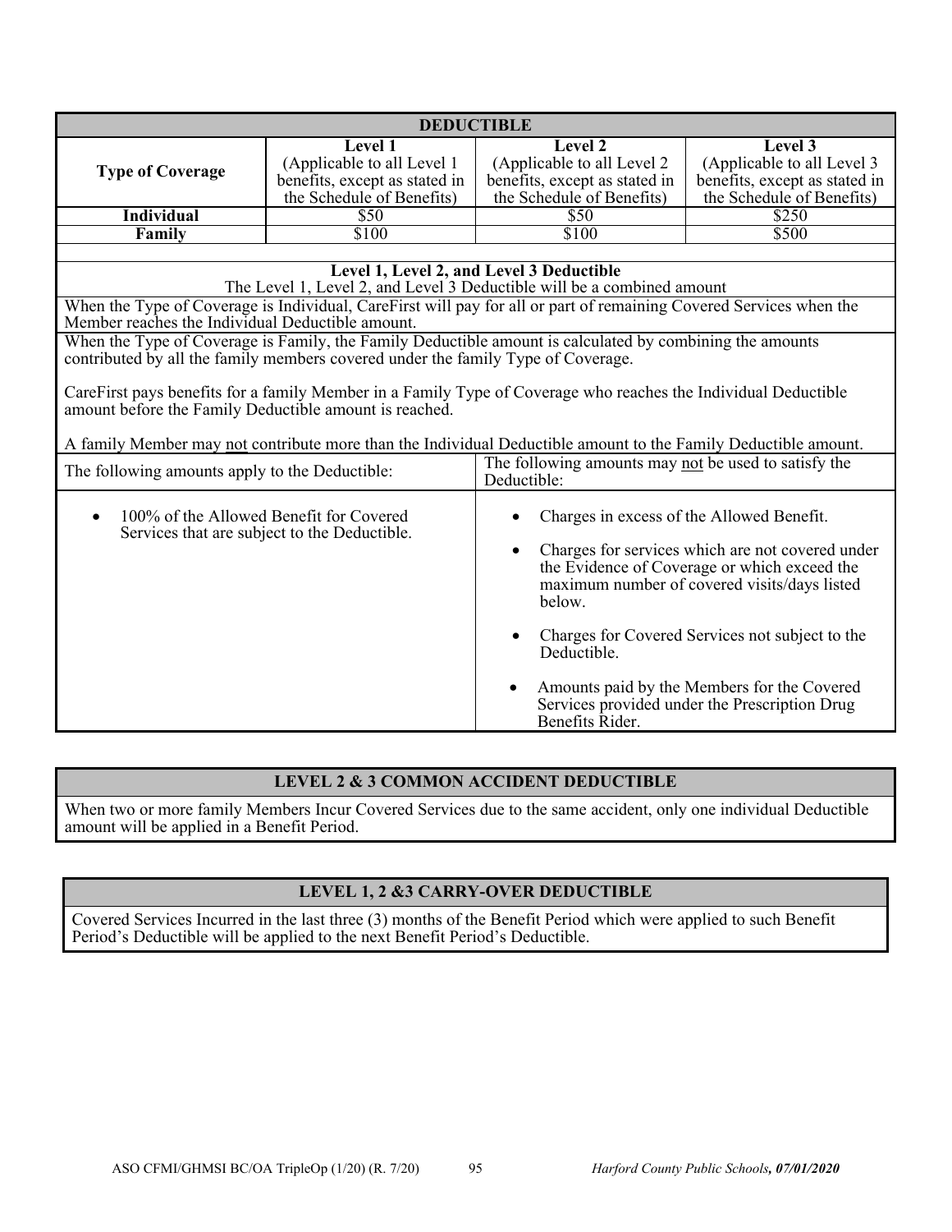| DEDUCTIBLE | | | |
|---|---|---|---|
| **Type of Coverage** | **Level 1** (Applicable to all Level 1 benefits, except as stated in the Schedule of Benefits) | **Level 2** (Applicable to all Level 2 benefits, except as stated in the Schedule of Benefits) | **Level 3** (Applicable to all Level 3 benefits, except as stated in the Schedule of Benefits) |
| **Individual** | $50 | $50 | $250 |
| **Family** | $100 | $100 | $500 |

**Level 1, Level 2, and Level 3 Deductible**

The Level 1, Level 2, and Level 3 Deductible will be a combined amount

When the Type of Coverage is Individual, CareFirst will pay for all or part of remaining Covered Services when the Member reaches the Individual Deductible amount.

When the Type of Coverage is Family, the Family Deductible amount is calculated by combining the amounts contributed by all the family members covered under the family Type of Coverage.

CareFirst pays benefits for a family Member in a Family Type of Coverage who reaches the Individual Deductible amount before the Family Deductible amount is reached.

A family Member may not contribute more than the Individual Deductible amount to the Family Deductible amount.

| The following amounts apply to the Deductible: | The following amounts may not be used to satisfy the Deductible: |
|---|---|
| • 100% of the Allowed Benefit for Covered Services that are subject to the Deductible. | • Charges in excess of the Allowed Benefit.<br>• Charges for services which are not covered under the Evidence of Coverage or which exceed the maximum number of covered visits/days listed below.<br>• Charges for Covered Services not subject to the Deductible.<br>• Amounts paid by the Members for the Covered Services provided under the Prescription Drug Benefits Rider. |

## LEVEL 2 & 3 COMMON ACCIDENT DEDUCTIBLE

When two or more family Members Incur Covered Services due to the same accident, only one individual Deductible amount will be applied in a Benefit Period.

## LEVEL 1, 2 &3 CARRY-OVER DEDUCTIBLE

Covered Services Incurred in the last three (3) months of the Benefit Period which were applied to such Benefit Period's Deductible will be applied to the next Benefit Period's Deductible.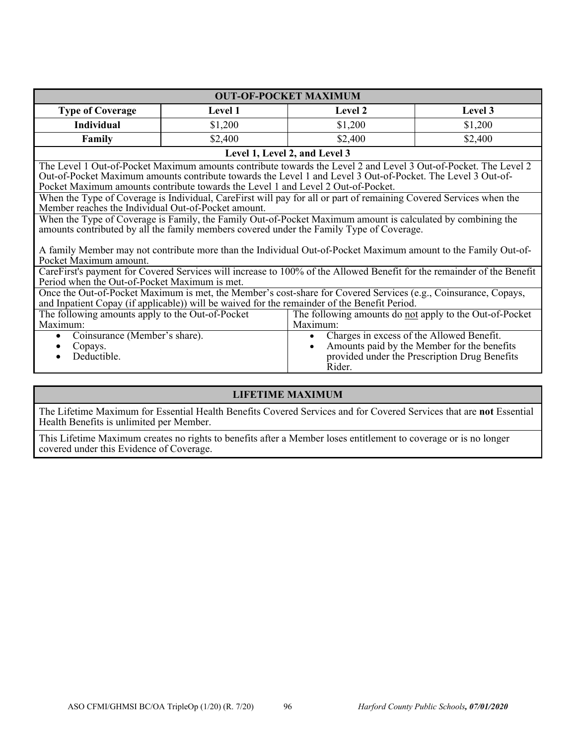## OUT-OF-POCKET MAXIMUM

| Type of Coverage | Level 1 | Level 2 | Level 3 |
|---|---|---|---|
| **Individual** | $1,200 | $1,200 | $1,200 |
| **Family** | $2,400 | $2,400 | $2,400 |

**Level 1, Level 2, and Level 3**

The Level 1 Out-of-Pocket Maximum amounts contribute towards the Level 2 and Level 3 Out-of-Pocket. The Level 2 Out-of-Pocket Maximum amounts contribute towards the Level 1 and Level 3 Out-of-Pocket. The Level 3 Out-of-Pocket Maximum amounts contribute towards the Level 1 and Level 2 Out-of-Pocket.

When the Type of Coverage is Individual, CareFirst will pay for all or part of remaining Covered Services when the Member reaches the Individual Out-of-Pocket amount.

When the Type of Coverage is Family, the Family Out-of-Pocket Maximum amount is calculated by combining the amounts contributed by all the family members covered under the Family Type of Coverage.

A family Member may not contribute more than the Individual Out-of-Pocket Maximum amount to the Family Out-of-Pocket Maximum amount.

CareFirst's payment for Covered Services will increase to 100% of the Allowed Benefit for the remainder of the Benefit Period when the Out-of-Pocket Maximum is met.

Once the Out-of-Pocket Maximum is met, the Member's cost-share for Covered Services (e.g., Coinsurance, Copays, and Inpatient Copay (if applicable)) will be waived for the remainder of the Benefit Period.

| The following amounts apply to the Out-of-Pocket Maximum: | The following amounts do not apply to the Out-of-Pocket Maximum: |
|---|---|
| • Coinsurance (Member's share).<br>• Copays.<br>• Deductible. | • Charges in excess of the Allowed Benefit.<br>• Amounts paid by the Member for the benefits provided under the Prescription Drug Benefits Rider. |

## LIFETIME MAXIMUM

The Lifetime Maximum for Essential Health Benefits Covered Services and for Covered Services that are **not** Essential Health Benefits is unlimited per Member.

This Lifetime Maximum creates no rights to benefits after a Member loses entitlement to coverage or is no longer covered under this Evidence of Coverage.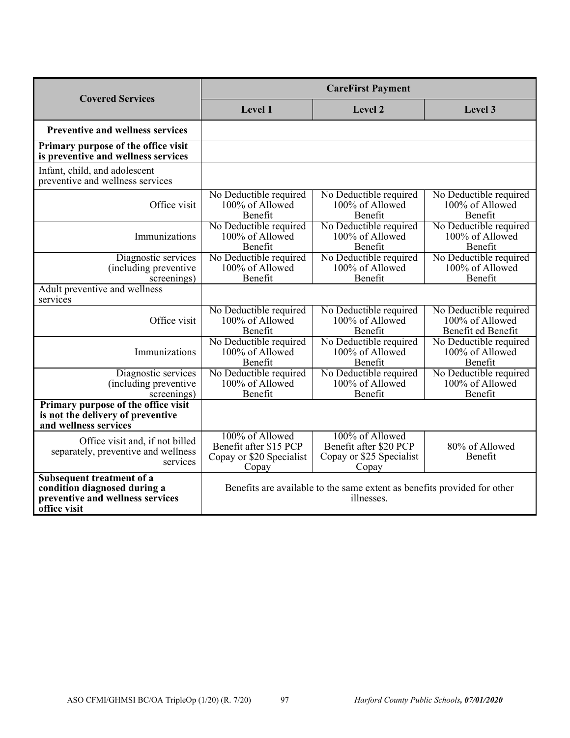| Covered Services | CareFirst Payment | | |
|---|---|---|---|
| | **Level 1** | **Level 2** | **Level 3** |
| **Preventive and wellness services** | | | |
| **Primary purpose of the office visit is preventive and wellness services** | | | |
| Infant, child, and adolescent preventive and wellness services | | | |
| Office visit | No Deductible required 100% of Allowed Benefit | No Deductible required 100% of Allowed Benefit | No Deductible required 100% of Allowed Benefit |
| Immunizations | No Deductible required 100% of Allowed Benefit | No Deductible required 100% of Allowed Benefit | No Deductible required 100% of Allowed Benefit |
| Diagnostic services (including preventive screenings) | No Deductible required 100% of Allowed Benefit | No Deductible required 100% of Allowed Benefit | No Deductible required 100% of Allowed Benefit |
| Adult preventive and wellness services | | | |
| Office visit | No Deductible required 100% of Allowed Benefit | No Deductible required 100% of Allowed Benefit | No Deductible required 100% of Allowed Benefit ed Benefit |
| Immunizations | No Deductible required 100% of Allowed Benefit | No Deductible required 100% of Allowed Benefit | No Deductible required 100% of Allowed Benefit |
| Diagnostic services (including preventive screenings) | No Deductible required 100% of Allowed Benefit | No Deductible required 100% of Allowed Benefit | No Deductible required 100% of Allowed Benefit |
| **Primary purpose of the office visit is <u>not</u> the delivery of preventive and wellness services** | | | |
| Office visit and, if not billed separately, preventive and wellness services | 100% of Allowed Benefit after $15 PCP Copay or $20 Specialist Copay | 100% of Allowed Benefit after $20 PCP Copay or $25 Specialist Copay | 80% of Allowed Benefit |
| **Subsequent treatment of a condition diagnosed during a preventive and wellness services office visit** | Benefits are available to the same extent as benefits provided for other illnesses. | | |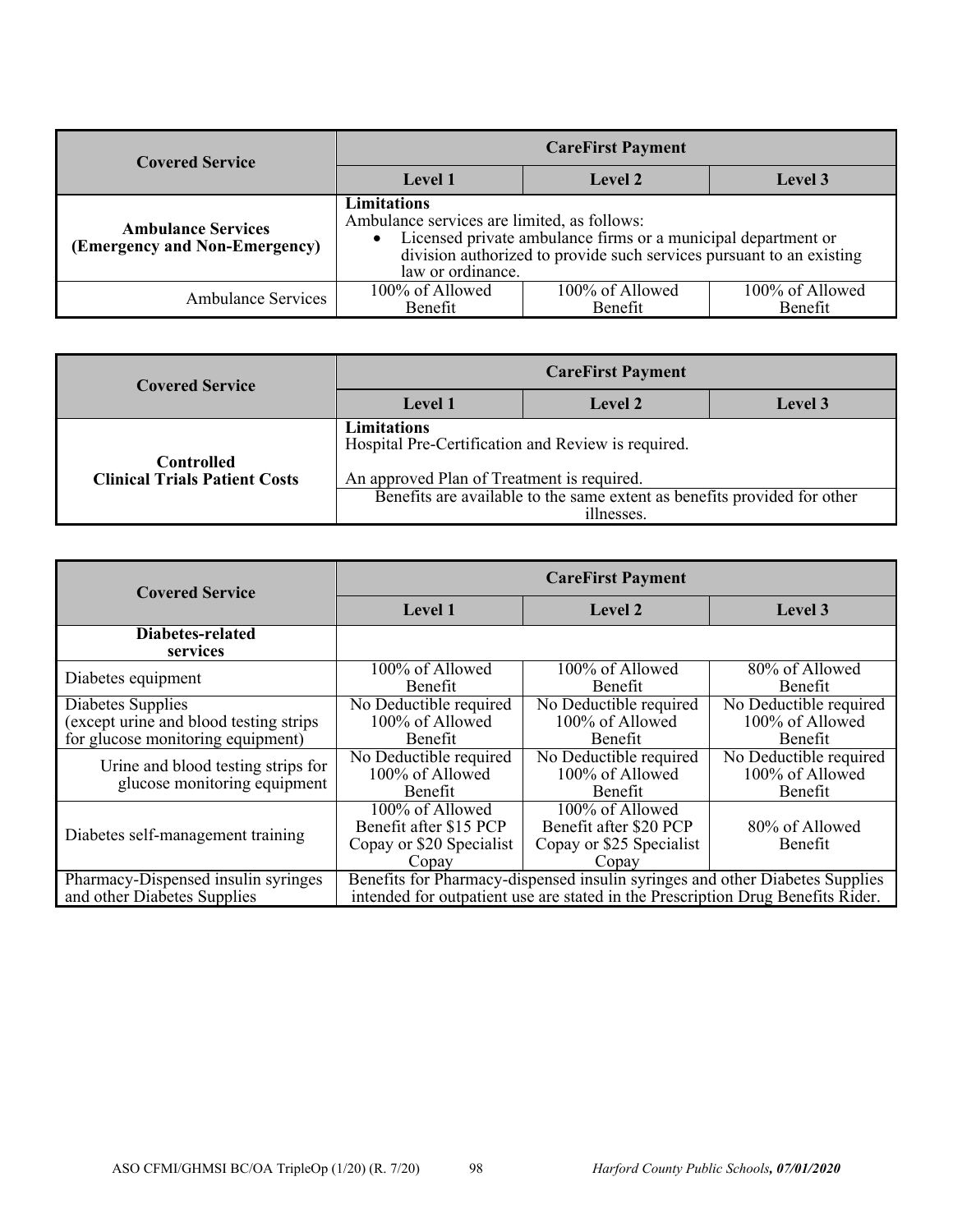| Covered Service | CareFirst Payment | | |
|---|---|---|---|
| | **Level 1** | **Level 2** | **Level 3** |
| **Ambulance Services (Emergency and Non-Emergency)** | **Limitations**<br>Ambulance services are limited, as follows:<br>• Licensed private ambulance firms or a municipal department or division authorized to provide such services pursuant to an existing law or ordinance. | | |
| Ambulance Services | 100% of Allowed Benefit | 100% of Allowed Benefit | 100% of Allowed Benefit |

| Covered Service | CareFirst Payment | | |
|---|---|---|---|
| | **Level 1** | **Level 2** | **Level 3** |
| **Controlled Clinical Trials Patient Costs** | **Limitations**<br>Hospital Pre-Certification and Review is required.<br><br>An approved Plan of Treatment is required. | | |
| | Benefits are available to the same extent as benefits provided for other illnesses. | | |

| Covered Service | CareFirst Payment | | |
|---|---|---|---|
| | **Level 1** | **Level 2** | **Level 3** |
| **Diabetes-related services** | | | |
| Diabetes equipment | 100% of Allowed Benefit | 100% of Allowed Benefit | 80% of Allowed Benefit |
| Diabetes Supplies (except urine and blood testing strips for glucose monitoring equipment) | No Deductible required 100% of Allowed Benefit | No Deductible required 100% of Allowed Benefit | No Deductible required 100% of Allowed Benefit |
| Urine and blood testing strips for glucose monitoring equipment | No Deductible required 100% of Allowed Benefit | No Deductible required 100% of Allowed Benefit | No Deductible required 100% of Allowed Benefit |
| Diabetes self-management training | 100% of Allowed Benefit after $15 PCP Copay or $20 Specialist Copay | 100% of Allowed Benefit after $20 PCP Copay or $25 Specialist Copay | 80% of Allowed Benefit |
| Pharmacy-Dispensed insulin syringes and other Diabetes Supplies | Benefits for Pharmacy-dispensed insulin syringes and other Diabetes Supplies intended for outpatient use are stated in the Prescription Drug Benefits Rider. | | |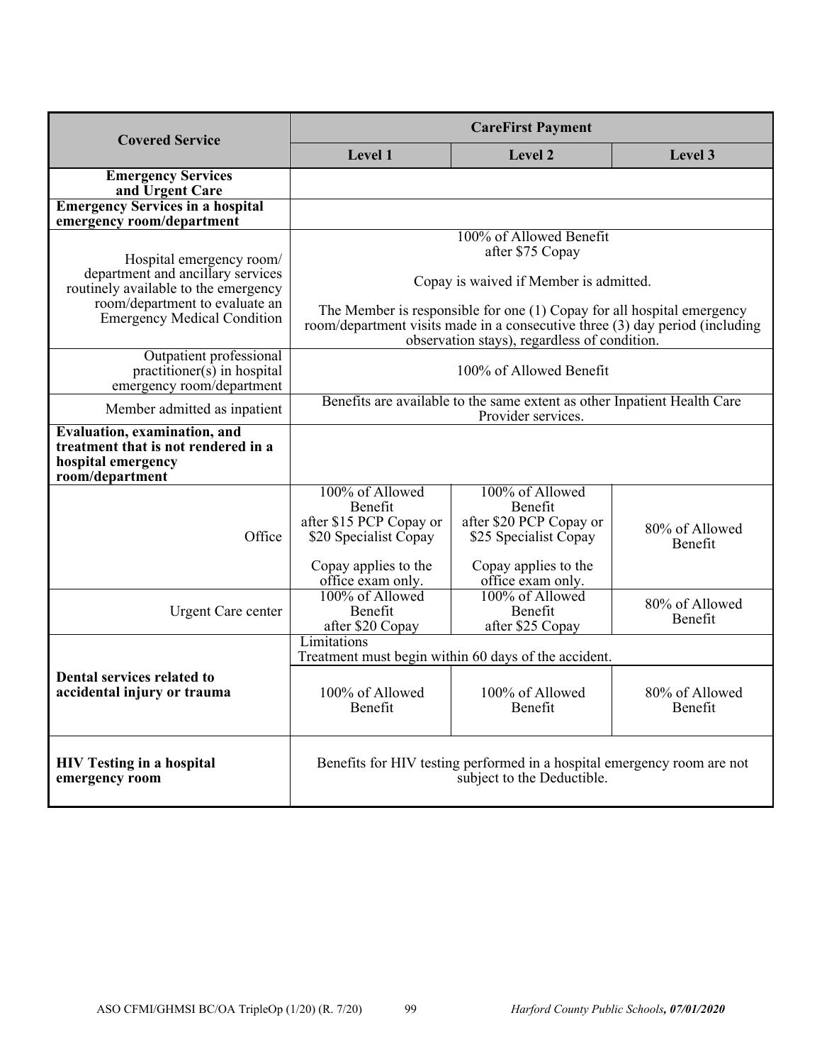| Covered Service | CareFirst Payment | | |
|---|---|---|---|
| | **Level 1** | **Level 2** | **Level 3** |
| **Emergency Services and Urgent Care** | | | |
| **Emergency Services in a hospital emergency room/department** | | | |
| Hospital emergency room/ department and ancillary services routinely available to the emergency room/department to evaluate an Emergency Medical Condition | 100% of Allowed Benefit after $75 Copay<br><br>Copay is waived if Member is admitted.<br><br>The Member is responsible for one (1) Copay for all hospital emergency room/department visits made in a consecutive three (3) day period (including observation stays), regardless of condition. | | |
| Outpatient professional practitioner(s) in hospital emergency room/department | 100% of Allowed Benefit | | |
| Member admitted as inpatient | Benefits are available to the same extent as other Inpatient Health Care Provider services. | | |
| **Evaluation, examination, and treatment that is not rendered in a hospital emergency room/department** | | | |
| Office | 100% of Allowed Benefit after $15 PCP Copay or $20 Specialist Copay<br><br>Copay applies to the office exam only. | 100% of Allowed Benefit after $20 PCP Copay or $25 Specialist Copay<br><br>Copay applies to the office exam only. | 80% of Allowed Benefit |
| Urgent Care center | 100% of Allowed Benefit after $20 Copay | 100% of Allowed Benefit after $25 Copay | 80% of Allowed Benefit |
| **Dental services related to accidental injury or trauma** | Limitations<br>Treatment must begin within 60 days of the accident. | | |
| | 100% of Allowed Benefit | 100% of Allowed Benefit | 80% of Allowed Benefit |
| **HIV Testing in a hospital emergency room** | Benefits for HIV testing performed in a hospital emergency room are not subject to the Deductible. | | |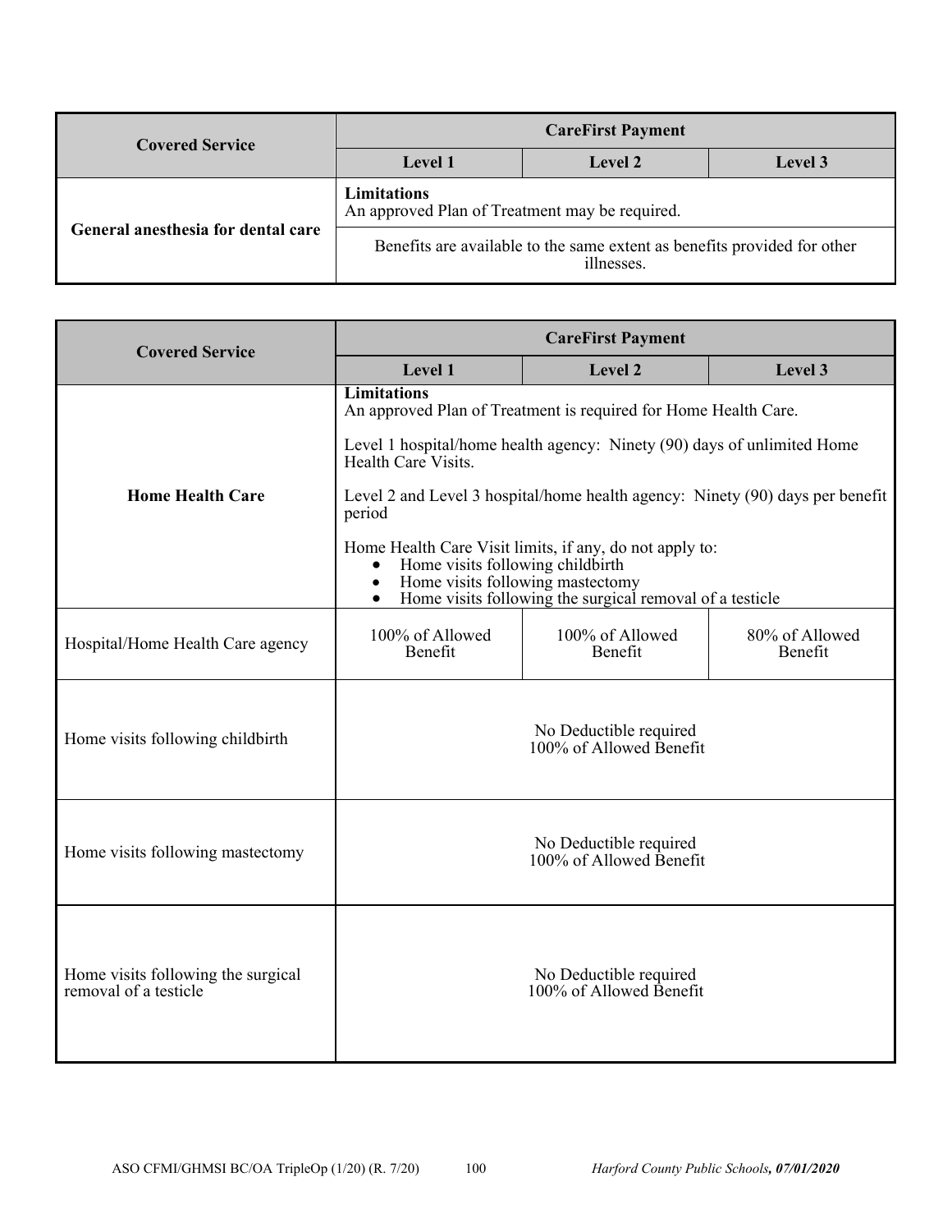| Covered Service | CareFirst Payment | | |
|---|---|---|---|
| | Level 1 | Level 2 | Level 3 |
| General anesthesia for dental care | **Limitations**<br>An approved Plan of Treatment may be required. | | |
| | Benefits are available to the same extent as benefits provided for other illnesses. | | |

| Covered Service | CareFirst Payment | | |
|---|---|---|---|
| | Level 1 | Level 2 | Level 3 |
| **Home Health Care** | **Limitations**<br>An approved Plan of Treatment is required for Home Health Care.<br><br>Level 1 hospital/home health agency: Ninety (90) days of unlimited Home Health Care Visits.<br><br>Level 2 and Level 3 hospital/home health agency: Ninety (90) days per benefit period<br><br>Home Health Care Visit limits, if any, do not apply to:<br>• Home visits following childbirth<br>• Home visits following mastectomy<br>• Home visits following the surgical removal of a testicle | | |
| Hospital/Home Health Care agency | 100% of Allowed Benefit | 100% of Allowed Benefit | 80% of Allowed Benefit |
| Home visits following childbirth | No Deductible required<br>100% of Allowed Benefit | | |
| Home visits following mastectomy | No Deductible required<br>100% of Allowed Benefit | | |
| Home visits following the surgical removal of a testicle | No Deductible required<br>100% of Allowed Benefit | | |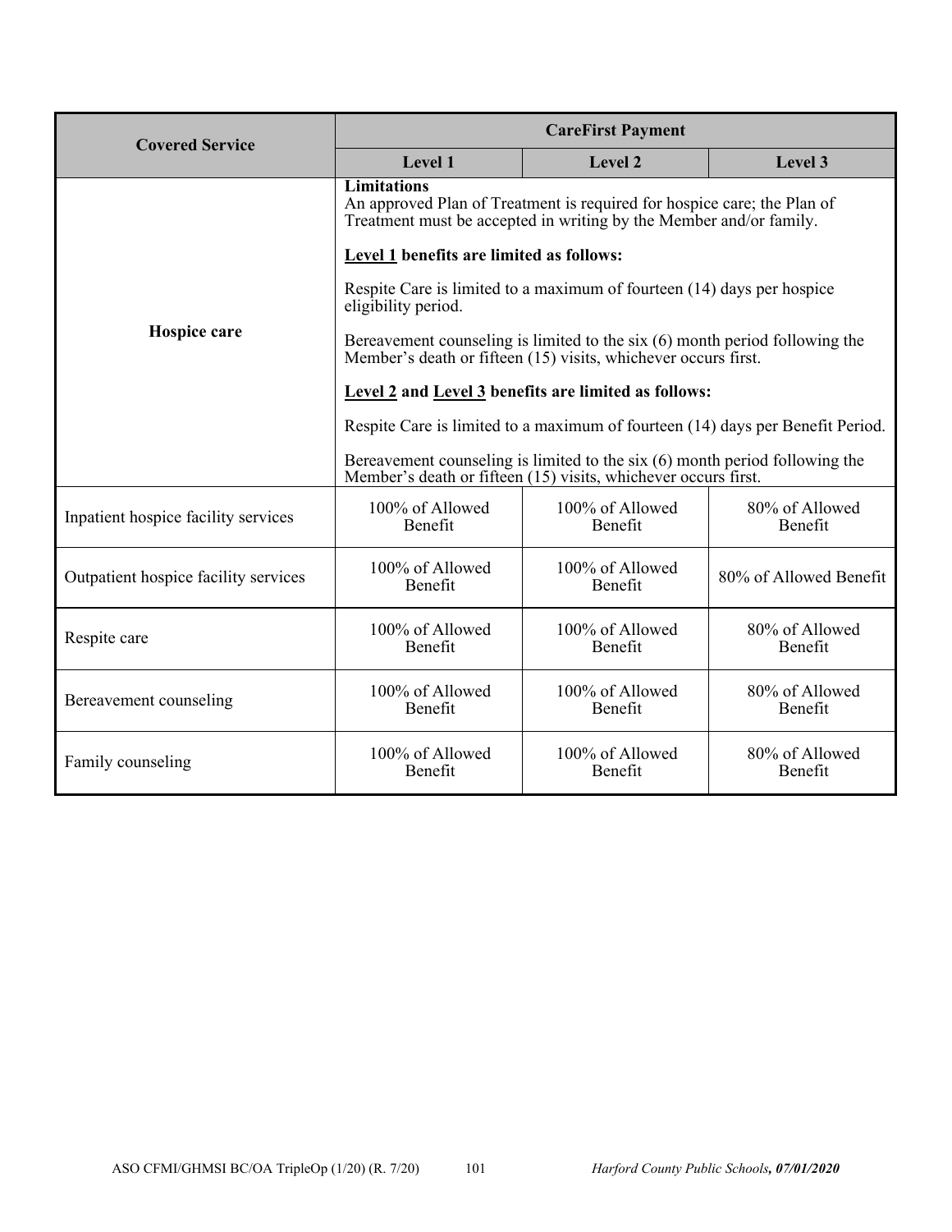| Covered Service | CareFirst Payment | | |
|---|---|---|---|
| | **Level 1** | **Level 2** | **Level 3** |
| **Hospice care** | **Limitations**<br>An approved Plan of Treatment is required for hospice care; the Plan of Treatment must be accepted in writing by the Member and/or family.<br><br>**Level 1 benefits are limited as follows:**<br><br>Respite Care is limited to a maximum of fourteen (14) days per hospice eligibility period.<br><br>Bereavement counseling is limited to the six (6) month period following the Member's death or fifteen (15) visits, whichever occurs first.<br><br>**Level 2 and Level 3 benefits are limited as follows:**<br><br>Respite Care is limited to a maximum of fourteen (14) days per Benefit Period.<br><br>Bereavement counseling is limited to the six (6) month period following the Member's death or fifteen (15) visits, whichever occurs first. | | |
| Inpatient hospice facility services | 100% of Allowed Benefit | 100% of Allowed Benefit | 80% of Allowed Benefit |
| Outpatient hospice facility services | 100% of Allowed Benefit | 100% of Allowed Benefit | 80% of Allowed Benefit |
| Respite care | 100% of Allowed Benefit | 100% of Allowed Benefit | 80% of Allowed Benefit |
| Bereavement counseling | 100% of Allowed Benefit | 100% of Allowed Benefit | 80% of Allowed Benefit |
| Family counseling | 100% of Allowed Benefit | 100% of Allowed Benefit | 80% of Allowed Benefit |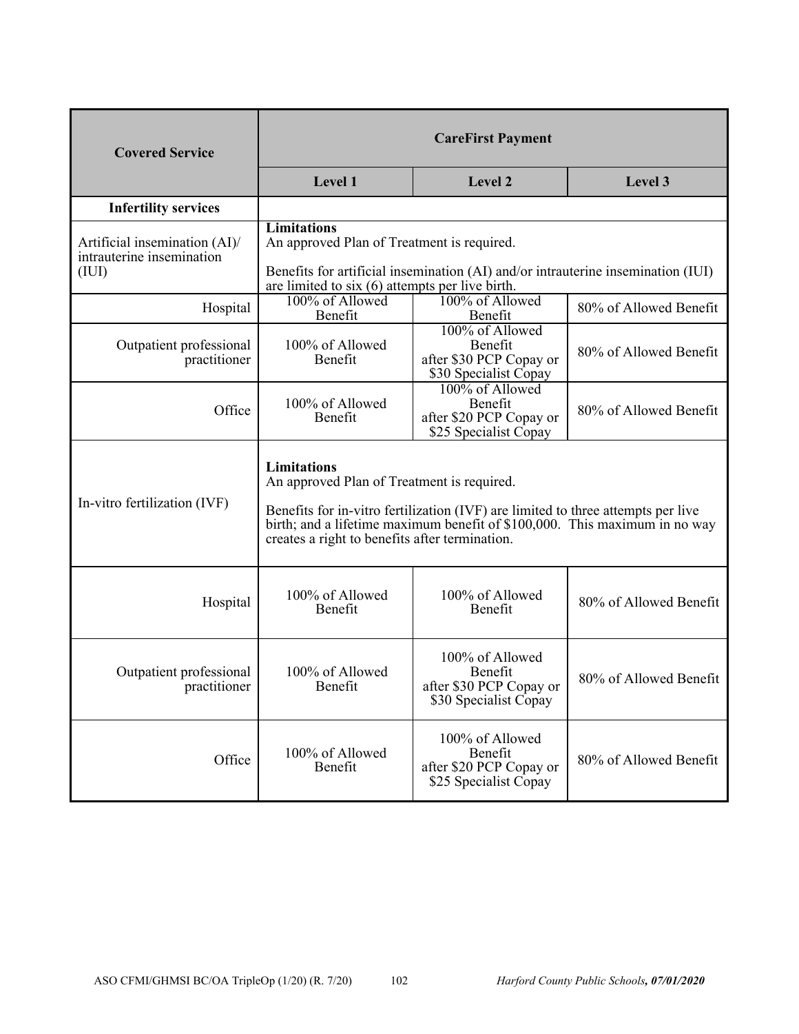| Covered Service | CareFirst Payment | | |
|---|---|---|---|
| | **Level 1** | **Level 2** | **Level 3** |
| **Infertility services** | | | |
| Artificial insemination (AI)/ intrauterine insemination (IUI) | **Limitations**<br>An approved Plan of Treatment is required.<br><br>Benefits for artificial insemination (AI) and/or intrauterine insemination (IUI) are limited to six (6) attempts per live birth. | | |
| Hospital | 100% of Allowed Benefit | 100% of Allowed Benefit | 80% of Allowed Benefit |
| Outpatient professional practitioner | 100% of Allowed Benefit | 100% of Allowed Benefit after $30 PCP Copay or $30 Specialist Copay | 80% of Allowed Benefit |
| Office | 100% of Allowed Benefit | 100% of Allowed Benefit after $20 PCP Copay or $25 Specialist Copay | 80% of Allowed Benefit |
| In-vitro fertilization (IVF) | **Limitations**<br>An approved Plan of Treatment is required.<br><br>Benefits for in-vitro fertilization (IVF) are limited to three attempts per live birth; and a lifetime maximum benefit of $100,000. This maximum in no way creates a right to benefits after termination. | | |
| Hospital | 100% of Allowed Benefit | 100% of Allowed Benefit | 80% of Allowed Benefit |
| Outpatient professional practitioner | 100% of Allowed Benefit | 100% of Allowed Benefit after $30 PCP Copay or $30 Specialist Copay | 80% of Allowed Benefit |
| Office | 100% of Allowed Benefit | 100% of Allowed Benefit after $20 PCP Copay or $25 Specialist Copay | 80% of Allowed Benefit |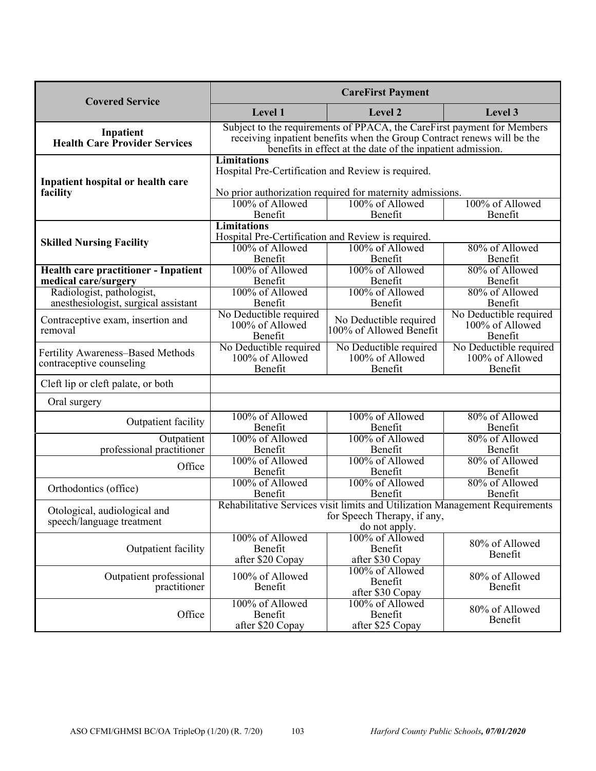| Covered Service | CareFirst Payment | | |
|---|---|---|---|
| | **Level 1** | **Level 2** | **Level 3** |
| **Inpatient Health Care Provider Services** | Subject to the requirements of PPACA, the CareFirst payment for Members receiving inpatient benefits when the Group Contract renews will be the benefits in effect at the date of the inpatient admission. | | |
| **Inpatient hospital or health care facility** | **Limitations** Hospital Pre-Certification and Review is required. No prior authorization required for maternity admissions. | | |
| | 100% of Allowed Benefit | 100% of Allowed Benefit | 100% of Allowed Benefit |
| **Skilled Nursing Facility** | **Limitations** Hospital Pre-Certification and Review is required. | | |
| | 100% of Allowed Benefit | 100% of Allowed Benefit | 80% of Allowed Benefit |
| **Health care practitioner - Inpatient medical care/surgery** | 100% of Allowed Benefit | 100% of Allowed Benefit | 80% of Allowed Benefit |
| Radiologist, pathologist, anesthesiologist, surgical assistant | 100% of Allowed Benefit | 100% of Allowed Benefit | 80% of Allowed Benefit |
| Contraceptive exam, insertion and removal | No Deductible required 100% of Allowed Benefit | No Deductible required 100% of Allowed Benefit | No Deductible required 100% of Allowed Benefit |
| Fertility Awareness–Based Methods contraceptive counseling | No Deductible required 100% of Allowed Benefit | No Deductible required 100% of Allowed Benefit | No Deductible required 100% of Allowed Benefit |
| Cleft lip or cleft palate, or both | | | |
| Oral surgery | | | |
| Outpatient facility | 100% of Allowed Benefit | 100% of Allowed Benefit | 80% of Allowed Benefit |
| Outpatient professional practitioner | 100% of Allowed Benefit | 100% of Allowed Benefit | 80% of Allowed Benefit |
| Office | 100% of Allowed Benefit | 100% of Allowed Benefit | 80% of Allowed Benefit |
| Orthodontics (office) | 100% of Allowed Benefit | 100% of Allowed Benefit | 80% of Allowed Benefit |
| Otological, audiological and speech/language treatment | Rehabilitative Services visit limits and Utilization Management Requirements for Speech Therapy, if any, do not apply. | | |
| Outpatient facility | 100% of Allowed Benefit after $20 Copay | 100% of Allowed Benefit after $30 Copay | 80% of Allowed Benefit |
| Outpatient professional practitioner | 100% of Allowed Benefit | 100% of Allowed Benefit after $30 Copay | 80% of Allowed Benefit |
| Office | 100% of Allowed Benefit after $20 Copay | 100% of Allowed Benefit after $25 Copay | 80% of Allowed Benefit |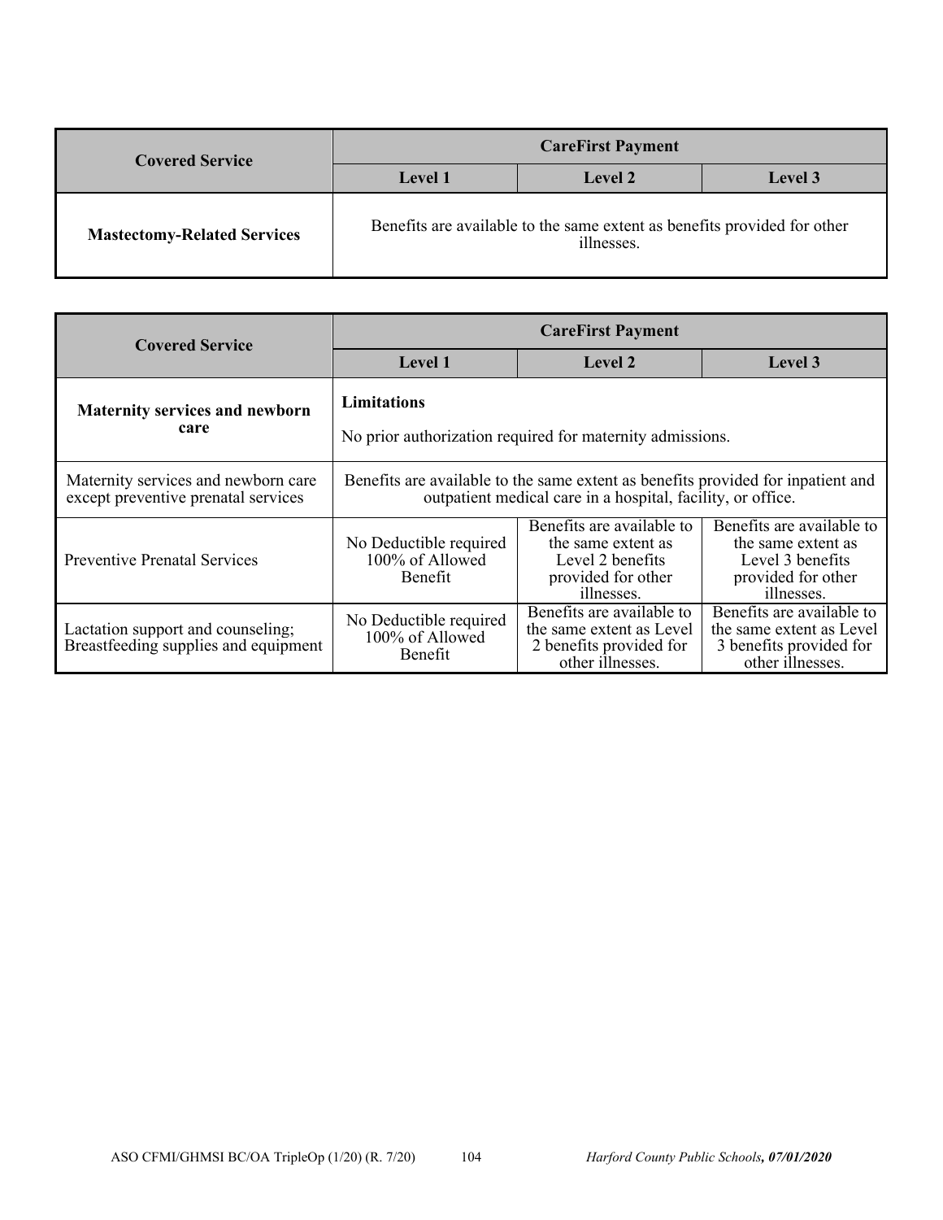| Covered Service | CareFirst Payment | | |
|---|---|---|---|
| | Level 1 | Level 2 | Level 3 |
| **Mastectomy-Related Services** | Benefits are available to the same extent as benefits provided for other illnesses. | | |

| Covered Service | CareFirst Payment | | |
|---|---|---|---|
| | Level 1 | Level 2 | Level 3 |
| **Maternity services and newborn care** | **Limitations**<br><br>No prior authorization required for maternity admissions. | | |
| Maternity services and newborn care except preventive prenatal services | Benefits are available to the same extent as benefits provided for inpatient and outpatient medical care in a hospital, facility, or office. | | |
| Preventive Prenatal Services | No Deductible required 100% of Allowed Benefit | Benefits are available to the same extent as Level 2 benefits provided for other illnesses. | Benefits are available to the same extent as Level 3 benefits provided for other illnesses. |
| Lactation support and counseling; Breastfeeding supplies and equipment | No Deductible required 100% of Allowed Benefit | Benefits are available to the same extent as Level 2 benefits provided for other illnesses. | Benefits are available to the same extent as Level 3 benefits provided for other illnesses. |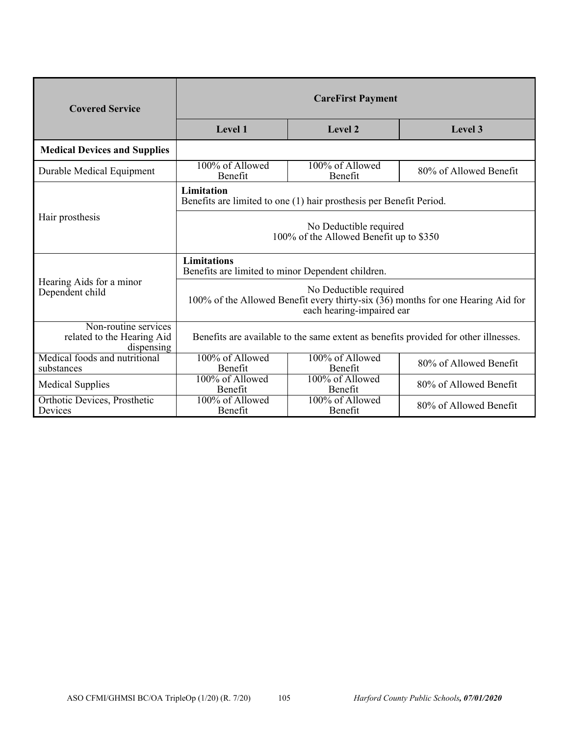| Covered Service | CareFirst Payment | | |
|---|---|---|---|
| | Level 1 | Level 2 | Level 3 |
| **Medical Devices and Supplies** | | | |
| Durable Medical Equipment | 100% of Allowed Benefit | 100% of Allowed Benefit | 80% of Allowed Benefit |
| Hair prosthesis | **Limitation**<br>Benefits are limited to one (1) hair prosthesis per Benefit Period. | | |
| | No Deductible required<br>100% of the Allowed Benefit up to $350 | | |
| Hearing Aids for a minor Dependent child | **Limitations**<br>Benefits are limited to minor Dependent children. | | |
| | No Deductible required<br>100% of the Allowed Benefit every thirty-six (36) months for one Hearing Aid for each hearing-impaired ear | | |
| Non-routine services related to the Hearing Aid dispensing | Benefits are available to the same extent as benefits provided for other illnesses. | | |
| Medical foods and nutritional substances | 100% of Allowed Benefit | 100% of Allowed Benefit | 80% of Allowed Benefit |
| Medical Supplies | 100% of Allowed Benefit | 100% of Allowed Benefit | 80% of Allowed Benefit |
| Orthotic Devices, Prosthetic Devices | 100% of Allowed Benefit | 100% of Allowed Benefit | 80% of Allowed Benefit |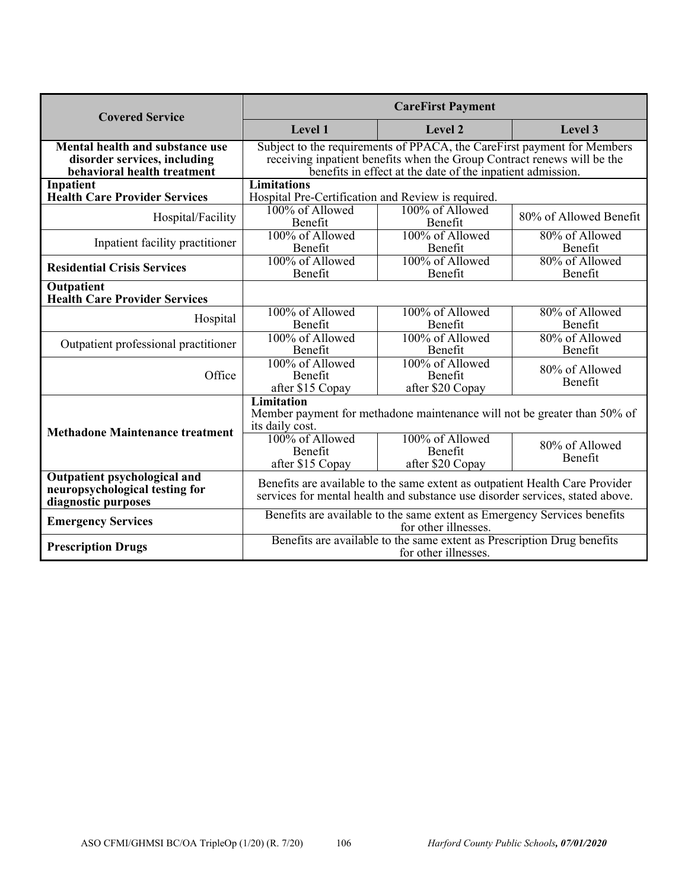| Covered Service | CareFirst Payment | | |
|---|---|---|---|
| | **Level 1** | **Level 2** | **Level 3** |
| **Mental health and substance use disorder services, including behavioral health treatment** | Subject to the requirements of PPACA, the CareFirst payment for Members receiving inpatient benefits when the Group Contract renews will be the benefits in effect at the date of the inpatient admission. | | |
| **Inpatient Health Care Provider Services** | **Limitations** Hospital Pre-Certification and Review is required. | | |
| Hospital/Facility | 100% of Allowed Benefit | 100% of Allowed Benefit | 80% of Allowed Benefit |
| Inpatient facility practitioner | 100% of Allowed Benefit | 100% of Allowed Benefit | 80% of Allowed Benefit |
| **Residential Crisis Services** | 100% of Allowed Benefit | 100% of Allowed Benefit | 80% of Allowed Benefit |
| **Outpatient Health Care Provider Services** | | | |
| Hospital | 100% of Allowed Benefit | 100% of Allowed Benefit | 80% of Allowed Benefit |
| Outpatient professional practitioner | 100% of Allowed Benefit | 100% of Allowed Benefit | 80% of Allowed Benefit |
| Office | 100% of Allowed Benefit after $15 Copay | 100% of Allowed Benefit after $20 Copay | 80% of Allowed Benefit |
| **Methadone Maintenance treatment** | **Limitation** Member payment for methadone maintenance will not be greater than 50% of its daily cost. | | |
| | 100% of Allowed Benefit after $15 Copay | 100% of Allowed Benefit after $20 Copay | 80% of Allowed Benefit |
| **Outpatient psychological and neuropsychological testing for diagnostic purposes** | Benefits are available to the same extent as outpatient Health Care Provider services for mental health and substance use disorder services, stated above. | | |
| **Emergency Services** | Benefits are available to the same extent as Emergency Services benefits for other illnesses. | | |
| **Prescription Drugs** | Benefits are available to the same extent as Prescription Drug benefits for other illnesses. | | |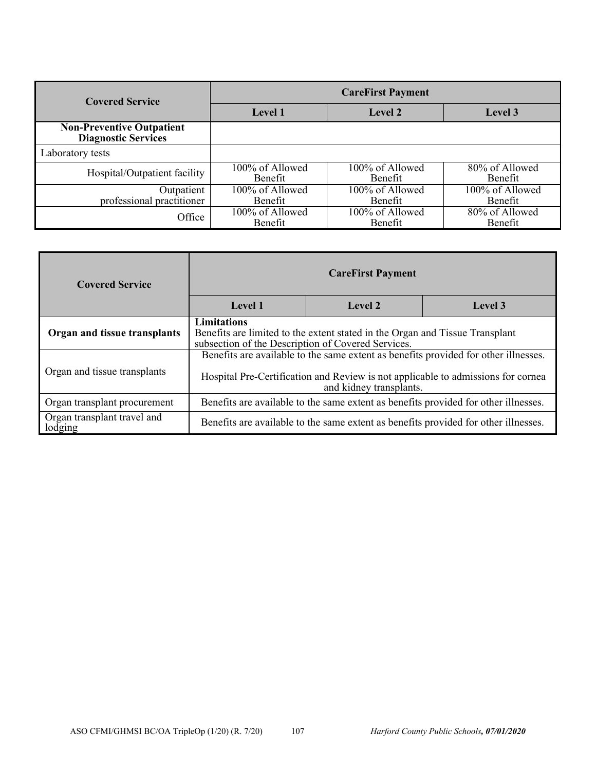| Covered Service | CareFirst Payment | | |
|---|---|---|---|
| | Level 1 | Level 2 | Level 3 |
| **Non-Preventive Outpatient Diagnostic Services** | | | |
| Laboratory tests | | | |
| Hospital/Outpatient facility | 100% of Allowed Benefit | 100% of Allowed Benefit | 80% of Allowed Benefit |
| Outpatient professional practitioner | 100% of Allowed Benefit | 100% of Allowed Benefit | 100% of Allowed Benefit |
| Office | 100% of Allowed Benefit | 100% of Allowed Benefit | 80% of Allowed Benefit |

| Covered Service | CareFirst Payment | | |
|---|---|---|---|
| | Level 1 | Level 2 | Level 3 |
| **Organ and tissue transplants** | **Limitations**<br>Benefits are limited to the extent stated in the Organ and Tissue Transplant subsection of the Description of Covered Services. | | |
| Organ and tissue transplants | Benefits are available to the same extent as benefits provided for other illnesses.<br><br>Hospital Pre-Certification and Review is not applicable to admissions for cornea and kidney transplants. | | |
| Organ transplant procurement | Benefits are available to the same extent as benefits provided for other illnesses. | | |
| Organ transplant travel and lodging | Benefits are available to the same extent as benefits provided for other illnesses. | | |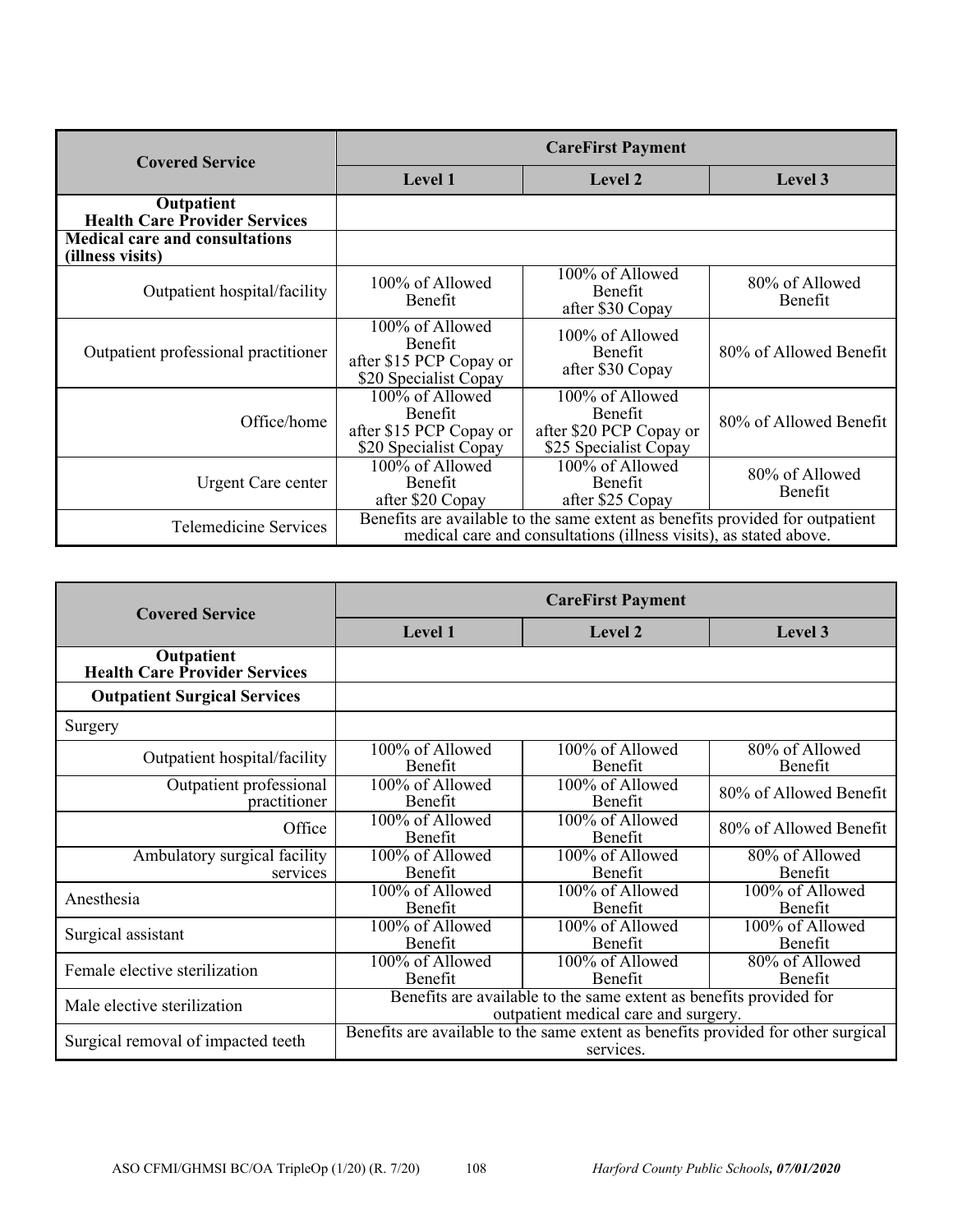| Covered Service | CareFirst Payment | | |
|---|---|---|---|
| | **Level 1** | **Level 2** | **Level 3** |
| **Outpatient Health Care Provider Services** | | | |
| **Medical care and consultations (illness visits)** | | | |
| Outpatient hospital/facility | 100% of Allowed Benefit | 100% of Allowed Benefit after $30 Copay | 80% of Allowed Benefit |
| Outpatient professional practitioner | 100% of Allowed Benefit after $15 PCP Copay or $20 Specialist Copay | 100% of Allowed Benefit after $30 Copay | 80% of Allowed Benefit |
| Office/home | 100% of Allowed Benefit after $15 PCP Copay or $20 Specialist Copay | 100% of Allowed Benefit after $20 PCP Copay or $25 Specialist Copay | 80% of Allowed Benefit |
| Urgent Care center | 100% of Allowed Benefit after $20 Copay | 100% of Allowed Benefit after $25 Copay | 80% of Allowed Benefit |
| Telemedicine Services | Benefits are available to the same extent as benefits provided for outpatient medical care and consultations (illness visits), as stated above. | | |

| Covered Service | CareFirst Payment | | |
|---|---|---|---|
| | **Level 1** | **Level 2** | **Level 3** |
| **Outpatient Health Care Provider Services** | | | |
| **Outpatient Surgical Services** | | | |
| Surgery | | | |
| Outpatient hospital/facility | 100% of Allowed Benefit | 100% of Allowed Benefit | 80% of Allowed Benefit |
| Outpatient professional practitioner | 100% of Allowed Benefit | 100% of Allowed Benefit | 80% of Allowed Benefit |
| Office | 100% of Allowed Benefit | 100% of Allowed Benefit | 80% of Allowed Benefit |
| Ambulatory surgical facility services | 100% of Allowed Benefit | 100% of Allowed Benefit | 80% of Allowed Benefit |
| Anesthesia | 100% of Allowed Benefit | 100% of Allowed Benefit | 100% of Allowed Benefit |
| Surgical assistant | 100% of Allowed Benefit | 100% of Allowed Benefit | 100% of Allowed Benefit |
| Female elective sterilization | 100% of Allowed Benefit | 100% of Allowed Benefit | 80% of Allowed Benefit |
| Male elective sterilization | Benefits are available to the same extent as benefits provided for outpatient medical care and surgery. | | |
| Surgical removal of impacted teeth | Benefits are available to the same extent as benefits provided for other surgical services. | | |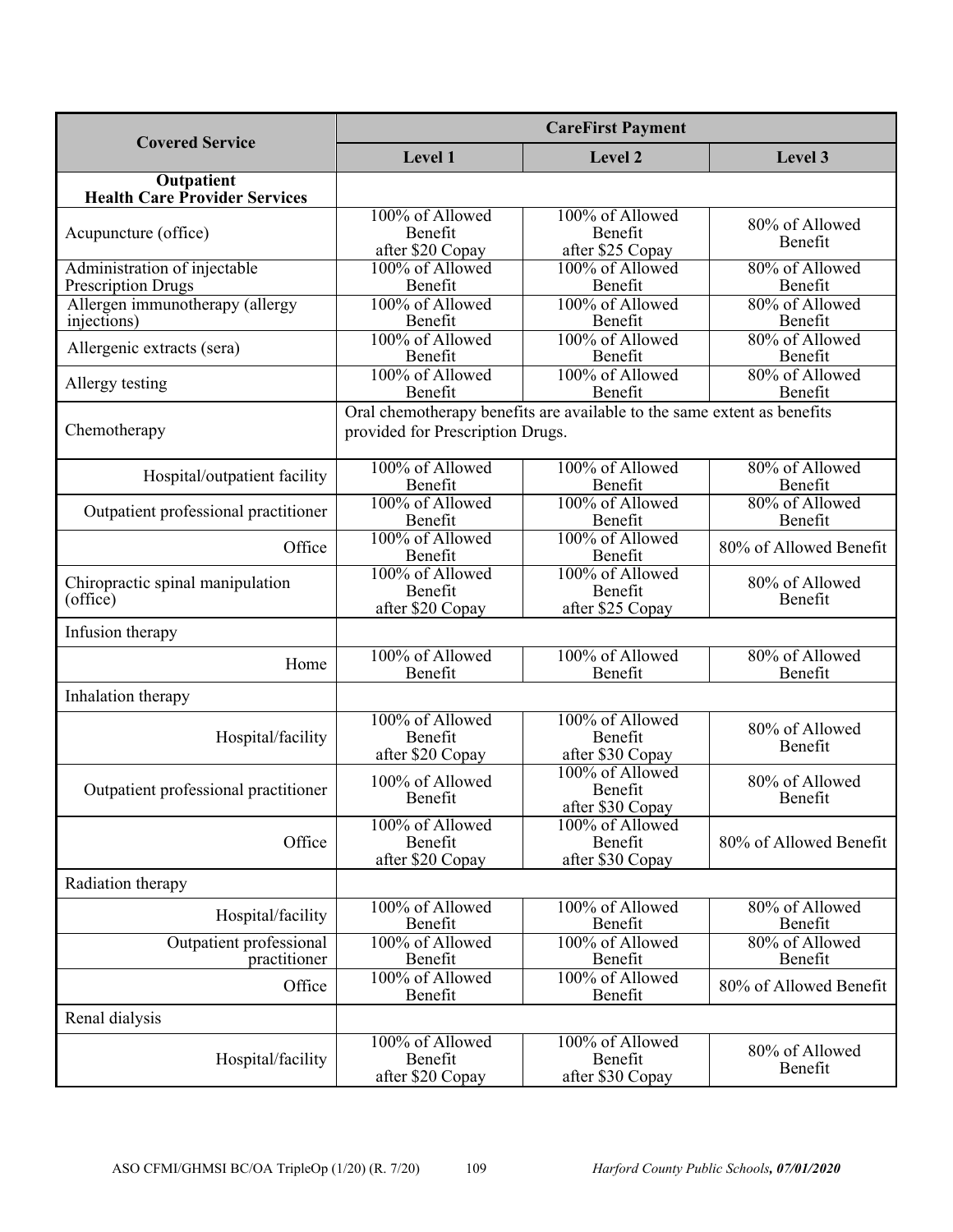| Covered Service | CareFirst Payment | | |
|---|---|---|---|
| | **Level 1** | **Level 2** | **Level 3** |
| **Outpatient Health Care Provider Services** | | | |
| Acupuncture (office) | 100% of Allowed Benefit after $20 Copay | 100% of Allowed Benefit after $25 Copay | 80% of Allowed Benefit |
| Administration of injectable Prescription Drugs | 100% of Allowed Benefit | 100% of Allowed Benefit | 80% of Allowed Benefit |
| Allergen immunotherapy (allergy injections) | 100% of Allowed Benefit | 100% of Allowed Benefit | 80% of Allowed Benefit |
| Allergenic extracts (sera) | 100% of Allowed Benefit | 100% of Allowed Benefit | 80% of Allowed Benefit |
| Allergy testing | 100% of Allowed Benefit | 100% of Allowed Benefit | 80% of Allowed Benefit |
| Chemotherapy | Oral chemotherapy benefits are available to the same extent as benefits provided for Prescription Drugs. | | |
| Hospital/outpatient facility | 100% of Allowed Benefit | 100% of Allowed Benefit | 80% of Allowed Benefit |
| Outpatient professional practitioner | 100% of Allowed Benefit | 100% of Allowed Benefit | 80% of Allowed Benefit |
| Office | 100% of Allowed Benefit | 100% of Allowed Benefit | 80% of Allowed Benefit |
| Chiropractic spinal manipulation (office) | 100% of Allowed Benefit after $20 Copay | 100% of Allowed Benefit after $25 Copay | 80% of Allowed Benefit |
| Infusion therapy | | | |
| Home | 100% of Allowed Benefit | 100% of Allowed Benefit | 80% of Allowed Benefit |
| Inhalation therapy | | | |
| Hospital/facility | 100% of Allowed Benefit after $20 Copay | 100% of Allowed Benefit after $30 Copay | 80% of Allowed Benefit |
| Outpatient professional practitioner | 100% of Allowed Benefit | 100% of Allowed Benefit after $30 Copay | 80% of Allowed Benefit |
| Office | 100% of Allowed Benefit after $20 Copay | 100% of Allowed Benefit after $30 Copay | 80% of Allowed Benefit |
| Radiation therapy | | | |
| Hospital/facility | 100% of Allowed Benefit | 100% of Allowed Benefit | 80% of Allowed Benefit |
| Outpatient professional practitioner | 100% of Allowed Benefit | 100% of Allowed Benefit | 80% of Allowed Benefit |
| Office | 100% of Allowed Benefit | 100% of Allowed Benefit | 80% of Allowed Benefit |
| Renal dialysis | | | |
| Hospital/facility | 100% of Allowed Benefit after $20 Copay | 100% of Allowed Benefit after $30 Copay | 80% of Allowed Benefit |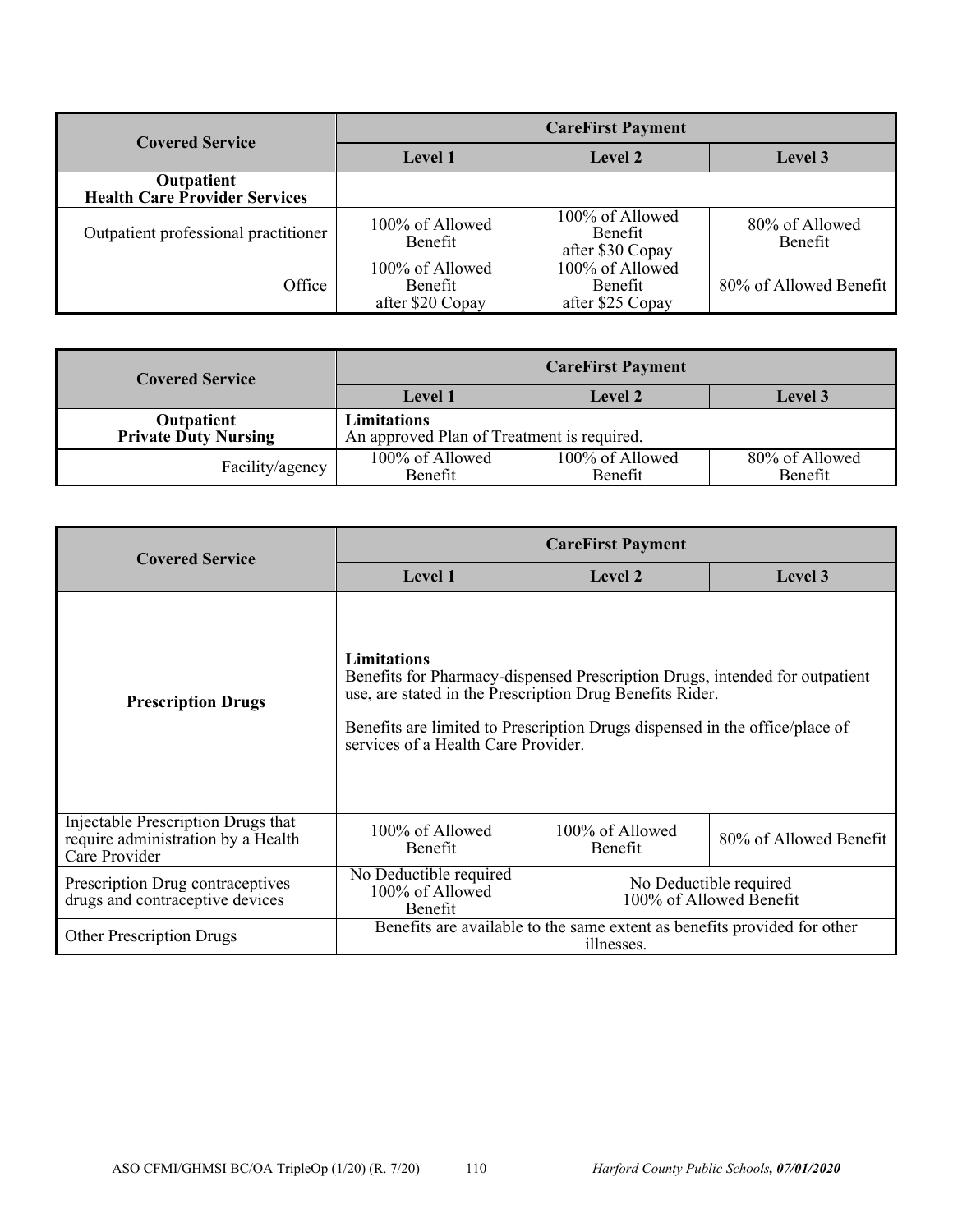| Covered Service | CareFirst Payment | | |
|---|---|---|---|
| | **Level 1** | **Level 2** | **Level 3** |
| **Outpatient Health Care Provider Services** | | | |
| Outpatient professional practitioner | 100% of Allowed Benefit | 100% of Allowed Benefit after $30 Copay | 80% of Allowed Benefit |
| Office | 100% of Allowed Benefit after $20 Copay | 100% of Allowed Benefit after $25 Copay | 80% of Allowed Benefit |

| Covered Service | CareFirst Payment | | |
|---|---|---|---|
| | **Level 1** | **Level 2** | **Level 3** |
| **Outpatient Private Duty Nursing** | **Limitations** An approved Plan of Treatment is required. | | |
| Facility/agency | 100% of Allowed Benefit | 100% of Allowed Benefit | 80% of Allowed Benefit |

| Covered Service | CareFirst Payment | | |
|---|---|---|---|
| | **Level 1** | **Level 2** | **Level 3** |
| **Prescription Drugs** | **Limitations** Benefits for Pharmacy-dispensed Prescription Drugs, intended for outpatient use, are stated in the Prescription Drug Benefits Rider. Benefits are limited to Prescription Drugs dispensed in the office/place of services of a Health Care Provider. | | |
| Injectable Prescription Drugs that require administration by a Health Care Provider | 100% of Allowed Benefit | 100% of Allowed Benefit | 80% of Allowed Benefit |
| Prescription Drug contraceptives drugs and contraceptive devices | No Deductible required 100% of Allowed Benefit | No Deductible required 100% of Allowed Benefit | |
| Other Prescription Drugs | Benefits are available to the same extent as benefits provided for other illnesses. | | |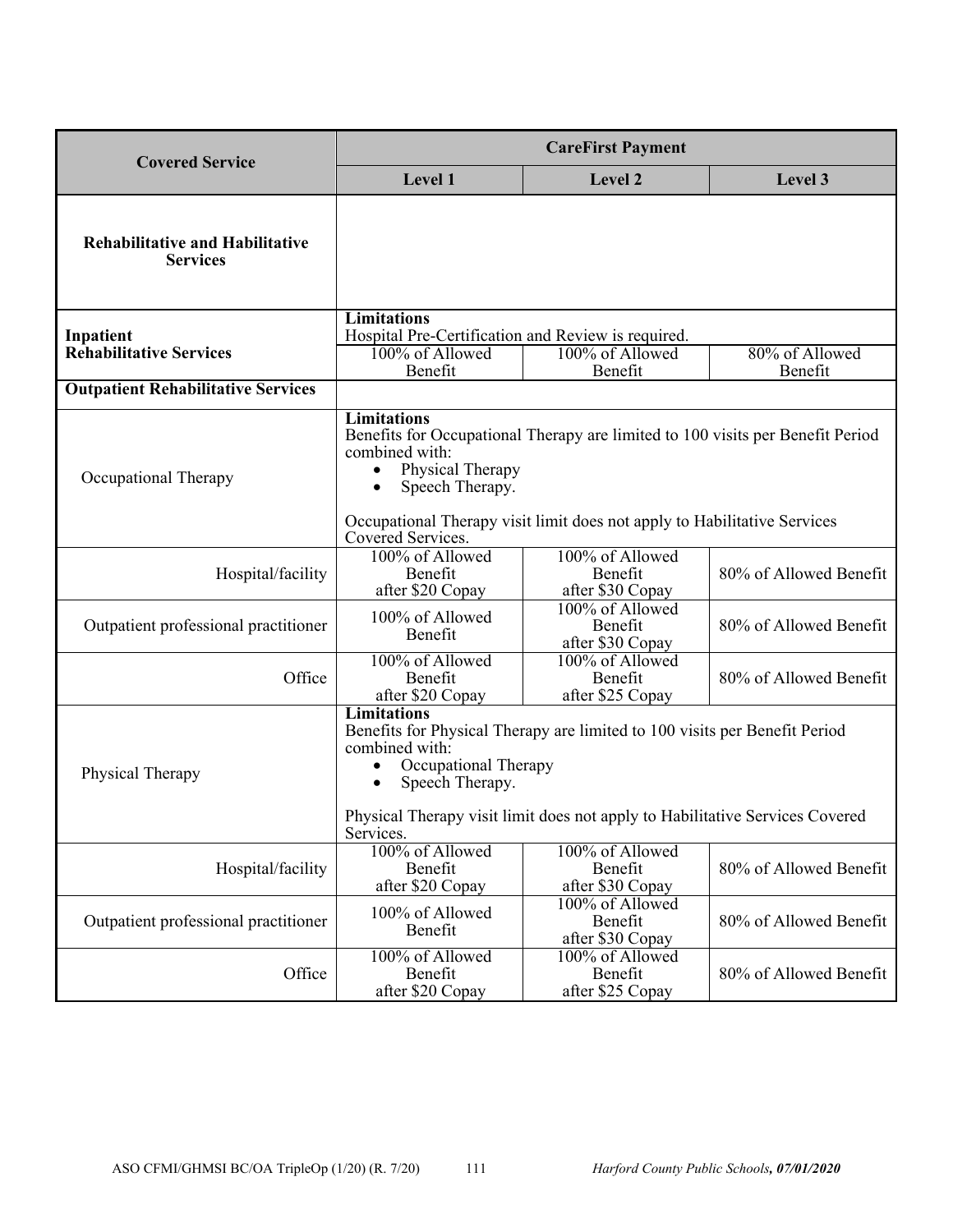| Covered Service | CareFirst Payment | | |
|---|---|---|---|
| | Level 1 | Level 2 | Level 3 |
| **Rehabilitative and Habilitative Services** | | | |
| **Inpatient Rehabilitative Services** | **Limitations**<br>Hospital Pre-Certification and Review is required. | | |
| | 100% of Allowed Benefit | 100% of Allowed Benefit | 80% of Allowed Benefit |
| **Outpatient Rehabilitative Services** | | | |
| Occupational Therapy | **Limitations**<br>Benefits for Occupational Therapy are limited to 100 visits per Benefit Period combined with:<br>• Physical Therapy<br>• Speech Therapy.<br><br>Occupational Therapy visit limit does not apply to Habilitative Services Covered Services. | | |
| Hospital/facility | 100% of Allowed Benefit after $20 Copay | 100% of Allowed Benefit after $30 Copay | 80% of Allowed Benefit |
| Outpatient professional practitioner | 100% of Allowed Benefit | 100% of Allowed Benefit after $30 Copay | 80% of Allowed Benefit |
| Office | 100% of Allowed Benefit after $20 Copay | 100% of Allowed Benefit after $25 Copay | 80% of Allowed Benefit |
| Physical Therapy | **Limitations**<br>Benefits for Physical Therapy are limited to 100 visits per Benefit Period combined with:<br>• Occupational Therapy<br>• Speech Therapy.<br><br>Physical Therapy visit limit does not apply to Habilitative Services Covered Services. | | |
| Hospital/facility | 100% of Allowed Benefit after $20 Copay | 100% of Allowed Benefit after $30 Copay | 80% of Allowed Benefit |
| Outpatient professional practitioner | 100% of Allowed Benefit | 100% of Allowed Benefit after $30 Copay | 80% of Allowed Benefit |
| Office | 100% of Allowed Benefit after $20 Copay | 100% of Allowed Benefit after $25 Copay | 80% of Allowed Benefit |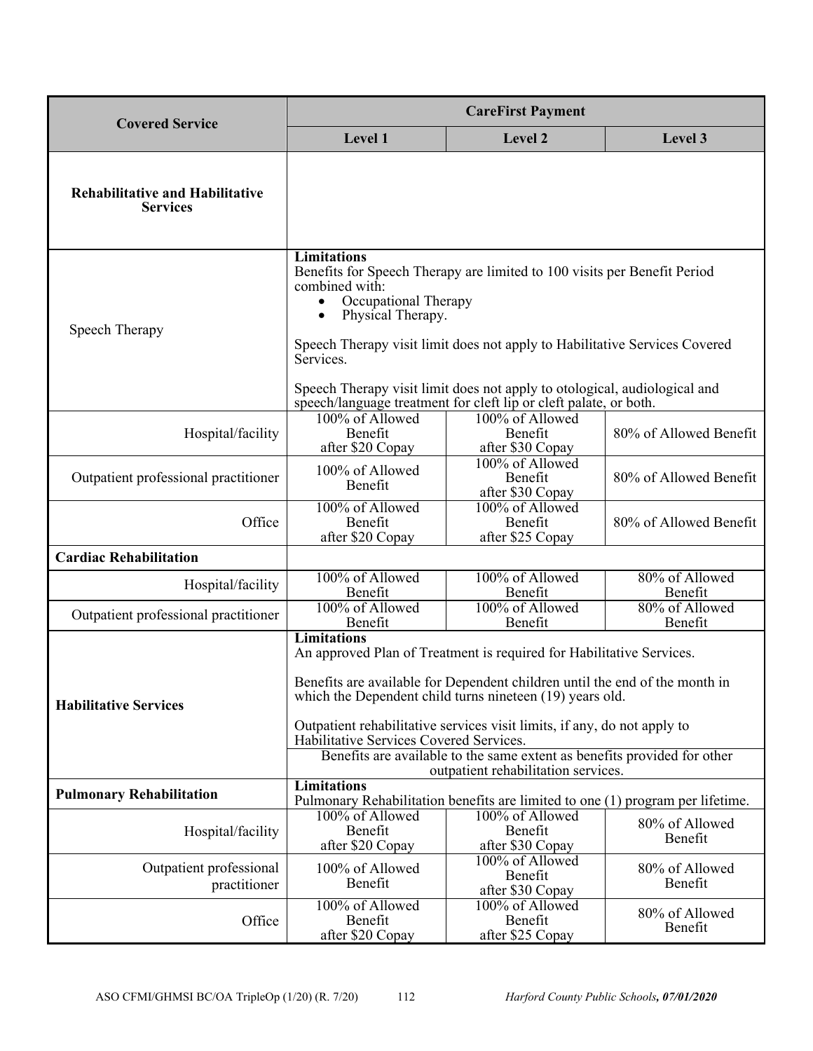| Covered Service | CareFirst Payment | | |
|---|---|---|---|
| | **Level 1** | **Level 2** | **Level 3** |
| **Rehabilitative and Habilitative Services** | | | |
| Speech Therapy | **Limitations**<br>Benefits for Speech Therapy are limited to 100 visits per Benefit Period combined with:<br>• Occupational Therapy<br>• Physical Therapy.<br><br>Speech Therapy visit limit does not apply to Habilitative Services Covered Services.<br><br>Speech Therapy visit limit does not apply to otological, audiological and speech/language treatment for cleft lip or cleft palate, or both. | | |
| Hospital/facility | 100% of Allowed Benefit after $20 Copay | 100% of Allowed Benefit after $30 Copay | 80% of Allowed Benefit |
| Outpatient professional practitioner | 100% of Allowed Benefit | 100% of Allowed Benefit after $30 Copay | 80% of Allowed Benefit |
| Office | 100% of Allowed Benefit after $20 Copay | 100% of Allowed Benefit after $25 Copay | 80% of Allowed Benefit |
| **Cardiac Rehabilitation** | | | |
| Hospital/facility | 100% of Allowed Benefit | 100% of Allowed Benefit | 80% of Allowed Benefit |
| Outpatient professional practitioner | 100% of Allowed Benefit | 100% of Allowed Benefit | 80% of Allowed Benefit |
| **Habilitative Services** | **Limitations**<br>An approved Plan of Treatment is required for Habilitative Services.<br><br>Benefits are available for Dependent children until the end of the month in which the Dependent child turns nineteen (19) years old.<br><br>Outpatient rehabilitative services visit limits, if any, do not apply to Habilitative Services Covered Services.<br><br>Benefits are available to the same extent as benefits provided for other outpatient rehabilitation services. | | |
| **Pulmonary Rehabilitation** | **Limitations**<br>Pulmonary Rehabilitation benefits are limited to one (1) program per lifetime. | | |
| Hospital/facility | 100% of Allowed Benefit after $20 Copay | 100% of Allowed Benefit after $30 Copay | 80% of Allowed Benefit |
| Outpatient professional practitioner | 100% of Allowed Benefit | 100% of Allowed Benefit after $30 Copay | 80% of Allowed Benefit |
| Office | 100% of Allowed Benefit after $20 Copay | 100% of Allowed Benefit after $25 Copay | 80% of Allowed Benefit |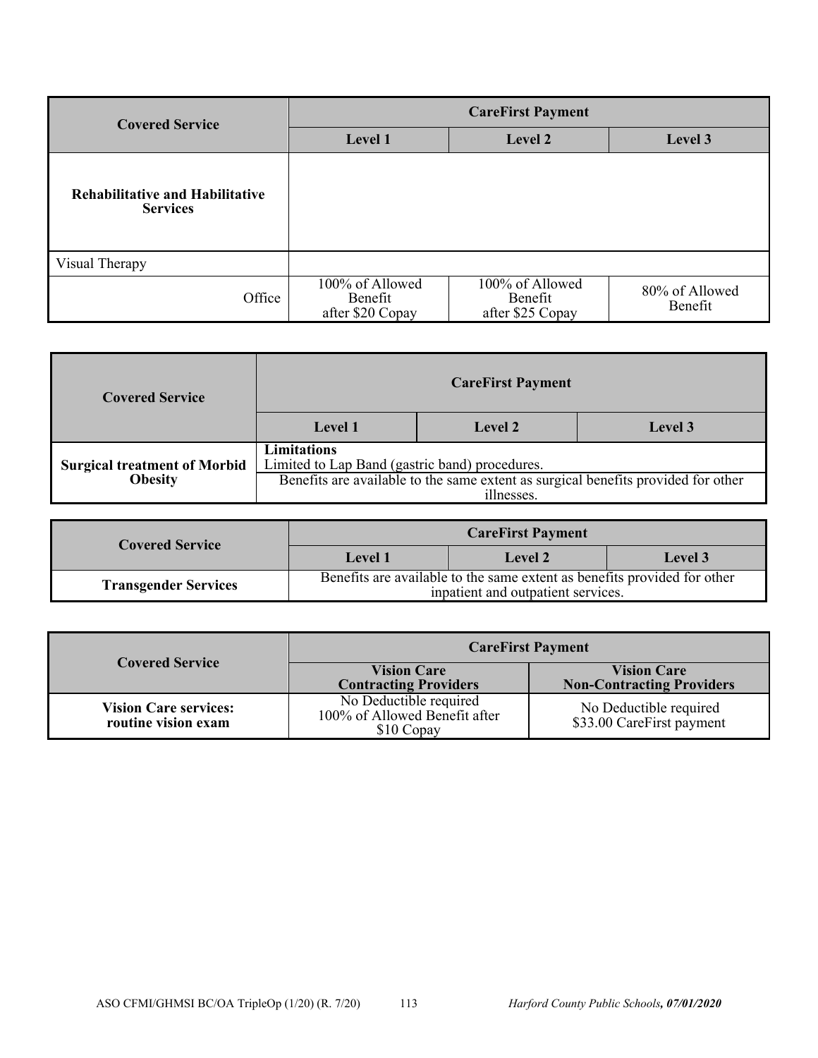| Covered Service | CareFirst Payment | | |
|---|---|---|---|
| | **Level 1** | **Level 2** | **Level 3** |
| **Rehabilitative and Habilitative Services** | | | |
| Visual Therapy | | | |
| Office | 100% of Allowed Benefit after $20 Copay | 100% of Allowed Benefit after $25 Copay | 80% of Allowed Benefit |

| Covered Service | CareFirst Payment | | |
|---|---|---|---|
| | **Level 1** | **Level 2** | **Level 3** |
| **Surgical treatment of Morbid Obesity** | **Limitations** Limited to Lap Band (gastric band) procedures. | | |
| | Benefits are available to the same extent as surgical benefits provided for other illnesses. | | |

| Covered Service | CareFirst Payment | | |
|---|---|---|---|
| | **Level 1** | **Level 2** | **Level 3** |
| **Transgender Services** | Benefits are available to the same extent as benefits provided for other inpatient and outpatient services. | | |

| Covered Service | CareFirst Payment | |
|---|---|---|
| | **Vision Care Contracting Providers** | **Vision Care Non-Contracting Providers** |
| **Vision Care services: routine vision exam** | No Deductible required 100% of Allowed Benefit after $10 Copay | No Deductible required $33.00 CareFirst payment |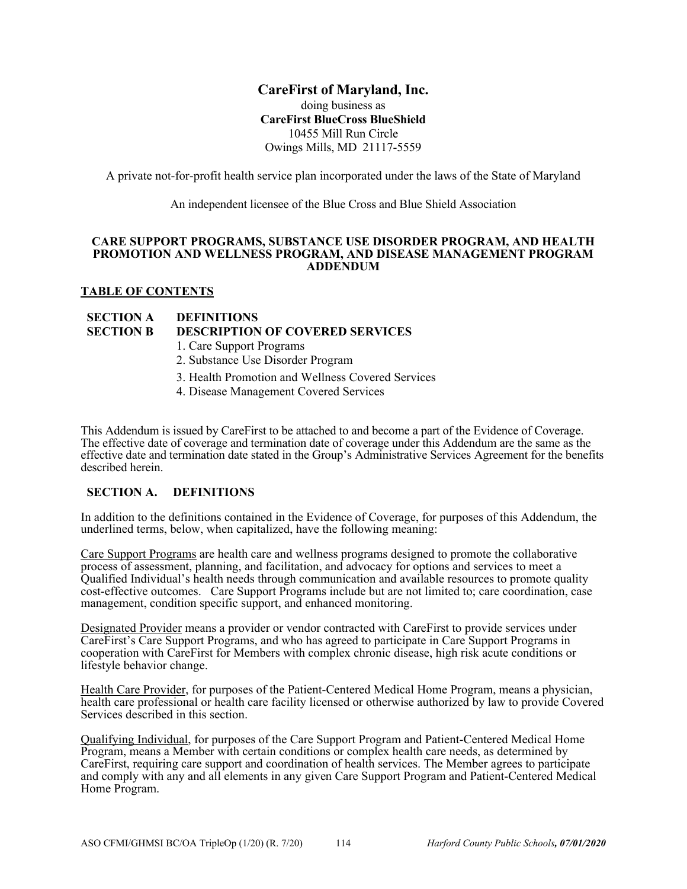**CareFirst of Maryland, Inc.**
doing business as
**CareFirst BlueCross BlueShield**
10455 Mill Run Circle
Owings Mills, MD 21117-5559

A private not-for-profit health service plan incorporated under the laws of the State of Maryland

An independent licensee of the Blue Cross and Blue Shield Association

## CARE SUPPORT PROGRAMS, SUBSTANCE USE DISORDER PROGRAM, AND HEALTH PROMOTION AND WELLNESS PROGRAM, AND DISEASE MANAGEMENT PROGRAM ADDENDUM

**TABLE OF CONTENTS**

**SECTION A DEFINITIONS**
**SECTION B DESCRIPTION OF COVERED SERVICES**
1. Care Support Programs
2. Substance Use Disorder Program
3. Health Promotion and Wellness Covered Services
4. Disease Management Covered Services

This Addendum is issued by CareFirst to be attached to and become a part of the Evidence of Coverage. The effective date of coverage and termination date of coverage under this Addendum are the same as the effective date and termination date stated in the Group's Administrative Services Agreement for the benefits described herein.

### SECTION A. DEFINITIONS

In addition to the definitions contained in the Evidence of Coverage, for purposes of this Addendum, the underlined terms, below, when capitalized, have the following meaning:

Care Support Programs are health care and wellness programs designed to promote the collaborative process of assessment, planning, and facilitation, and advocacy for options and services to meet a Qualified Individual's health needs through communication and available resources to promote quality cost-effective outcomes. Care Support Programs include but are not limited to; care coordination, case management, condition specific support, and enhanced monitoring.

Designated Provider means a provider or vendor contracted with CareFirst to provide services under CareFirst's Care Support Programs, and who has agreed to participate in Care Support Programs in cooperation with CareFirst for Members with complex chronic disease, high risk acute conditions or lifestyle behavior change.

Health Care Provider, for purposes of the Patient-Centered Medical Home Program, means a physician, health care professional or health care facility licensed or otherwise authorized by law to provide Covered Services described in this section.

Qualifying Individual, for purposes of the Care Support Program and Patient-Centered Medical Home Program, means a Member with certain conditions or complex health care needs, as determined by CareFirst, requiring care support and coordination of health services. The Member agrees to participate and comply with any and all elements in any given Care Support Program and Patient-Centered Medical Home Program.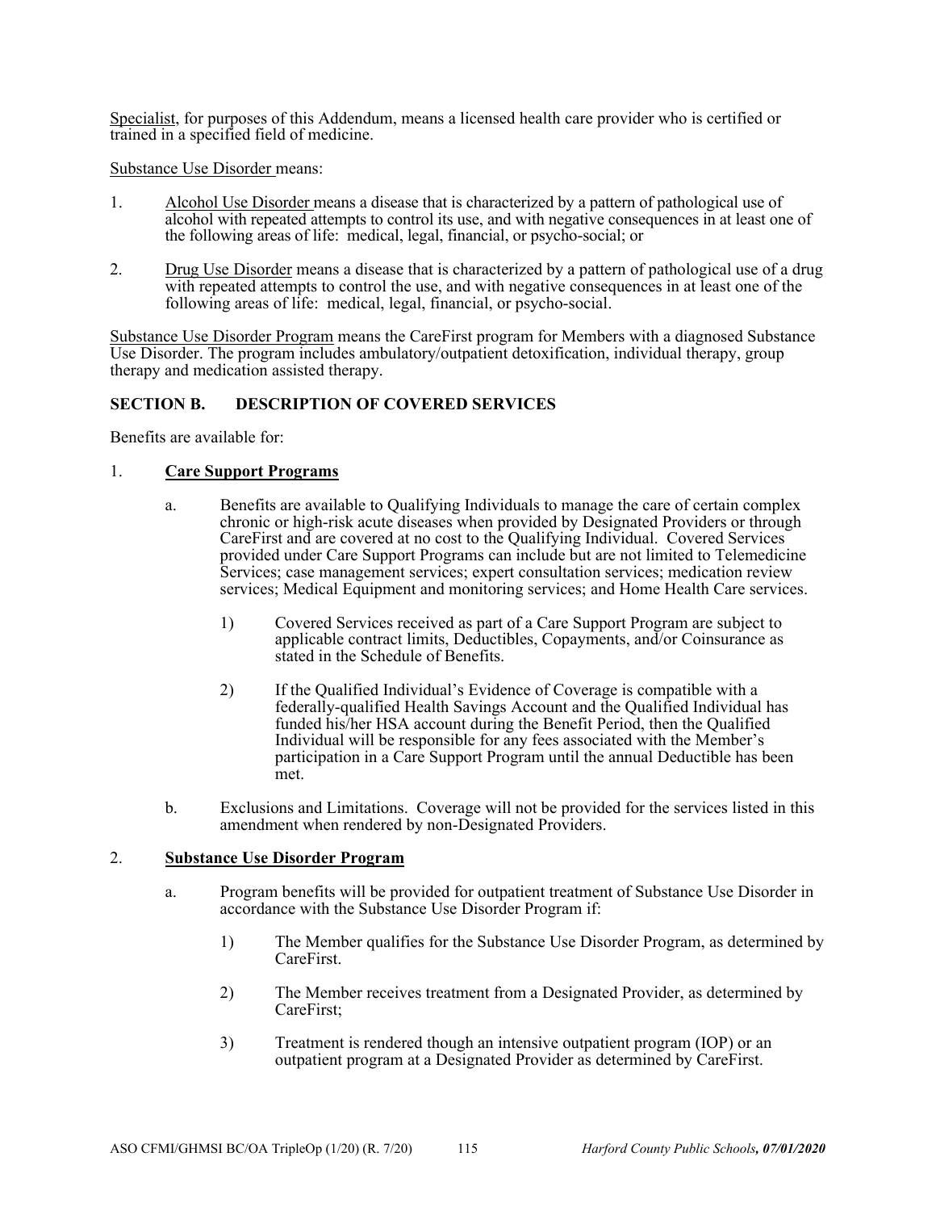Specialist, for purposes of this Addendum, means a licensed health care provider who is certified or trained in a specified field of medicine.

Substance Use Disorder means:

1. Alcohol Use Disorder means a disease that is characterized by a pattern of pathological use of alcohol with repeated attempts to control its use, and with negative consequences in at least one of the following areas of life: medical, legal, financial, or psycho-social; or

2. Drug Use Disorder means a disease that is characterized by a pattern of pathological use of a drug with repeated attempts to control the use, and with negative consequences in at least one of the following areas of life: medical, legal, financial, or psycho-social.

Substance Use Disorder Program means the CareFirst program for Members with a diagnosed Substance Use Disorder. The program includes ambulatory/outpatient detoxification, individual therapy, group therapy and medication assisted therapy.

## SECTION B. DESCRIPTION OF COVERED SERVICES

Benefits are available for:

1. **Care Support Programs**

   a. Benefits are available to Qualifying Individuals to manage the care of certain complex chronic or high-risk acute diseases when provided by Designated Providers or through CareFirst and are covered at no cost to the Qualifying Individual. Covered Services provided under Care Support Programs can include but are not limited to Telemedicine Services; case management services; expert consultation services; medication review services; Medical Equipment and monitoring services; and Home Health Care services.

      1) Covered Services received as part of a Care Support Program are subject to applicable contract limits, Deductibles, Copayments, and/or Coinsurance as stated in the Schedule of Benefits.

      2) If the Qualified Individual's Evidence of Coverage is compatible with a federally-qualified Health Savings Account and the Qualified Individual has funded his/her HSA account during the Benefit Period, then the Qualified Individual will be responsible for any fees associated with the Member's participation in a Care Support Program until the annual Deductible has been met.

   b. Exclusions and Limitations. Coverage will not be provided for the services listed in this amendment when rendered by non-Designated Providers.

2. **Substance Use Disorder Program**

   a. Program benefits will be provided for outpatient treatment of Substance Use Disorder in accordance with the Substance Use Disorder Program if:

      1) The Member qualifies for the Substance Use Disorder Program, as determined by CareFirst.

      2) The Member receives treatment from a Designated Provider, as determined by CareFirst;

      3) Treatment is rendered though an intensive outpatient program (IOP) or an outpatient program at a Designated Provider as determined by CareFirst.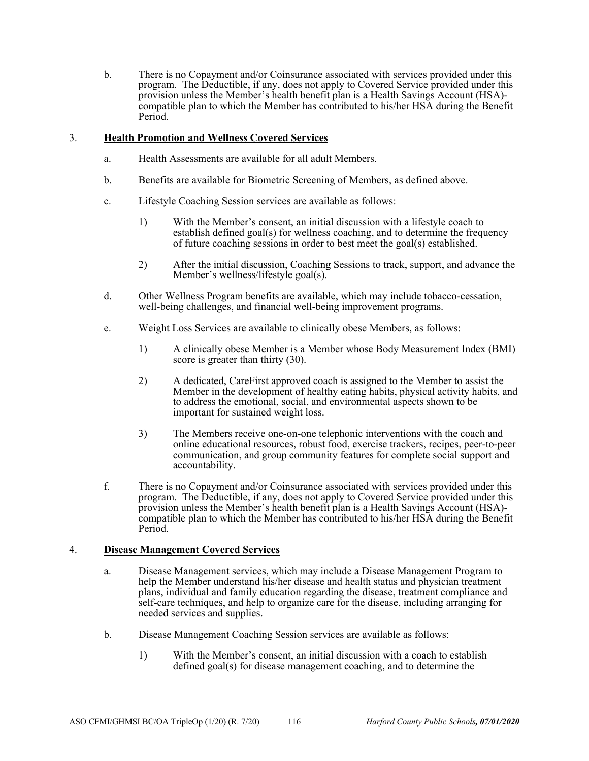b. There is no Copayment and/or Coinsurance associated with services provided under this program. The Deductible, if any, does not apply to Covered Service provided under this provision unless the Member's health benefit plan is a Health Savings Account (HSA)-compatible plan to which the Member has contributed to his/her HSA during the Benefit Period.

3. **Health Promotion and Wellness Covered Services**

   a. Health Assessments are available for all adult Members.

   b. Benefits are available for Biometric Screening of Members, as defined above.

   c. Lifestyle Coaching Session services are available as follows:

      1) With the Member's consent, an initial discussion with a lifestyle coach to establish defined goal(s) for wellness coaching, and to determine the frequency of future coaching sessions in order to best meet the goal(s) established.

      2) After the initial discussion, Coaching Sessions to track, support, and advance the Member's wellness/lifestyle goal(s).

   d. Other Wellness Program benefits are available, which may include tobacco-cessation, well-being challenges, and financial well-being improvement programs.

   e. Weight Loss Services are available to clinically obese Members, as follows:

      1) A clinically obese Member is a Member whose Body Measurement Index (BMI) score is greater than thirty (30).

      2) A dedicated, CareFirst approved coach is assigned to the Member to assist the Member in the development of healthy eating habits, physical activity habits, and to address the emotional, social, and environmental aspects shown to be important for sustained weight loss.

      3) The Members receive one-on-one telephonic interventions with the coach and online educational resources, robust food, exercise trackers, recipes, peer-to-peer communication, and group community features for complete social support and accountability.

   f. There is no Copayment and/or Coinsurance associated with services provided under this program. The Deductible, if any, does not apply to Covered Service provided under this provision unless the Member's health benefit plan is a Health Savings Account (HSA)-compatible plan to which the Member has contributed to his/her HSA during the Benefit Period.

4. **Disease Management Covered Services**

   a. Disease Management services, which may include a Disease Management Program to help the Member understand his/her disease and health status and physician treatment plans, individual and family education regarding the disease, treatment compliance and self-care techniques, and help to organize care for the disease, including arranging for needed services and supplies.

   b. Disease Management Coaching Session services are available as follows:

      1) With the Member's consent, an initial discussion with a coach to establish defined goal(s) for disease management coaching, and to determine the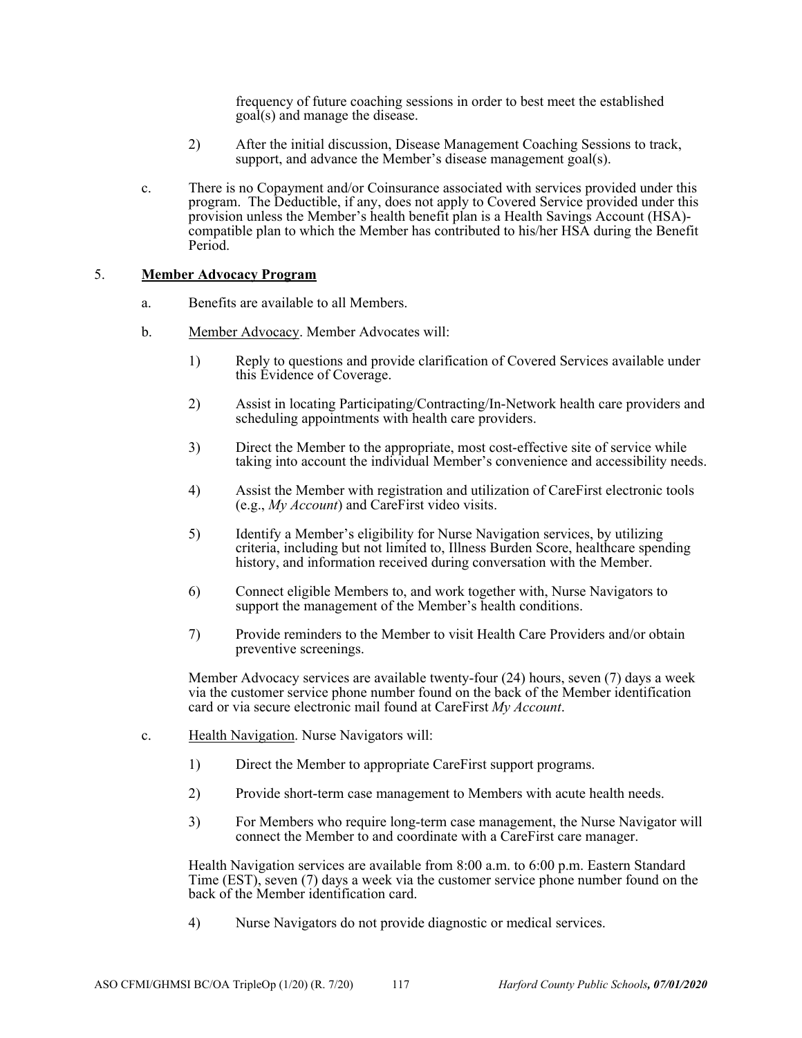frequency of future coaching sessions in order to best meet the established goal(s) and manage the disease.

2) After the initial discussion, Disease Management Coaching Sessions to track, support, and advance the Member's disease management goal(s).

c. There is no Copayment and/or Coinsurance associated with services provided under this program. The Deductible, if any, does not apply to Covered Service provided under this provision unless the Member's health benefit plan is a Health Savings Account (HSA)-compatible plan to which the Member has contributed to his/her HSA during the Benefit Period.

5. **<u>Member Advocacy Program</u>**

a. Benefits are available to all Members.

b. <u>Member Advocacy</u>. Member Advocates will:

1) Reply to questions and provide clarification of Covered Services available under this Evidence of Coverage.

2) Assist in locating Participating/Contracting/In-Network health care providers and scheduling appointments with health care providers.

3) Direct the Member to the appropriate, most cost-effective site of service while taking into account the individual Member's convenience and accessibility needs.

4) Assist the Member with registration and utilization of CareFirst electronic tools (e.g., *My Account*) and CareFirst video visits.

5) Identify a Member's eligibility for Nurse Navigation services, by utilizing criteria, including but not limited to, Illness Burden Score, healthcare spending history, and information received during conversation with the Member.

6) Connect eligible Members to, and work together with, Nurse Navigators to support the management of the Member's health conditions.

7) Provide reminders to the Member to visit Health Care Providers and/or obtain preventive screenings.

Member Advocacy services are available twenty-four (24) hours, seven (7) days a week via the customer service phone number found on the back of the Member identification card or via secure electronic mail found at CareFirst *My Account*.

c. <u>Health Navigation</u>. Nurse Navigators will:

1) Direct the Member to appropriate CareFirst support programs.

2) Provide short-term case management to Members with acute health needs.

3) For Members who require long-term case management, the Nurse Navigator will connect the Member to and coordinate with a CareFirst care manager.

Health Navigation services are available from 8:00 a.m. to 6:00 p.m. Eastern Standard Time (EST), seven (7) days a week via the customer service phone number found on the back of the Member identification card.

4) Nurse Navigators do not provide diagnostic or medical services.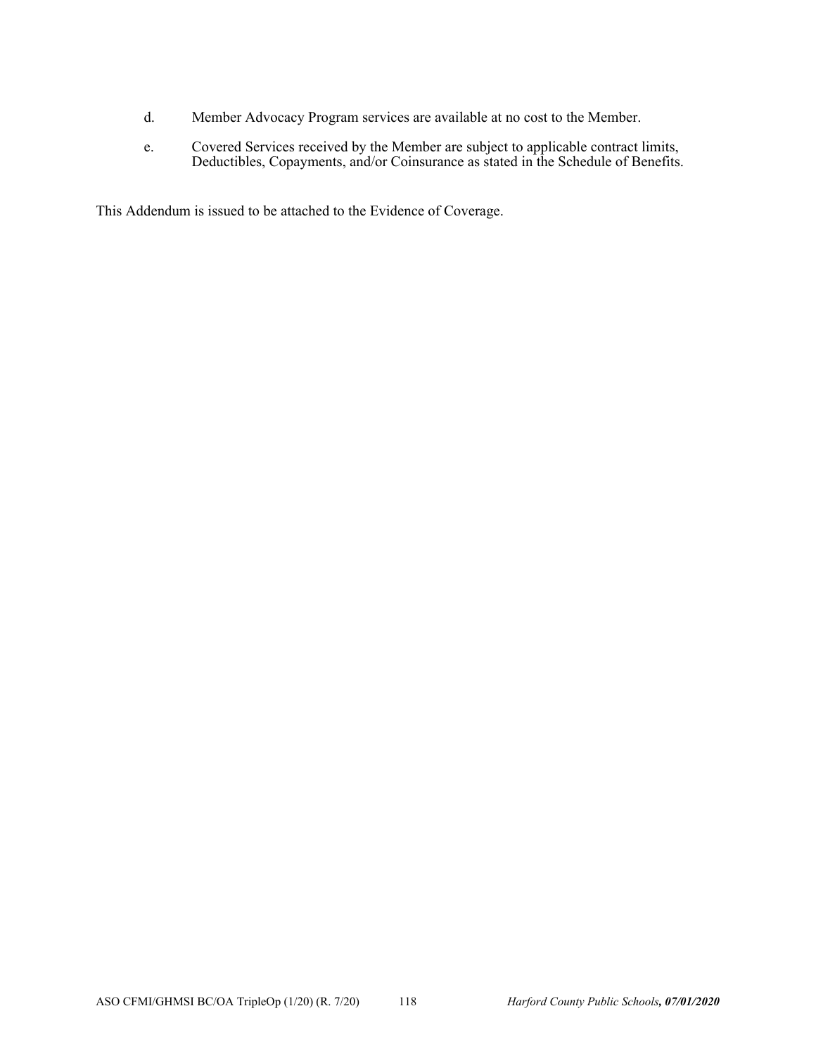d. Member Advocacy Program services are available at no cost to the Member.

e. Covered Services received by the Member are subject to applicable contract limits, Deductibles, Copayments, and/or Coinsurance as stated in the Schedule of Benefits.

This Addendum is issued to be attached to the Evidence of Coverage.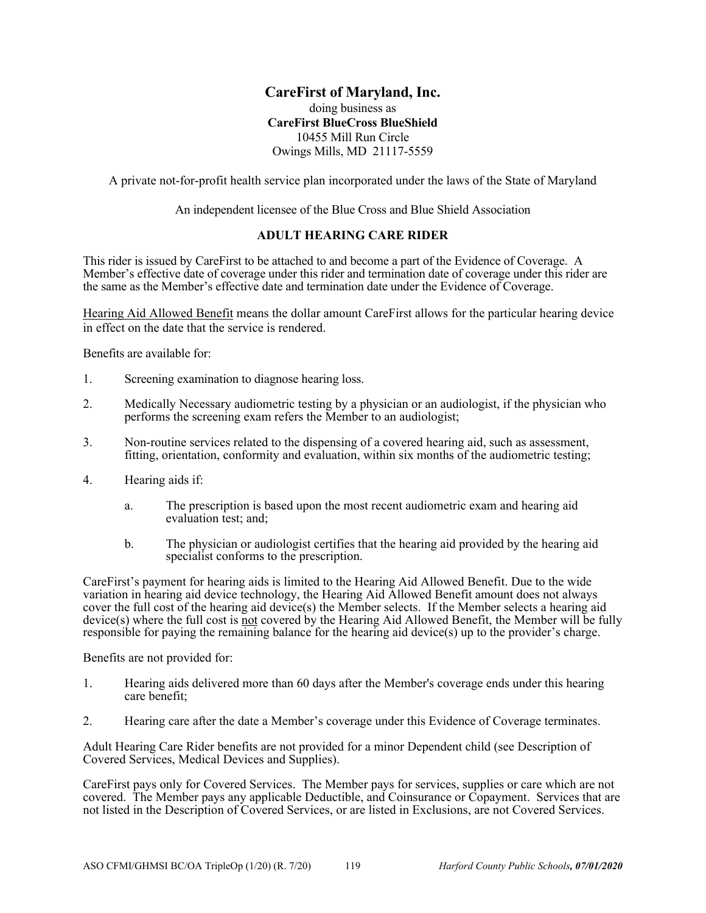**CareFirst of Maryland, Inc.**
doing business as
**CareFirst BlueCross BlueShield**
10455 Mill Run Circle
Owings Mills, MD 21117-5559

A private not-for-profit health service plan incorporated under the laws of the State of Maryland

An independent licensee of the Blue Cross and Blue Shield Association

## ADULT HEARING CARE RIDER

This rider is issued by CareFirst to be attached to and become a part of the Evidence of Coverage. A Member's effective date of coverage under this rider and termination date of coverage under this rider are the same as the Member's effective date and termination date under the Evidence of Coverage.

<u>Hearing Aid Allowed Benefit</u> means the dollar amount CareFirst allows for the particular hearing device in effect on the date that the service is rendered.

Benefits are available for:

1. Screening examination to diagnose hearing loss.
2. Medically Necessary audiometric testing by a physician or an audiologist, if the physician who performs the screening exam refers the Member to an audiologist;
3. Non-routine services related to the dispensing of a covered hearing aid, such as assessment, fitting, orientation, conformity and evaluation, within six months of the audiometric testing;
4. Hearing aids if:
   a. The prescription is based upon the most recent audiometric exam and hearing aid evaluation test; and;
   b. The physician or audiologist certifies that the hearing aid provided by the hearing aid specialist conforms to the prescription.

CareFirst's payment for hearing aids is limited to the Hearing Aid Allowed Benefit. Due to the wide variation in hearing aid device technology, the Hearing Aid Allowed Benefit amount does not always cover the full cost of the hearing aid device(s) the Member selects. If the Member selects a hearing aid device(s) where the full cost is <u>not</u> covered by the Hearing Aid Allowed Benefit, the Member will be fully responsible for paying the remaining balance for the hearing aid device(s) up to the provider's charge.

Benefits are not provided for:

1. Hearing aids delivered more than 60 days after the Member's coverage ends under this hearing care benefit;
2. Hearing care after the date a Member's coverage under this Evidence of Coverage terminates.

Adult Hearing Care Rider benefits are not provided for a minor Dependent child (see Description of Covered Services, Medical Devices and Supplies).

CareFirst pays only for Covered Services. The Member pays for services, supplies or care which are not covered. The Member pays any applicable Deductible, and Coinsurance or Copayment. Services that are not listed in the Description of Covered Services, or are listed in Exclusions, are not Covered Services.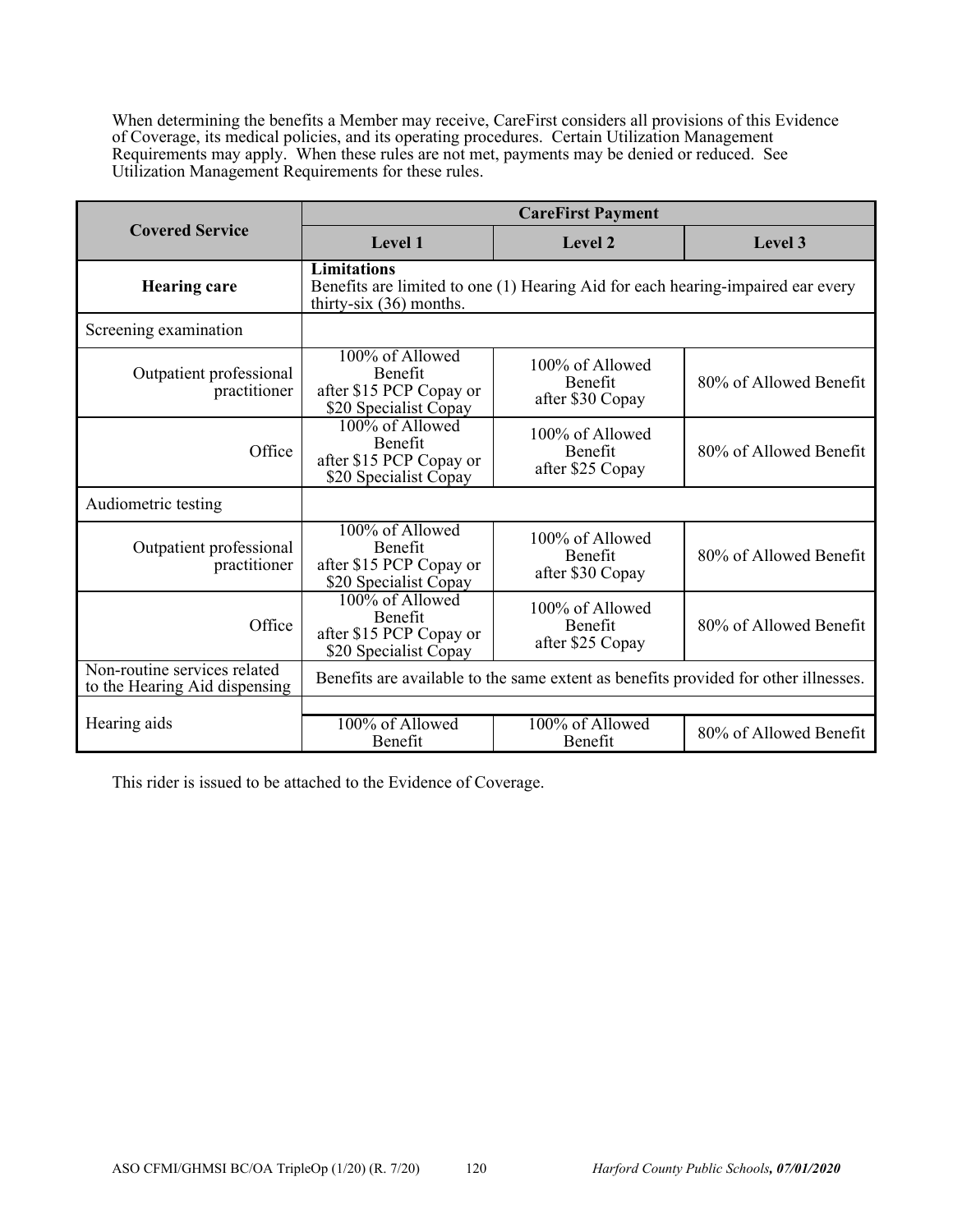When determining the benefits a Member may receive, CareFirst considers all provisions of this Evidence of Coverage, its medical policies, and its operating procedures. Certain Utilization Management Requirements may apply. When these rules are not met, payments may be denied or reduced. See Utilization Management Requirements for these rules.

| Covered Service | CareFirst Payment | | |
|---|---|---|---|
| | **Level 1** | **Level 2** | **Level 3** |
| **Hearing care** | **Limitations** Benefits are limited to one (1) Hearing Aid for each hearing-impaired ear every thirty-six (36) months. | | |
| Screening examination | | | |
| Outpatient professional practitioner | 100% of Allowed Benefit after $15 PCP Copay or $20 Specialist Copay | 100% of Allowed Benefit after $30 Copay | 80% of Allowed Benefit |
| Office | 100% of Allowed Benefit after $15 PCP Copay or $20 Specialist Copay | 100% of Allowed Benefit after $25 Copay | 80% of Allowed Benefit |
| Audiometric testing | | | |
| Outpatient professional practitioner | 100% of Allowed Benefit after $15 PCP Copay or $20 Specialist Copay | 100% of Allowed Benefit after $30 Copay | 80% of Allowed Benefit |
| Office | 100% of Allowed Benefit after $15 PCP Copay or $20 Specialist Copay | 100% of Allowed Benefit after $25 Copay | 80% of Allowed Benefit |
| Non-routine services related to the Hearing Aid dispensing | Benefits are available to the same extent as benefits provided for other illnesses. | | |
| Hearing aids | 100% of Allowed Benefit | 100% of Allowed Benefit | 80% of Allowed Benefit |

This rider is issued to be attached to the Evidence of Coverage.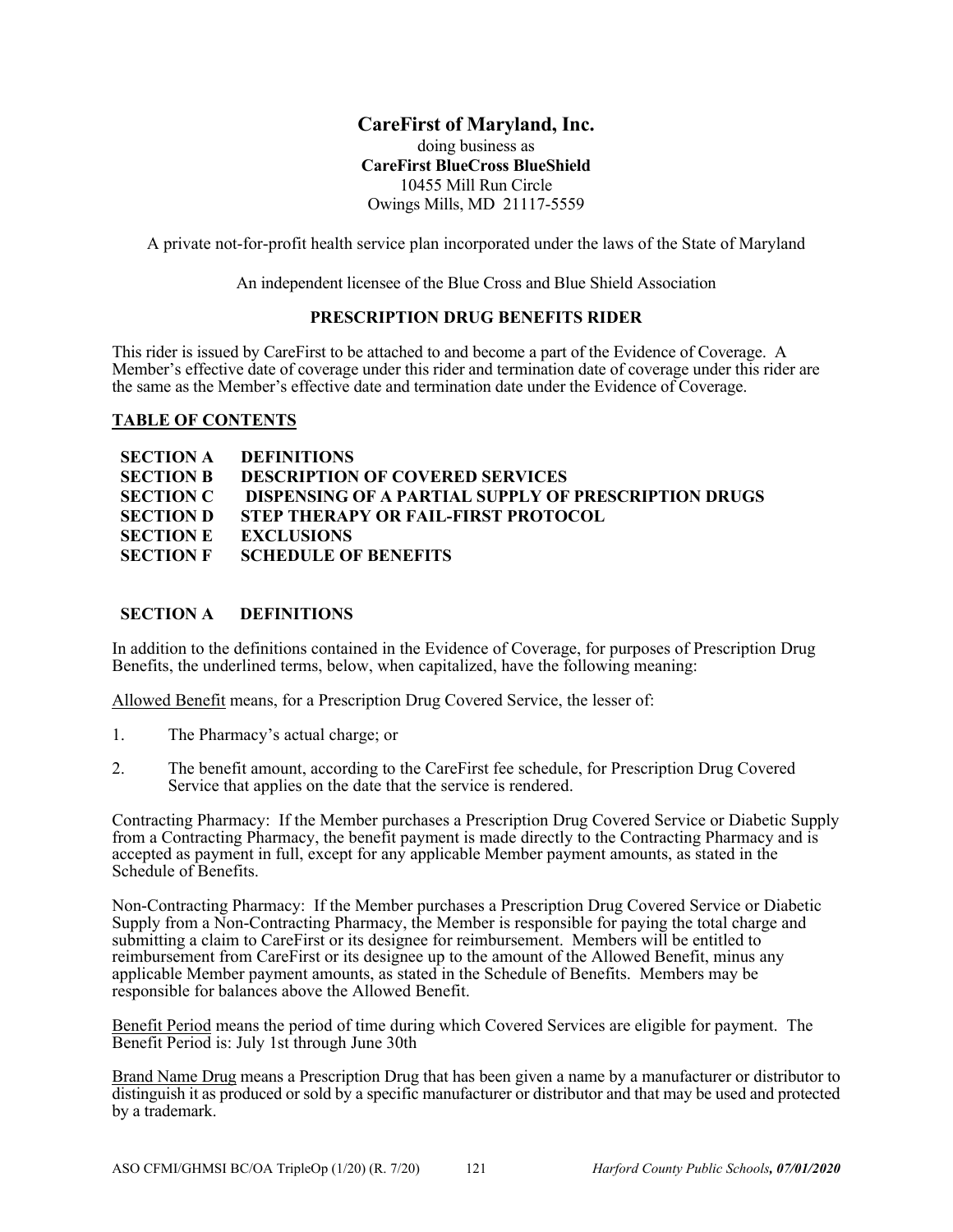**CareFirst of Maryland, Inc.**
doing business as
**CareFirst BlueCross BlueShield**
10455 Mill Run Circle
Owings Mills, MD 21117-5559

A private not-for-profit health service plan incorporated under the laws of the State of Maryland

An independent licensee of the Blue Cross and Blue Shield Association

## PRESCRIPTION DRUG BENEFITS RIDER

This rider is issued by CareFirst to be attached to and become a part of the Evidence of Coverage. A Member's effective date of coverage under this rider and termination date of coverage under this rider are the same as the Member's effective date and termination date under the Evidence of Coverage.

### TABLE OF CONTENTS

**SECTION A DEFINITIONS**
**SECTION B DESCRIPTION OF COVERED SERVICES**
**SECTION C DISPENSING OF A PARTIAL SUPPLY OF PRESCRIPTION DRUGS**
**SECTION D STEP THERAPY OR FAIL-FIRST PROTOCOL**
**SECTION E EXCLUSIONS**
**SECTION F SCHEDULE OF BENEFITS**

### SECTION A DEFINITIONS

In addition to the definitions contained in the Evidence of Coverage, for purposes of Prescription Drug Benefits, the underlined terms, below, when capitalized, have the following meaning:

Allowed Benefit means, for a Prescription Drug Covered Service, the lesser of:

1. The Pharmacy's actual charge; or
2. The benefit amount, according to the CareFirst fee schedule, for Prescription Drug Covered Service that applies on the date that the service is rendered.

Contracting Pharmacy: If the Member purchases a Prescription Drug Covered Service or Diabetic Supply from a Contracting Pharmacy, the benefit payment is made directly to the Contracting Pharmacy and is accepted as payment in full, except for any applicable Member payment amounts, as stated in the Schedule of Benefits.

Non-Contracting Pharmacy: If the Member purchases a Prescription Drug Covered Service or Diabetic Supply from a Non-Contracting Pharmacy, the Member is responsible for paying the total charge and submitting a claim to CareFirst or its designee for reimbursement. Members will be entitled to reimbursement from CareFirst or its designee up to the amount of the Allowed Benefit, minus any applicable Member payment amounts, as stated in the Schedule of Benefits. Members may be responsible for balances above the Allowed Benefit.

Benefit Period means the period of time during which Covered Services are eligible for payment. The Benefit Period is: July 1st through June 30th

Brand Name Drug means a Prescription Drug that has been given a name by a manufacturer or distributor to distinguish it as produced or sold by a specific manufacturer or distributor and that may be used and protected by a trademark.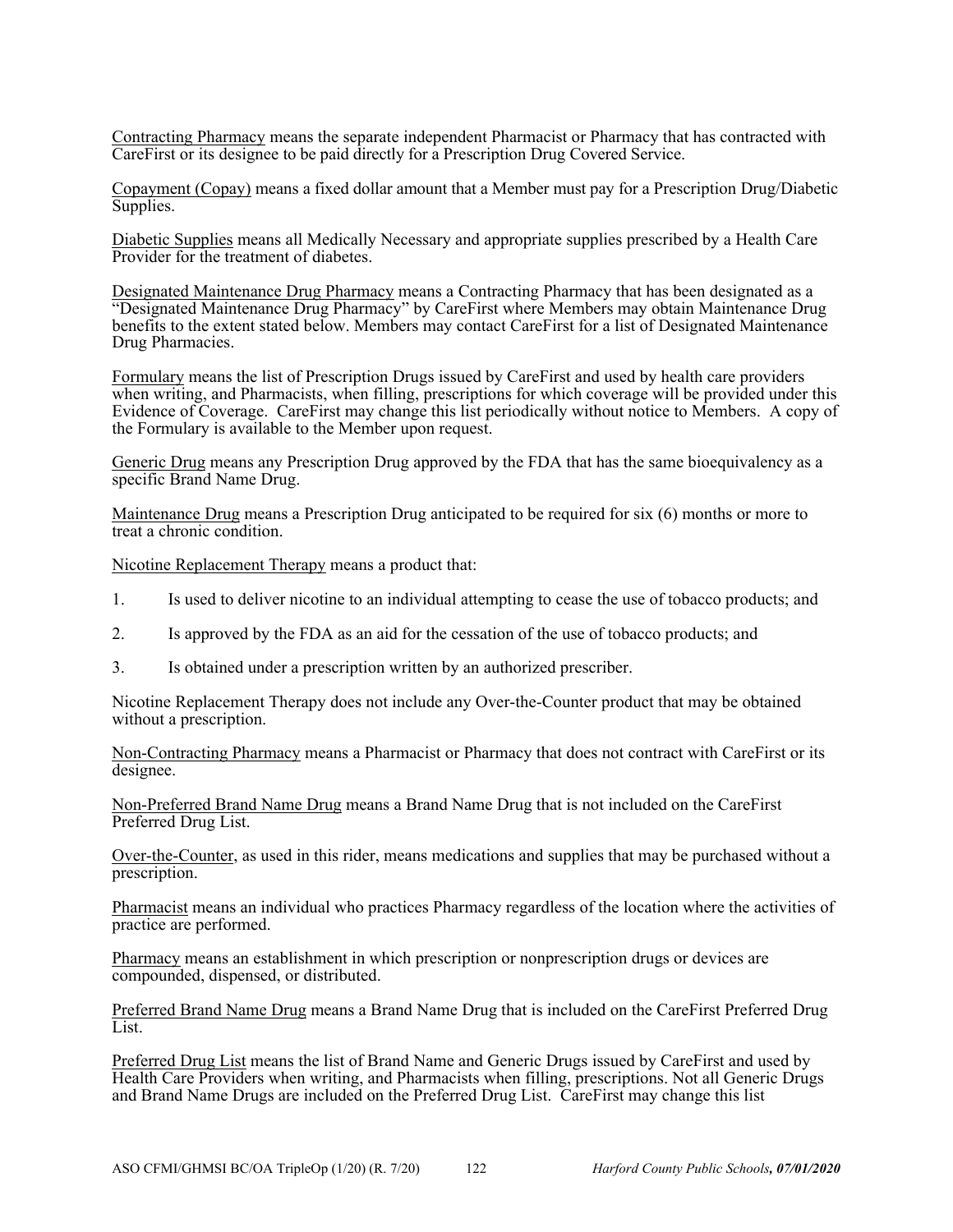Contracting Pharmacy means the separate independent Pharmacist or Pharmacy that has contracted with CareFirst or its designee to be paid directly for a Prescription Drug Covered Service.

Copayment (Copay) means a fixed dollar amount that a Member must pay for a Prescription Drug/Diabetic Supplies.

Diabetic Supplies means all Medically Necessary and appropriate supplies prescribed by a Health Care Provider for the treatment of diabetes.

Designated Maintenance Drug Pharmacy means a Contracting Pharmacy that has been designated as a "Designated Maintenance Drug Pharmacy" by CareFirst where Members may obtain Maintenance Drug benefits to the extent stated below. Members may contact CareFirst for a list of Designated Maintenance Drug Pharmacies.

Formulary means the list of Prescription Drugs issued by CareFirst and used by health care providers when writing, and Pharmacists, when filling, prescriptions for which coverage will be provided under this Evidence of Coverage. CareFirst may change this list periodically without notice to Members. A copy of the Formulary is available to the Member upon request.

Generic Drug means any Prescription Drug approved by the FDA that has the same bioequivalency as a specific Brand Name Drug.

Maintenance Drug means a Prescription Drug anticipated to be required for six (6) months or more to treat a chronic condition.

Nicotine Replacement Therapy means a product that:

1. Is used to deliver nicotine to an individual attempting to cease the use of tobacco products; and
2. Is approved by the FDA as an aid for the cessation of the use of tobacco products; and
3. Is obtained under a prescription written by an authorized prescriber.

Nicotine Replacement Therapy does not include any Over-the-Counter product that may be obtained without a prescription.

Non-Contracting Pharmacy means a Pharmacist or Pharmacy that does not contract with CareFirst or its designee.

Non-Preferred Brand Name Drug means a Brand Name Drug that is not included on the CareFirst Preferred Drug List.

Over-the-Counter, as used in this rider, means medications and supplies that may be purchased without a prescription.

Pharmacist means an individual who practices Pharmacy regardless of the location where the activities of practice are performed.

Pharmacy means an establishment in which prescription or nonprescription drugs or devices are compounded, dispensed, or distributed.

Preferred Brand Name Drug means a Brand Name Drug that is included on the CareFirst Preferred Drug List.

Preferred Drug List means the list of Brand Name and Generic Drugs issued by CareFirst and used by Health Care Providers when writing, and Pharmacists when filling, prescriptions. Not all Generic Drugs and Brand Name Drugs are included on the Preferred Drug List. CareFirst may change this list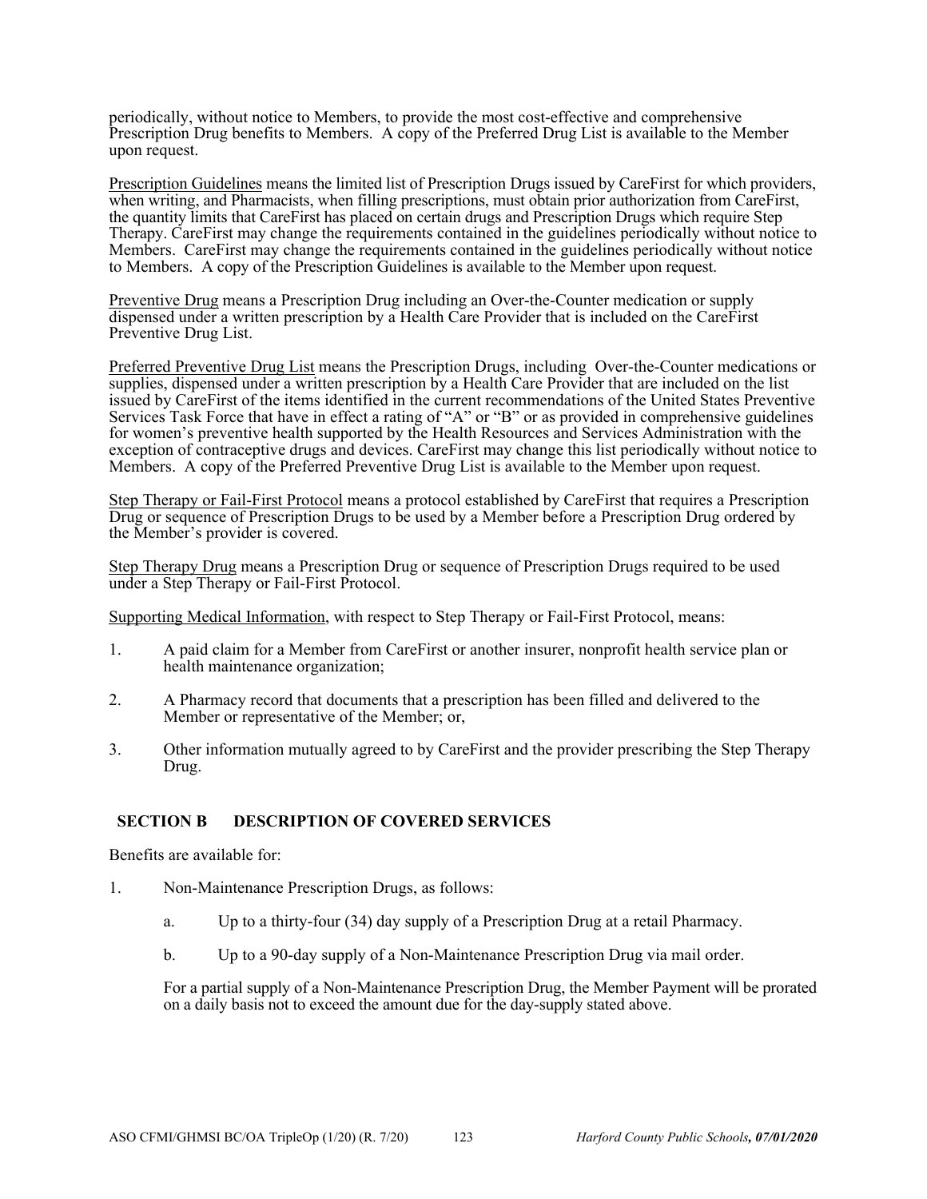periodically, without notice to Members, to provide the most cost-effective and comprehensive Prescription Drug benefits to Members. A copy of the Preferred Drug List is available to the Member upon request.

<u>Prescription Guidelines</u> means the limited list of Prescription Drugs issued by CareFirst for which providers, when writing, and Pharmacists, when filling prescriptions, must obtain prior authorization from CareFirst, the quantity limits that CareFirst has placed on certain drugs and Prescription Drugs which require Step Therapy. CareFirst may change the requirements contained in the guidelines periodically without notice to Members. CareFirst may change the requirements contained in the guidelines periodically without notice to Members. A copy of the Prescription Guidelines is available to the Member upon request.

<u>Preventive Drug</u> means a Prescription Drug including an Over-the-Counter medication or supply dispensed under a written prescription by a Health Care Provider that is included on the CareFirst Preventive Drug List.

<u>Preferred Preventive Drug List</u> means the Prescription Drugs, including Over-the-Counter medications or supplies, dispensed under a written prescription by a Health Care Provider that are included on the list issued by CareFirst of the items identified in the current recommendations of the United States Preventive Services Task Force that have in effect a rating of "A" or "B" or as provided in comprehensive guidelines for women's preventive health supported by the Health Resources and Services Administration with the exception of contraceptive drugs and devices. CareFirst may change this list periodically without notice to Members. A copy of the Preferred Preventive Drug List is available to the Member upon request.

<u>Step Therapy or Fail-First Protocol</u> means a protocol established by CareFirst that requires a Prescription Drug or sequence of Prescription Drugs to be used by a Member before a Prescription Drug ordered by the Member's provider is covered.

<u>Step Therapy Drug</u> means a Prescription Drug or sequence of Prescription Drugs required to be used under a Step Therapy or Fail-First Protocol.

<u>Supporting Medical Information</u>, with respect to Step Therapy or Fail-First Protocol, means:

1. A paid claim for a Member from CareFirst or another insurer, nonprofit health service plan or health maintenance organization;

2. A Pharmacy record that documents that a prescription has been filled and delivered to the Member or representative of the Member; or,

3. Other information mutually agreed to by CareFirst and the provider prescribing the Step Therapy Drug.

## SECTION B DESCRIPTION OF COVERED SERVICES

Benefits are available for:

1. Non-Maintenance Prescription Drugs, as follows:

   a. Up to a thirty-four (34) day supply of a Prescription Drug at a retail Pharmacy.

   b. Up to a 90-day supply of a Non-Maintenance Prescription Drug via mail order.

   For a partial supply of a Non-Maintenance Prescription Drug, the Member Payment will be prorated on a daily basis not to exceed the amount due for the day-supply stated above.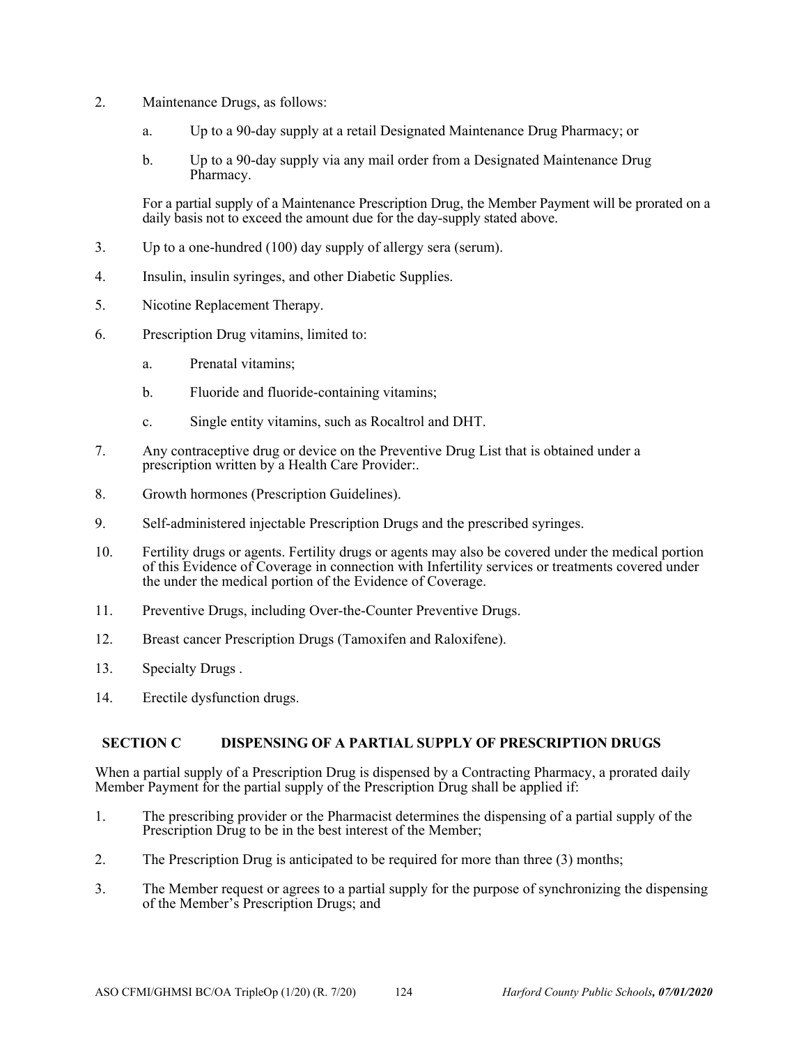2. Maintenance Drugs, as follows:

   a. Up to a 90-day supply at a retail Designated Maintenance Drug Pharmacy; or

   b. Up to a 90-day supply via any mail order from a Designated Maintenance Drug Pharmacy.

   For a partial supply of a Maintenance Prescription Drug, the Member Payment will be prorated on a daily basis not to exceed the amount due for the day-supply stated above.

3. Up to a one-hundred (100) day supply of allergy sera (serum).

4. Insulin, insulin syringes, and other Diabetic Supplies.

5. Nicotine Replacement Therapy.

6. Prescription Drug vitamins, limited to:

   a. Prenatal vitamins;

   b. Fluoride and fluoride-containing vitamins;

   c. Single entity vitamins, such as Rocaltrol and DHT.

7. Any contraceptive drug or device on the Preventive Drug List that is obtained under a prescription written by a Health Care Provider:.

8. Growth hormones (Prescription Guidelines).

9. Self-administered injectable Prescription Drugs and the prescribed syringes.

10. Fertility drugs or agents. Fertility drugs or agents may also be covered under the medical portion of this Evidence of Coverage in connection with Infertility services or treatments covered under the under the medical portion of the Evidence of Coverage.

11. Preventive Drugs, including Over-the-Counter Preventive Drugs.

12. Breast cancer Prescription Drugs (Tamoxifen and Raloxifene).

13. Specialty Drugs .

14. Erectile dysfunction drugs.

## SECTION C DISPENSING OF A PARTIAL SUPPLY OF PRESCRIPTION DRUGS

When a partial supply of a Prescription Drug is dispensed by a Contracting Pharmacy, a prorated daily Member Payment for the partial supply of the Prescription Drug shall be applied if:

1. The prescribing provider or the Pharmacist determines the dispensing of a partial supply of the Prescription Drug to be in the best interest of the Member;

2. The Prescription Drug is anticipated to be required for more than three (3) months;

3. The Member request or agrees to a partial supply for the purpose of synchronizing the dispensing of the Member's Prescription Drugs; and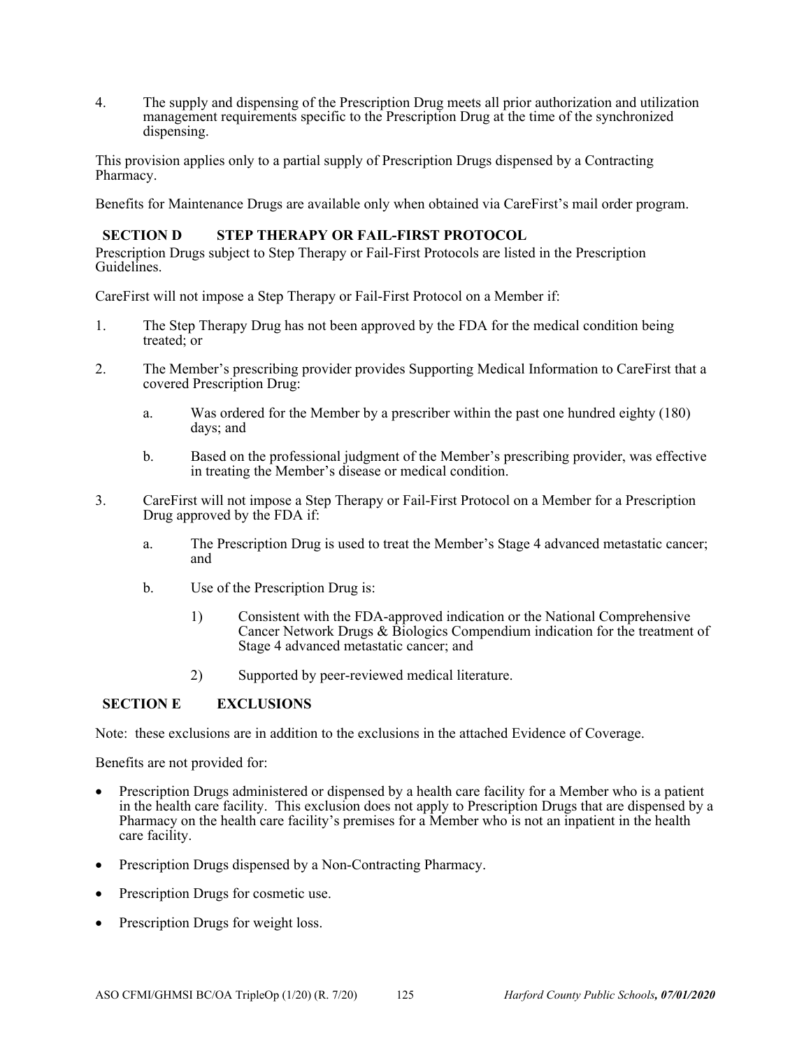4. The supply and dispensing of the Prescription Drug meets all prior authorization and utilization management requirements specific to the Prescription Drug at the time of the synchronized dispensing.

This provision applies only to a partial supply of Prescription Drugs dispensed by a Contracting Pharmacy.

Benefits for Maintenance Drugs are available only when obtained via CareFirst's mail order program.

## SECTION D STEP THERAPY OR FAIL-FIRST PROTOCOL

Prescription Drugs subject to Step Therapy or Fail-First Protocols are listed in the Prescription Guidelines.

CareFirst will not impose a Step Therapy or Fail-First Protocol on a Member if:

1. The Step Therapy Drug has not been approved by the FDA for the medical condition being treated; or

2. The Member's prescribing provider provides Supporting Medical Information to CareFirst that a covered Prescription Drug:

   a. Was ordered for the Member by a prescriber within the past one hundred eighty (180) days; and

   b. Based on the professional judgment of the Member's prescribing provider, was effective in treating the Member's disease or medical condition.

3. CareFirst will not impose a Step Therapy or Fail-First Protocol on a Member for a Prescription Drug approved by the FDA if:

   a. The Prescription Drug is used to treat the Member's Stage 4 advanced metastatic cancer; and

   b. Use of the Prescription Drug is:

      1) Consistent with the FDA-approved indication or the National Comprehensive Cancer Network Drugs & Biologics Compendium indication for the treatment of Stage 4 advanced metastatic cancer; and

      2) Supported by peer-reviewed medical literature.

## SECTION E EXCLUSIONS

Note: these exclusions are in addition to the exclusions in the attached Evidence of Coverage.

Benefits are not provided for:

- Prescription Drugs administered or dispensed by a health care facility for a Member who is a patient in the health care facility. This exclusion does not apply to Prescription Drugs that are dispensed by a Pharmacy on the health care facility's premises for a Member who is not an inpatient in the health care facility.
- Prescription Drugs dispensed by a Non-Contracting Pharmacy.
- Prescription Drugs for cosmetic use.
- Prescription Drugs for weight loss.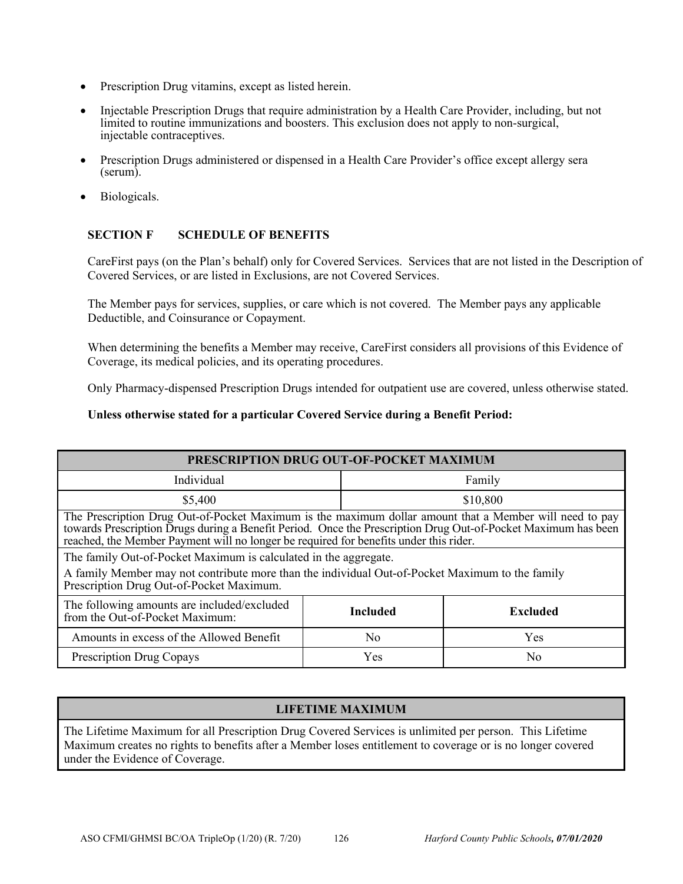- Prescription Drug vitamins, except as listed herein.
- Injectable Prescription Drugs that require administration by a Health Care Provider, including, but not limited to routine immunizations and boosters. This exclusion does not apply to non-surgical, injectable contraceptives.
- Prescription Drugs administered or dispensed in a Health Care Provider's office except allergy sera (serum).
- Biologicals.

## SECTION F SCHEDULE OF BENEFITS

CareFirst pays (on the Plan's behalf) only for Covered Services. Services that are not listed in the Description of Covered Services, or are listed in Exclusions, are not Covered Services.

The Member pays for services, supplies, or care which is not covered. The Member pays any applicable Deductible, and Coinsurance or Copayment.

When determining the benefits a Member may receive, CareFirst considers all provisions of this Evidence of Coverage, its medical policies, and its operating procedures.

Only Pharmacy-dispensed Prescription Drugs intended for outpatient use are covered, unless otherwise stated.

**Unless otherwise stated for a particular Covered Service during a Benefit Period:**

| PRESCRIPTION DRUG OUT-OF-POCKET MAXIMUM | | |
|---|---|---|
| Individual | Family | |
| $5,400 | $10,800 | |
| The Prescription Drug Out-of-Pocket Maximum is the maximum dollar amount that a Member will need to pay towards Prescription Drugs during a Benefit Period. Once the Prescription Drug Out-of-Pocket Maximum has been reached, the Member Payment will no longer be required for benefits under this rider. | | |
| The family Out-of-Pocket Maximum is calculated in the aggregate. A family Member may not contribute more than the individual Out-of-Pocket Maximum to the family Prescription Drug Out-of-Pocket Maximum. | | |
| The following amounts are included/excluded from the Out-of-Pocket Maximum: | **Included** | **Excluded** |
| Amounts in excess of the Allowed Benefit | No | Yes |
| Prescription Drug Copays | Yes | No |

| LIFETIME MAXIMUM |
|---|
| The Lifetime Maximum for all Prescription Drug Covered Services is unlimited per person. This Lifetime Maximum creates no rights to benefits after a Member loses entitlement to coverage or is no longer covered under the Evidence of Coverage. |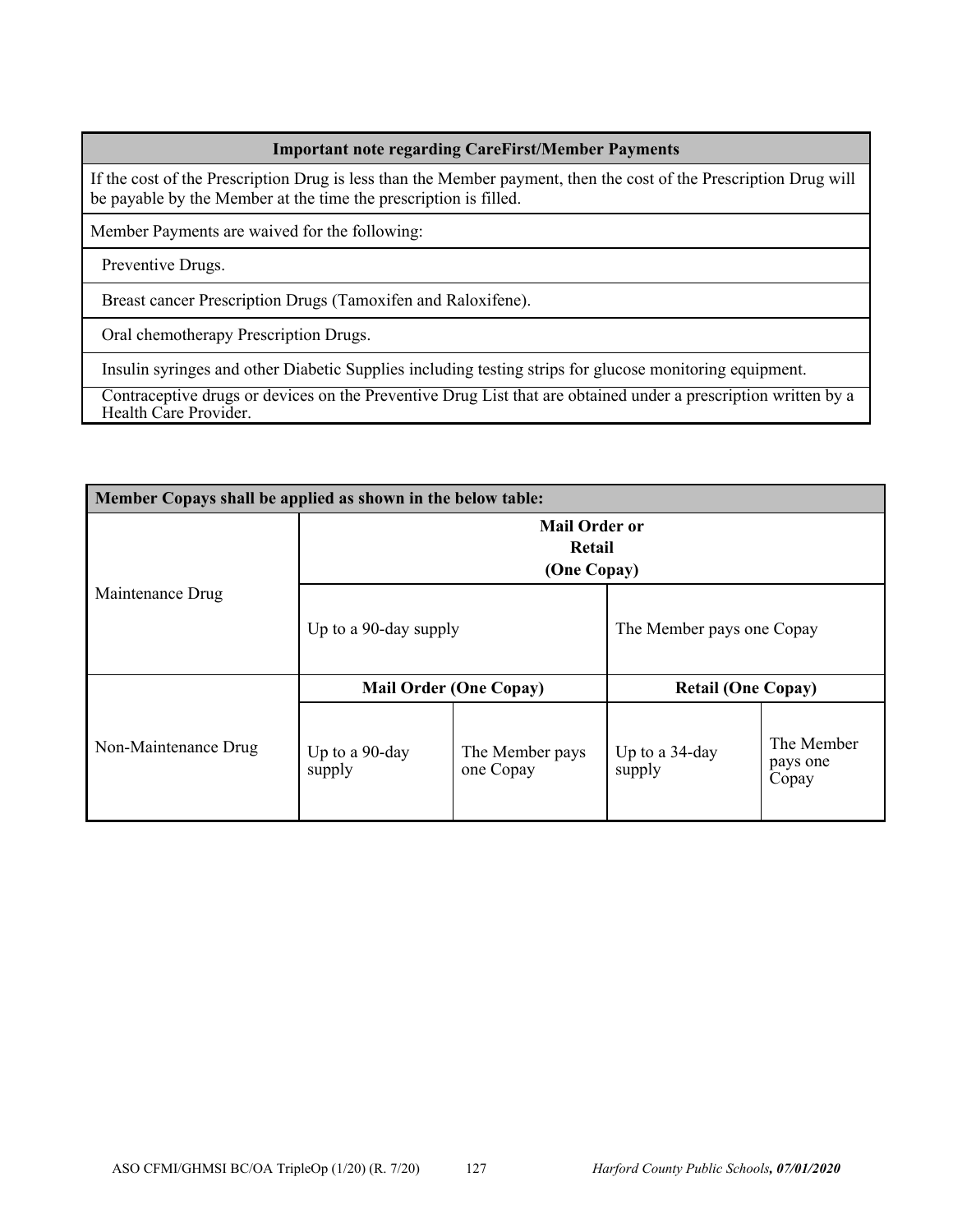| Important note regarding CareFirst/Member Payments |
|---|
| If the cost of the Prescription Drug is less than the Member payment, then the cost of the Prescription Drug will be payable by the Member at the time the prescription is filled. |
| Member Payments are waived for the following: |
| Preventive Drugs. |
| Breast cancer Prescription Drugs (Tamoxifen and Raloxifene). |
| Oral chemotherapy Prescription Drugs. |
| Insulin syringes and other Diabetic Supplies including testing strips for glucose monitoring equipment. |
| Contraceptive drugs or devices on the Preventive Drug List that are obtained under a prescription written by a Health Care Provider. |

| Member Copays shall be applied as shown in the below table: | | | | |
|---|---|---|---|---|
| Maintenance Drug | **Mail Order or Retail (One Copay)** | | | |
| | Up to a 90-day supply | | The Member pays one Copay | |
| Non-Maintenance Drug | **Mail Order (One Copay)** | | **Retail (One Copay)** | |
| | Up to a 90-day supply | The Member pays one Copay | Up to a 34-day supply | The Member pays one Copay |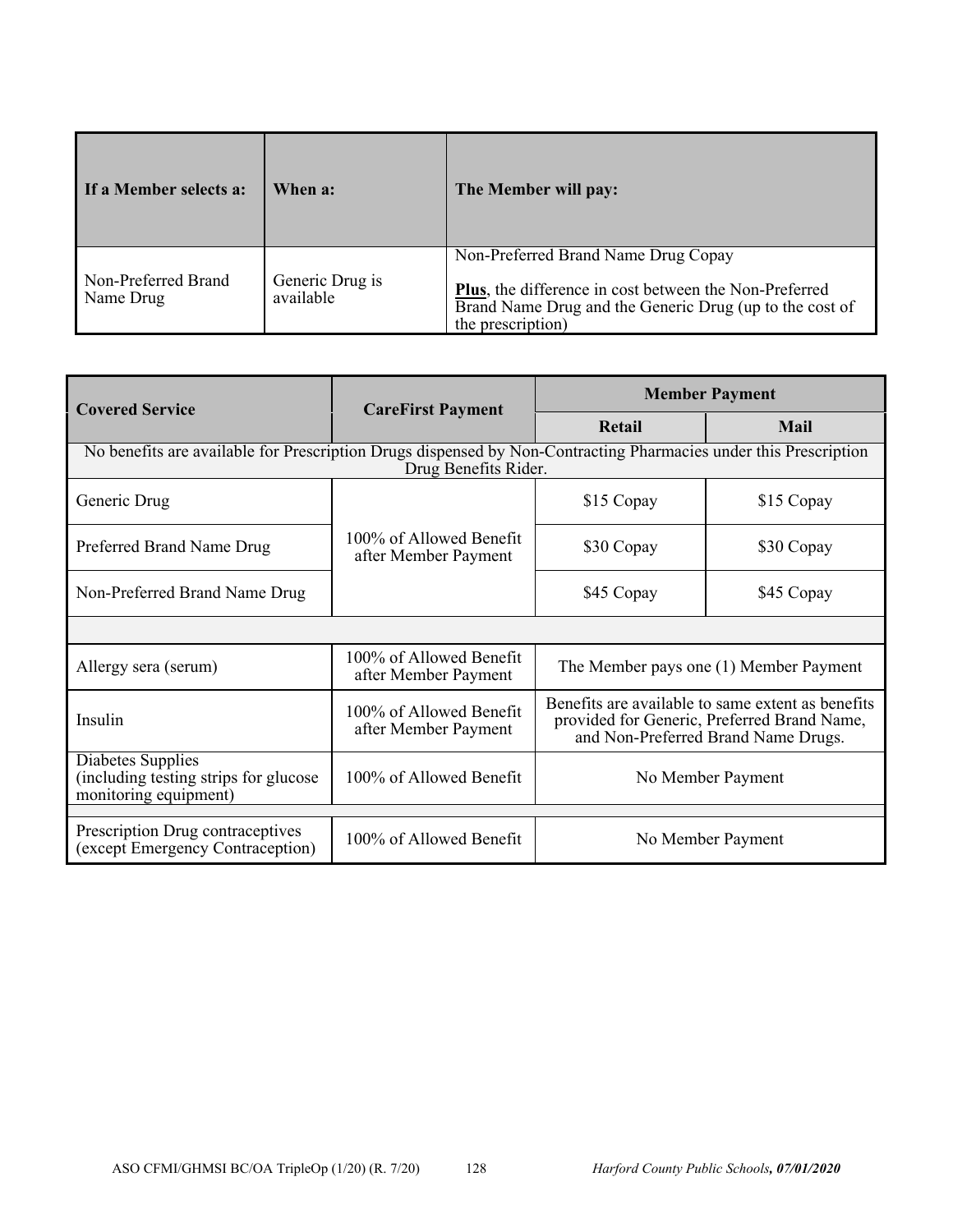| If a Member selects a: | When a: | The Member will pay: |
|---|---|---|
| Non-Preferred Brand Name Drug | Generic Drug is available | Non-Preferred Brand Name Drug Copay<br><br>**Plus**, the difference in cost between the Non-Preferred Brand Name Drug and the Generic Drug (up to the cost of the prescription) |

| Covered Service | CareFirst Payment | Member Payment | |
|---|---|---|---|
| | | **Retail** | **Mail** |
| No benefits are available for Prescription Drugs dispensed by Non-Contracting Pharmacies under this Prescription Drug Benefits Rider. | | | |
| Generic Drug | 100% of Allowed Benefit after Member Payment | \$15 Copay | \$15 Copay |
| Preferred Brand Name Drug | | \$30 Copay | \$30 Copay |
| Non-Preferred Brand Name Drug | | \$45 Copay | \$45 Copay |
| | | | |
| Allergy sera (serum) | 100% of Allowed Benefit after Member Payment | The Member pays one (1) Member Payment | |
| Insulin | 100% of Allowed Benefit after Member Payment | Benefits are available to same extent as benefits provided for Generic, Preferred Brand Name, and Non-Preferred Brand Name Drugs. | |
| Diabetes Supplies (including testing strips for glucose monitoring equipment) | 100% of Allowed Benefit | No Member Payment | |
| | | | |
| Prescription Drug contraceptives (except Emergency Contraception) | 100% of Allowed Benefit | No Member Payment | |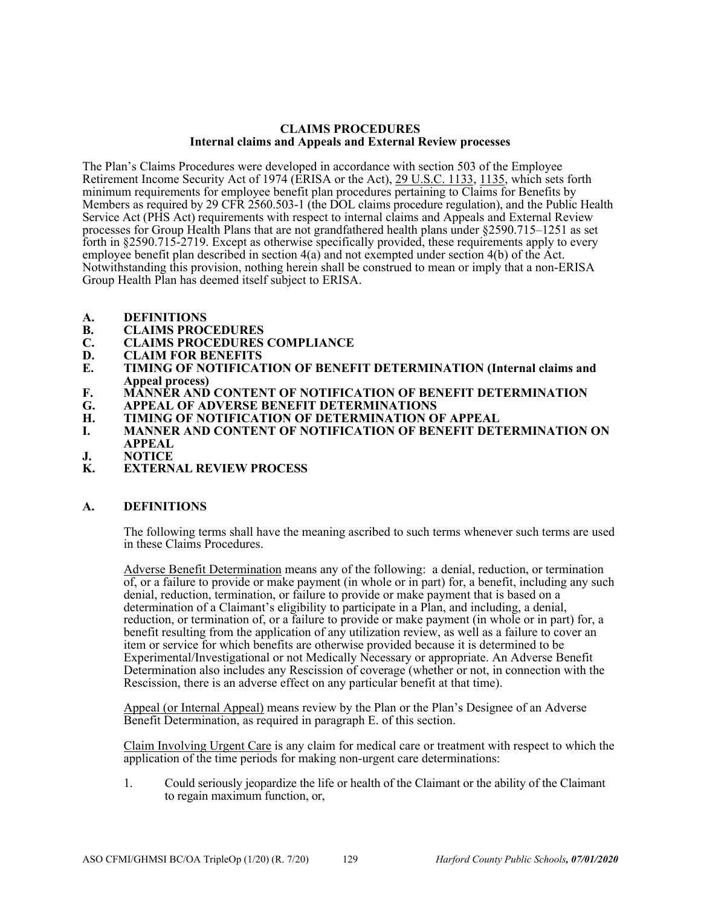**CLAIMS PROCEDURES**
**Internal claims and Appeals and External Review processes**

The Plan's Claims Procedures were developed in accordance with section 503 of the Employee Retirement Income Security Act of 1974 (ERISA or the Act), 29 U.S.C. 1133, 1135, which sets forth minimum requirements for employee benefit plan procedures pertaining to Claims for Benefits by Members as required by 29 CFR 2560.503-1 (the DOL claims procedure regulation), and the Public Health Service Act (PHS Act) requirements with respect to internal claims and Appeals and External Review processes for Group Health Plans that are not grandfathered health plans under §2590.715–1251 as set forth in §2590.715-2719. Except as otherwise specifically provided, these requirements apply to every employee benefit plan described in section 4(a) and not exempted under section 4(b) of the Act. Notwithstanding this provision, nothing herein shall be construed to mean or imply that a non-ERISA Group Health Plan has deemed itself subject to ERISA.

**A. DEFINITIONS**
**B. CLAIMS PROCEDURES**
**C. CLAIMS PROCEDURES COMPLIANCE**
**D. CLAIM FOR BENEFITS**
**E. TIMING OF NOTIFICATION OF BENEFIT DETERMINATION (Internal claims and Appeal process)**
**F. MANNER AND CONTENT OF NOTIFICATION OF BENEFIT DETERMINATION**
**G. APPEAL OF ADVERSE BENEFIT DETERMINATIONS**
**H. TIMING OF NOTIFICATION OF DETERMINATION OF APPEAL**
**I. MANNER AND CONTENT OF NOTIFICATION OF BENEFIT DETERMINATION ON APPEAL**
**J. NOTICE**
**K. EXTERNAL REVIEW PROCESS**

## A. DEFINITIONS

The following terms shall have the meaning ascribed to such terms whenever such terms are used in these Claims Procedures.

Adverse Benefit Determination means any of the following: a denial, reduction, or termination of, or a failure to provide or make payment (in whole or in part) for, a benefit, including any such denial, reduction, termination, or failure to provide or make payment that is based on a determination of a Claimant's eligibility to participate in a Plan, and including, a denial, reduction, or termination of, or a failure to provide or make payment (in whole or in part) for, a benefit resulting from the application of any utilization review, as well as a failure to cover an item or service for which benefits are otherwise provided because it is determined to be Experimental/Investigational or not Medically Necessary or appropriate. An Adverse Benefit Determination also includes any Rescission of coverage (whether or not, in connection with the Rescission, there is an adverse effect on any particular benefit at that time).

Appeal (or Internal Appeal) means review by the Plan or the Plan's Designee of an Adverse Benefit Determination, as required in paragraph E. of this section.

Claim Involving Urgent Care is any claim for medical care or treatment with respect to which the application of the time periods for making non-urgent care determinations:

1. Could seriously jeopardize the life or health of the Claimant or the ability of the Claimant to regain maximum function, or,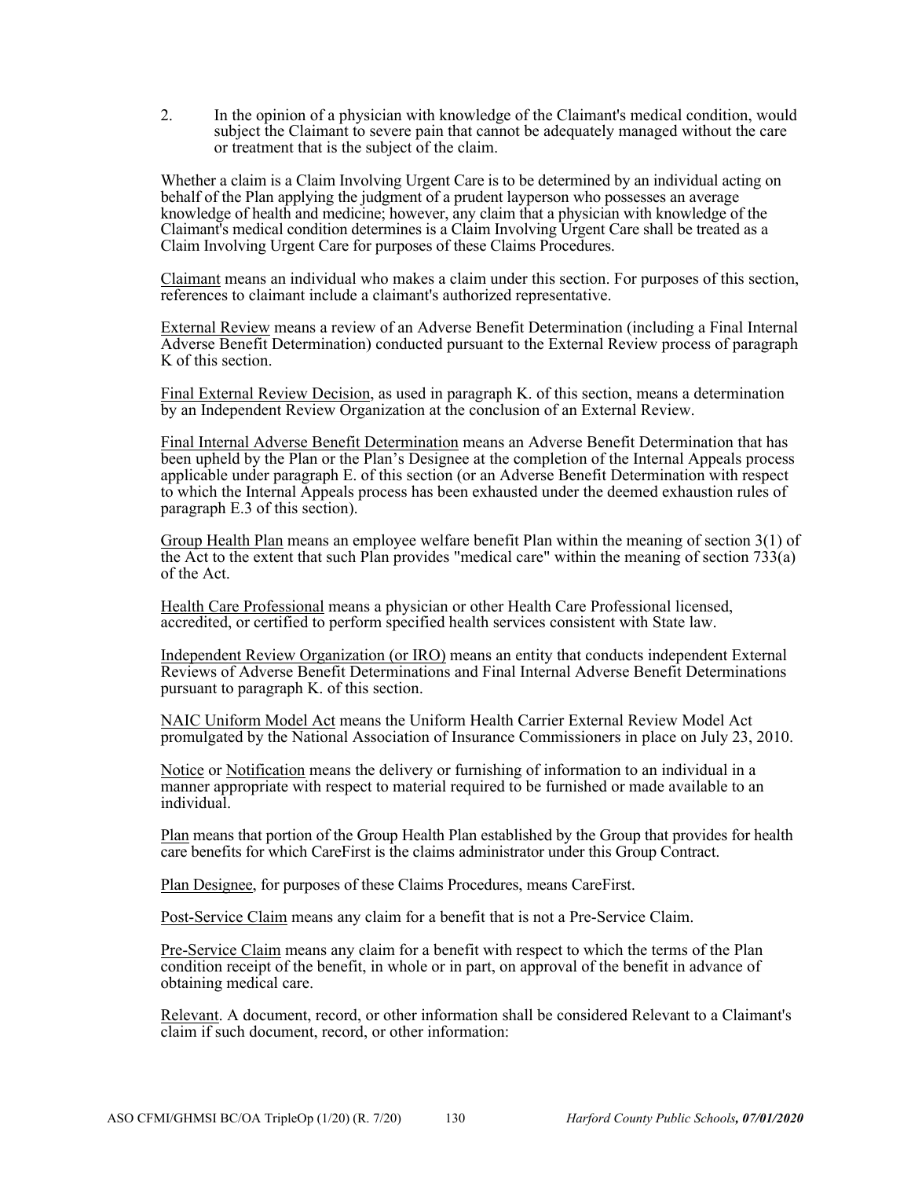2. In the opinion of a physician with knowledge of the Claimant's medical condition, would subject the Claimant to severe pain that cannot be adequately managed without the care or treatment that is the subject of the claim.

Whether a claim is a Claim Involving Urgent Care is to be determined by an individual acting on behalf of the Plan applying the judgment of a prudent layperson who possesses an average knowledge of health and medicine; however, any claim that a physician with knowledge of the Claimant's medical condition determines is a Claim Involving Urgent Care shall be treated as a Claim Involving Urgent Care for purposes of these Claims Procedures.

Claimant means an individual who makes a claim under this section. For purposes of this section, references to claimant include a claimant's authorized representative.

External Review means a review of an Adverse Benefit Determination (including a Final Internal Adverse Benefit Determination) conducted pursuant to the External Review process of paragraph K of this section.

Final External Review Decision, as used in paragraph K. of this section, means a determination by an Independent Review Organization at the conclusion of an External Review.

Final Internal Adverse Benefit Determination means an Adverse Benefit Determination that has been upheld by the Plan or the Plan's Designee at the completion of the Internal Appeals process applicable under paragraph E. of this section (or an Adverse Benefit Determination with respect to which the Internal Appeals process has been exhausted under the deemed exhaustion rules of paragraph E.3 of this section).

Group Health Plan means an employee welfare benefit Plan within the meaning of section 3(1) of the Act to the extent that such Plan provides "medical care" within the meaning of section 733(a) of the Act.

Health Care Professional means a physician or other Health Care Professional licensed, accredited, or certified to perform specified health services consistent with State law.

Independent Review Organization (or IRO) means an entity that conducts independent External Reviews of Adverse Benefit Determinations and Final Internal Adverse Benefit Determinations pursuant to paragraph K. of this section.

NAIC Uniform Model Act means the Uniform Health Carrier External Review Model Act promulgated by the National Association of Insurance Commissioners in place on July 23, 2010.

Notice or Notification means the delivery or furnishing of information to an individual in a manner appropriate with respect to material required to be furnished or made available to an individual.

Plan means that portion of the Group Health Plan established by the Group that provides for health care benefits for which CareFirst is the claims administrator under this Group Contract.

Plan Designee, for purposes of these Claims Procedures, means CareFirst.

Post-Service Claim means any claim for a benefit that is not a Pre-Service Claim.

Pre-Service Claim means any claim for a benefit with respect to which the terms of the Plan condition receipt of the benefit, in whole or in part, on approval of the benefit in advance of obtaining medical care.

Relevant. A document, record, or other information shall be considered Relevant to a Claimant's claim if such document, record, or other information: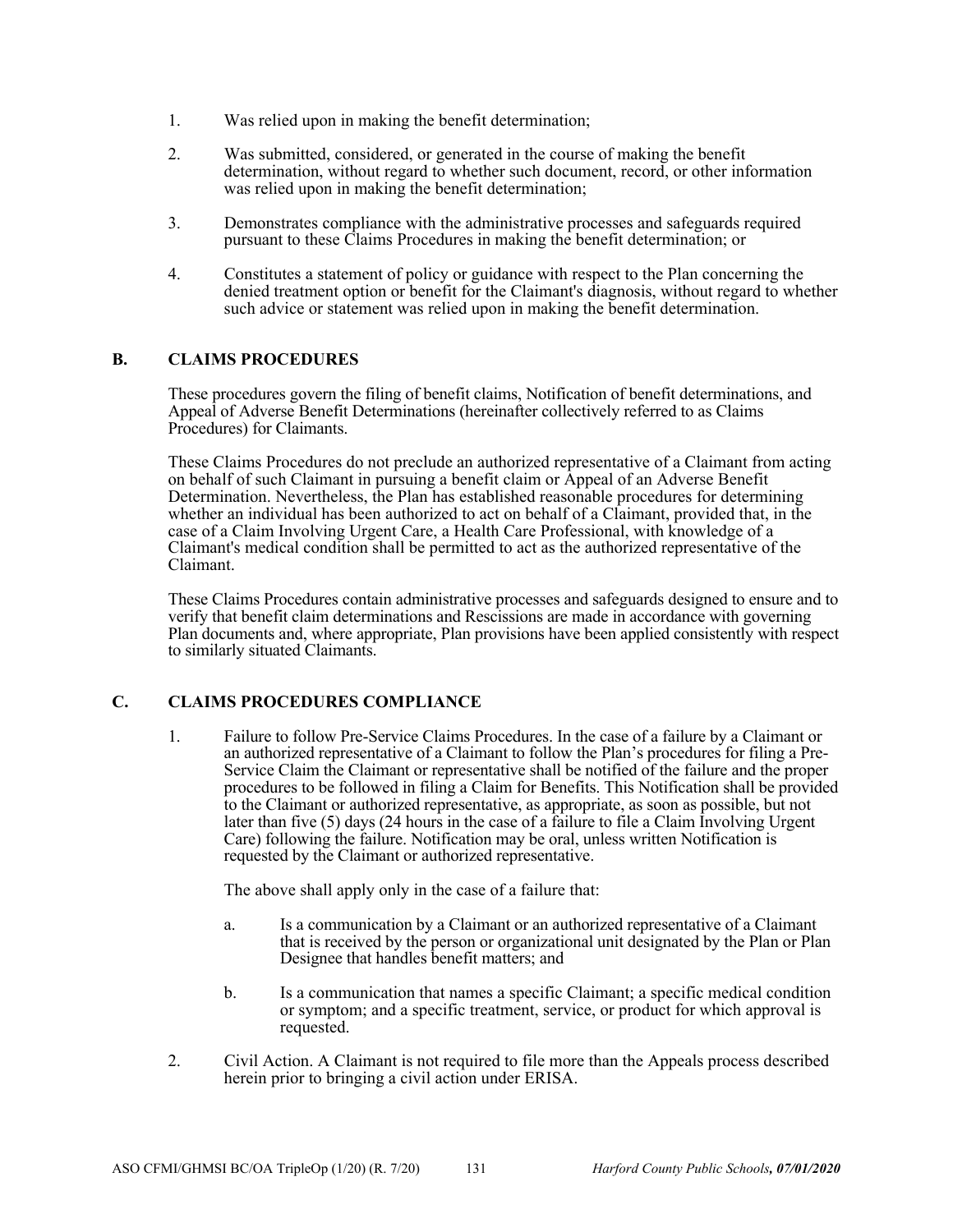1. Was relied upon in making the benefit determination;

2. Was submitted, considered, or generated in the course of making the benefit determination, without regard to whether such document, record, or other information was relied upon in making the benefit determination;

3. Demonstrates compliance with the administrative processes and safeguards required pursuant to these Claims Procedures in making the benefit determination; or

4. Constitutes a statement of policy or guidance with respect to the Plan concerning the denied treatment option or benefit for the Claimant's diagnosis, without regard to whether such advice or statement was relied upon in making the benefit determination.

## B. CLAIMS PROCEDURES

These procedures govern the filing of benefit claims, Notification of benefit determinations, and Appeal of Adverse Benefit Determinations (hereinafter collectively referred to as Claims Procedures) for Claimants.

These Claims Procedures do not preclude an authorized representative of a Claimant from acting on behalf of such Claimant in pursuing a benefit claim or Appeal of an Adverse Benefit Determination. Nevertheless, the Plan has established reasonable procedures for determining whether an individual has been authorized to act on behalf of a Claimant, provided that, in the case of a Claim Involving Urgent Care, a Health Care Professional, with knowledge of a Claimant's medical condition shall be permitted to act as the authorized representative of the Claimant.

These Claims Procedures contain administrative processes and safeguards designed to ensure and to verify that benefit claim determinations and Rescissions are made in accordance with governing Plan documents and, where appropriate, Plan provisions have been applied consistently with respect to similarly situated Claimants.

## C. CLAIMS PROCEDURES COMPLIANCE

1. Failure to follow Pre-Service Claims Procedures. In the case of a failure by a Claimant or an authorized representative of a Claimant to follow the Plan's procedures for filing a Pre-Service Claim the Claimant or representative shall be notified of the failure and the proper procedures to be followed in filing a Claim for Benefits. This Notification shall be provided to the Claimant or authorized representative, as appropriate, as soon as possible, but not later than five (5) days (24 hours in the case of a failure to file a Claim Involving Urgent Care) following the failure. Notification may be oral, unless written Notification is requested by the Claimant or authorized representative.

   The above shall apply only in the case of a failure that:

   a. Is a communication by a Claimant or an authorized representative of a Claimant that is received by the person or organizational unit designated by the Plan or Plan Designee that handles benefit matters; and

   b. Is a communication that names a specific Claimant; a specific medical condition or symptom; and a specific treatment, service, or product for which approval is requested.

2. Civil Action. A Claimant is not required to file more than the Appeals process described herein prior to bringing a civil action under ERISA.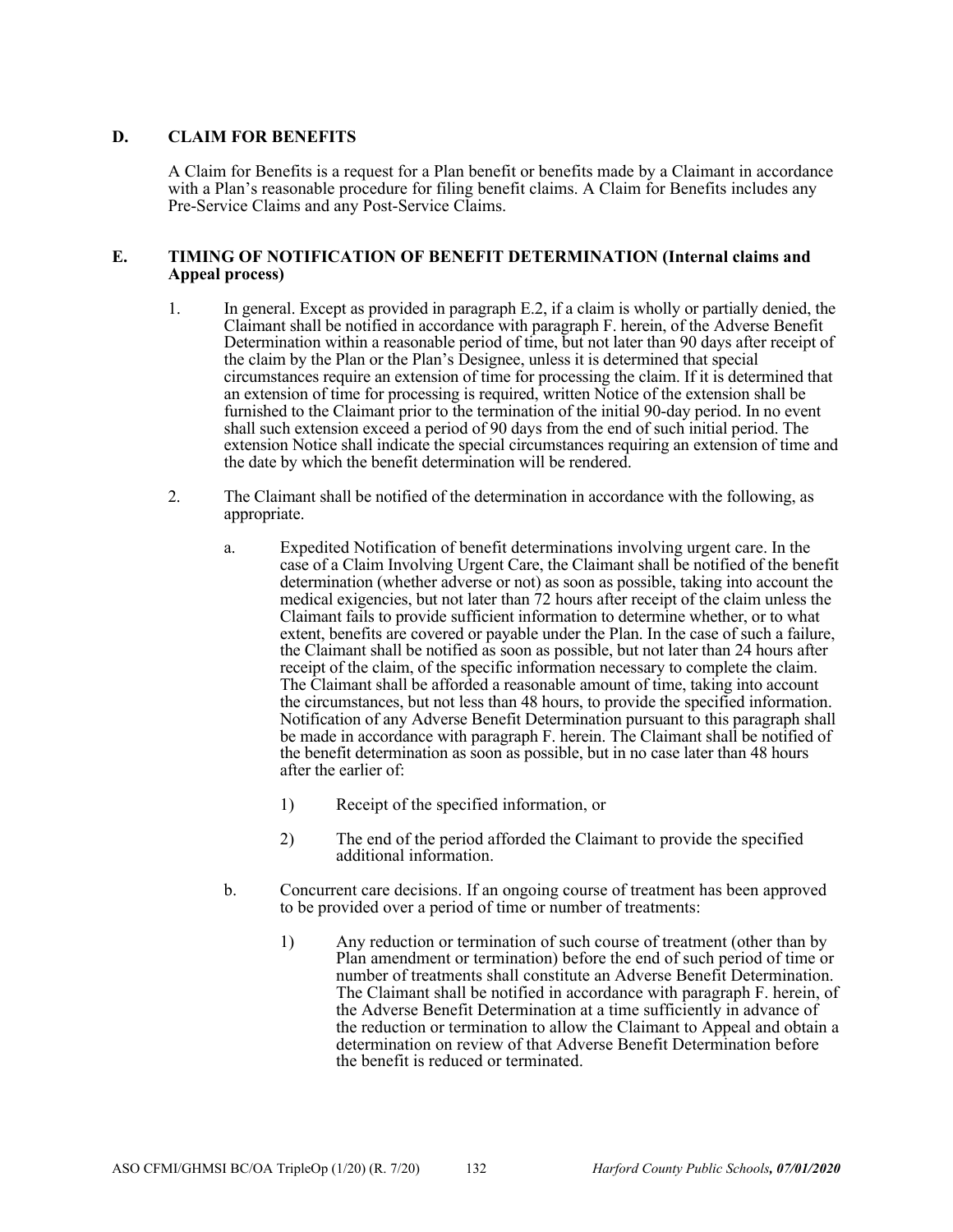## D. CLAIM FOR BENEFITS

A Claim for Benefits is a request for a Plan benefit or benefits made by a Claimant in accordance with a Plan's reasonable procedure for filing benefit claims. A Claim for Benefits includes any Pre-Service Claims and any Post-Service Claims.

## E. TIMING OF NOTIFICATION OF BENEFIT DETERMINATION (Internal claims and Appeal process)

1. In general. Except as provided in paragraph E.2, if a claim is wholly or partially denied, the Claimant shall be notified in accordance with paragraph F. herein, of the Adverse Benefit Determination within a reasonable period of time, but not later than 90 days after receipt of the claim by the Plan or the Plan's Designee, unless it is determined that special circumstances require an extension of time for processing the claim. If it is determined that an extension of time for processing is required, written Notice of the extension shall be furnished to the Claimant prior to the termination of the initial 90-day period. In no event shall such extension exceed a period of 90 days from the end of such initial period. The extension Notice shall indicate the special circumstances requiring an extension of time and the date by which the benefit determination will be rendered.

2. The Claimant shall be notified of the determination in accordance with the following, as appropriate.

   a. Expedited Notification of benefit determinations involving urgent care. In the case of a Claim Involving Urgent Care, the Claimant shall be notified of the benefit determination (whether adverse or not) as soon as possible, taking into account the medical exigencies, but not later than 72 hours after receipt of the claim unless the Claimant fails to provide sufficient information to determine whether, or to what extent, benefits are covered or payable under the Plan. In the case of such a failure, the Claimant shall be notified as soon as possible, but not later than 24 hours after receipt of the claim, of the specific information necessary to complete the claim. The Claimant shall be afforded a reasonable amount of time, taking into account the circumstances, but not less than 48 hours, to provide the specified information. Notification of any Adverse Benefit Determination pursuant to this paragraph shall be made in accordance with paragraph F. herein. The Claimant shall be notified of the benefit determination as soon as possible, but in no case later than 48 hours after the earlier of:

      1) Receipt of the specified information, or

      2) The end of the period afforded the Claimant to provide the specified additional information.

   b. Concurrent care decisions. If an ongoing course of treatment has been approved to be provided over a period of time or number of treatments:

      1) Any reduction or termination of such course of treatment (other than by Plan amendment or termination) before the end of such period of time or number of treatments shall constitute an Adverse Benefit Determination. The Claimant shall be notified in accordance with paragraph F. herein, of the Adverse Benefit Determination at a time sufficiently in advance of the reduction or termination to allow the Claimant to Appeal and obtain a determination on review of that Adverse Benefit Determination before the benefit is reduced or terminated.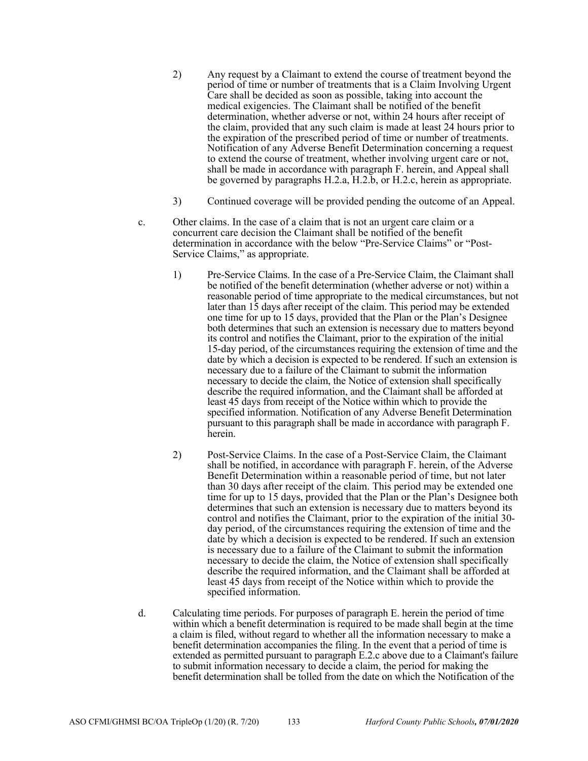2) Any request by a Claimant to extend the course of treatment beyond the period of time or number of treatments that is a Claim Involving Urgent Care shall be decided as soon as possible, taking into account the medical exigencies. The Claimant shall be notified of the benefit determination, whether adverse or not, within 24 hours after receipt of the claim, provided that any such claim is made at least 24 hours prior to the expiration of the prescribed period of time or number of treatments. Notification of any Adverse Benefit Determination concerning a request to extend the course of treatment, whether involving urgent care or not, shall be made in accordance with paragraph F. herein, and Appeal shall be governed by paragraphs H.2.a, H.2.b, or H.2.c, herein as appropriate.

3) Continued coverage will be provided pending the outcome of an Appeal.

c. Other claims. In the case of a claim that is not an urgent care claim or a concurrent care decision the Claimant shall be notified of the benefit determination in accordance with the below "Pre-Service Claims" or "Post-Service Claims," as appropriate.

1) Pre-Service Claims. In the case of a Pre-Service Claim, the Claimant shall be notified of the benefit determination (whether adverse or not) within a reasonable period of time appropriate to the medical circumstances, but not later than 15 days after receipt of the claim. This period may be extended one time for up to 15 days, provided that the Plan or the Plan's Designee both determines that such an extension is necessary due to matters beyond its control and notifies the Claimant, prior to the expiration of the initial 15-day period, of the circumstances requiring the extension of time and the date by which a decision is expected to be rendered. If such an extension is necessary due to a failure of the Claimant to submit the information necessary to decide the claim, the Notice of extension shall specifically describe the required information, and the Claimant shall be afforded at least 45 days from receipt of the Notice within which to provide the specified information. Notification of any Adverse Benefit Determination pursuant to this paragraph shall be made in accordance with paragraph F. herein.

2) Post-Service Claims. In the case of a Post-Service Claim, the Claimant shall be notified, in accordance with paragraph F. herein, of the Adverse Benefit Determination within a reasonable period of time, but not later than 30 days after receipt of the claim. This period may be extended one time for up to 15 days, provided that the Plan or the Plan's Designee both determines that such an extension is necessary due to matters beyond its control and notifies the Claimant, prior to the expiration of the initial 30-day period, of the circumstances requiring the extension of time and the date by which a decision is expected to be rendered. If such an extension is necessary due to a failure of the Claimant to submit the information necessary to decide the claim, the Notice of extension shall specifically describe the required information, and the Claimant shall be afforded at least 45 days from receipt of the Notice within which to provide the specified information.

d. Calculating time periods. For purposes of paragraph E. herein the period of time within which a benefit determination is required to be made shall begin at the time a claim is filed, without regard to whether all the information necessary to make a benefit determination accompanies the filing. In the event that a period of time is extended as permitted pursuant to paragraph E.2.c above due to a Claimant's failure to submit information necessary to decide a claim, the period for making the benefit determination shall be tolled from the date on which the Notification of the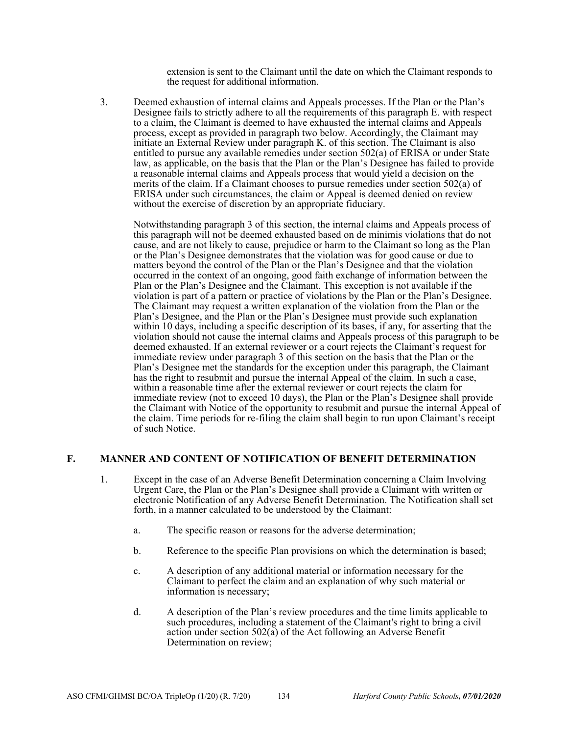extension is sent to the Claimant until the date on which the Claimant responds to the request for additional information.

3. Deemed exhaustion of internal claims and Appeals processes. If the Plan or the Plan's Designee fails to strictly adhere to all the requirements of this paragraph E. with respect to a claim, the Claimant is deemed to have exhausted the internal claims and Appeals process, except as provided in paragraph two below. Accordingly, the Claimant may initiate an External Review under paragraph K. of this section. The Claimant is also entitled to pursue any available remedies under section 502(a) of ERISA or under State law, as applicable, on the basis that the Plan or the Plan's Designee has failed to provide a reasonable internal claims and Appeals process that would yield a decision on the merits of the claim. If a Claimant chooses to pursue remedies under section 502(a) of ERISA under such circumstances, the claim or Appeal is deemed denied on review without the exercise of discretion by an appropriate fiduciary.

   Notwithstanding paragraph 3 of this section, the internal claims and Appeals process of this paragraph will not be deemed exhausted based on de minimis violations that do not cause, and are not likely to cause, prejudice or harm to the Claimant so long as the Plan or the Plan's Designee demonstrates that the violation was for good cause or due to matters beyond the control of the Plan or the Plan's Designee and that the violation occurred in the context of an ongoing, good faith exchange of information between the Plan or the Plan's Designee and the Claimant. This exception is not available if the violation is part of a pattern or practice of violations by the Plan or the Plan's Designee. The Claimant may request a written explanation of the violation from the Plan or the Plan's Designee, and the Plan or the Plan's Designee must provide such explanation within 10 days, including a specific description of its bases, if any, for asserting that the violation should not cause the internal claims and Appeals process of this paragraph to be deemed exhausted. If an external reviewer or a court rejects the Claimant's request for immediate review under paragraph 3 of this section on the basis that the Plan or the Plan's Designee met the standards for the exception under this paragraph, the Claimant has the right to resubmit and pursue the internal Appeal of the claim. In such a case, within a reasonable time after the external reviewer or court rejects the claim for immediate review (not to exceed 10 days), the Plan or the Plan's Designee shall provide the Claimant with Notice of the opportunity to resubmit and pursue the internal Appeal of the claim. Time periods for re-filing the claim shall begin to run upon Claimant's receipt of such Notice.

## F. MANNER AND CONTENT OF NOTIFICATION OF BENEFIT DETERMINATION

1. Except in the case of an Adverse Benefit Determination concerning a Claim Involving Urgent Care, the Plan or the Plan's Designee shall provide a Claimant with written or electronic Notification of any Adverse Benefit Determination. The Notification shall set forth, in a manner calculated to be understood by the Claimant:

   a. The specific reason or reasons for the adverse determination;

   b. Reference to the specific Plan provisions on which the determination is based;

   c. A description of any additional material or information necessary for the Claimant to perfect the claim and an explanation of why such material or information is necessary;

   d. A description of the Plan's review procedures and the time limits applicable to such procedures, including a statement of the Claimant's right to bring a civil action under section 502(a) of the Act following an Adverse Benefit Determination on review;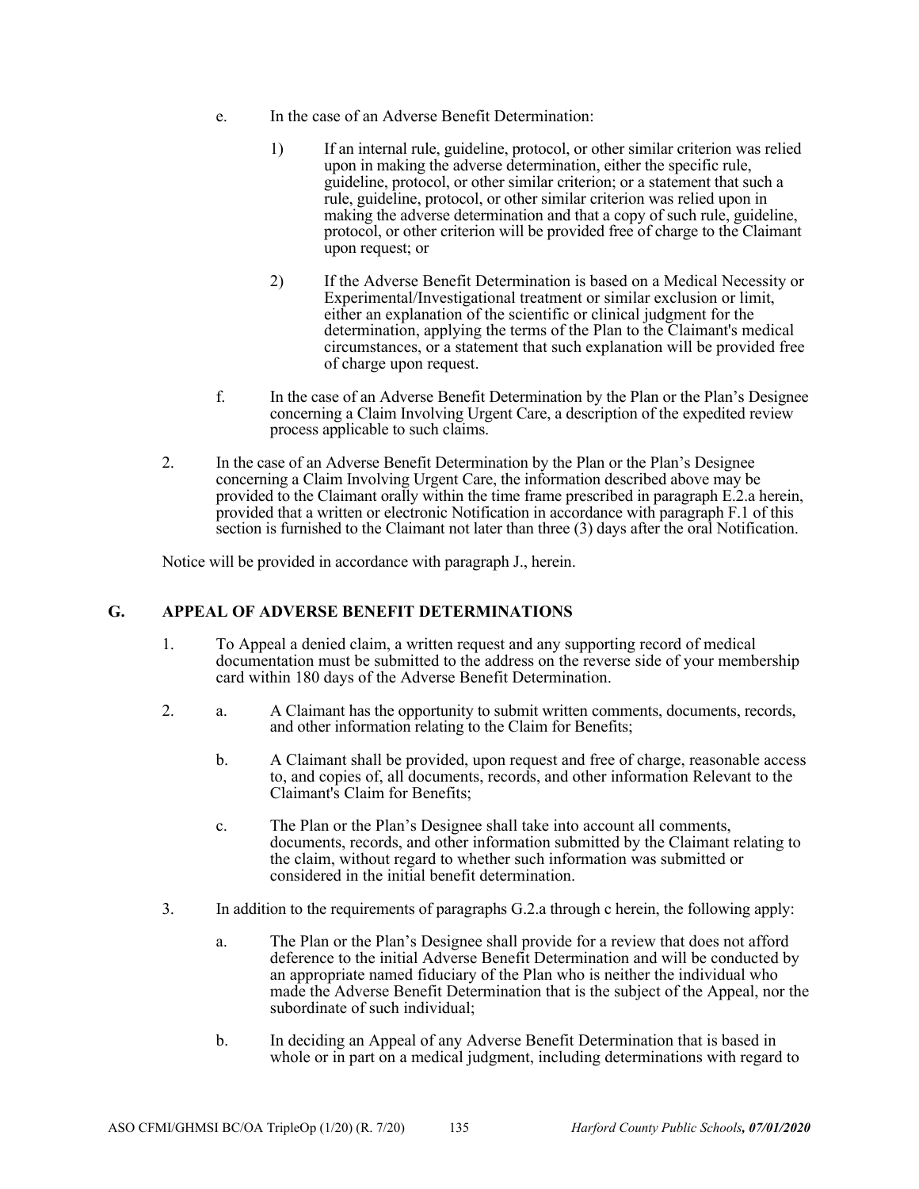e. In the case of an Adverse Benefit Determination:

   1) If an internal rule, guideline, protocol, or other similar criterion was relied upon in making the adverse determination, either the specific rule, guideline, protocol, or other similar criterion; or a statement that such a rule, guideline, protocol, or other similar criterion was relied upon in making the adverse determination and that a copy of such rule, guideline, protocol, or other criterion will be provided free of charge to the Claimant upon request; or

   2) If the Adverse Benefit Determination is based on a Medical Necessity or Experimental/Investigational treatment or similar exclusion or limit, either an explanation of the scientific or clinical judgment for the determination, applying the terms of the Plan to the Claimant's medical circumstances, or a statement that such explanation will be provided free of charge upon request.

f. In the case of an Adverse Benefit Determination by the Plan or the Plan's Designee concerning a Claim Involving Urgent Care, a description of the expedited review process applicable to such claims.

2. In the case of an Adverse Benefit Determination by the Plan or the Plan's Designee concerning a Claim Involving Urgent Care, the information described above may be provided to the Claimant orally within the time frame prescribed in paragraph E.2.a herein, provided that a written or electronic Notification in accordance with paragraph F.1 of this section is furnished to the Claimant not later than three (3) days after the oral Notification.

Notice will be provided in accordance with paragraph J., herein.

## G. APPEAL OF ADVERSE BENEFIT DETERMINATIONS

1. To Appeal a denied claim, a written request and any supporting record of medical documentation must be submitted to the address on the reverse side of your membership card within 180 days of the Adverse Benefit Determination.

2. a. A Claimant has the opportunity to submit written comments, documents, records, and other information relating to the Claim for Benefits;

   b. A Claimant shall be provided, upon request and free of charge, reasonable access to, and copies of, all documents, records, and other information Relevant to the Claimant's Claim for Benefits;

   c. The Plan or the Plan's Designee shall take into account all comments, documents, records, and other information submitted by the Claimant relating to the claim, without regard to whether such information was submitted or considered in the initial benefit determination.

3. In addition to the requirements of paragraphs G.2.a through c herein, the following apply:

   a. The Plan or the Plan's Designee shall provide for a review that does not afford deference to the initial Adverse Benefit Determination and will be conducted by an appropriate named fiduciary of the Plan who is neither the individual who made the Adverse Benefit Determination that is the subject of the Appeal, nor the subordinate of such individual;

   b. In deciding an Appeal of any Adverse Benefit Determination that is based in whole or in part on a medical judgment, including determinations with regard to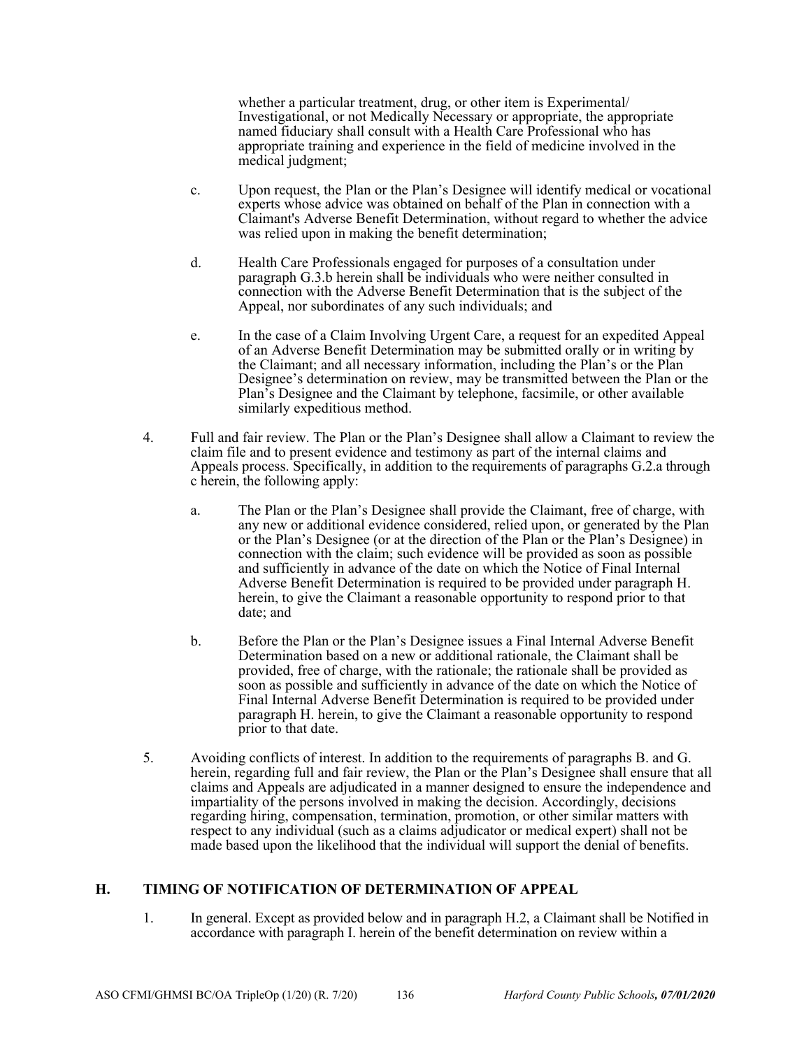whether a particular treatment, drug, or other item is Experimental/ Investigational, or not Medically Necessary or appropriate, the appropriate named fiduciary shall consult with a Health Care Professional who has appropriate training and experience in the field of medicine involved in the medical judgment;

c. Upon request, the Plan or the Plan's Designee will identify medical or vocational experts whose advice was obtained on behalf of the Plan in connection with a Claimant's Adverse Benefit Determination, without regard to whether the advice was relied upon in making the benefit determination;

d. Health Care Professionals engaged for purposes of a consultation under paragraph G.3.b herein shall be individuals who were neither consulted in connection with the Adverse Benefit Determination that is the subject of the Appeal, nor subordinates of any such individuals; and

e. In the case of a Claim Involving Urgent Care, a request for an expedited Appeal of an Adverse Benefit Determination may be submitted orally or in writing by the Claimant; and all necessary information, including the Plan's or the Plan Designee's determination on review, may be transmitted between the Plan or the Plan's Designee and the Claimant by telephone, facsimile, or other available similarly expeditious method.

4. Full and fair review. The Plan or the Plan's Designee shall allow a Claimant to review the claim file and to present evidence and testimony as part of the internal claims and Appeals process. Specifically, in addition to the requirements of paragraphs G.2.a through c herein, the following apply:

   a. The Plan or the Plan's Designee shall provide the Claimant, free of charge, with any new or additional evidence considered, relied upon, or generated by the Plan or the Plan's Designee (or at the direction of the Plan or the Plan's Designee) in connection with the claim; such evidence will be provided as soon as possible and sufficiently in advance of the date on which the Notice of Final Internal Adverse Benefit Determination is required to be provided under paragraph H. herein, to give the Claimant a reasonable opportunity to respond prior to that date; and

   b. Before the Plan or the Plan's Designee issues a Final Internal Adverse Benefit Determination based on a new or additional rationale, the Claimant shall be provided, free of charge, with the rationale; the rationale shall be provided as soon as possible and sufficiently in advance of the date on which the Notice of Final Internal Adverse Benefit Determination is required to be provided under paragraph H. herein, to give the Claimant a reasonable opportunity to respond prior to that date.

5. Avoiding conflicts of interest. In addition to the requirements of paragraphs B. and G. herein, regarding full and fair review, the Plan or the Plan's Designee shall ensure that all claims and Appeals are adjudicated in a manner designed to ensure the independence and impartiality of the persons involved in making the decision. Accordingly, decisions regarding hiring, compensation, termination, promotion, or other similar matters with respect to any individual (such as a claims adjudicator or medical expert) shall not be made based upon the likelihood that the individual will support the denial of benefits.

## H. TIMING OF NOTIFICATION OF DETERMINATION OF APPEAL

1. In general. Except as provided below and in paragraph H.2, a Claimant shall be Notified in accordance with paragraph I. herein of the benefit determination on review within a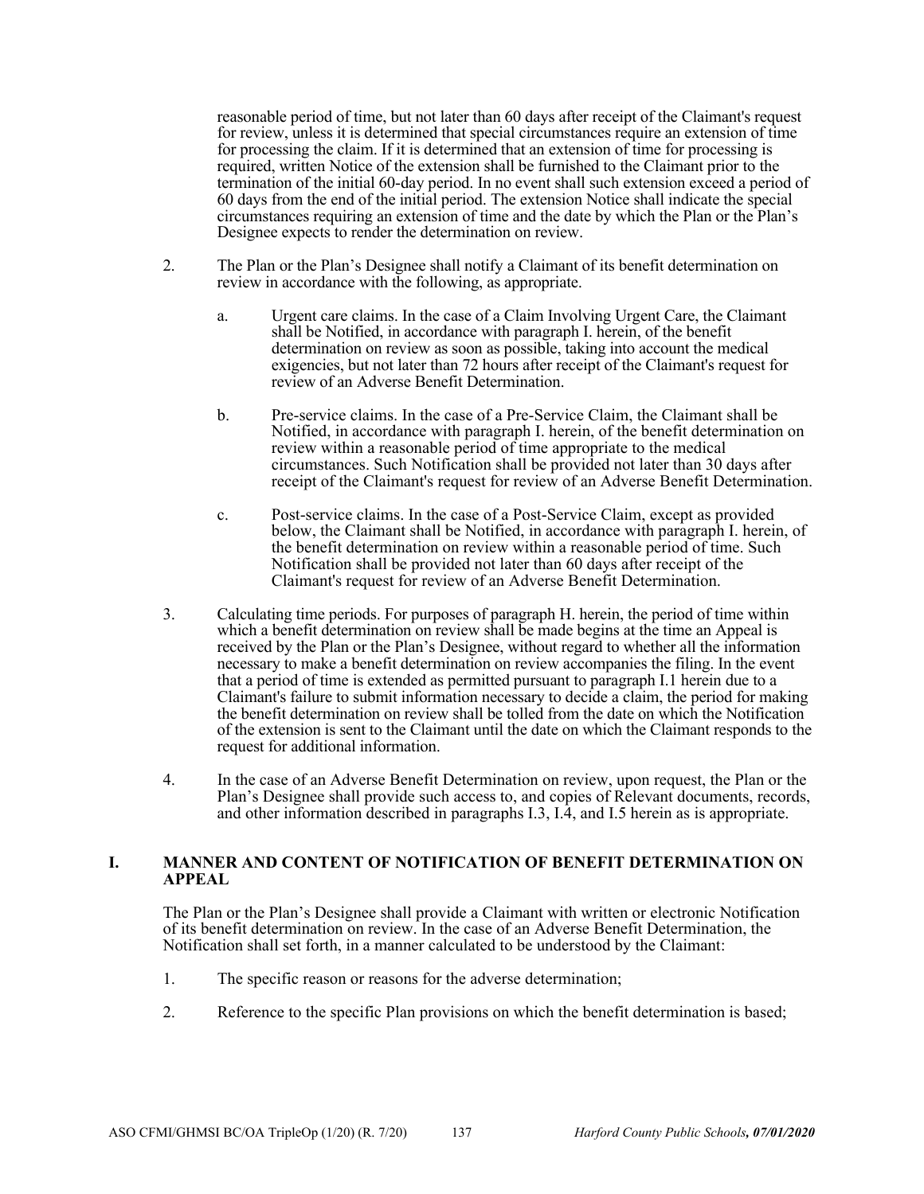reasonable period of time, but not later than 60 days after receipt of the Claimant's request for review, unless it is determined that special circumstances require an extension of time for processing the claim. If it is determined that an extension of time for processing is required, written Notice of the extension shall be furnished to the Claimant prior to the termination of the initial 60-day period. In no event shall such extension exceed a period of 60 days from the end of the initial period. The extension Notice shall indicate the special circumstances requiring an extension of time and the date by which the Plan or the Plan's Designee expects to render the determination on review.

2. The Plan or the Plan's Designee shall notify a Claimant of its benefit determination on review in accordance with the following, as appropriate.

   a. Urgent care claims. In the case of a Claim Involving Urgent Care, the Claimant shall be Notified, in accordance with paragraph I. herein, of the benefit determination on review as soon as possible, taking into account the medical exigencies, but not later than 72 hours after receipt of the Claimant's request for review of an Adverse Benefit Determination.

   b. Pre-service claims. In the case of a Pre-Service Claim, the Claimant shall be Notified, in accordance with paragraph I. herein, of the benefit determination on review within a reasonable period of time appropriate to the medical circumstances. Such Notification shall be provided not later than 30 days after receipt of the Claimant's request for review of an Adverse Benefit Determination.

   c. Post-service claims. In the case of a Post-Service Claim, except as provided below, the Claimant shall be Notified, in accordance with paragraph I. herein, of the benefit determination on review within a reasonable period of time. Such Notification shall be provided not later than 60 days after receipt of the Claimant's request for review of an Adverse Benefit Determination.

3. Calculating time periods. For purposes of paragraph H. herein, the period of time within which a benefit determination on review shall be made begins at the time an Appeal is received by the Plan or the Plan's Designee, without regard to whether all the information necessary to make a benefit determination on review accompanies the filing. In the event that a period of time is extended as permitted pursuant to paragraph I.1 herein due to a Claimant's failure to submit information necessary to decide a claim, the period for making the benefit determination on review shall be tolled from the date on which the Notification of the extension is sent to the Claimant until the date on which the Claimant responds to the request for additional information.

4. In the case of an Adverse Benefit Determination on review, upon request, the Plan or the Plan's Designee shall provide such access to, and copies of Relevant documents, records, and other information described in paragraphs I.3, I.4, and I.5 herein as is appropriate.

## I. MANNER AND CONTENT OF NOTIFICATION OF BENEFIT DETERMINATION ON APPEAL

The Plan or the Plan's Designee shall provide a Claimant with written or electronic Notification of its benefit determination on review. In the case of an Adverse Benefit Determination, the Notification shall set forth, in a manner calculated to be understood by the Claimant:

1. The specific reason or reasons for the adverse determination;

2. Reference to the specific Plan provisions on which the benefit determination is based;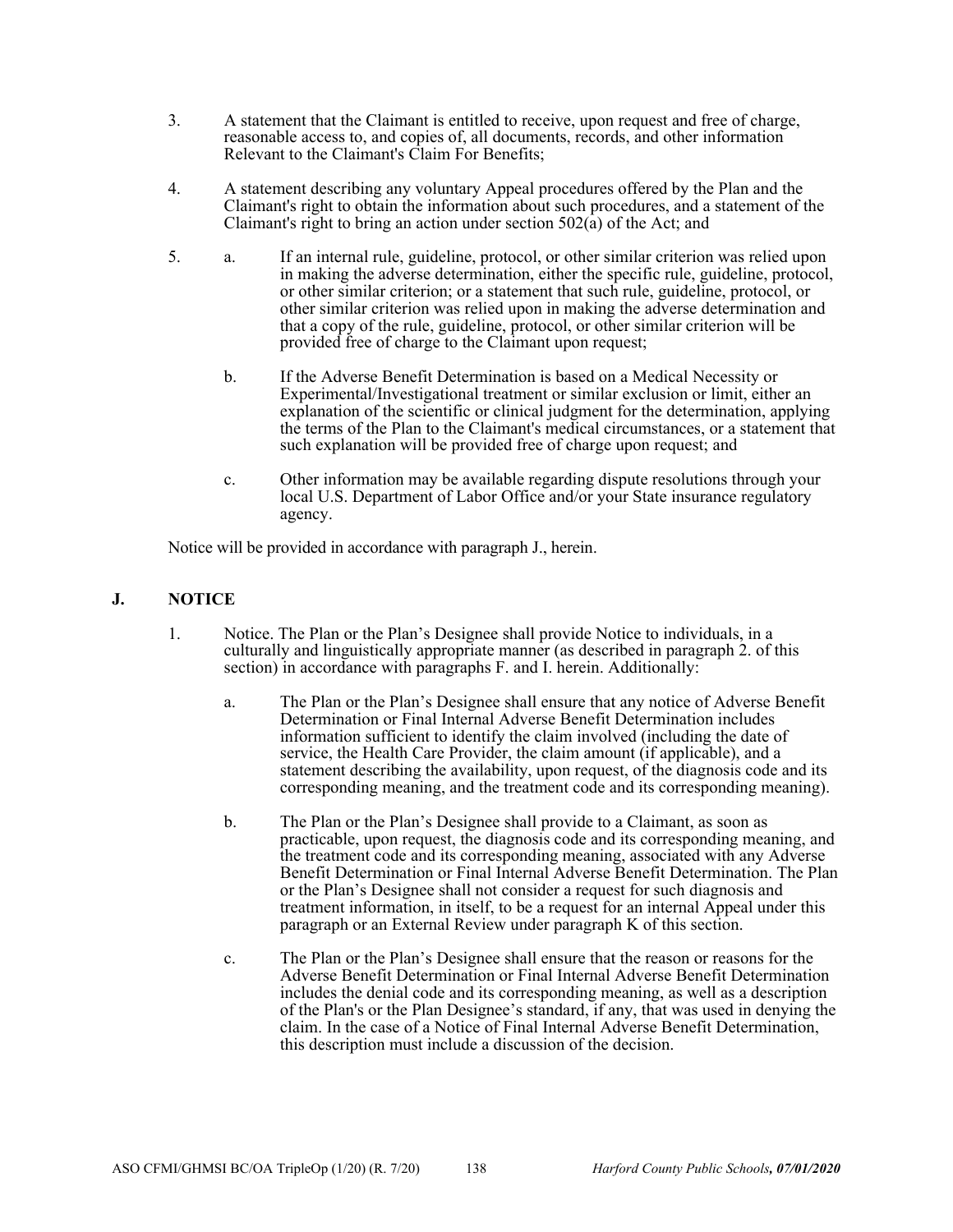3. A statement that the Claimant is entitled to receive, upon request and free of charge, reasonable access to, and copies of, all documents, records, and other information Relevant to the Claimant's Claim For Benefits;

4. A statement describing any voluntary Appeal procedures offered by the Plan and the Claimant's right to obtain the information about such procedures, and a statement of the Claimant's right to bring an action under section 502(a) of the Act; and

5. a. If an internal rule, guideline, protocol, or other similar criterion was relied upon in making the adverse determination, either the specific rule, guideline, protocol, or other similar criterion; or a statement that such rule, guideline, protocol, or other similar criterion was relied upon in making the adverse determination and that a copy of the rule, guideline, protocol, or other similar criterion will be provided free of charge to the Claimant upon request;

   b. If the Adverse Benefit Determination is based on a Medical Necessity or Experimental/Investigational treatment or similar exclusion or limit, either an explanation of the scientific or clinical judgment for the determination, applying the terms of the Plan to the Claimant's medical circumstances, or a statement that such explanation will be provided free of charge upon request; and

   c. Other information may be available regarding dispute resolutions through your local U.S. Department of Labor Office and/or your State insurance regulatory agency.

Notice will be provided in accordance with paragraph J., herein.

## J. NOTICE

1. Notice. The Plan or the Plan's Designee shall provide Notice to individuals, in a culturally and linguistically appropriate manner (as described in paragraph 2. of this section) in accordance with paragraphs F. and I. herein. Additionally:

   a. The Plan or the Plan's Designee shall ensure that any notice of Adverse Benefit Determination or Final Internal Adverse Benefit Determination includes information sufficient to identify the claim involved (including the date of service, the Health Care Provider, the claim amount (if applicable), and a statement describing the availability, upon request, of the diagnosis code and its corresponding meaning, and the treatment code and its corresponding meaning).

   b. The Plan or the Plan's Designee shall provide to a Claimant, as soon as practicable, upon request, the diagnosis code and its corresponding meaning, and the treatment code and its corresponding meaning, associated with any Adverse Benefit Determination or Final Internal Adverse Benefit Determination. The Plan or the Plan's Designee shall not consider a request for such diagnosis and treatment information, in itself, to be a request for an internal Appeal under this paragraph or an External Review under paragraph K of this section.

   c. The Plan or the Plan's Designee shall ensure that the reason or reasons for the Adverse Benefit Determination or Final Internal Adverse Benefit Determination includes the denial code and its corresponding meaning, as well as a description of the Plan's or the Plan Designee's standard, if any, that was used in denying the claim. In the case of a Notice of Final Internal Adverse Benefit Determination, this description must include a discussion of the decision.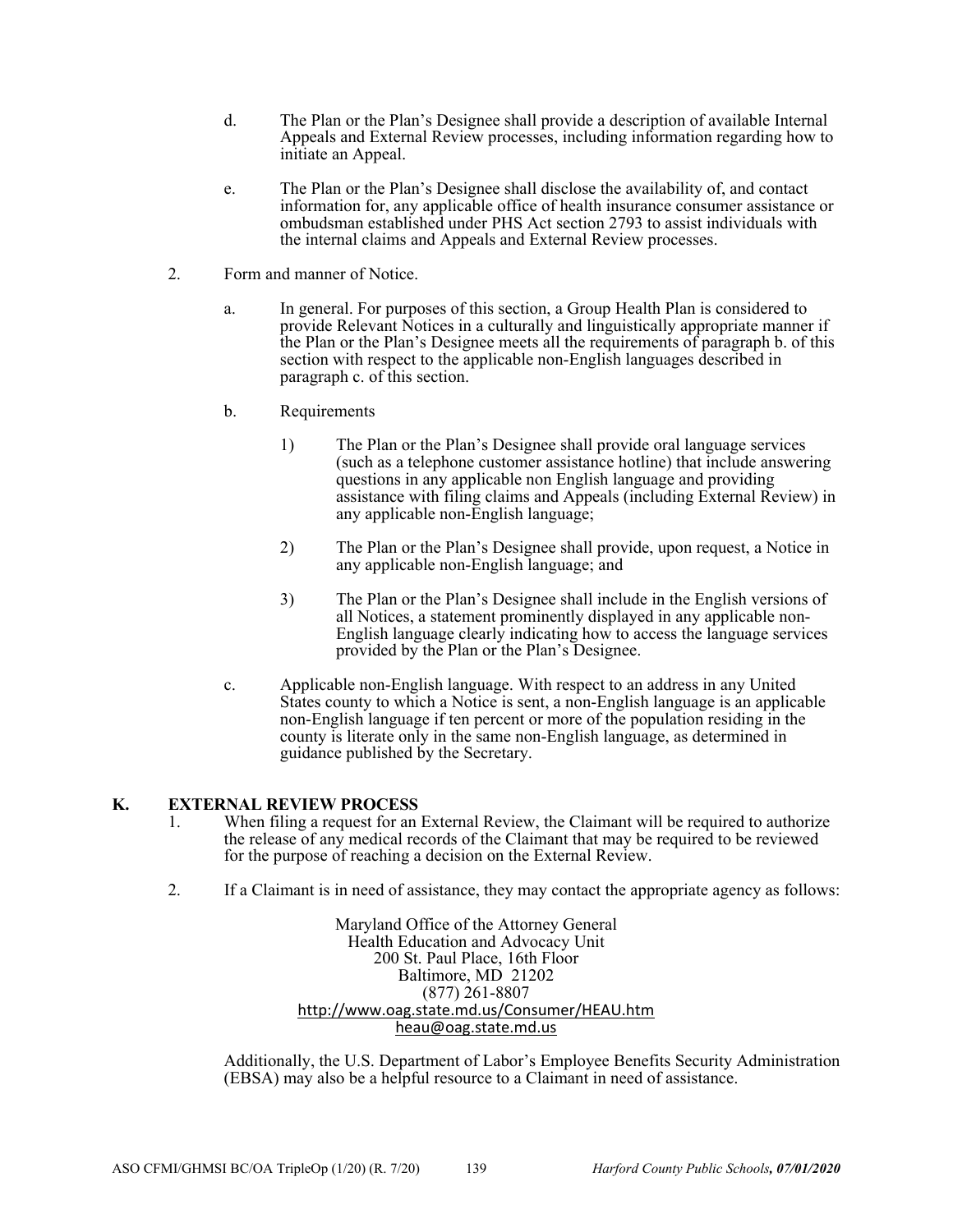d. The Plan or the Plan's Designee shall provide a description of available Internal Appeals and External Review processes, including information regarding how to initiate an Appeal.

e. The Plan or the Plan's Designee shall disclose the availability of, and contact information for, any applicable office of health insurance consumer assistance or ombudsman established under PHS Act section 2793 to assist individuals with the internal claims and Appeals and External Review processes.

2. Form and manner of Notice.

   a. In general. For purposes of this section, a Group Health Plan is considered to provide Relevant Notices in a culturally and linguistically appropriate manner if the Plan or the Plan's Designee meets all the requirements of paragraph b. of this section with respect to the applicable non-English languages described in paragraph c. of this section.

   b. Requirements

      1) The Plan or the Plan's Designee shall provide oral language services (such as a telephone customer assistance hotline) that include answering questions in any applicable non English language and providing assistance with filing claims and Appeals (including External Review) in any applicable non-English language;

      2) The Plan or the Plan's Designee shall provide, upon request, a Notice in any applicable non-English language; and

      3) The Plan or the Plan's Designee shall include in the English versions of all Notices, a statement prominently displayed in any applicable non-English language clearly indicating how to access the language services provided by the Plan or the Plan's Designee.

   c. Applicable non-English language. With respect to an address in any United States county to which a Notice is sent, a non-English language is an applicable non-English language if ten percent or more of the population residing in the county is literate only in the same non-English language, as determined in guidance published by the Secretary.

## K. EXTERNAL REVIEW PROCESS

1. When filing a request for an External Review, the Claimant will be required to authorize the release of any medical records of the Claimant that may be required to be reviewed for the purpose of reaching a decision on the External Review.

2. If a Claimant is in need of assistance, they may contact the appropriate agency as follows:

   Maryland Office of the Attorney General
   Health Education and Advocacy Unit
   200 St. Paul Place, 16th Floor
   Baltimore, MD 21202
   (877) 261-8807
   http://www.oag.state.md.us/Consumer/HEAU.htm
   heau@oag.state.md.us

   Additionally, the U.S. Department of Labor's Employee Benefits Security Administration (EBSA) may also be a helpful resource to a Claimant in need of assistance.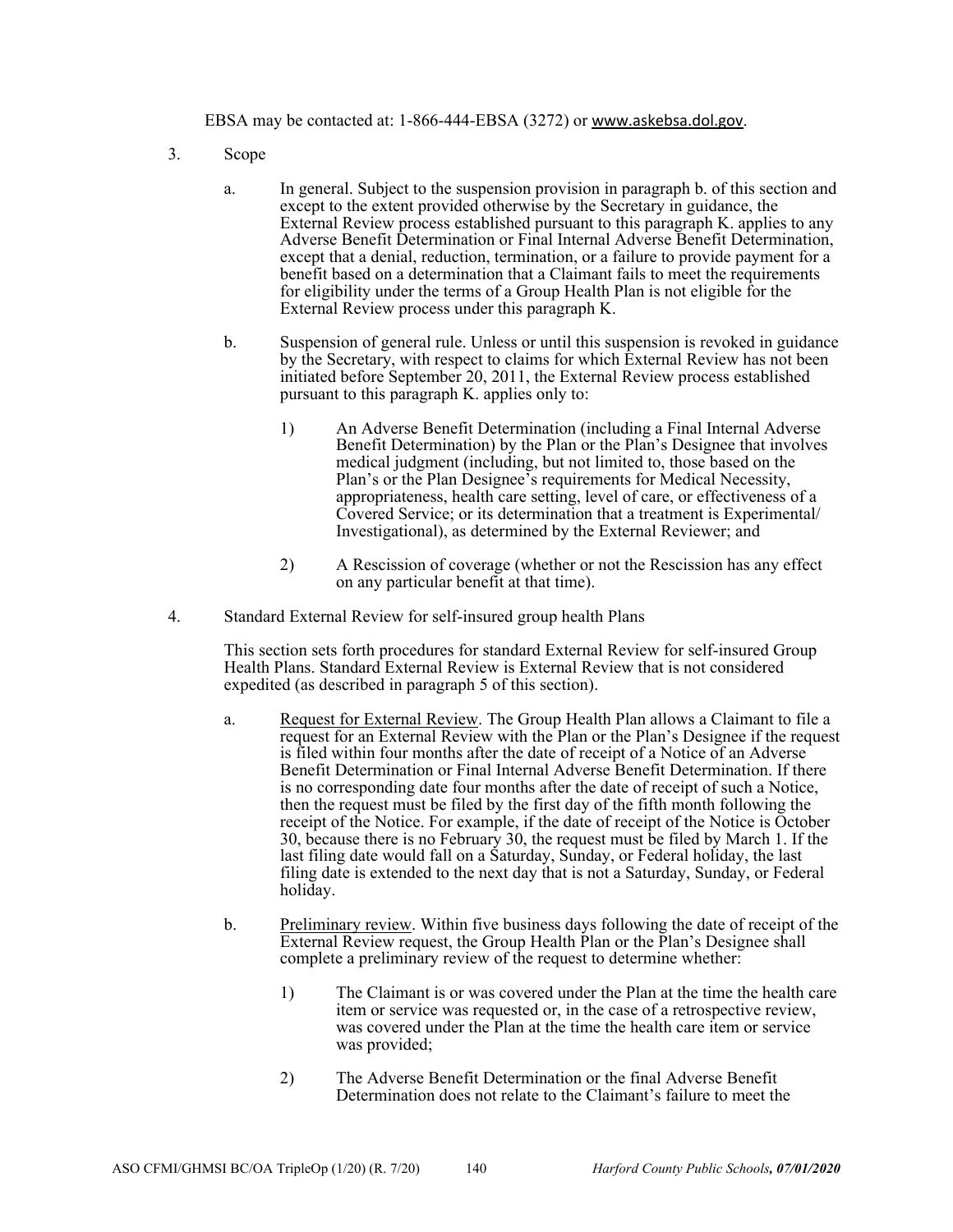EBSA may be contacted at: 1-866-444-EBSA (3272) or www.askebsa.dol.gov.

3. Scope

   a. In general. Subject to the suspension provision in paragraph b. of this section and except to the extent provided otherwise by the Secretary in guidance, the External Review process established pursuant to this paragraph K. applies to any Adverse Benefit Determination or Final Internal Adverse Benefit Determination, except that a denial, reduction, termination, or a failure to provide payment for a benefit based on a determination that a Claimant fails to meet the requirements for eligibility under the terms of a Group Health Plan is not eligible for the External Review process under this paragraph K.

   b. Suspension of general rule. Unless or until this suspension is revoked in guidance by the Secretary, with respect to claims for which External Review has not been initiated before September 20, 2011, the External Review process established pursuant to this paragraph K. applies only to:

      1) An Adverse Benefit Determination (including a Final Internal Adverse Benefit Determination) by the Plan or the Plan's Designee that involves medical judgment (including, but not limited to, those based on the Plan's or the Plan Designee's requirements for Medical Necessity, appropriateness, health care setting, level of care, or effectiveness of a Covered Service; or its determination that a treatment is Experimental/ Investigational), as determined by the External Reviewer; and

      2) A Rescission of coverage (whether or not the Rescission has any effect on any particular benefit at that time).

4. Standard External Review for self-insured group health Plans

   This section sets forth procedures for standard External Review for self-insured Group Health Plans. Standard External Review is External Review that is not considered expedited (as described in paragraph 5 of this section).

   a. Request for External Review. The Group Health Plan allows a Claimant to file a request for an External Review with the Plan or the Plan's Designee if the request is filed within four months after the date of receipt of a Notice of an Adverse Benefit Determination or Final Internal Adverse Benefit Determination. If there is no corresponding date four months after the date of receipt of such a Notice, then the request must be filed by the first day of the fifth month following the receipt of the Notice. For example, if the date of receipt of the Notice is October 30, because there is no February 30, the request must be filed by March 1. If the last filing date would fall on a Saturday, Sunday, or Federal holiday, the last filing date is extended to the next day that is not a Saturday, Sunday, or Federal holiday.

   b. Preliminary review. Within five business days following the date of receipt of the External Review request, the Group Health Plan or the Plan's Designee shall complete a preliminary review of the request to determine whether:

      1) The Claimant is or was covered under the Plan at the time the health care item or service was requested or, in the case of a retrospective review, was covered under the Plan at the time the health care item or service was provided;

      2) The Adverse Benefit Determination or the final Adverse Benefit Determination does not relate to the Claimant's failure to meet the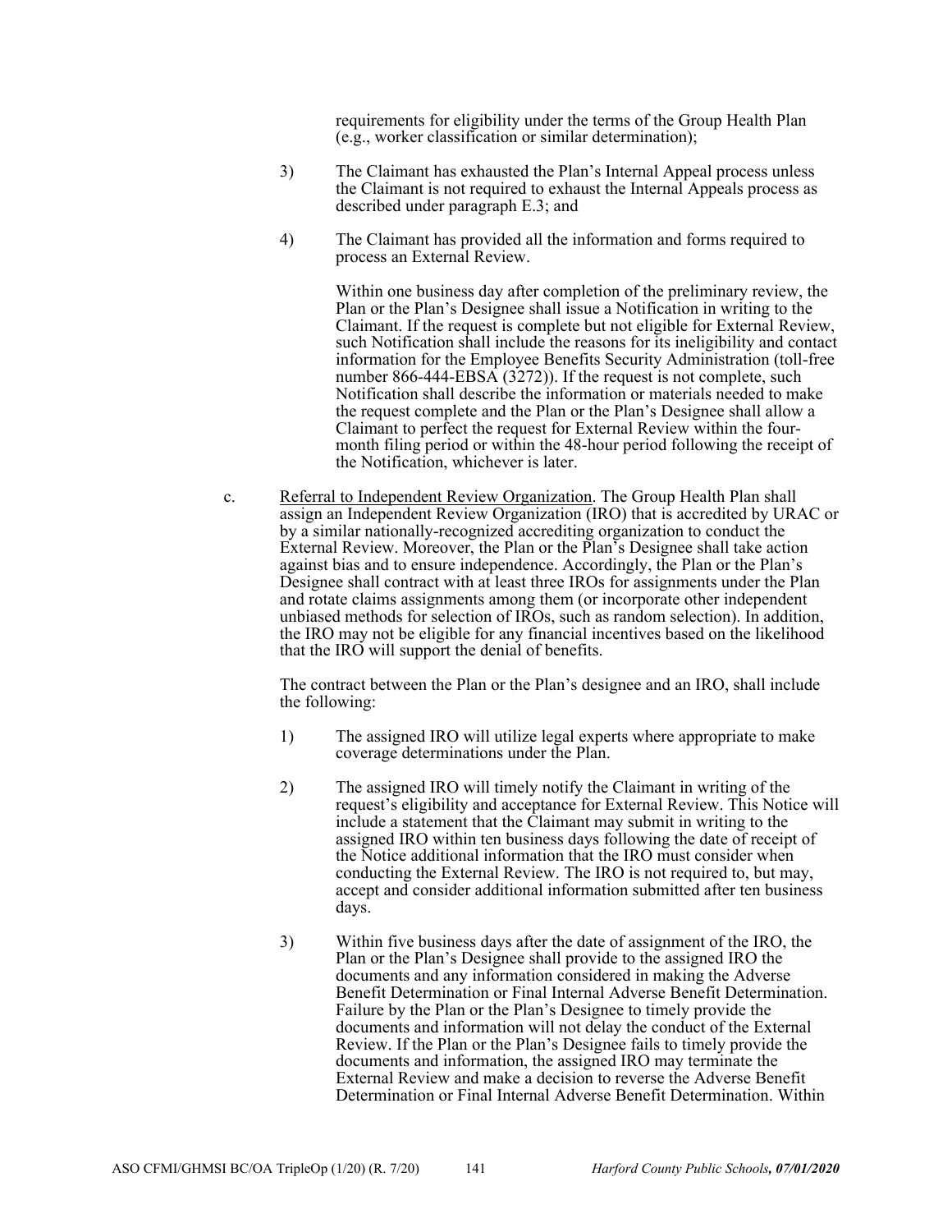requirements for eligibility under the terms of the Group Health Plan (e.g., worker classification or similar determination);

3) The Claimant has exhausted the Plan's Internal Appeal process unless the Claimant is not required to exhaust the Internal Appeals process as described under paragraph E.3; and

4) The Claimant has provided all the information and forms required to process an External Review.

Within one business day after completion of the preliminary review, the Plan or the Plan's Designee shall issue a Notification in writing to the Claimant. If the request is complete but not eligible for External Review, such Notification shall include the reasons for its ineligibility and contact information for the Employee Benefits Security Administration (toll-free number 866-444-EBSA (3272)). If the request is not complete, such Notification shall describe the information or materials needed to make the request complete and the Plan or the Plan's Designee shall allow a Claimant to perfect the request for External Review within the four-month filing period or within the 48-hour period following the receipt of the Notification, whichever is later.

c. <u>Referral to Independent Review Organization</u>. The Group Health Plan shall assign an Independent Review Organization (IRO) that is accredited by URAC or by a similar nationally-recognized accrediting organization to conduct the External Review. Moreover, the Plan or the Plan's Designee shall take action against bias and to ensure independence. Accordingly, the Plan or the Plan's Designee shall contract with at least three IROs for assignments under the Plan and rotate claims assignments among them (or incorporate other independent unbiased methods for selection of IROs, such as random selection). In addition, the IRO may not be eligible for any financial incentives based on the likelihood that the IRO will support the denial of benefits.

The contract between the Plan or the Plan's designee and an IRO, shall include the following:

1) The assigned IRO will utilize legal experts where appropriate to make coverage determinations under the Plan.

2) The assigned IRO will timely notify the Claimant in writing of the request's eligibility and acceptance for External Review. This Notice will include a statement that the Claimant may submit in writing to the assigned IRO within ten business days following the date of receipt of the Notice additional information that the IRO must consider when conducting the External Review. The IRO is not required to, but may, accept and consider additional information submitted after ten business days.

3) Within five business days after the date of assignment of the IRO, the Plan or the Plan's Designee shall provide to the assigned IRO the documents and any information considered in making the Adverse Benefit Determination or Final Internal Adverse Benefit Determination. Failure by the Plan or the Plan's Designee to timely provide the documents and information will not delay the conduct of the External Review. If the Plan or the Plan's Designee fails to timely provide the documents and information, the assigned IRO may terminate the External Review and make a decision to reverse the Adverse Benefit Determination or Final Internal Adverse Benefit Determination. Within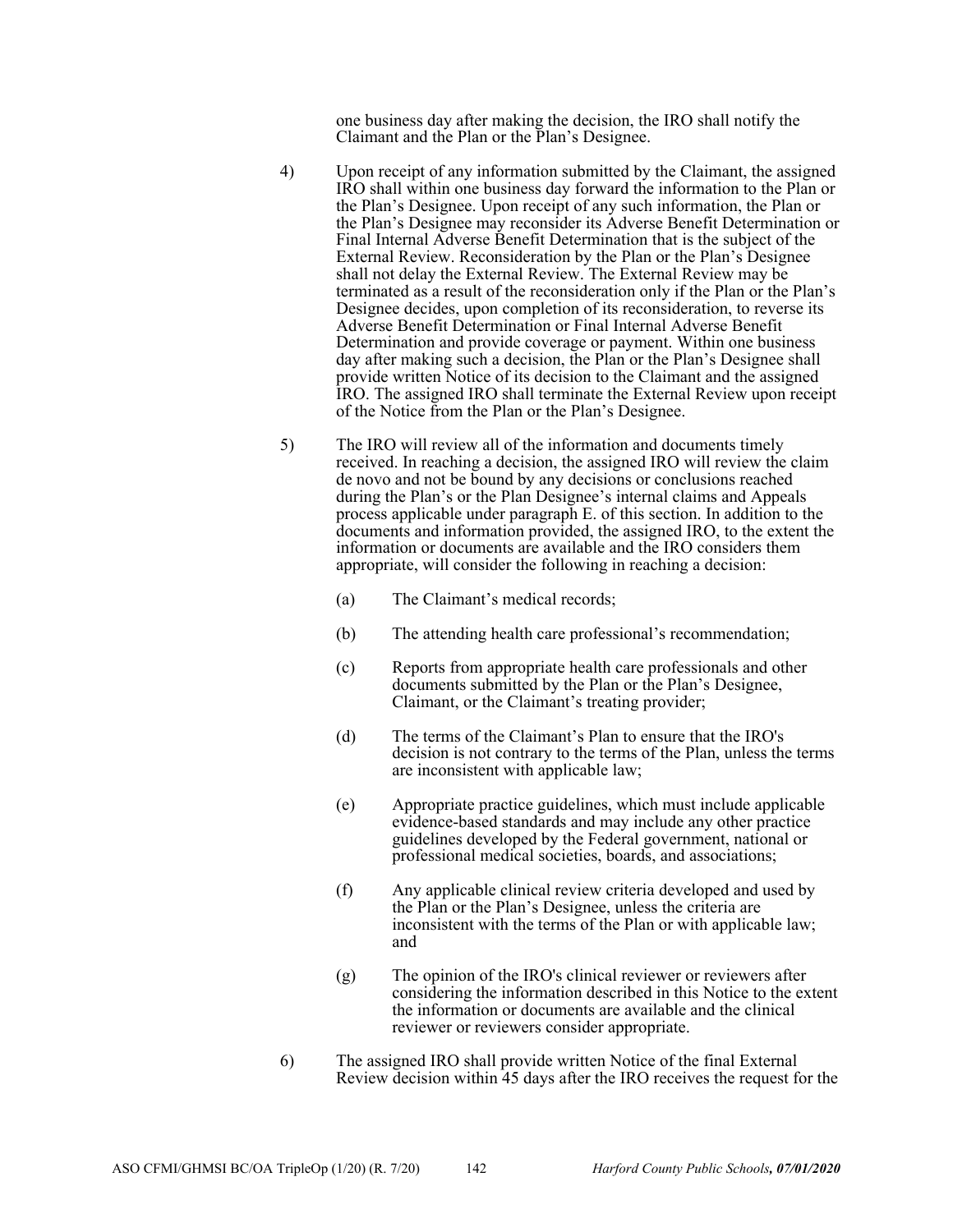one business day after making the decision, the IRO shall notify the Claimant and the Plan or the Plan's Designee.

4) Upon receipt of any information submitted by the Claimant, the assigned IRO shall within one business day forward the information to the Plan or the Plan's Designee. Upon receipt of any such information, the Plan or the Plan's Designee may reconsider its Adverse Benefit Determination or Final Internal Adverse Benefit Determination that is the subject of the External Review. Reconsideration by the Plan or the Plan's Designee shall not delay the External Review. The External Review may be terminated as a result of the reconsideration only if the Plan or the Plan's Designee decides, upon completion of its reconsideration, to reverse its Adverse Benefit Determination or Final Internal Adverse Benefit Determination and provide coverage or payment. Within one business day after making such a decision, the Plan or the Plan's Designee shall provide written Notice of its decision to the Claimant and the assigned IRO. The assigned IRO shall terminate the External Review upon receipt of the Notice from the Plan or the Plan's Designee.

5) The IRO will review all of the information and documents timely received. In reaching a decision, the assigned IRO will review the claim de novo and not be bound by any decisions or conclusions reached during the Plan's or the Plan Designee's internal claims and Appeals process applicable under paragraph E. of this section. In addition to the documents and information provided, the assigned IRO, to the extent the information or documents are available and the IRO considers them appropriate, will consider the following in reaching a decision:

   (a) The Claimant's medical records;

   (b) The attending health care professional's recommendation;

   (c) Reports from appropriate health care professionals and other documents submitted by the Plan or the Plan's Designee, Claimant, or the Claimant's treating provider;

   (d) The terms of the Claimant's Plan to ensure that the IRO's decision is not contrary to the terms of the Plan, unless the terms are inconsistent with applicable law;

   (e) Appropriate practice guidelines, which must include applicable evidence-based standards and may include any other practice guidelines developed by the Federal government, national or professional medical societies, boards, and associations;

   (f) Any applicable clinical review criteria developed and used by the Plan or the Plan's Designee, unless the criteria are inconsistent with the terms of the Plan or with applicable law; and

   (g) The opinion of the IRO's clinical reviewer or reviewers after considering the information described in this Notice to the extent the information or documents are available and the clinical reviewer or reviewers consider appropriate.

6) The assigned IRO shall provide written Notice of the final External Review decision within 45 days after the IRO receives the request for the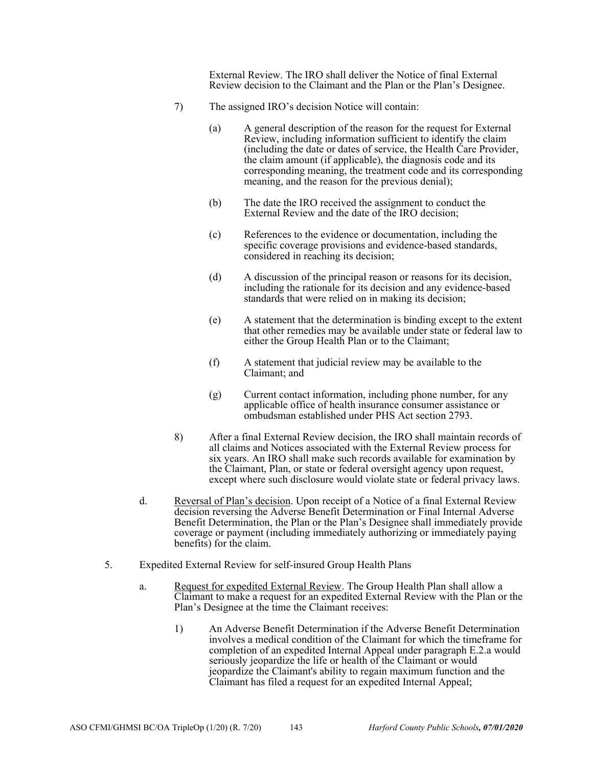External Review. The IRO shall deliver the Notice of final External Review decision to the Claimant and the Plan or the Plan's Designee.

7) The assigned IRO's decision Notice will contain:

   (a) A general description of the reason for the request for External Review, including information sufficient to identify the claim (including the date or dates of service, the Health Care Provider, the claim amount (if applicable), the diagnosis code and its corresponding meaning, the treatment code and its corresponding meaning, and the reason for the previous denial);

   (b) The date the IRO received the assignment to conduct the External Review and the date of the IRO decision;

   (c) References to the evidence or documentation, including the specific coverage provisions and evidence-based standards, considered in reaching its decision;

   (d) A discussion of the principal reason or reasons for its decision, including the rationale for its decision and any evidence-based standards that were relied on in making its decision;

   (e) A statement that the determination is binding except to the extent that other remedies may be available under state or federal law to either the Group Health Plan or to the Claimant;

   (f) A statement that judicial review may be available to the Claimant; and

   (g) Current contact information, including phone number, for any applicable office of health insurance consumer assistance or ombudsman established under PHS Act section 2793.

8) After a final External Review decision, the IRO shall maintain records of all claims and Notices associated with the External Review process for six years. An IRO shall make such records available for examination by the Claimant, Plan, or state or federal oversight agency upon request, except where such disclosure would violate state or federal privacy laws.

d. Reversal of Plan's decision. Upon receipt of a Notice of a final External Review decision reversing the Adverse Benefit Determination or Final Internal Adverse Benefit Determination, the Plan or the Plan's Designee shall immediately provide coverage or payment (including immediately authorizing or immediately paying benefits) for the claim.

5. Expedited External Review for self-insured Group Health Plans

   a. Request for expedited External Review. The Group Health Plan shall allow a Claimant to make a request for an expedited External Review with the Plan or the Plan's Designee at the time the Claimant receives:

      1) An Adverse Benefit Determination if the Adverse Benefit Determination involves a medical condition of the Claimant for which the timeframe for completion of an expedited Internal Appeal under paragraph E.2.a would seriously jeopardize the life or health of the Claimant or would jeopardize the Claimant's ability to regain maximum function and the Claimant has filed a request for an expedited Internal Appeal;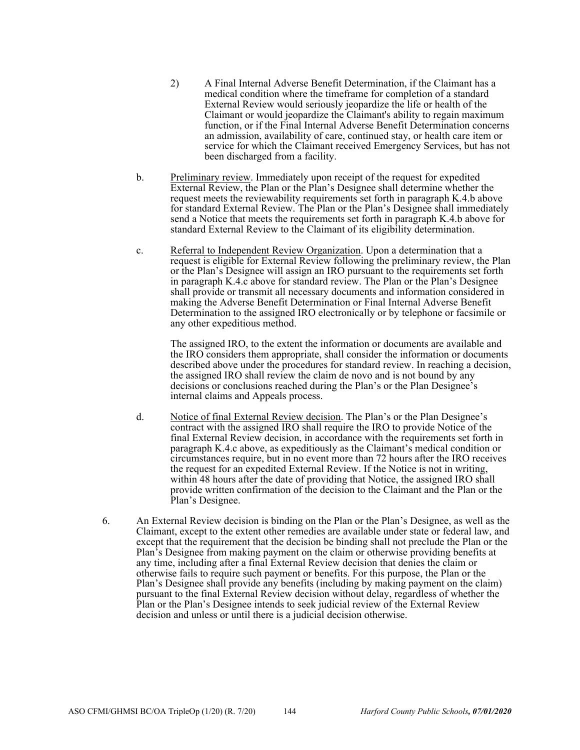2) A Final Internal Adverse Benefit Determination, if the Claimant has a medical condition where the timeframe for completion of a standard External Review would seriously jeopardize the life or health of the Claimant or would jeopardize the Claimant's ability to regain maximum function, or if the Final Internal Adverse Benefit Determination concerns an admission, availability of care, continued stay, or health care item or service for which the Claimant received Emergency Services, but has not been discharged from a facility.

b. Preliminary review. Immediately upon receipt of the request for expedited External Review, the Plan or the Plan's Designee shall determine whether the request meets the reviewability requirements set forth in paragraph K.4.b above for standard External Review. The Plan or the Plan's Designee shall immediately send a Notice that meets the requirements set forth in paragraph K.4.b above for standard External Review to the Claimant of its eligibility determination.

c. Referral to Independent Review Organization. Upon a determination that a request is eligible for External Review following the preliminary review, the Plan or the Plan's Designee will assign an IRO pursuant to the requirements set forth in paragraph K.4.c above for standard review. The Plan or the Plan's Designee shall provide or transmit all necessary documents and information considered in making the Adverse Benefit Determination or Final Internal Adverse Benefit Determination to the assigned IRO electronically or by telephone or facsimile or any other expeditious method.

The assigned IRO, to the extent the information or documents are available and the IRO considers them appropriate, shall consider the information or documents described above under the procedures for standard review. In reaching a decision, the assigned IRO shall review the claim de novo and is not bound by any decisions or conclusions reached during the Plan's or the Plan Designee's internal claims and Appeals process.

d. Notice of final External Review decision. The Plan's or the Plan Designee's contract with the assigned IRO shall require the IRO to provide Notice of the final External Review decision, in accordance with the requirements set forth in paragraph K.4.c above, as expeditiously as the Claimant's medical condition or circumstances require, but in no event more than 72 hours after the IRO receives the request for an expedited External Review. If the Notice is not in writing, within 48 hours after the date of providing that Notice, the assigned IRO shall provide written confirmation of the decision to the Claimant and the Plan or the Plan's Designee.

6. An External Review decision is binding on the Plan or the Plan's Designee, as well as the Claimant, except to the extent other remedies are available under state or federal law, and except that the requirement that the decision be binding shall not preclude the Plan or the Plan's Designee from making payment on the claim or otherwise providing benefits at any time, including after a final External Review decision that denies the claim or otherwise fails to require such payment or benefits. For this purpose, the Plan or the Plan's Designee shall provide any benefits (including by making payment on the claim) pursuant to the final External Review decision without delay, regardless of whether the Plan or the Plan's Designee intends to seek judicial review of the External Review decision and unless or until there is a judicial decision otherwise.